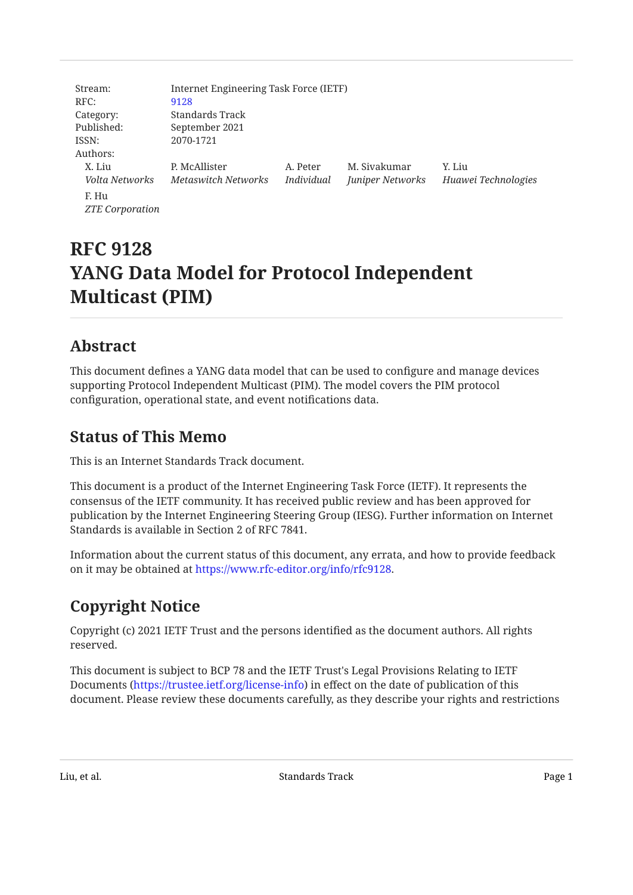Stream: Internet Engineering Task Force (IETF)
RFC: 9128
Category: Standards Track
Published: September 2021
ISSN: 2070-1721
Authors:

X. Liu *Volta Networks*
P. McAllister *Metaswitch Networks*
A. Peter *Individual*
M. Sivakumar *Juniper Networks*
Y. Liu *Huawei Technologies*
F. Hu *ZTE Corporation*

# RFC 9128
# YANG Data Model for Protocol Independent Multicast (PIM)

## Abstract

This document defines a YANG data model that can be used to configure and manage devices supporting Protocol Independent Multicast (PIM). The model covers the PIM protocol configuration, operational state, and event notifications data.

## Status of This Memo

This is an Internet Standards Track document.

This document is a product of the Internet Engineering Task Force (IETF). It represents the consensus of the IETF community. It has received public review and has been approved for publication by the Internet Engineering Steering Group (IESG). Further information on Internet Standards is available in Section 2 of RFC 7841.

Information about the current status of this document, any errata, and how to provide feedback on it may be obtained at https://www.rfc-editor.org/info/rfc9128.

## Copyright Notice

Copyright (c) 2021 IETF Trust and the persons identified as the document authors. All rights reserved.

This document is subject to BCP 78 and the IETF Trust's Legal Provisions Relating to IETF Documents (https://trustee.ietf.org/license-info) in effect on the date of publication of this document. Please review these documents carefully, as they describe your rights and restrictions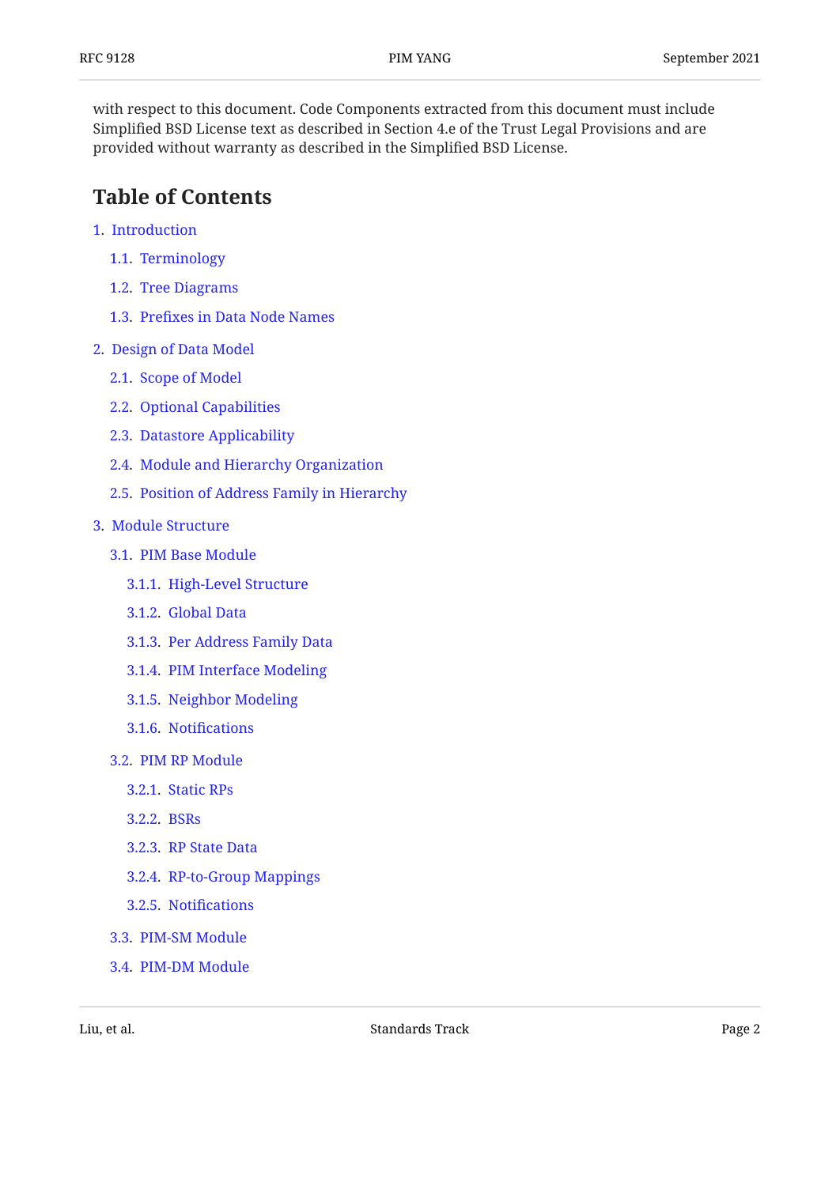with respect to this document. Code Components extracted from this document must include Simplified BSD License text as described in Section 4.e of the Trust Legal Provisions and are provided without warranty as described in the Simplified BSD License.

## Table of Contents

1. Introduction
   - 1.1. Terminology
   - 1.2. Tree Diagrams
   - 1.3. Prefixes in Data Node Names
2. Design of Data Model
   - 2.1. Scope of Model
   - 2.2. Optional Capabilities
   - 2.3. Datastore Applicability
   - 2.4. Module and Hierarchy Organization
   - 2.5. Position of Address Family in Hierarchy
3. Module Structure
   - 3.1. PIM Base Module
     - 3.1.1. High-Level Structure
     - 3.1.2. Global Data
     - 3.1.3. Per Address Family Data
     - 3.1.4. PIM Interface Modeling
     - 3.1.5. Neighbor Modeling
     - 3.1.6. Notifications
   - 3.2. PIM RP Module
     - 3.2.1. Static RPs
     - 3.2.2. BSRs
     - 3.2.3. RP State Data
     - 3.2.4. RP-to-Group Mappings
     - 3.2.5. Notifications
   - 3.3. PIM-SM Module
   - 3.4. PIM-DM Module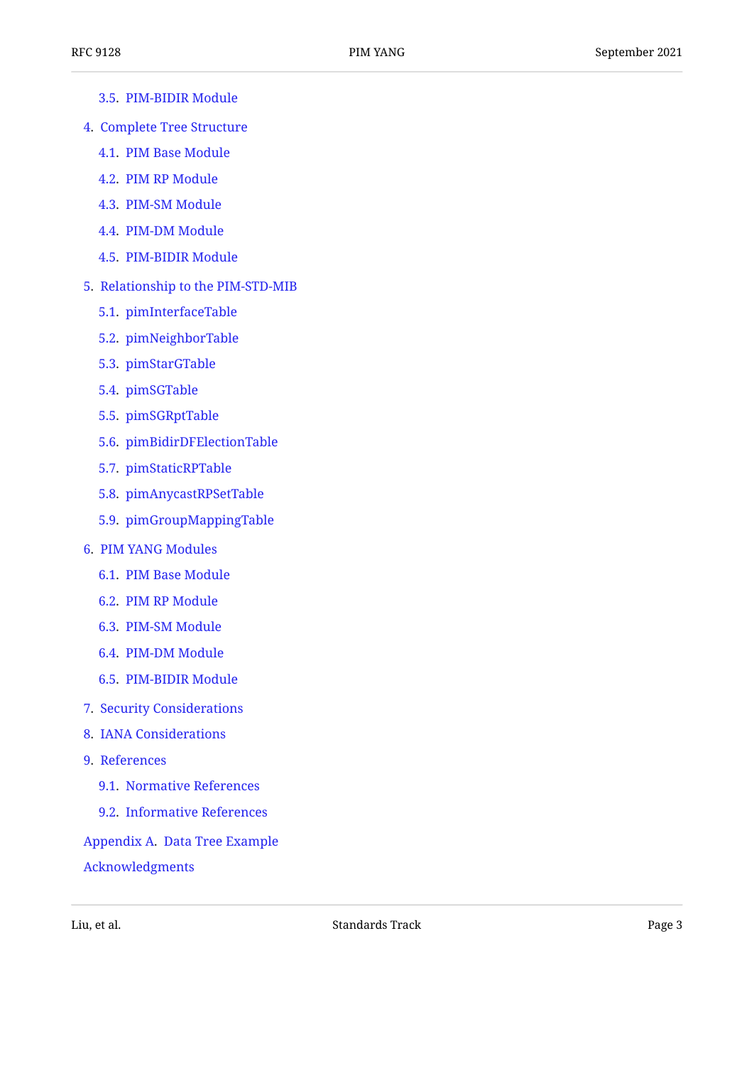- 3.5. PIM-BIDIR Module
- 4. Complete Tree Structure
  - 4.1. PIM Base Module
  - 4.2. PIM RP Module
  - 4.3. PIM-SM Module
  - 4.4. PIM-DM Module
  - 4.5. PIM-BIDIR Module
- 5. Relationship to the PIM-STD-MIB
  - 5.1. pimInterfaceTable
  - 5.2. pimNeighborTable
  - 5.3. pimStarGTable
  - 5.4. pimSGTable
  - 5.5. pimSGRptTable
  - 5.6. pimBidirDFElectionTable
  - 5.7. pimStaticRPTable
  - 5.8. pimAnycastRPSetTable
  - 5.9. pimGroupMappingTable
- 6. PIM YANG Modules
  - 6.1. PIM Base Module
  - 6.2. PIM RP Module
  - 6.3. PIM-SM Module
  - 6.4. PIM-DM Module
  - 6.5. PIM-BIDIR Module
- 7. Security Considerations
- 8. IANA Considerations
- 9. References
  - 9.1. Normative References
  - 9.2. Informative References
- Appendix A. Data Tree Example
- Acknowledgments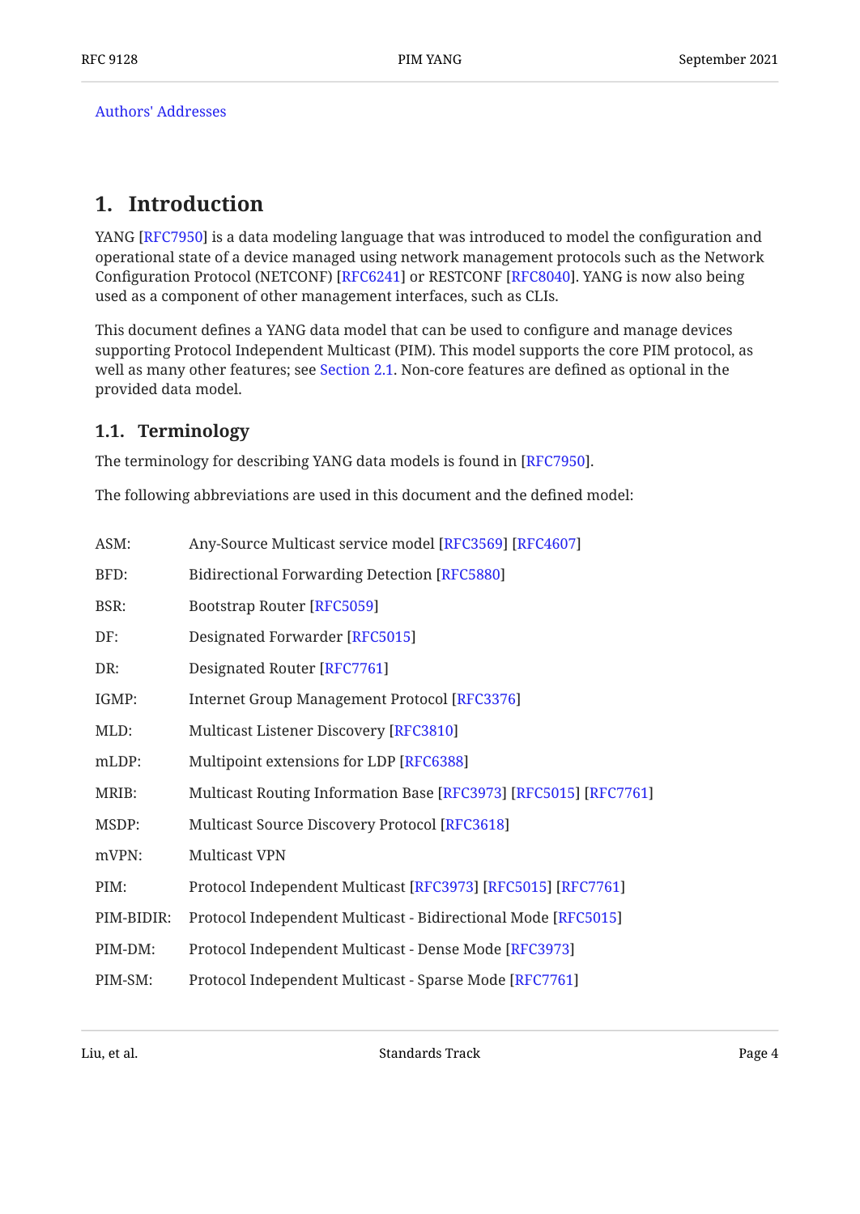Authors' Addresses

# 1. Introduction

YANG [RFC7950] is a data modeling language that was introduced to model the configuration and operational state of a device managed using network management protocols such as the Network Configuration Protocol (NETCONF) [RFC6241] or RESTCONF [RFC8040]. YANG is now also being used as a component of other management interfaces, such as CLIs.

This document defines a YANG data model that can be used to configure and manage devices supporting Protocol Independent Multicast (PIM). This model supports the core PIM protocol, as well as many other features; see Section 2.1. Non-core features are defined as optional in the provided data model.

## 1.1. Terminology

The terminology for describing YANG data models is found in [RFC7950].

The following abbreviations are used in this document and the defined model:

ASM: Any-Source Multicast service model [RFC3569] [RFC4607]

BFD: Bidirectional Forwarding Detection [RFC5880]

BSR: Bootstrap Router [RFC5059]

DF: Designated Forwarder [RFC5015]

DR: Designated Router [RFC7761]

IGMP: Internet Group Management Protocol [RFC3376]

MLD: Multicast Listener Discovery [RFC3810]

mLDP: Multipoint extensions for LDP [RFC6388]

MRIB: Multicast Routing Information Base [RFC3973] [RFC5015] [RFC7761]

MSDP: Multicast Source Discovery Protocol [RFC3618]

mVPN: Multicast VPN

PIM: Protocol Independent Multicast [RFC3973] [RFC5015] [RFC7761]

PIM-BIDIR: Protocol Independent Multicast - Bidirectional Mode [RFC5015]

PIM-DM: Protocol Independent Multicast - Dense Mode [RFC3973]

PIM-SM: Protocol Independent Multicast - Sparse Mode [RFC7761]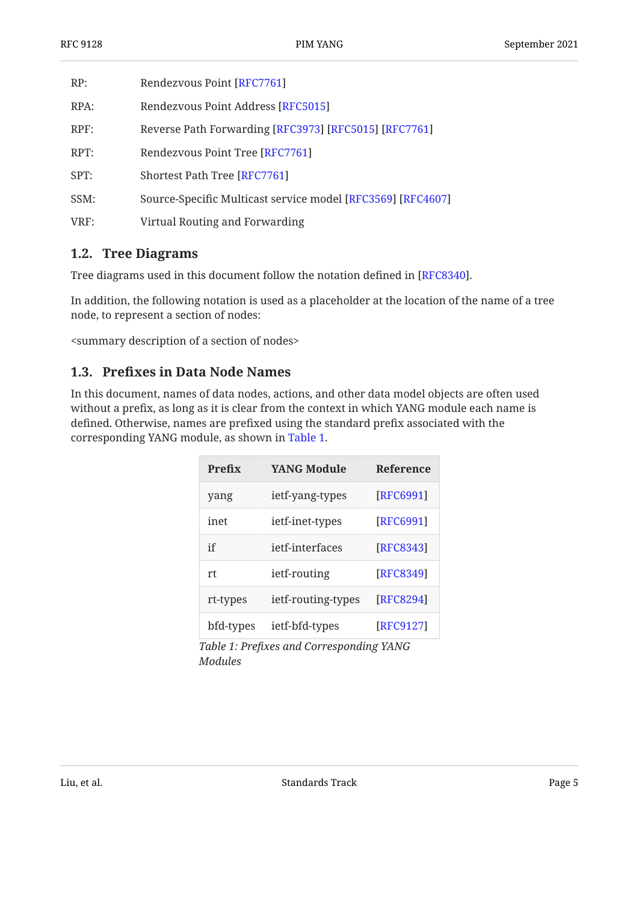RP: Rendezvous Point [RFC7761]

RPA: Rendezvous Point Address [RFC5015]

RPF: Reverse Path Forwarding [RFC3973] [RFC5015] [RFC7761]

RPT: Rendezvous Point Tree [RFC7761]

SPT: Shortest Path Tree [RFC7761]

SSM: Source-Specific Multicast service model [RFC3569] [RFC4607]

VRF: Virtual Routing and Forwarding

### 1.2. Tree Diagrams

Tree diagrams used in this document follow the notation defined in [RFC8340].

In addition, the following notation is used as a placeholder at the location of the name of a tree node, to represent a section of nodes:

<summary description of a section of nodes>

### 1.3. Prefixes in Data Node Names

In this document, names of data nodes, actions, and other data model objects are often used without a prefix, as long as it is clear from the context in which YANG module each name is defined. Otherwise, names are prefixed using the standard prefix associated with the corresponding YANG module, as shown in Table 1.

| Prefix | YANG Module | Reference |
|---|---|---|
| yang | ietf-yang-types | [RFC6991] |
| inet | ietf-inet-types | [RFC6991] |
| if | ietf-interfaces | [RFC8343] |
| rt | ietf-routing | [RFC8349] |
| rt-types | ietf-routing-types | [RFC8294] |
| bfd-types | ietf-bfd-types | [RFC9127] |

*Table 1: Prefixes and Corresponding YANG Modules*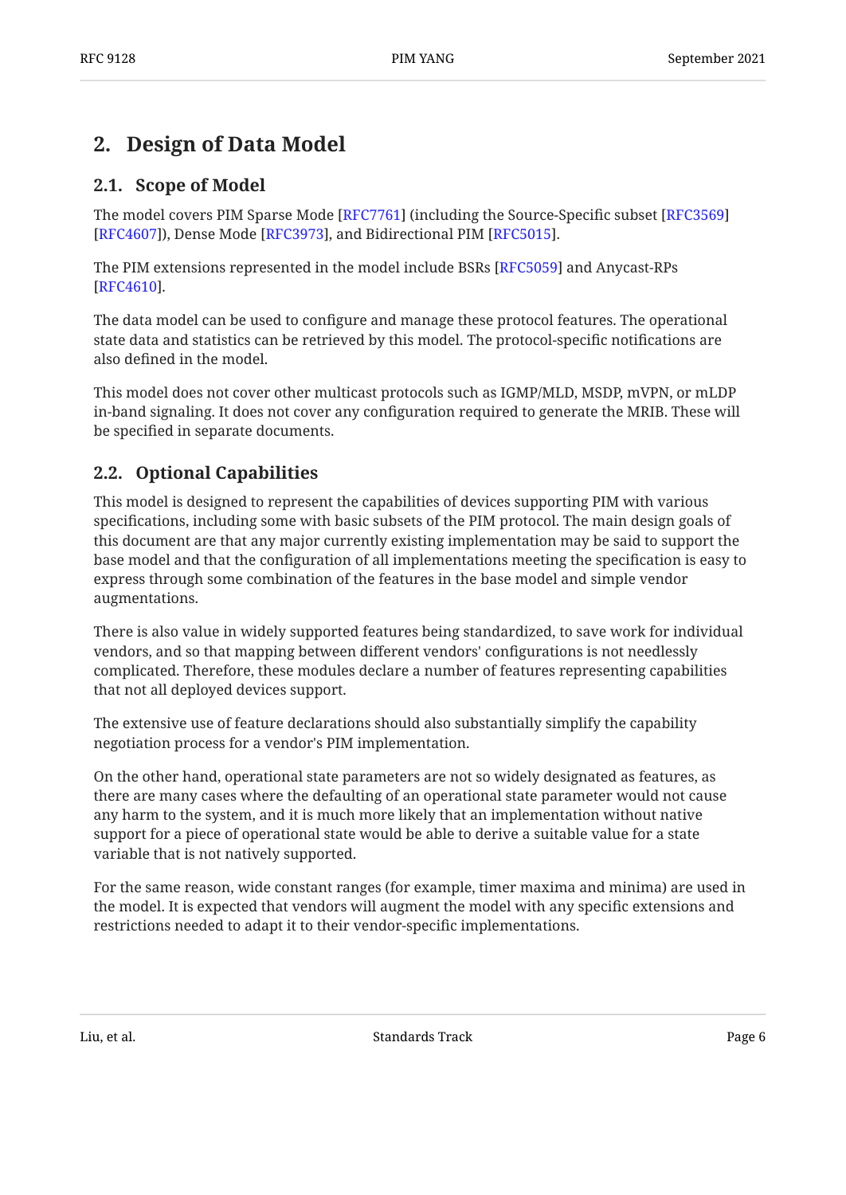## 2. Design of Data Model

### 2.1. Scope of Model

The model covers PIM Sparse Mode [RFC7761] (including the Source-Specific subset [RFC3569] [RFC4607]), Dense Mode [RFC3973], and Bidirectional PIM [RFC5015].

The PIM extensions represented in the model include BSRs [RFC5059] and Anycast-RPs [RFC4610].

The data model can be used to configure and manage these protocol features. The operational state data and statistics can be retrieved by this model. The protocol-specific notifications are also defined in the model.

This model does not cover other multicast protocols such as IGMP/MLD, MSDP, mVPN, or mLDP in-band signaling. It does not cover any configuration required to generate the MRIB. These will be specified in separate documents.

### 2.2. Optional Capabilities

This model is designed to represent the capabilities of devices supporting PIM with various specifications, including some with basic subsets of the PIM protocol. The main design goals of this document are that any major currently existing implementation may be said to support the base model and that the configuration of all implementations meeting the specification is easy to express through some combination of the features in the base model and simple vendor augmentations.

There is also value in widely supported features being standardized, to save work for individual vendors, and so that mapping between different vendors' configurations is not needlessly complicated. Therefore, these modules declare a number of features representing capabilities that not all deployed devices support.

The extensive use of feature declarations should also substantially simplify the capability negotiation process for a vendor's PIM implementation.

On the other hand, operational state parameters are not so widely designated as features, as there are many cases where the defaulting of an operational state parameter would not cause any harm to the system, and it is much more likely that an implementation without native support for a piece of operational state would be able to derive a suitable value for a state variable that is not natively supported.

For the same reason, wide constant ranges (for example, timer maxima and minima) are used in the model. It is expected that vendors will augment the model with any specific extensions and restrictions needed to adapt it to their vendor-specific implementations.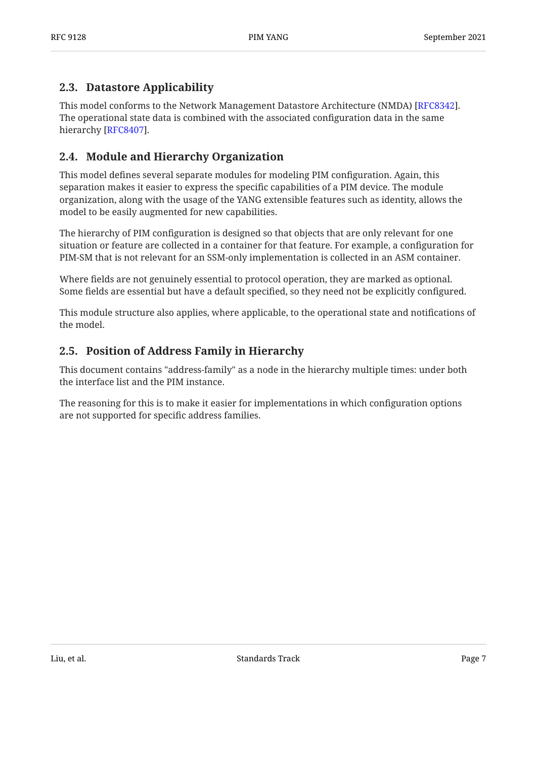## 2.3. Datastore Applicability

This model conforms to the Network Management Datastore Architecture (NMDA) [RFC8342]. The operational state data is combined with the associated configuration data in the same hierarchy [RFC8407].

## 2.4. Module and Hierarchy Organization

This model defines several separate modules for modeling PIM configuration. Again, this separation makes it easier to express the specific capabilities of a PIM device. The module organization, along with the usage of the YANG extensible features such as identity, allows the model to be easily augmented for new capabilities.

The hierarchy of PIM configuration is designed so that objects that are only relevant for one situation or feature are collected in a container for that feature. For example, a configuration for PIM-SM that is not relevant for an SSM-only implementation is collected in an ASM container.

Where fields are not genuinely essential to protocol operation, they are marked as optional. Some fields are essential but have a default specified, so they need not be explicitly configured.

This module structure also applies, where applicable, to the operational state and notifications of the model.

## 2.5. Position of Address Family in Hierarchy

This document contains "address-family" as a node in the hierarchy multiple times: under both the interface list and the PIM instance.

The reasoning for this is to make it easier for implementations in which configuration options are not supported for specific address families.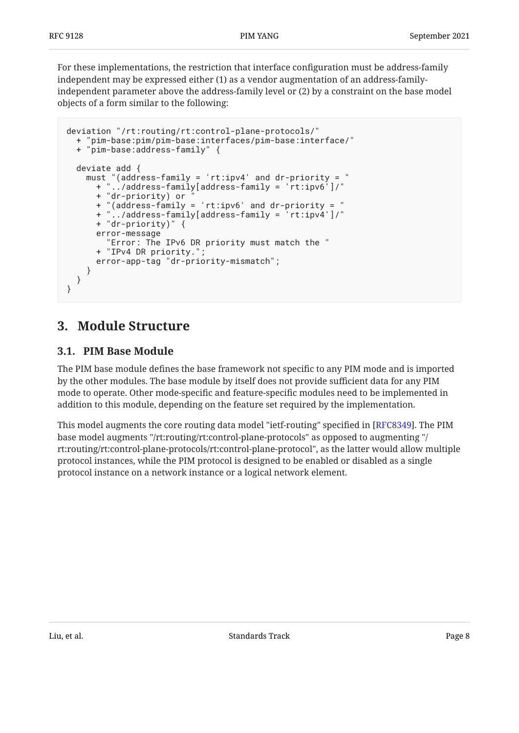For these implementations, the restriction that interface configuration must be address-family independent may be expressed either (1) as a vendor augmentation of an address-family-independent parameter above the address-family level or (2) by a constraint on the base model objects of a form similar to the following:

```
deviation "/rt:routing/rt:control-plane-protocols/"
  + "pim-base:pim/pim-base:interfaces/pim-base:interface/"
  + "pim-base:address-family" {

  deviate add {
    must "(address-family = 'rt:ipv4' and dr-priority = "
      + "../address-family[address-family = 'rt:ipv6']/"
      + "dr-priority) or "
      + "(address-family = 'rt:ipv6' and dr-priority = "
      + "../address-family[address-family = 'rt:ipv4']/"
      + "dr-priority)" {
      error-message
        "Error: The IPv6 DR priority must match the "
      + "IPv4 DR priority.";
      error-app-tag "dr-priority-mismatch";
    }
  }
}
```

# 3. Module Structure

## 3.1. PIM Base Module

The PIM base module defines the base framework not specific to any PIM mode and is imported by the other modules. The base module by itself does not provide sufficient data for any PIM mode to operate. Other mode-specific and feature-specific modules need to be implemented in addition to this module, depending on the feature set required by the implementation.

This model augments the core routing data model "ietf-routing" specified in [RFC8349]. The PIM base model augments "/rt:routing/rt:control-plane-protocols" as opposed to augmenting "/rt:routing/rt:control-plane-protocols/rt:control-plane-protocol", as the latter would allow multiple protocol instances, while the PIM protocol is designed to be enabled or disabled as a single protocol instance on a network instance or a logical network element.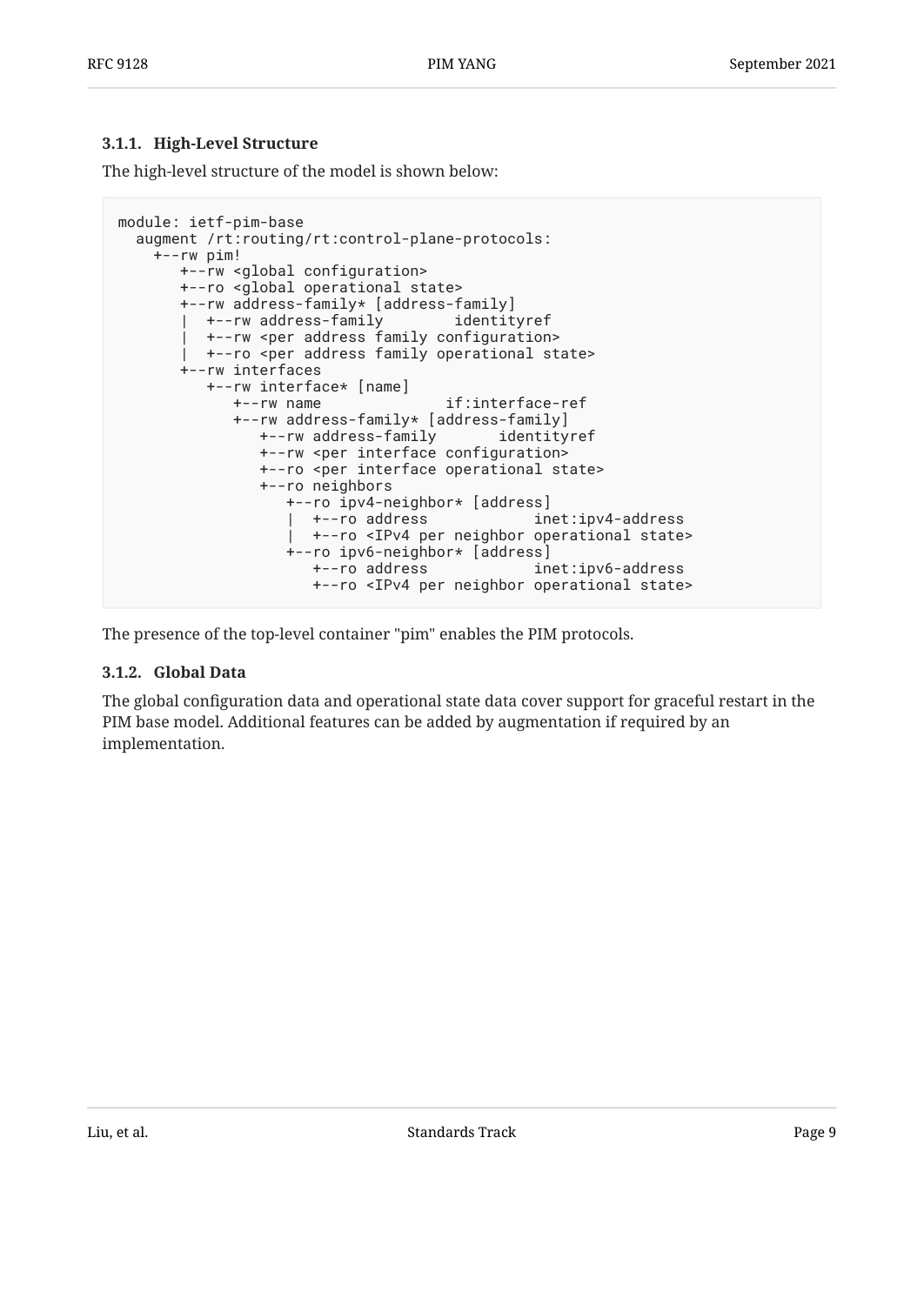#### 3.1.1. High-Level Structure

The high-level structure of the model is shown below:

```
module: ietf-pim-base
  augment /rt:routing/rt:control-plane-protocols:
    +--rw pim!
       +--rw <global configuration>
       +--ro <global operational state>
       +--rw address-family* [address-family]
       |  +--rw address-family        identityref
       |  +--rw <per address family configuration>
       |  +--ro <per address family operational state>
       +--rw interfaces
          +--rw interface* [name]
             +--rw name              if:interface-ref
             +--rw address-family* [address-family]
                +--rw address-family       identityref
                +--rw <per interface configuration>
                +--ro <per interface operational state>
                +--ro neighbors
                   +--ro ipv4-neighbor* [address]
                   |  +--ro address            inet:ipv4-address
                   |  +--ro <IPv4 per neighbor operational state>
                   +--ro ipv6-neighbor* [address]
                      +--ro address            inet:ipv6-address
                      +--ro <IPv4 per neighbor operational state>
```

The presence of the top-level container "pim" enables the PIM protocols.

#### 3.1.2. Global Data

The global configuration data and operational state data cover support for graceful restart in the PIM base model. Additional features can be added by augmentation if required by an implementation.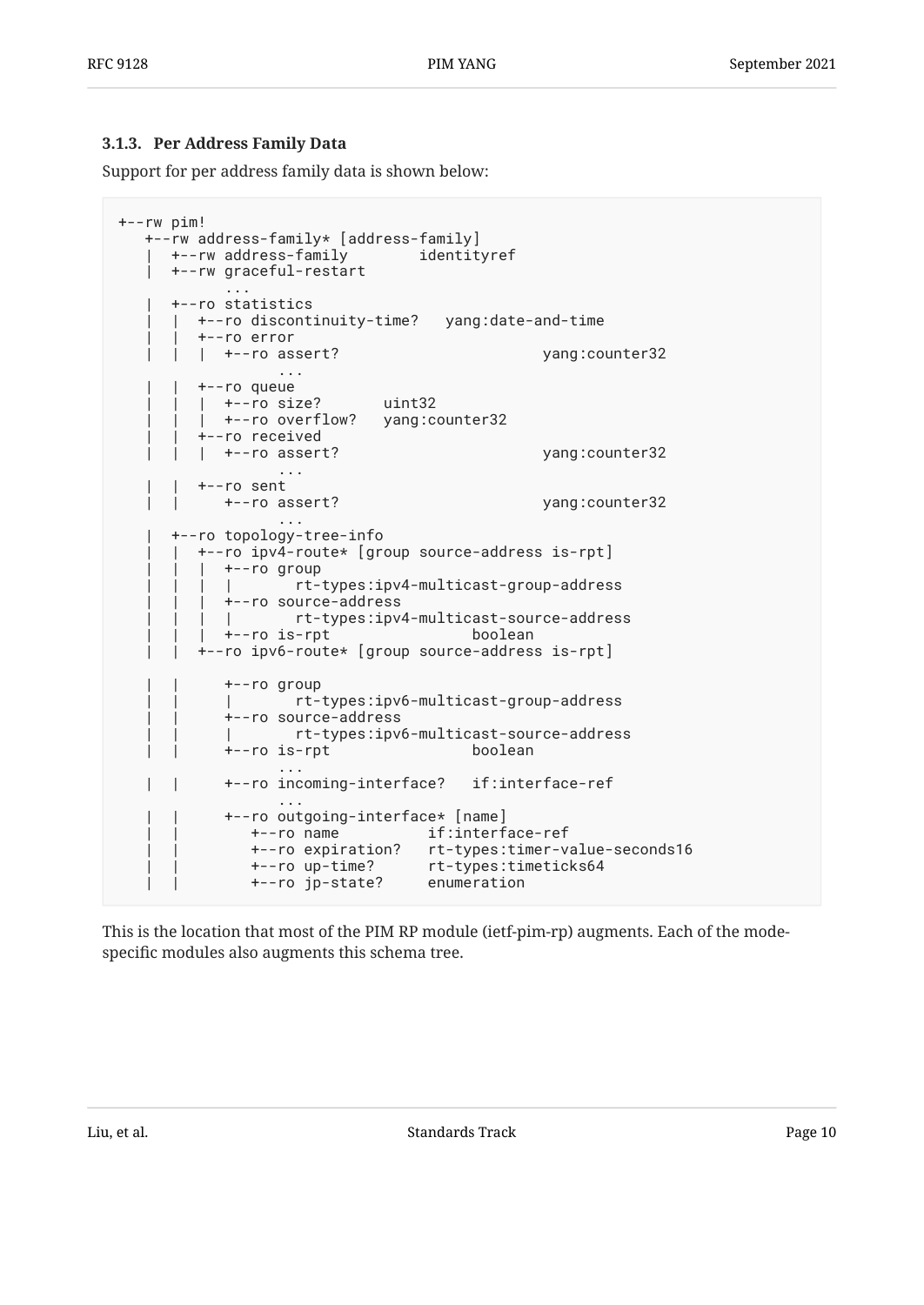### 3.1.3. Per Address Family Data

Support for per address family data is shown below:

```
+--rw pim!
   +--rw address-family* [address-family]
   |  +--rw address-family        identityref
   |  +--rw graceful-restart
            ...
   |  +--ro statistics
   |  |  +--ro discontinuity-time?   yang:date-and-time
   |  |  +--ro error
   |  |  |  +--ro assert?                       yang:counter32
                ...
   |  |  +--ro queue
   |  |  |  +--ro size?       uint32
   |  |  |  +--ro overflow?   yang:counter32
   |  |  +--ro received
   |  |  |  +--ro assert?                       yang:counter32
                ...
   |  |  +--ro sent
   |  |     +--ro assert?                       yang:counter32
                ...
   |  +--ro topology-tree-info
   |  |  +--ro ipv4-route* [group source-address is-rpt]
   |  |  |  +--ro group
   |  |  |  |       rt-types:ipv4-multicast-group-address
   |  |  |  +--ro source-address
   |  |  |  |       rt-types:ipv4-multicast-source-address
   |  |  |  +--ro is-rpt                boolean
   |  |  +--ro ipv6-route* [group source-address is-rpt]

   |  |     +--ro group
   |  |     |       rt-types:ipv6-multicast-group-address
   |  |     +--ro source-address
   |  |     |       rt-types:ipv6-multicast-source-address
   |  |     +--ro is-rpt                boolean
                ...
   |  |     +--ro incoming-interface?   if:interface-ref
                ...
   |  |     +--ro outgoing-interface* [name]
   |  |        +--ro name          if:interface-ref
   |  |        +--ro expiration?   rt-types:timer-value-seconds16
   |  |        +--ro up-time?      rt-types:timeticks64
   |  |        +--ro jp-state?     enumeration
```

This is the location that most of the PIM RP module (ietf-pim-rp) augments. Each of the mode-specific modules also augments this schema tree.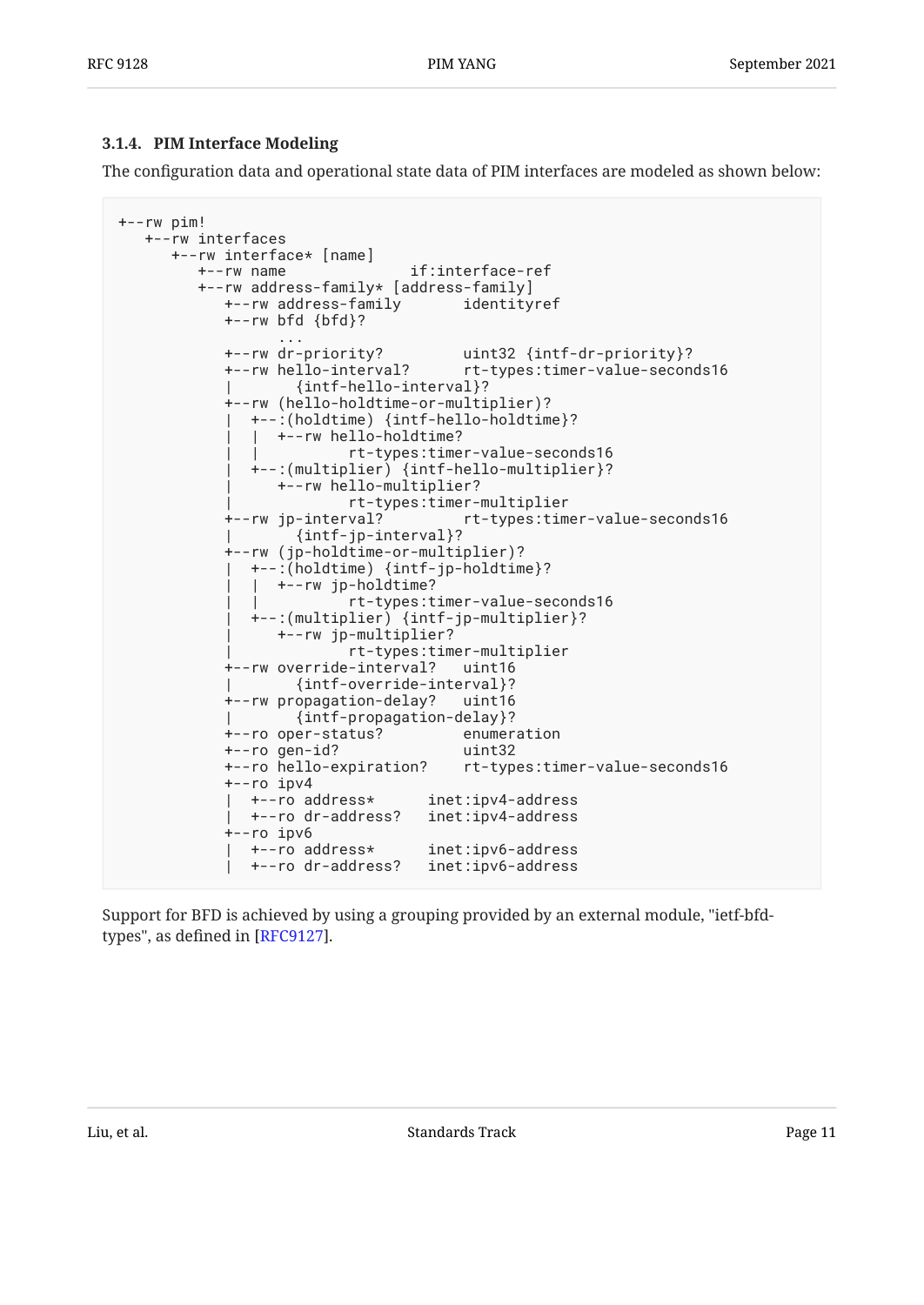### 3.1.4. PIM Interface Modeling

The configuration data and operational state data of PIM interfaces are modeled as shown below:

```
+--rw pim!
   +--rw interfaces
      +--rw interface* [name]
         +--rw name              if:interface-ref
         +--rw address-family* [address-family]
            +--rw address-family       identityref
            +--rw bfd {bfd}?
                  ...
            +--rw dr-priority?         uint32 {intf-dr-priority}?
            +--rw hello-interval?      rt-types:timer-value-seconds16
            |       {intf-hello-interval}?
            +--rw (hello-holdtime-or-multiplier)?
            |  +--:(holdtime) {intf-hello-holdtime}?
            |  |  +--rw hello-holdtime?
            |  |          rt-types:timer-value-seconds16
            |  +--:(multiplier) {intf-hello-multiplier}?
            |     +--rw hello-multiplier?
            |             rt-types:timer-multiplier
            +--rw jp-interval?         rt-types:timer-value-seconds16
            |       {intf-jp-interval}?
            +--rw (jp-holdtime-or-multiplier)?
            |  +--:(holdtime) {intf-jp-holdtime}?
            |  |  +--rw jp-holdtime?
            |  |          rt-types:timer-value-seconds16
            |  +--:(multiplier) {intf-jp-multiplier}?
            |     +--rw jp-multiplier?
            |             rt-types:timer-multiplier
            +--rw override-interval?   uint16
            |       {intf-override-interval}?
            +--rw propagation-delay?   uint16
            |       {intf-propagation-delay}?
            +--ro oper-status?         enumeration
            +--ro gen-id?              uint32
            +--ro hello-expiration?    rt-types:timer-value-seconds16
            +--ro ipv4
            |  +--ro address*      inet:ipv4-address
            |  +--ro dr-address?   inet:ipv4-address
            +--ro ipv6
            |  +--ro address*      inet:ipv6-address
            |  +--ro dr-address?   inet:ipv6-address
```

Support for BFD is achieved by using a grouping provided by an external module, "ietf-bfd-types", as defined in [RFC9127].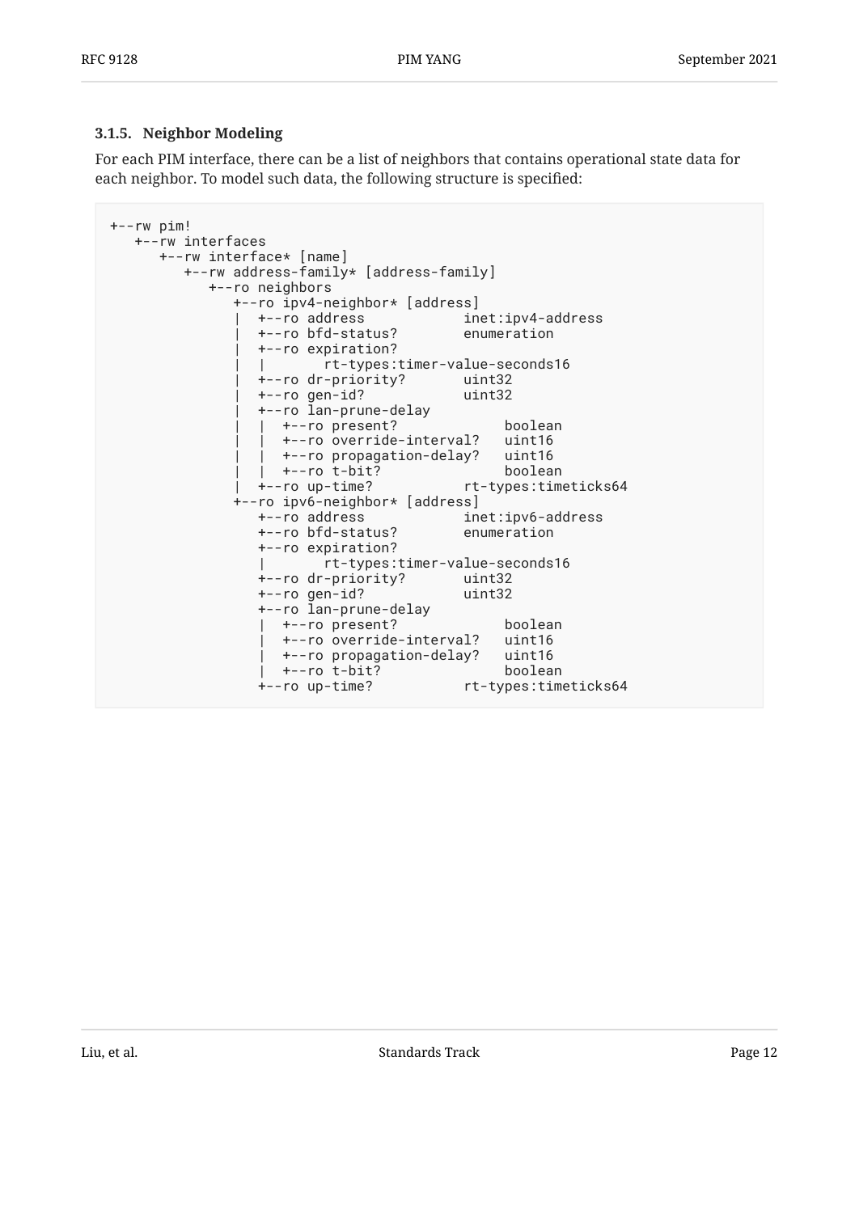### 3.1.5. Neighbor Modeling

For each PIM interface, there can be a list of neighbors that contains operational state data for each neighbor. To model such data, the following structure is specified:

```
+--rw pim!
   +--rw interfaces
      +--rw interface* [name]
         +--rw address-family* [address-family]
            +--ro neighbors
               +--ro ipv4-neighbor* [address]
               |  +--ro address            inet:ipv4-address
               |  +--ro bfd-status?        enumeration
               |  +--ro expiration?
               |  |       rt-types:timer-value-seconds16
               |  +--ro dr-priority?       uint32
               |  +--ro gen-id?            uint32
               |  +--ro lan-prune-delay
               |  |  +--ro present?             boolean
               |  |  +--ro override-interval?   uint16
               |  |  +--ro propagation-delay?   uint16
               |  |  +--ro t-bit?               boolean
               |  +--ro up-time?           rt-types:timeticks64
               +--ro ipv6-neighbor* [address]
                  +--ro address            inet:ipv6-address
                  +--ro bfd-status?        enumeration
                  +--ro expiration?
                  |       rt-types:timer-value-seconds16
                  +--ro dr-priority?       uint32
                  +--ro gen-id?            uint32
                  +--ro lan-prune-delay
                  |  +--ro present?             boolean
                  |  +--ro override-interval?   uint16
                  |  +--ro propagation-delay?   uint16
                  |  +--ro t-bit?               boolean
                  +--ro up-time?           rt-types:timeticks64
```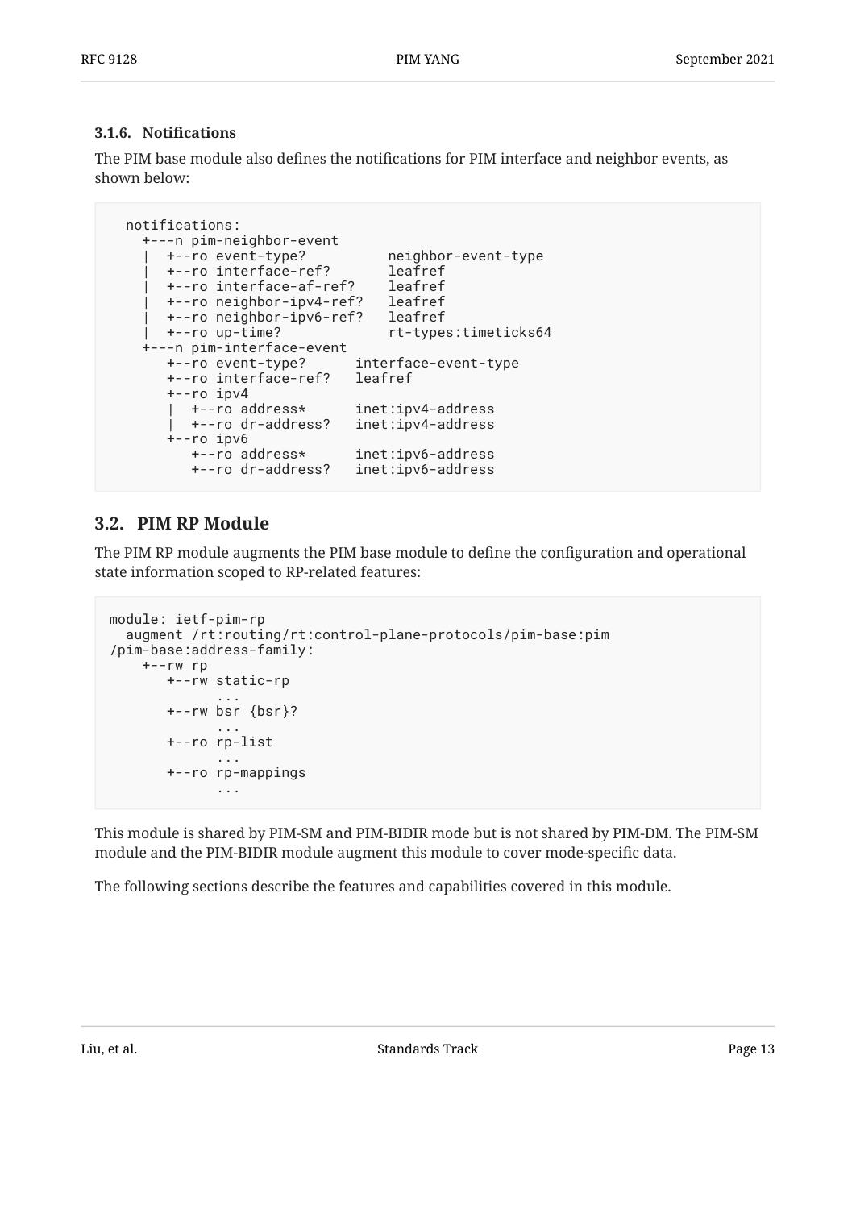### 3.1.6. Notifications

The PIM base module also defines the notifications for PIM interface and neighbor events, as shown below:

```
  notifications:
    +---n pim-neighbor-event
    |  +--ro event-type?          neighbor-event-type
    |  +--ro interface-ref?       leafref
    |  +--ro interface-af-ref?    leafref
    |  +--ro neighbor-ipv4-ref?   leafref
    |  +--ro neighbor-ipv6-ref?   leafref
    |  +--ro up-time?             rt-types:timeticks64
    +---n pim-interface-event
       +--ro event-type?      interface-event-type
       +--ro interface-ref?   leafref
       +--ro ipv4
       |  +--ro address*      inet:ipv4-address
       |  +--ro dr-address?   inet:ipv4-address
       +--ro ipv6
          +--ro address*      inet:ipv6-address
          +--ro dr-address?   inet:ipv6-address
```

## 3.2. PIM RP Module

The PIM RP module augments the PIM base module to define the configuration and operational state information scoped to RP-related features:

```
module: ietf-pim-rp
  augment /rt:routing/rt:control-plane-protocols/pim-base:pim
/pim-base:address-family:
    +--rw rp
       +--rw static-rp
             ...
       +--rw bsr {bsr}?
             ...
       +--ro rp-list
             ...
       +--ro rp-mappings
             ...
```

This module is shared by PIM-SM and PIM-BIDIR mode but is not shared by PIM-DM. The PIM-SM module and the PIM-BIDIR module augment this module to cover mode-specific data.

The following sections describe the features and capabilities covered in this module.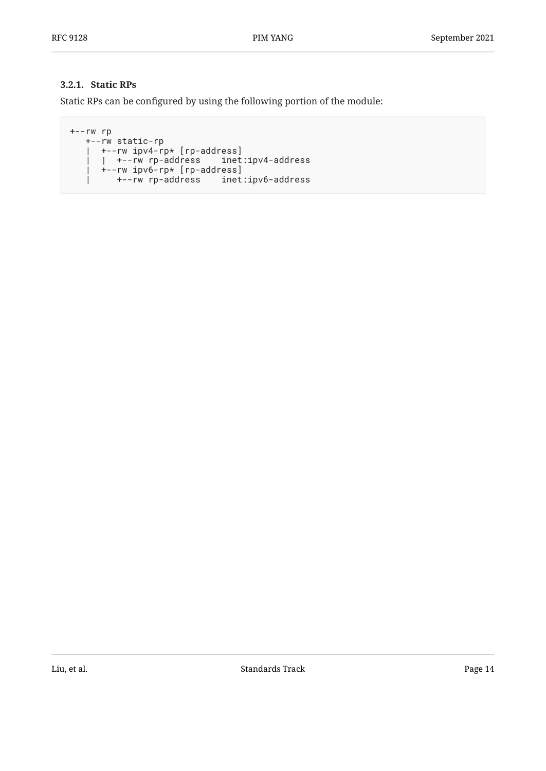### 3.2.1. Static RPs

Static RPs can be configured by using the following portion of the module:

```
+--rw rp
   +--rw static-rp
   |  +--rw ipv4-rp* [rp-address]
   |  |  +--rw rp-address    inet:ipv4-address
   |  +--rw ipv6-rp* [rp-address]
   |     +--rw rp-address    inet:ipv6-address
```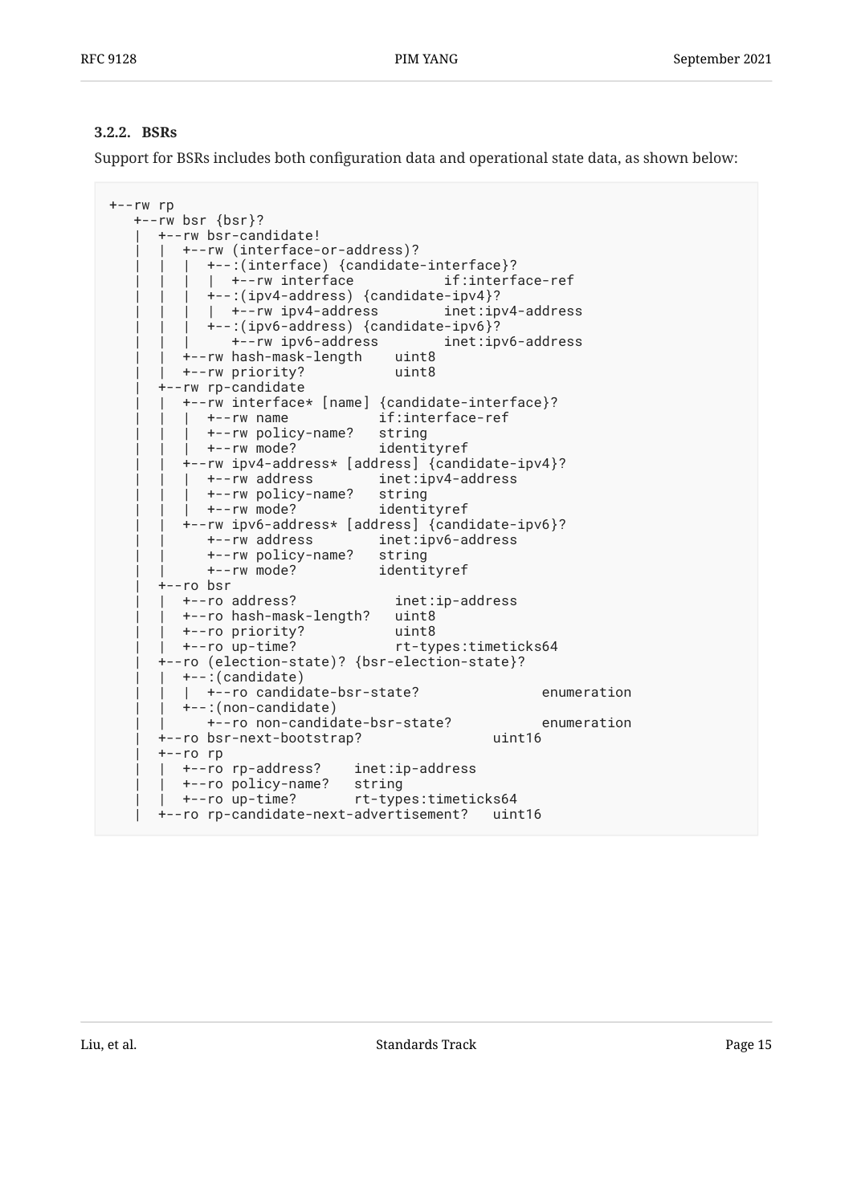### 3.2.2. BSRs

Support for BSRs includes both configuration data and operational state data, as shown below:

```
+--rw rp
   +--rw bsr {bsr}?
   |  +--rw bsr-candidate!
   |  |  +--rw (interface-or-address)?
   |  |  |  +--:(interface) {candidate-interface}?
   |  |  |  |  +--rw interface           if:interface-ref
   |  |  |  +--:(ipv4-address) {candidate-ipv4}?
   |  |  |  |  +--rw ipv4-address        inet:ipv4-address
   |  |  |  +--:(ipv6-address) {candidate-ipv6}?
   |  |  |     +--rw ipv6-address        inet:ipv6-address
   |  |  +--rw hash-mask-length    uint8
   |  |  +--rw priority?           uint8
   |  +--rw rp-candidate
   |  |  +--rw interface* [name] {candidate-interface}?
   |  |  |  +--rw name           if:interface-ref
   |  |  |  +--rw policy-name?   string
   |  |  |  +--rw mode?          identityref
   |  |  +--rw ipv4-address* [address] {candidate-ipv4}?
   |  |  |  +--rw address        inet:ipv4-address
   |  |  |  +--rw policy-name?   string
   |  |  |  +--rw mode?          identityref
   |  |  +--rw ipv6-address* [address] {candidate-ipv6}?
   |  |     +--rw address        inet:ipv6-address
   |  |     +--rw policy-name?   string
   |  |     +--rw mode?          identityref
   |  +--ro bsr
   |  |  +--ro address?            inet:ip-address
   |  |  +--ro hash-mask-length?   uint8
   |  |  +--ro priority?           uint8
   |  |  +--ro up-time?            rt-types:timeticks64
   |  +--ro (election-state)? {bsr-election-state}?
   |  |  +--:(candidate)
   |  |  |  +--ro candidate-bsr-state?               enumeration
   |  |  +--:(non-candidate)
   |  |     +--ro non-candidate-bsr-state?           enumeration
   |  +--ro bsr-next-bootstrap?               uint16
   |  +--ro rp
   |  |  +--ro rp-address?    inet:ip-address
   |  |  +--ro policy-name?   string
   |  |  +--ro up-time?       rt-types:timeticks64
   |  +--ro rp-candidate-next-advertisement?   uint16
```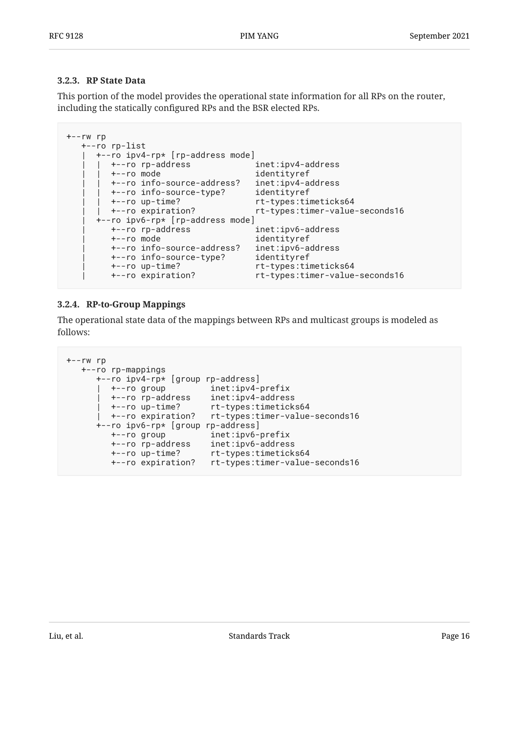### 3.2.3. RP State Data

This portion of the model provides the operational state information for all RPs on the router, including the statically configured RPs and the BSR elected RPs.

```
+--rw rp
   +--ro rp-list
   |  +--ro ipv4-rp* [rp-address mode]
   |  |  +--ro rp-address             inet:ipv4-address
   |  |  +--ro mode                   identityref
   |  |  +--ro info-source-address?   inet:ipv4-address
   |  |  +--ro info-source-type?      identityref
   |  |  +--ro up-time?               rt-types:timeticks64
   |  |  +--ro expiration?            rt-types:timer-value-seconds16
   |  +--ro ipv6-rp* [rp-address mode]
   |     +--ro rp-address             inet:ipv6-address
   |     +--ro mode                   identityref
   |     +--ro info-source-address?   inet:ipv6-address
   |     +--ro info-source-type?      identityref
   |     +--ro up-time?               rt-types:timeticks64
   |     +--ro expiration?            rt-types:timer-value-seconds16
```

### 3.2.4. RP-to-Group Mappings

The operational state data of the mappings between RPs and multicast groups is modeled as follows:

```
+--rw rp
   +--ro rp-mappings
      +--ro ipv4-rp* [group rp-address]
      |  +--ro group         inet:ipv4-prefix
      |  +--ro rp-address    inet:ipv4-address
      |  +--ro up-time?      rt-types:timeticks64
      |  +--ro expiration?   rt-types:timer-value-seconds16
      +--ro ipv6-rp* [group rp-address]
         +--ro group         inet:ipv6-prefix
         +--ro rp-address    inet:ipv6-address
         +--ro up-time?      rt-types:timeticks64
         +--ro expiration?   rt-types:timer-value-seconds16
```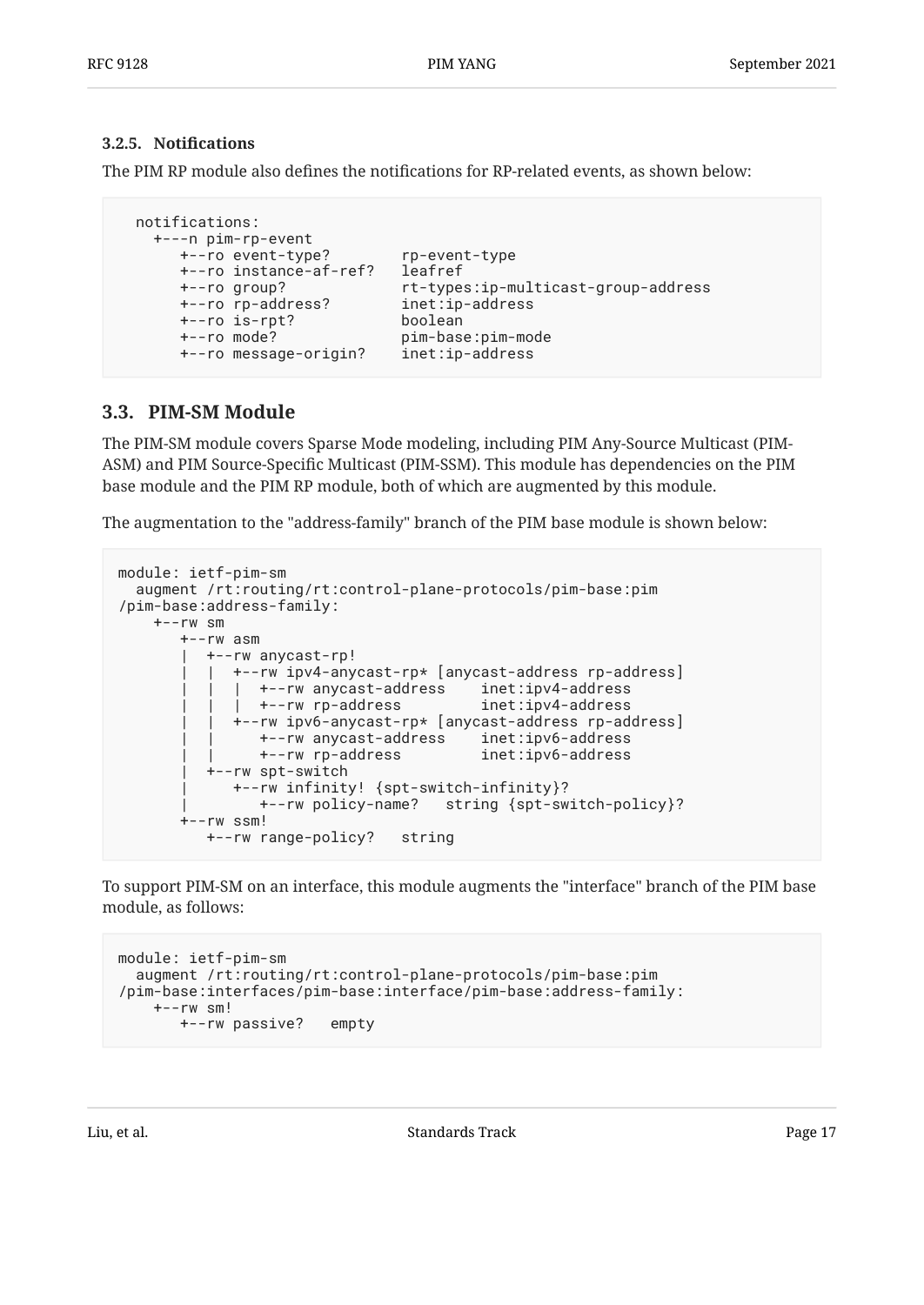### 3.2.5. Notifications

The PIM RP module also defines the notifications for RP-related events, as shown below:

```
  notifications:
    +---n pim-rp-event
       +--ro event-type?        rp-event-type
       +--ro instance-af-ref?   leafref
       +--ro group?             rt-types:ip-multicast-group-address
       +--ro rp-address?        inet:ip-address
       +--ro is-rpt?            boolean
       +--ro mode?              pim-base:pim-mode
       +--ro message-origin?    inet:ip-address
```

## 3.3. PIM-SM Module

The PIM-SM module covers Sparse Mode modeling, including PIM Any-Source Multicast (PIM-ASM) and PIM Source-Specific Multicast (PIM-SSM). This module has dependencies on the PIM base module and the PIM RP module, both of which are augmented by this module.

The augmentation to the "address-family" branch of the PIM base module is shown below:

```
module: ietf-pim-sm
  augment /rt:routing/rt:control-plane-protocols/pim-base:pim
/pim-base:address-family:
    +--rw sm
       +--rw asm
       |  +--rw anycast-rp!
       |  |  +--rw ipv4-anycast-rp* [anycast-address rp-address]
       |  |  |  +--rw anycast-address    inet:ipv4-address
       |  |  |  +--rw rp-address         inet:ipv4-address
       |  |  +--rw ipv6-anycast-rp* [anycast-address rp-address]
       |  |     +--rw anycast-address    inet:ipv6-address
       |  |     +--rw rp-address         inet:ipv6-address
       |  +--rw spt-switch
       |     +--rw infinity! {spt-switch-infinity}?
       |        +--rw policy-name?   string {spt-switch-policy}?
       +--rw ssm!
          +--rw range-policy?   string
```

To support PIM-SM on an interface, this module augments the "interface" branch of the PIM base module, as follows:

```
module: ietf-pim-sm
  augment /rt:routing/rt:control-plane-protocols/pim-base:pim
/pim-base:interfaces/pim-base:interface/pim-base:address-family:
    +--rw sm!
       +--rw passive?   empty
```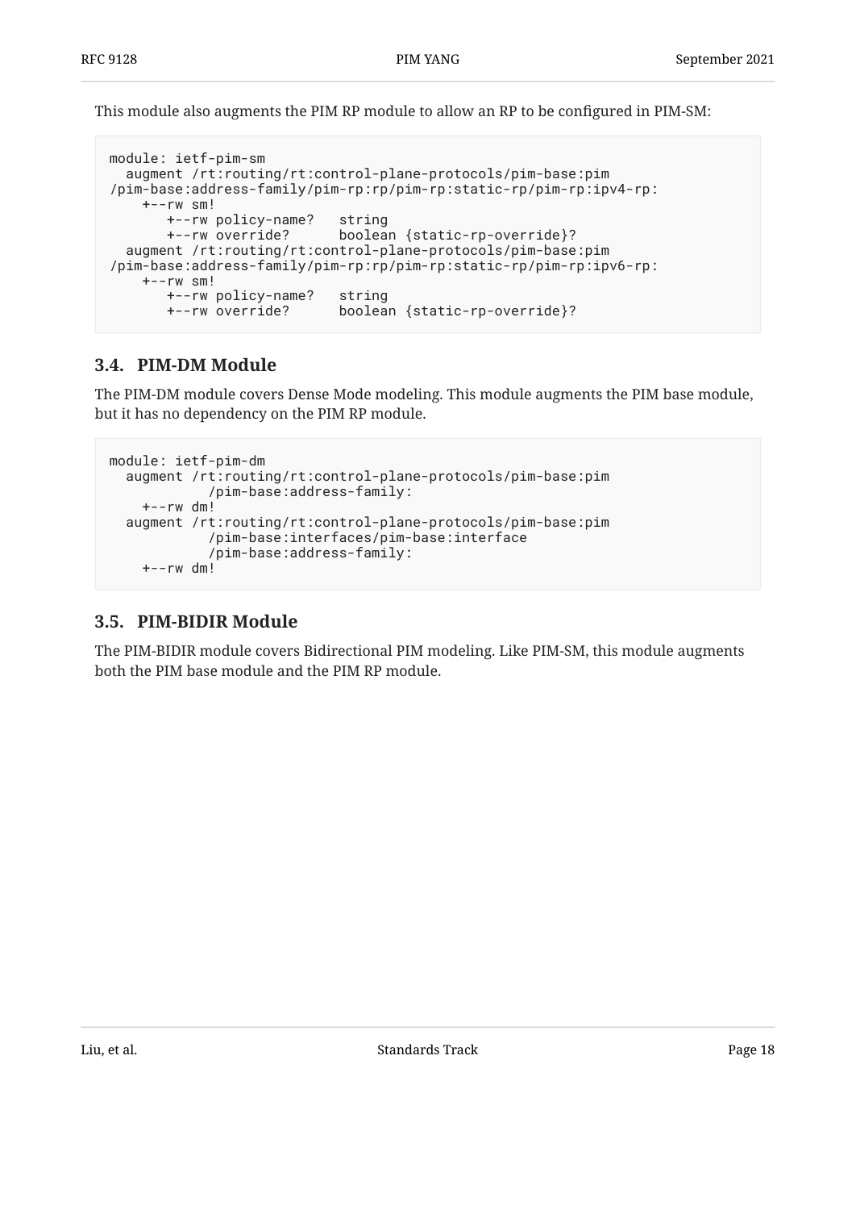This module also augments the PIM RP module to allow an RP to be configured in PIM-SM:

```
module: ietf-pim-sm
  augment /rt:routing/rt:control-plane-protocols/pim-base:pim
/pim-base:address-family/pim-rp:rp/pim-rp:static-rp/pim-rp:ipv4-rp:
    +--rw sm!
       +--rw policy-name?   string
       +--rw override?      boolean {static-rp-override}?
  augment /rt:routing/rt:control-plane-protocols/pim-base:pim
/pim-base:address-family/pim-rp:rp/pim-rp:static-rp/pim-rp:ipv6-rp:
    +--rw sm!
       +--rw policy-name?   string
       +--rw override?      boolean {static-rp-override}?
```

### 3.4. PIM-DM Module

The PIM-DM module covers Dense Mode modeling. This module augments the PIM base module, but it has no dependency on the PIM RP module.

```
module: ietf-pim-dm
  augment /rt:routing/rt:control-plane-protocols/pim-base:pim
            /pim-base:address-family:
    +--rw dm!
  augment /rt:routing/rt:control-plane-protocols/pim-base:pim
            /pim-base:interfaces/pim-base:interface
            /pim-base:address-family:
    +--rw dm!
```

### 3.5. PIM-BIDIR Module

The PIM-BIDIR module covers Bidirectional PIM modeling. Like PIM-SM, this module augments both the PIM base module and the PIM RP module.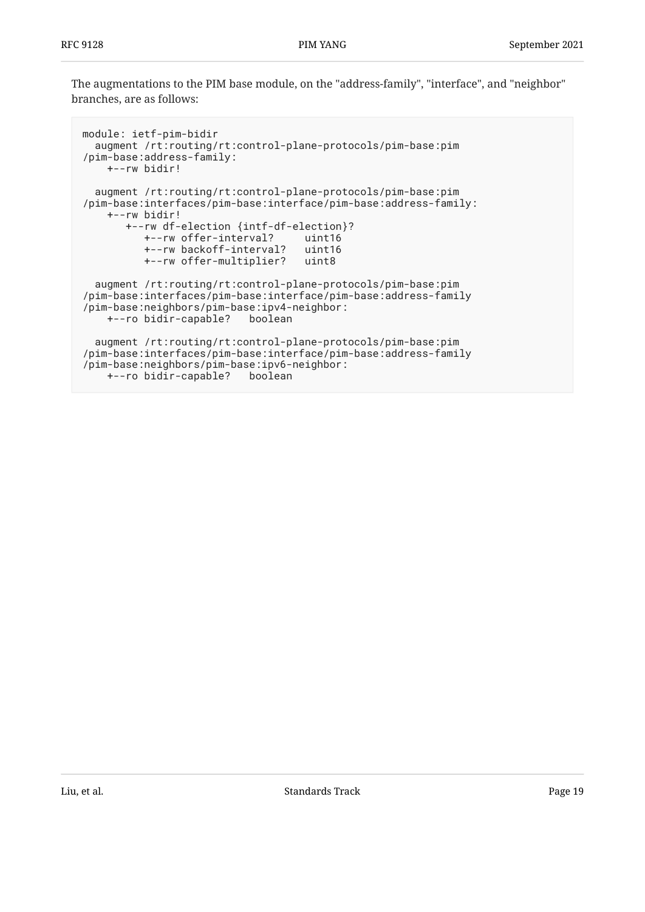The augmentations to the PIM base module, on the "address-family", "interface", and "neighbor" branches, are as follows:

```
module: ietf-pim-bidir
  augment /rt:routing/rt:control-plane-protocols/pim-base:pim
/pim-base:address-family:
    +--rw bidir!

  augment /rt:routing/rt:control-plane-protocols/pim-base:pim
/pim-base:interfaces/pim-base:interface/pim-base:address-family:
    +--rw bidir!
       +--rw df-election {intf-df-election}?
          +--rw offer-interval?     uint16
          +--rw backoff-interval?   uint16
          +--rw offer-multiplier?   uint8

  augment /rt:routing/rt:control-plane-protocols/pim-base:pim
/pim-base:interfaces/pim-base:interface/pim-base:address-family
/pim-base:neighbors/pim-base:ipv4-neighbor:
    +--ro bidir-capable?   boolean

  augment /rt:routing/rt:control-plane-protocols/pim-base:pim
/pim-base:interfaces/pim-base:interface/pim-base:address-family
/pim-base:neighbors/pim-base:ipv6-neighbor:
    +--ro bidir-capable?   boolean
```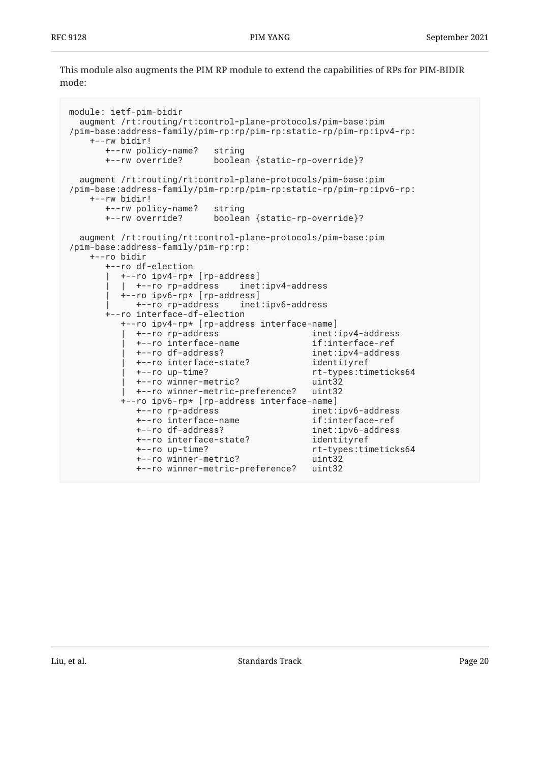This module also augments the PIM RP module to extend the capabilities of RPs for PIM-BIDIR mode:

```
module: ietf-pim-bidir
  augment /rt:routing/rt:control-plane-protocols/pim-base:pim
/pim-base:address-family/pim-rp:rp/pim-rp:static-rp/pim-rp:ipv4-rp:
    +--rw bidir!
       +--rw policy-name?   string
       +--rw override?      boolean {static-rp-override}?

  augment /rt:routing/rt:control-plane-protocols/pim-base:pim
/pim-base:address-family/pim-rp:rp/pim-rp:static-rp/pim-rp:ipv6-rp:
    +--rw bidir!
       +--rw policy-name?   string
       +--rw override?      boolean {static-rp-override}?

  augment /rt:routing/rt:control-plane-protocols/pim-base:pim
/pim-base:address-family/pim-rp:rp:
    +--ro bidir
       +--ro df-election
       |  +--ro ipv4-rp* [rp-address]
       |  |  +--ro rp-address    inet:ipv4-address
       |  +--ro ipv6-rp* [rp-address]
       |     +--ro rp-address    inet:ipv6-address
       +--ro interface-df-election
          +--ro ipv4-rp* [rp-address interface-name]
          |  +--ro rp-address                  inet:ipv4-address
          |  +--ro interface-name              if:interface-ref
          |  +--ro df-address?                 inet:ipv4-address
          |  +--ro interface-state?            identityref
          |  +--ro up-time?                    rt-types:timeticks64
          |  +--ro winner-metric?              uint32
          |  +--ro winner-metric-preference?   uint32
          +--ro ipv6-rp* [rp-address interface-name]
             +--ro rp-address                  inet:ipv6-address
             +--ro interface-name              if:interface-ref
             +--ro df-address?                 inet:ipv6-address
             +--ro interface-state?            identityref
             +--ro up-time?                    rt-types:timeticks64
             +--ro winner-metric?              uint32
             +--ro winner-metric-preference?   uint32
```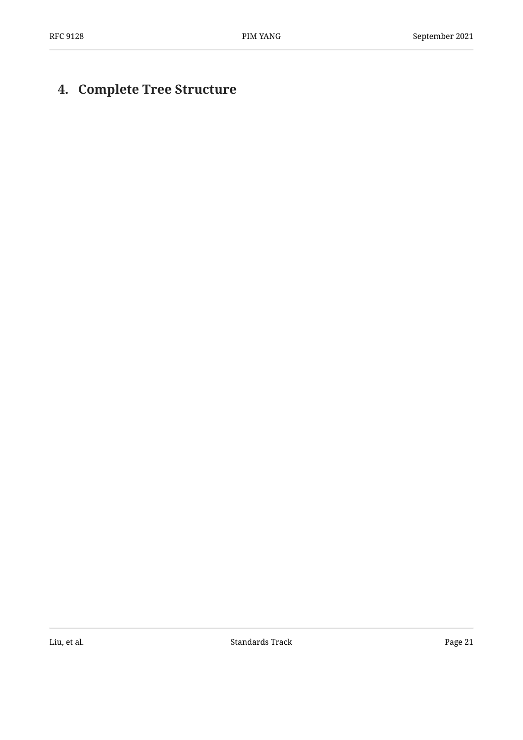# 4. Complete Tree Structure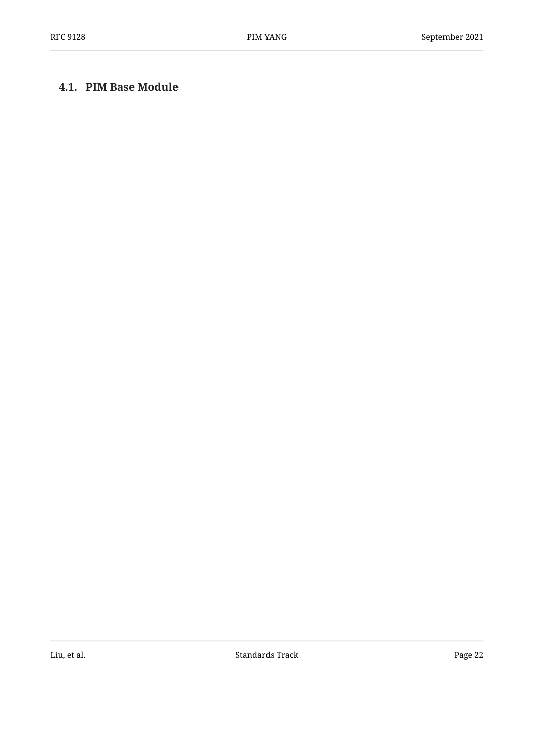## 4.1. PIM Base Module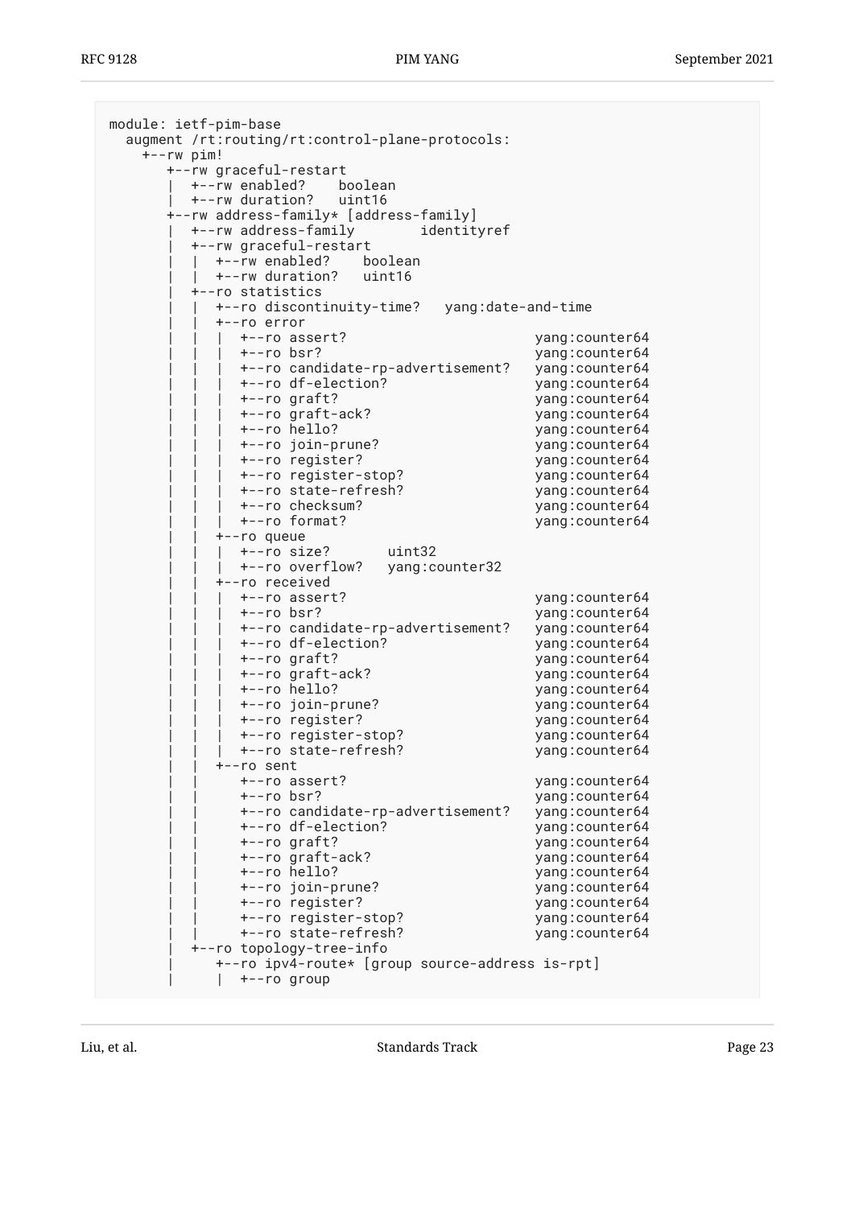```
module: ietf-pim-base
  augment /rt:routing/rt:control-plane-protocols:
    +--rw pim!
       +--rw graceful-restart
       |  +--rw enabled?    boolean
       |  +--rw duration?   uint16
       +--rw address-family* [address-family]
       |  +--rw address-family        identityref
       |  +--rw graceful-restart
       |  |  +--rw enabled?    boolean
       |  |  +--rw duration?   uint16
       |  +--ro statistics
       |  |  +--ro discontinuity-time?   yang:date-and-time
       |  |  +--ro error
       |  |  |  +--ro assert?                        yang:counter64
       |  |  |  +--ro bsr?                           yang:counter64
       |  |  |  +--ro candidate-rp-advertisement?   yang:counter64
       |  |  |  +--ro df-election?                   yang:counter64
       |  |  |  +--ro graft?                         yang:counter64
       |  |  |  +--ro graft-ack?                     yang:counter64
       |  |  |  +--ro hello?                         yang:counter64
       |  |  |  +--ro join-prune?                    yang:counter64
       |  |  |  +--ro register?                      yang:counter64
       |  |  |  +--ro register-stop?                 yang:counter64
       |  |  |  +--ro state-refresh?                 yang:counter64
       |  |  |  +--ro checksum?                      yang:counter64
       |  |  |  +--ro format?                        yang:counter64
       |  |  +--ro queue
       |  |  |  +--ro size?       uint32
       |  |  |  +--ro overflow?   yang:counter32
       |  |  +--ro received
       |  |  |  +--ro assert?                        yang:counter64
       |  |  |  +--ro bsr?                           yang:counter64
       |  |  |  +--ro candidate-rp-advertisement?   yang:counter64
       |  |  |  +--ro df-election?                   yang:counter64
       |  |  |  +--ro graft?                         yang:counter64
       |  |  |  +--ro graft-ack?                     yang:counter64
       |  |  |  +--ro hello?                         yang:counter64
       |  |  |  +--ro join-prune?                    yang:counter64
       |  |  |  +--ro register?                      yang:counter64
       |  |  |  +--ro register-stop?                 yang:counter64
       |  |  |  +--ro state-refresh?                 yang:counter64
       |  |  +--ro sent
       |  |     +--ro assert?                        yang:counter64
       |  |     +--ro bsr?                           yang:counter64
       |  |     +--ro candidate-rp-advertisement?   yang:counter64
       |  |     +--ro df-election?                   yang:counter64
       |  |     +--ro graft?                         yang:counter64
       |  |     +--ro graft-ack?                     yang:counter64
       |  |     +--ro hello?                         yang:counter64
       |  |     +--ro join-prune?                    yang:counter64
       |  |     +--ro register?                      yang:counter64
       |  |     +--ro register-stop?                 yang:counter64
       |  |     +--ro state-refresh?                 yang:counter64
       |  +--ro topology-tree-info
       |     +--ro ipv4-route* [group source-address is-rpt]
       |     |  +--ro group
```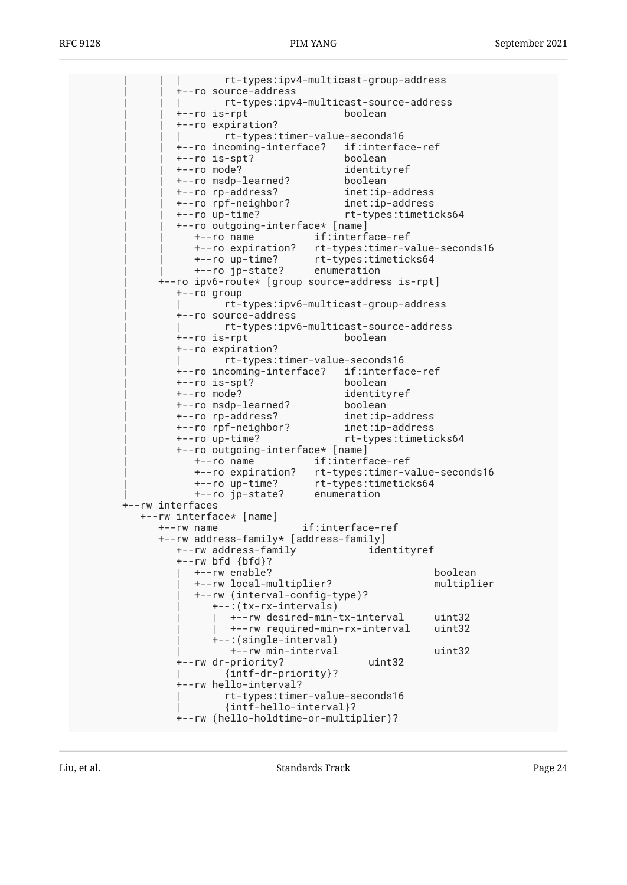```
     |      |  |       rt-types:ipv4-multicast-group-address
     |      |  +--ro source-address
     |      |  |       rt-types:ipv4-multicast-source-address
     |      |  +--ro is-rpt                  boolean
     |      |  +--ro expiration?
     |      |  |       rt-types:timer-value-seconds16
     |      |  +--ro incoming-interface?   if:interface-ref
     |      |  +--ro is-spt?               boolean
     |      |  +--ro mode?                 identityref
     |      |  +--ro msdp-learned?         boolean
     |      |  +--ro rp-address?           inet:ip-address
     |      |  +--ro rpf-neighbor?         inet:ip-address
     |      |  +--ro up-time?              rt-types:timeticks64
     |      |  +--ro outgoing-interface* [name]
     |      |     +--ro name          if:interface-ref
     |      |     +--ro expiration?   rt-types:timer-value-seconds16
     |      |     +--ro up-time?      rt-types:timeticks64
     |      |     +--ro jp-state?     enumeration
     |      +--ro ipv6-route* [group source-address is-rpt]
     |         +--ro group
     |         |       rt-types:ipv6-multicast-group-address
     |         +--ro source-address
     |         |       rt-types:ipv6-multicast-source-address
     |         +--ro is-rpt                  boolean
     |         +--ro expiration?
     |         |       rt-types:timer-value-seconds16
     |         +--ro incoming-interface?   if:interface-ref
     |         +--ro is-spt?               boolean
     |         +--ro mode?                 identityref
     |         +--ro msdp-learned?         boolean
     |         +--ro rp-address?           inet:ip-address
     |         +--ro rpf-neighbor?         inet:ip-address
     |         +--ro up-time?              rt-types:timeticks64
     |         +--ro outgoing-interface* [name]
     |            +--ro name          if:interface-ref
     |            +--ro expiration?   rt-types:timer-value-seconds16
     |            +--ro up-time?      rt-types:timeticks64
     |            +--ro jp-state?     enumeration
     +--rw interfaces
        +--rw interface* [name]
           +--rw name             if:interface-ref
           +--rw address-family* [address-family]
              +--rw address-family            identityref
              +--rw bfd {bfd}?
              |  +--rw enable?                           boolean
              |  +--rw local-multiplier?                 multiplier
              |  +--rw (interval-config-type)?
              |     +--:(tx-rx-intervals)
              |     |  +--rw desired-min-tx-interval     uint32
              |     |  +--rw required-min-rx-interval    uint32
              |     +--:(single-interval)
              |        +--rw min-interval                uint32
              +--rw dr-priority?              uint32
              |       {intf-dr-priority}?
              +--rw hello-interval?
              |       rt-types:timer-value-seconds16
              |       {intf-hello-interval}?
              +--rw (hello-holdtime-or-multiplier)?
```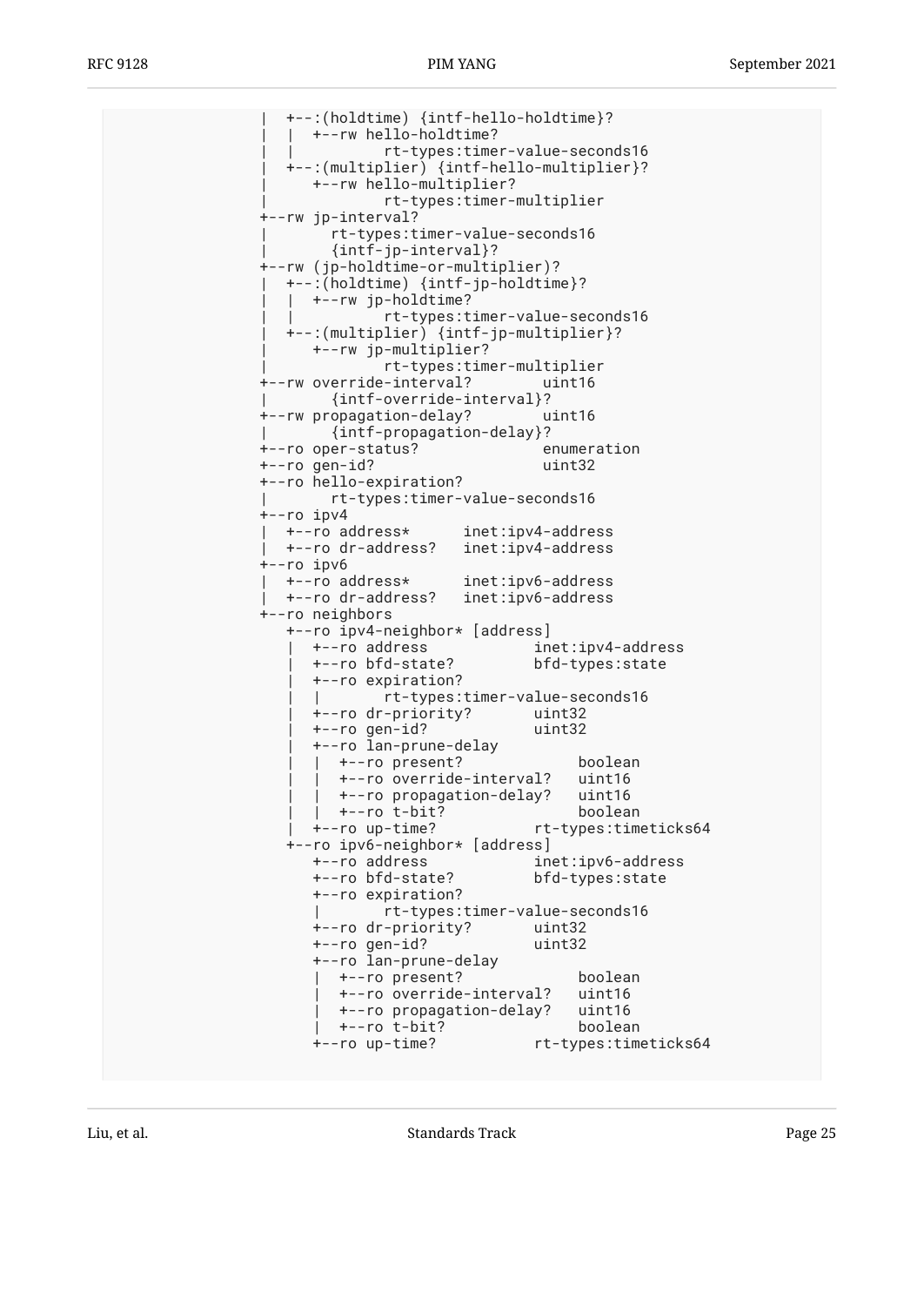```
             |  +--:(holdtime) {intf-hello-holdtime}?
             |  |  +--rw hello-holdtime?
             |  |          rt-types:timer-value-seconds16
             |  +--:(multiplier) {intf-hello-multiplier}?
             |     +--rw hello-multiplier?
             |             rt-types:timer-multiplier
             +--rw jp-interval?
             |       rt-types:timer-value-seconds16
             |       {intf-jp-interval}?
             +--rw (jp-holdtime-or-multiplier)?
             |  +--:(holdtime) {intf-jp-holdtime}?
             |  |  +--rw jp-holdtime?
             |  |          rt-types:timer-value-seconds16
             |  +--:(multiplier) {intf-jp-multiplier}?
             |     +--rw jp-multiplier?
             |             rt-types:timer-multiplier
             +--rw override-interval?        uint16
             |       {intf-override-interval}?
             +--rw propagation-delay?        uint16
             |       {intf-propagation-delay}?
             +--ro oper-status?              enumeration
             +--ro gen-id?                   uint32
             +--ro hello-expiration?
             |       rt-types:timer-value-seconds16
             +--ro ipv4
             |  +--ro address*      inet:ipv4-address
             |  +--ro dr-address?   inet:ipv4-address
             +--ro ipv6
             |  +--ro address*      inet:ipv6-address
             |  +--ro dr-address?   inet:ipv6-address
             +--ro neighbors
                +--ro ipv4-neighbor* [address]
                |  +--ro address            inet:ipv4-address
                |  +--ro bfd-state?         bfd-types:state
                |  +--ro expiration?
                |  |       rt-types:timer-value-seconds16
                |  +--ro dr-priority?       uint32
                |  +--ro gen-id?            uint32
                |  +--ro lan-prune-delay
                |  |  +--ro present?             boolean
                |  |  +--ro override-interval?   uint16
                |  |  +--ro propagation-delay?   uint16
                |  |  +--ro t-bit?               boolean
                |  +--ro up-time?           rt-types:timeticks64
                +--ro ipv6-neighbor* [address]
                   +--ro address            inet:ipv6-address
                   +--ro bfd-state?         bfd-types:state
                   +--ro expiration?
                   |       rt-types:timer-value-seconds16
                   +--ro dr-priority?       uint32
                   +--ro gen-id?            uint32
                   +--ro lan-prune-delay
                   |  +--ro present?             boolean
                   |  +--ro override-interval?   uint16
                   |  +--ro propagation-delay?   uint16
                   |  +--ro t-bit?               boolean
                   +--ro up-time?           rt-types:timeticks64
```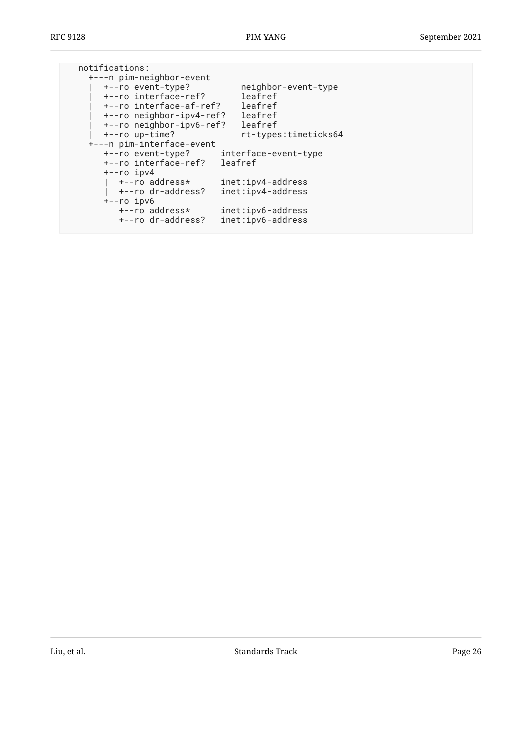```
  notifications:
    +---n pim-neighbor-event
    |  +--ro event-type?          neighbor-event-type
    |  +--ro interface-ref?       leafref
    |  +--ro interface-af-ref?    leafref
    |  +--ro neighbor-ipv4-ref?   leafref
    |  +--ro neighbor-ipv6-ref?   leafref
    |  +--ro up-time?             rt-types:timeticks64
    +---n pim-interface-event
       +--ro event-type?      interface-event-type
       +--ro interface-ref?   leafref
       +--ro ipv4
       |  +--ro address*      inet:ipv4-address
       |  +--ro dr-address?   inet:ipv4-address
       +--ro ipv6
          +--ro address*      inet:ipv6-address
          +--ro dr-address?   inet:ipv6-address
```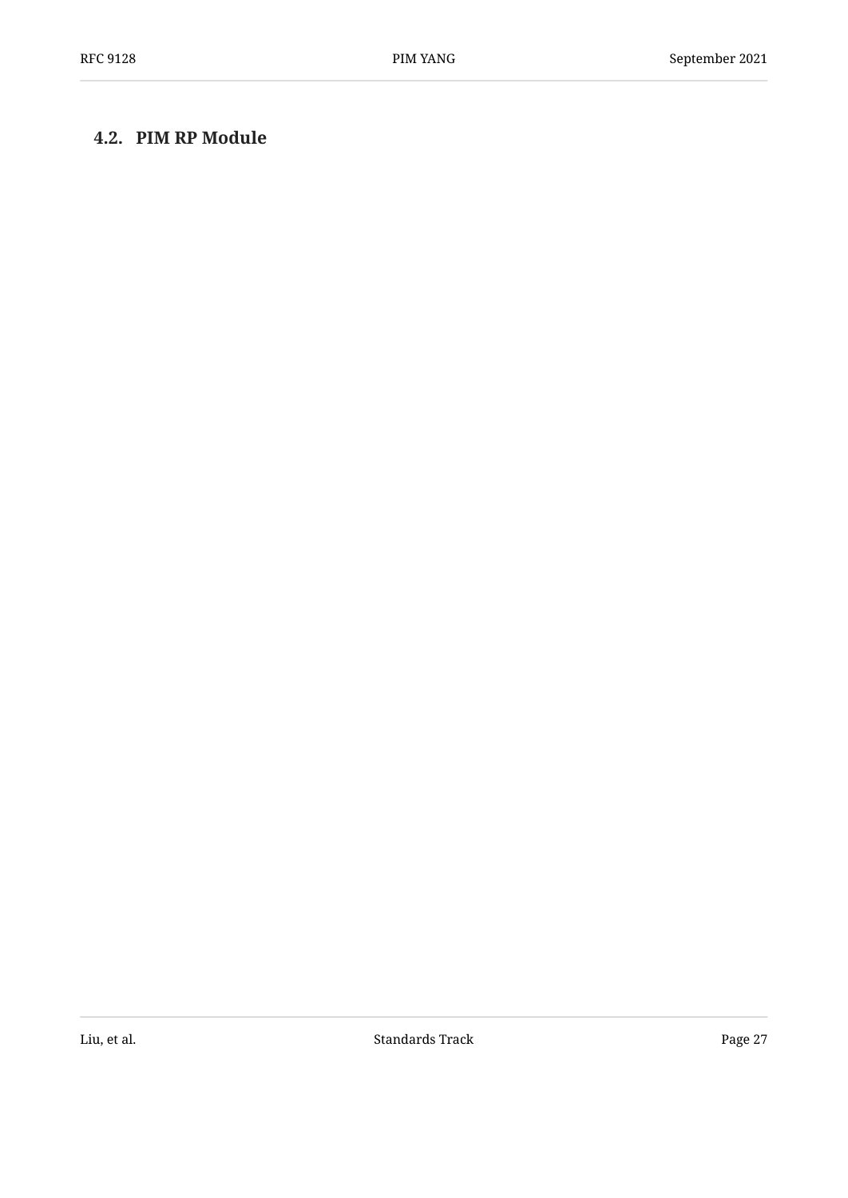## 4.2. PIM RP Module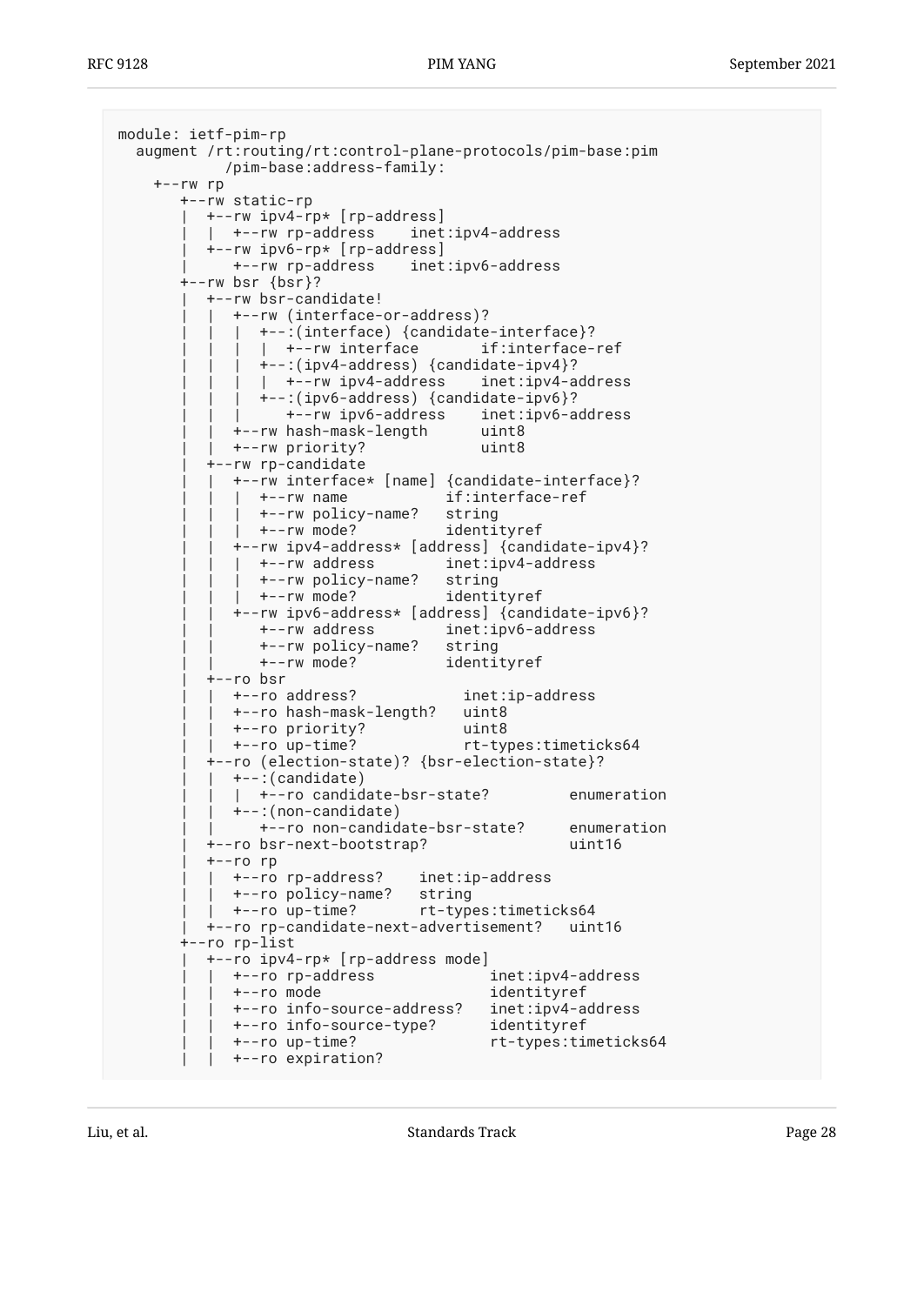```
module: ietf-pim-rp
  augment /rt:routing/rt:control-plane-protocols/pim-base:pim
            /pim-base:address-family:
    +--rw rp
       +--rw static-rp
       |  +--rw ipv4-rp* [rp-address]
       |  |  +--rw rp-address    inet:ipv4-address
       |  +--rw ipv6-rp* [rp-address]
       |     +--rw rp-address    inet:ipv6-address
       +--rw bsr {bsr}?
       |  +--rw bsr-candidate!
       |  |  +--rw (interface-or-address)?
       |  |  |  +--:(interface) {candidate-interface}?
       |  |  |  |  +--rw interface       if:interface-ref
       |  |  |  +--:(ipv4-address) {candidate-ipv4}?
       |  |  |  |  +--rw ipv4-address    inet:ipv4-address
       |  |  |  +--:(ipv6-address) {candidate-ipv6}?
       |  |  |     +--rw ipv6-address    inet:ipv6-address
       |  |  +--rw hash-mask-length      uint8
       |  |  +--rw priority?             uint8
       |  +--rw rp-candidate
       |  |  +--rw interface* [name] {candidate-interface}?
       |  |  |  +--rw name           if:interface-ref
       |  |  |  +--rw policy-name?   string
       |  |  |  +--rw mode?          identityref
       |  |  +--rw ipv4-address* [address] {candidate-ipv4}?
       |  |  |  +--rw address        inet:ipv4-address
       |  |  |  +--rw policy-name?   string
       |  |  |  +--rw mode?          identityref
       |  |  +--rw ipv6-address* [address] {candidate-ipv6}?
       |  |     +--rw address        inet:ipv6-address
       |  |     +--rw policy-name?   string
       |  |     +--rw mode?          identityref
       |  +--ro bsr
       |  |  +--ro address?            inet:ip-address
       |  |  +--ro hash-mask-length?   uint8
       |  |  +--ro priority?           uint8
       |  |  +--ro up-time?            rt-types:timeticks64
       |  +--ro (election-state)? {bsr-election-state}?
       |  |  +--:(candidate)
       |  |  |  +--ro candidate-bsr-state?         enumeration
       |  |  +--:(non-candidate)
       |  |     +--ro non-candidate-bsr-state?     enumeration
       |  +--ro bsr-next-bootstrap?                uint16
       |  +--ro rp
       |  |  +--ro rp-address?    inet:ip-address
       |  |  +--ro policy-name?   string
       |  |  +--ro up-time?       rt-types:timeticks64
       |  +--ro rp-candidate-next-advertisement?   uint16
       +--ro rp-list
       |  +--ro ipv4-rp* [rp-address mode]
       |  |  +--ro rp-address             inet:ipv4-address
       |  |  +--ro mode                   identityref
       |  |  +--ro info-source-address?   inet:ipv4-address
       |  |  +--ro info-source-type?      identityref
       |  |  +--ro up-time?               rt-types:timeticks64
       |  |  +--ro expiration?
```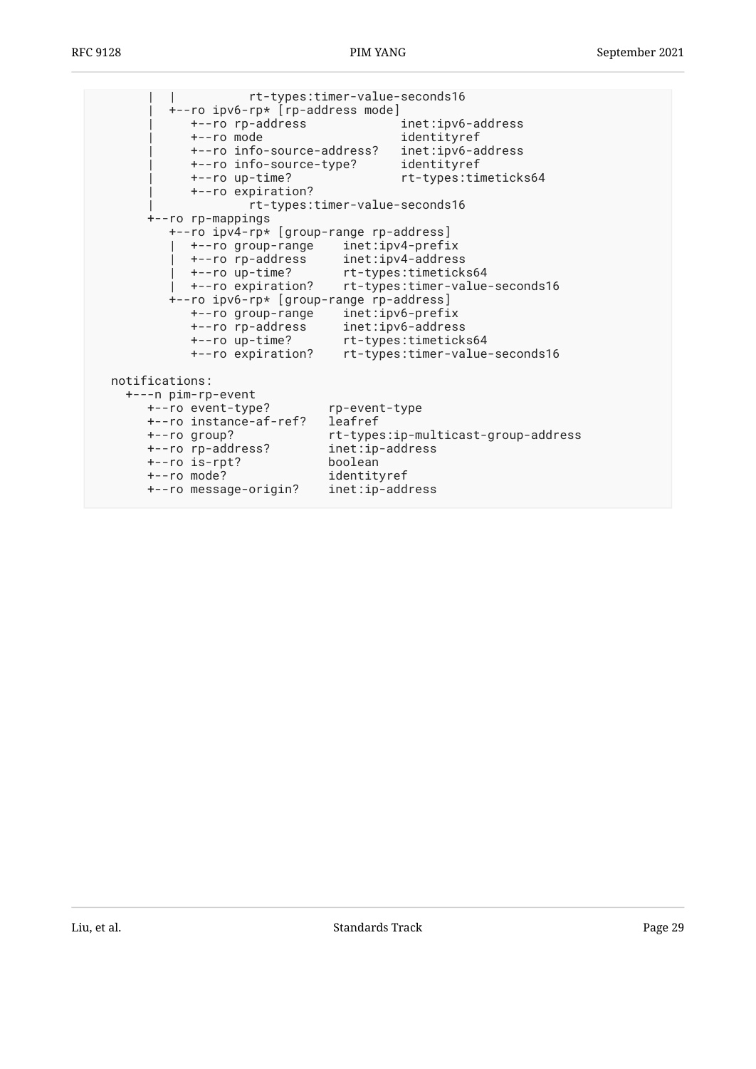```
       |  |          rt-types:timer-value-seconds16
       |  +--ro ipv6-rp* [rp-address mode]
       |     +--ro rp-address             inet:ipv6-address
       |     +--ro mode                   identityref
       |     +--ro info-source-address?   inet:ipv6-address
       |     +--ro info-source-type?      identityref
       |     +--ro up-time?               rt-types:timeticks64
       |     +--ro expiration?
       |             rt-types:timer-value-seconds16
       +--ro rp-mappings
          +--ro ipv4-rp* [group-range rp-address]
          |  +--ro group-range    inet:ipv4-prefix
          |  +--ro rp-address     inet:ipv4-address
          |  +--ro up-time?       rt-types:timeticks64
          |  +--ro expiration?    rt-types:timer-value-seconds16
          +--ro ipv6-rp* [group-range rp-address]
             +--ro group-range    inet:ipv6-prefix
             +--ro rp-address     inet:ipv6-address
             +--ro up-time?       rt-types:timeticks64
             +--ro expiration?    rt-types:timer-value-seconds16

  notifications:
    +---n pim-rp-event
       +--ro event-type?        rp-event-type
       +--ro instance-af-ref?   leafref
       +--ro group?             rt-types:ip-multicast-group-address
       +--ro rp-address?        inet:ip-address
       +--ro is-rpt?            boolean
       +--ro mode?              identityref
       +--ro message-origin?    inet:ip-address
```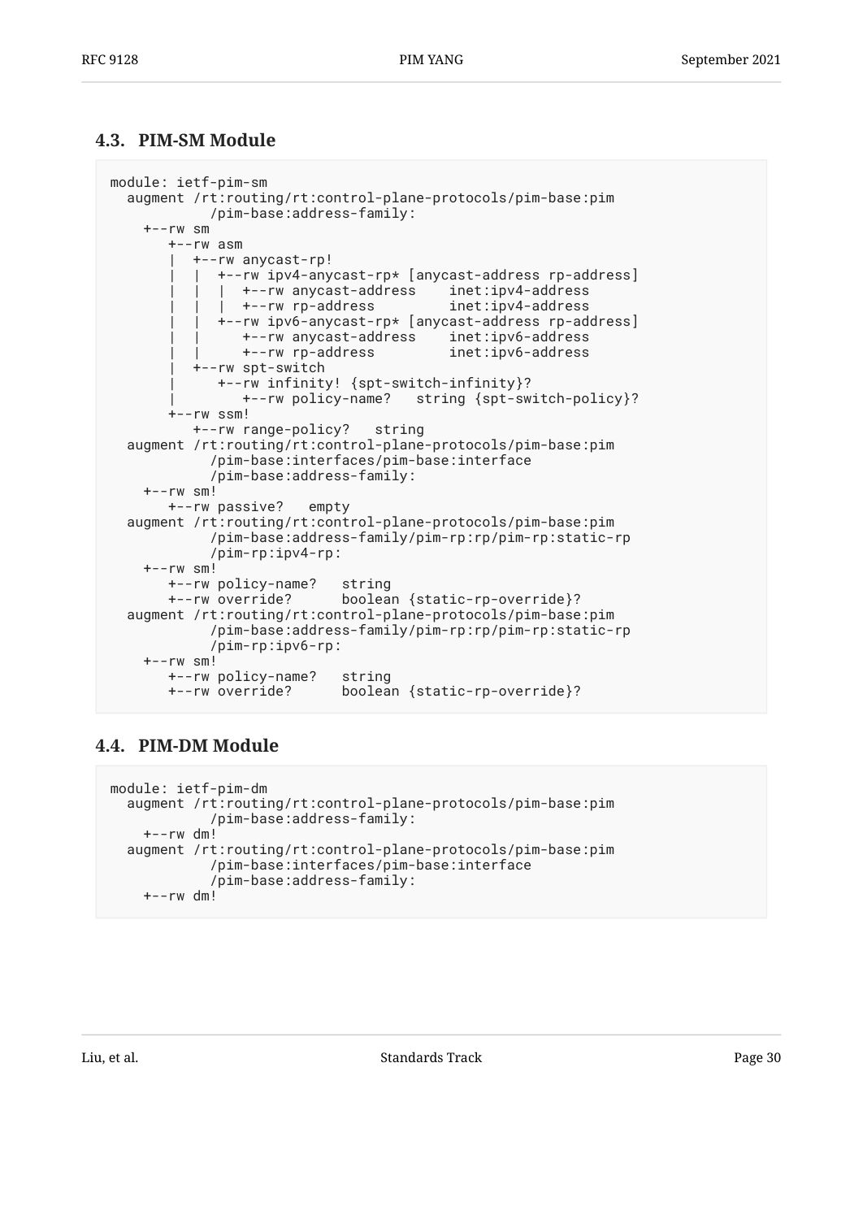## 4.3. PIM-SM Module

```
module: ietf-pim-sm
  augment /rt:routing/rt:control-plane-protocols/pim-base:pim
            /pim-base:address-family:
    +--rw sm
       +--rw asm
       |  +--rw anycast-rp!
       |  |  +--rw ipv4-anycast-rp* [anycast-address rp-address]
       |  |  |  +--rw anycast-address    inet:ipv4-address
       |  |  |  +--rw rp-address         inet:ipv4-address
       |  |  +--rw ipv6-anycast-rp* [anycast-address rp-address]
       |  |     +--rw anycast-address    inet:ipv6-address
       |  |     +--rw rp-address         inet:ipv6-address
       |  +--rw spt-switch
       |     +--rw infinity! {spt-switch-infinity}?
       |        +--rw policy-name?   string {spt-switch-policy}?
       +--rw ssm!
          +--rw range-policy?   string
  augment /rt:routing/rt:control-plane-protocols/pim-base:pim
            /pim-base:interfaces/pim-base:interface
            /pim-base:address-family:
    +--rw sm!
       +--rw passive?   empty
  augment /rt:routing/rt:control-plane-protocols/pim-base:pim
            /pim-base:address-family/pim-rp:rp/pim-rp:static-rp
            /pim-rp:ipv4-rp:
    +--rw sm!
       +--rw policy-name?   string
       +--rw override?      boolean {static-rp-override}?
  augment /rt:routing/rt:control-plane-protocols/pim-base:pim
            /pim-base:address-family/pim-rp:rp/pim-rp:static-rp
            /pim-rp:ipv6-rp:
    +--rw sm!
       +--rw policy-name?   string
       +--rw override?      boolean {static-rp-override}?
```

## 4.4. PIM-DM Module

```
module: ietf-pim-dm
  augment /rt:routing/rt:control-plane-protocols/pim-base:pim
            /pim-base:address-family:
    +--rw dm!
  augment /rt:routing/rt:control-plane-protocols/pim-base:pim
            /pim-base:interfaces/pim-base:interface
            /pim-base:address-family:
    +--rw dm!
```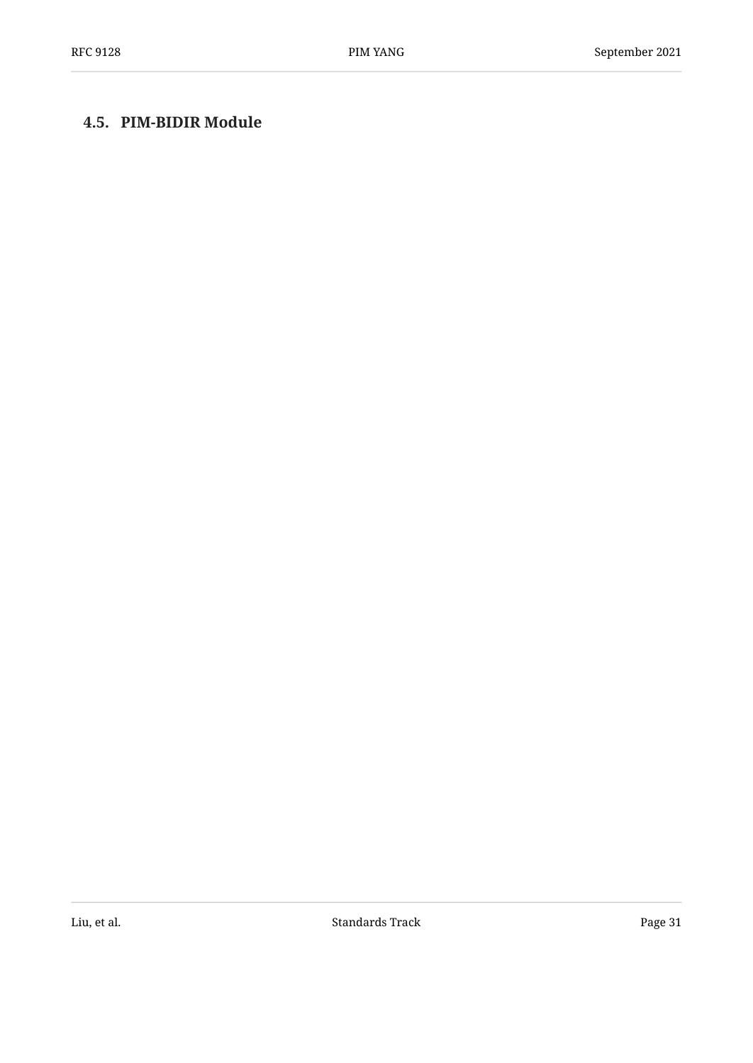## 4.5. PIM-BIDIR Module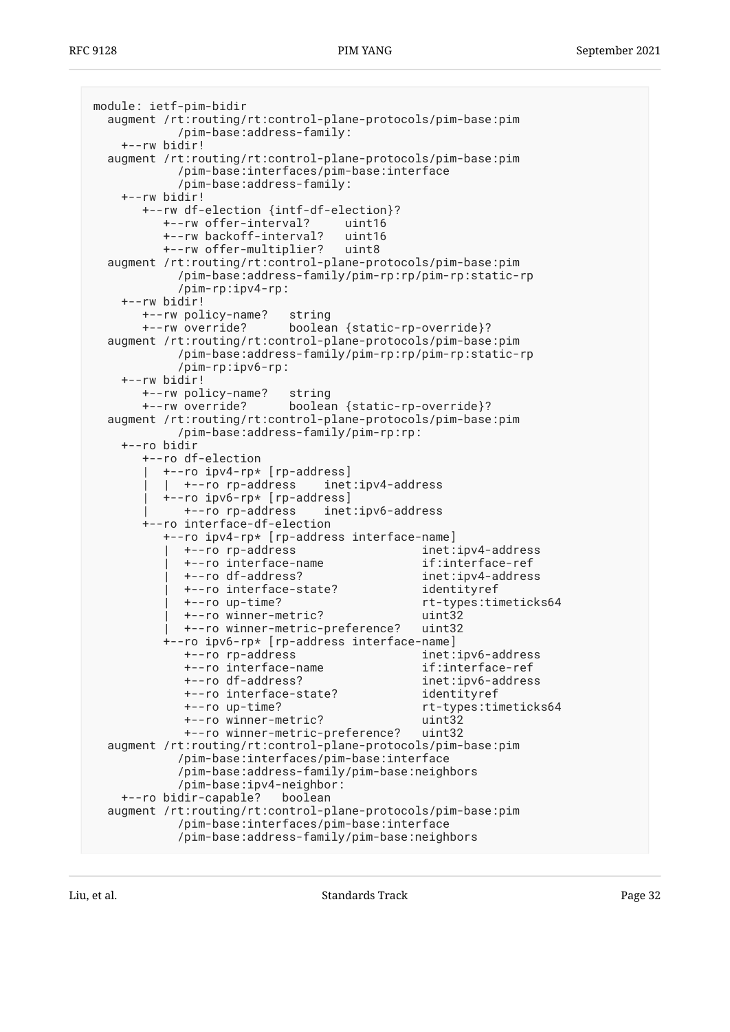```
module: ietf-pim-bidir
  augment /rt:routing/rt:control-plane-protocols/pim-base:pim
            /pim-base:address-family:
    +--rw bidir!
  augment /rt:routing/rt:control-plane-protocols/pim-base:pim
            /pim-base:interfaces/pim-base:interface
            /pim-base:address-family:
    +--rw bidir!
       +--rw df-election {intf-df-election}?
          +--rw offer-interval?     uint16
          +--rw backoff-interval?   uint16
          +--rw offer-multiplier?   uint8
  augment /rt:routing/rt:control-plane-protocols/pim-base:pim
            /pim-base:address-family/pim-rp:rp/pim-rp:static-rp
            /pim-rp:ipv4-rp:
    +--rw bidir!
       +--rw policy-name?   string
       +--rw override?      boolean {static-rp-override}?
  augment /rt:routing/rt:control-plane-protocols/pim-base:pim
            /pim-base:address-family/pim-rp:rp/pim-rp:static-rp
            /pim-rp:ipv6-rp:
    +--rw bidir!
       +--rw policy-name?   string
       +--rw override?      boolean {static-rp-override}?
  augment /rt:routing/rt:control-plane-protocols/pim-base:pim
            /pim-base:address-family/pim-rp:rp:
    +--ro bidir
       +--ro df-election
       |  +--ro ipv4-rp* [rp-address]
       |  |  +--ro rp-address    inet:ipv4-address
       |  +--ro ipv6-rp* [rp-address]
       |     +--ro rp-address    inet:ipv6-address
       +--ro interface-df-election
          +--ro ipv4-rp* [rp-address interface-name]
          |  +--ro rp-address                  inet:ipv4-address
          |  +--ro interface-name              if:interface-ref
          |  +--ro df-address?                 inet:ipv4-address
          |  +--ro interface-state?            identityref
          |  +--ro up-time?                    rt-types:timeticks64
          |  +--ro winner-metric?              uint32
          |  +--ro winner-metric-preference?   uint32
          +--ro ipv6-rp* [rp-address interface-name]
             +--ro rp-address                  inet:ipv6-address
             +--ro interface-name              if:interface-ref
             +--ro df-address?                 inet:ipv6-address
             +--ro interface-state?            identityref
             +--ro up-time?                    rt-types:timeticks64
             +--ro winner-metric?              uint32
             +--ro winner-metric-preference?   uint32
  augment /rt:routing/rt:control-plane-protocols/pim-base:pim
            /pim-base:interfaces/pim-base:interface
            /pim-base:address-family/pim-base:neighbors
            /pim-base:ipv4-neighbor:
    +--ro bidir-capable?   boolean
  augment /rt:routing/rt:control-plane-protocols/pim-base:pim
            /pim-base:interfaces/pim-base:interface
            /pim-base:address-family/pim-base:neighbors
```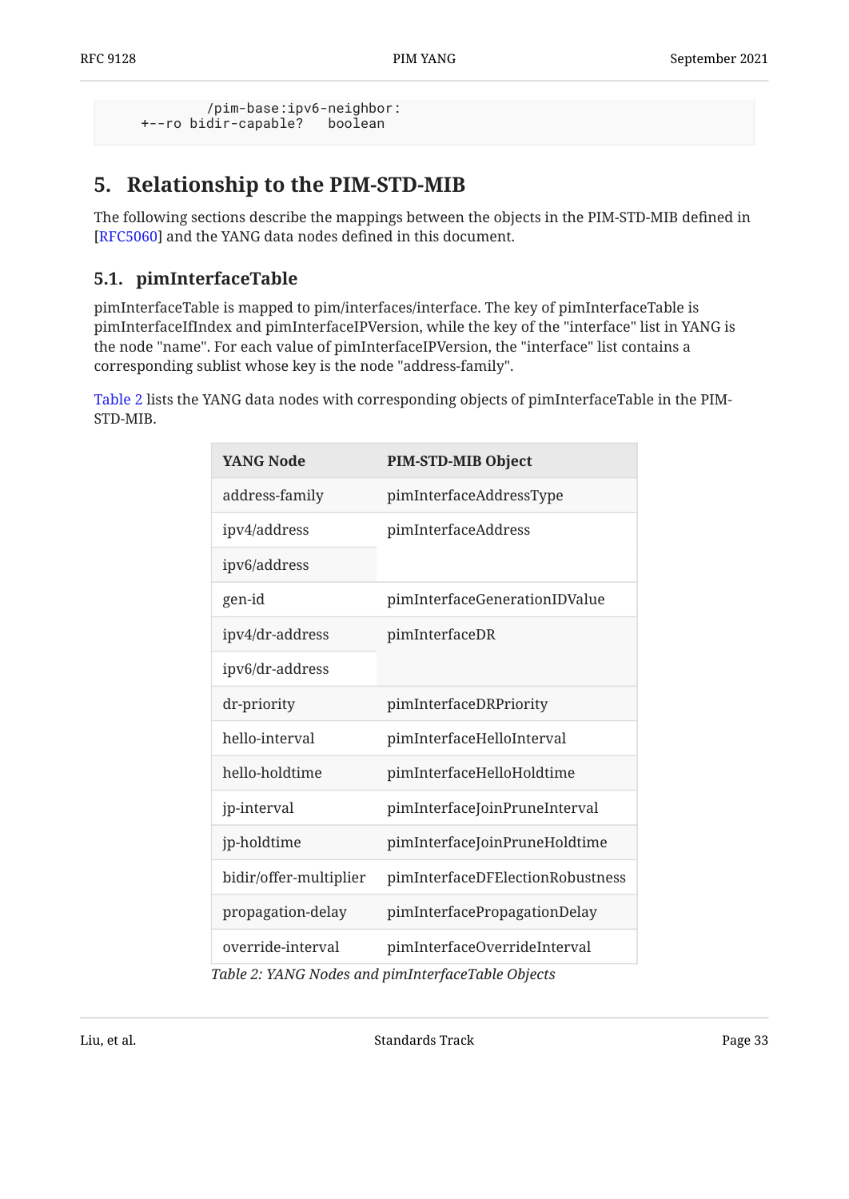```
          /pim-base:ipv6-neighbor:
    +--ro bidir-capable?   boolean
```

## 5. Relationship to the PIM-STD-MIB

The following sections describe the mappings between the objects in the PIM-STD-MIB defined in [RFC5060] and the YANG data nodes defined in this document.

### 5.1. pimInterfaceTable

pimInterfaceTable is mapped to pim/interfaces/interface. The key of pimInterfaceTable is pimInterfaceIfIndex and pimInterfaceIPVersion, while the key of the "interface" list in YANG is the node "name". For each value of pimInterfaceIPVersion, the "interface" list contains a corresponding sublist whose key is the node "address-family".

Table 2 lists the YANG data nodes with corresponding objects of pimInterfaceTable in the PIM-STD-MIB.

| YANG Node | PIM-STD-MIB Object |
|---|---|
| address-family | pimInterfaceAddressType |
| ipv4/address | pimInterfaceAddress |
| ipv6/address | |
| gen-id | pimInterfaceGenerationIDValue |
| ipv4/dr-address | pimInterfaceDR |
| ipv6/dr-address | |
| dr-priority | pimInterfaceDRPriority |
| hello-interval | pimInterfaceHelloInterval |
| hello-holdtime | pimInterfaceHelloHoldtime |
| jp-interval | pimInterfaceJoinPruneInterval |
| jp-holdtime | pimInterfaceJoinPruneHoldtime |
| bidir/offer-multiplier | pimInterfaceDFElectionRobustness |
| propagation-delay | pimInterfacePropagationDelay |
| override-interval | pimInterfaceOverrideInterval |

*Table 2: YANG Nodes and pimInterfaceTable Objects*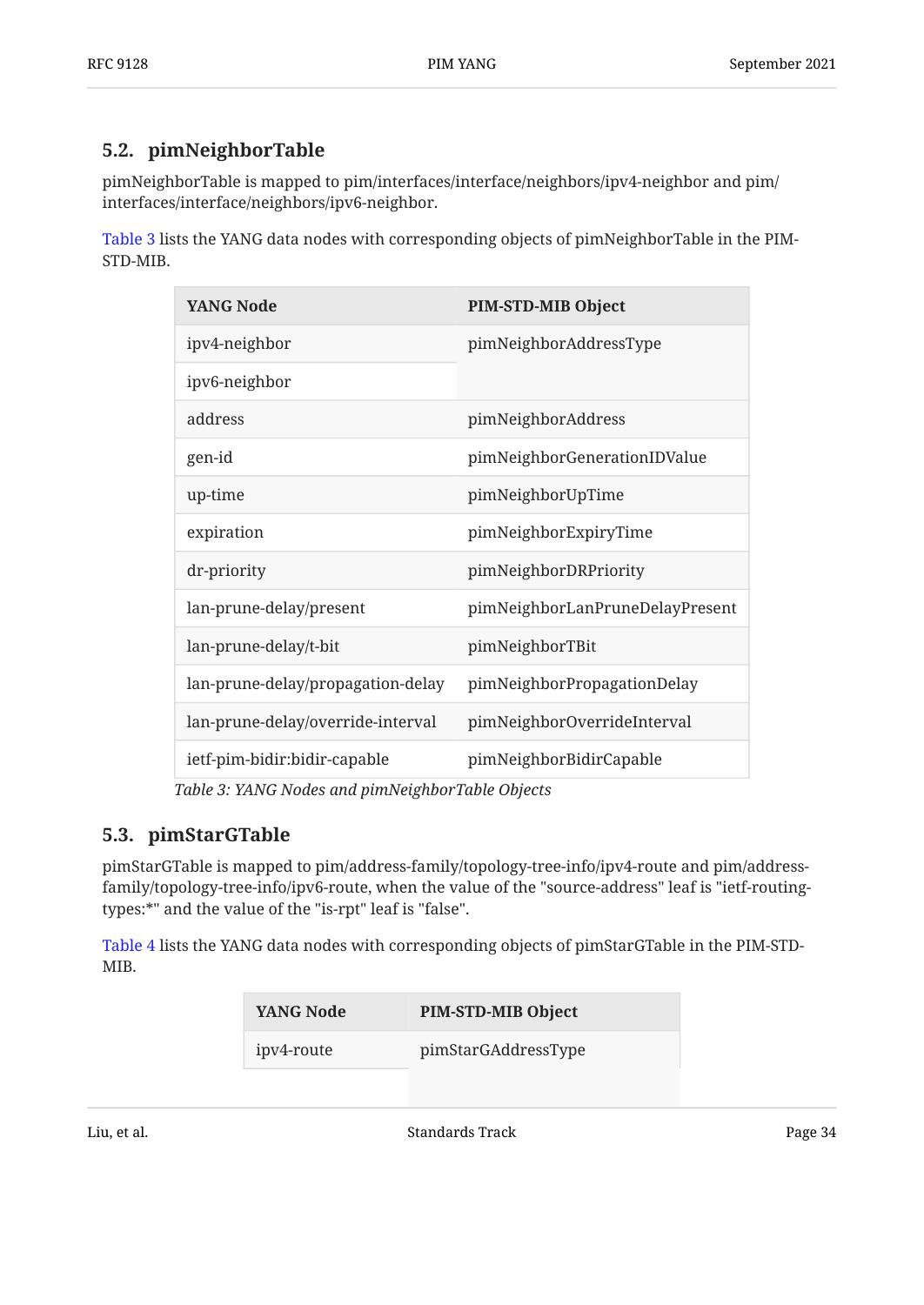## 5.2. pimNeighborTable

pimNeighborTable is mapped to pim/interfaces/interface/neighbors/ipv4-neighbor and pim/interfaces/interface/neighbors/ipv6-neighbor.

Table 3 lists the YANG data nodes with corresponding objects of pimNeighborTable in the PIM-STD-MIB.

| YANG Node | PIM-STD-MIB Object |
|---|---|
| ipv4-neighbor | pimNeighborAddressType |
| ipv6-neighbor | |
| address | pimNeighborAddress |
| gen-id | pimNeighborGenerationIDValue |
| up-time | pimNeighborUpTime |
| expiration | pimNeighborExpiryTime |
| dr-priority | pimNeighborDRPriority |
| lan-prune-delay/present | pimNeighborLanPruneDelayPresent |
| lan-prune-delay/t-bit | pimNeighborTBit |
| lan-prune-delay/propagation-delay | pimNeighborPropagationDelay |
| lan-prune-delay/override-interval | pimNeighborOverrideInterval |
| ietf-pim-bidir:bidir-capable | pimNeighborBidirCapable |

*Table 3: YANG Nodes and pimNeighborTable Objects*

## 5.3. pimStarGTable

pimStarGTable is mapped to pim/address-family/topology-tree-info/ipv4-route and pim/address-family/topology-tree-info/ipv6-route, when the value of the "source-address" leaf is "ietf-routing-types:*" and the value of the "is-rpt" leaf is "false".

Table 4 lists the YANG data nodes with corresponding objects of pimStarGTable in the PIM-STD-MIB.

| YANG Node | PIM-STD-MIB Object |
|---|---|
| ipv4-route | pimStarGAddressType |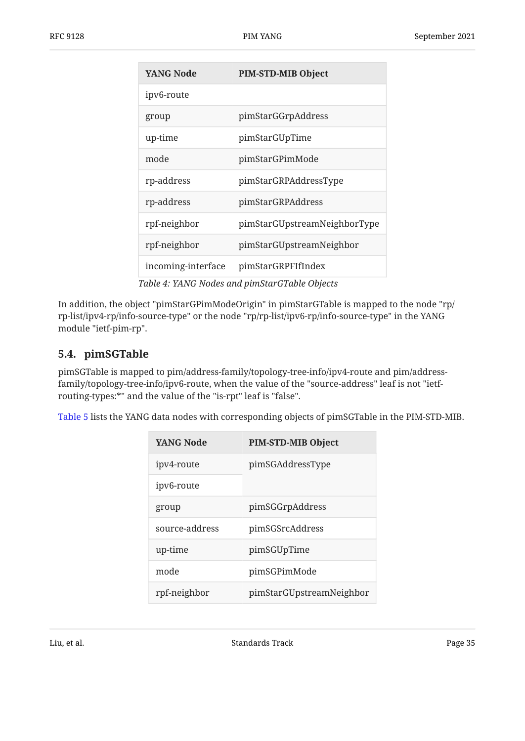| YANG Node | PIM-STD-MIB Object |
|---|---|
| ipv6-route | |
| group | pimStarGGrpAddress |
| up-time | pimStarGUpTime |
| mode | pimStarGPimMode |
| rp-address | pimStarGRPAddressType |
| rp-address | pimStarGRPAddress |
| rpf-neighbor | pimStarGUpstreamNeighborType |
| rpf-neighbor | pimStarGUpstreamNeighbor |
| incoming-interface | pimStarGRPFIfIndex |

*Table 4: YANG Nodes and pimStarGTable Objects*

In addition, the object "pimStarGPimModeOrigin" in pimStarGTable is mapped to the node "rp/rp-list/ipv4-rp/info-source-type" or the node "rp/rp-list/ipv6-rp/info-source-type" in the YANG module "ietf-pim-rp".

## 5.4. pimSGTable

pimSGTable is mapped to pim/address-family/topology-tree-info/ipv4-route and pim/address-family/topology-tree-info/ipv6-route, when the value of the "source-address" leaf is not "ietf-routing-types:*" and the value of the "is-rpt" leaf is "false".

Table 5 lists the YANG data nodes with corresponding objects of pimSGTable in the PIM-STD-MIB.

| YANG Node | PIM-STD-MIB Object |
|---|---|
| ipv4-route | pimSGAddressType |
| ipv6-route | |
| group | pimSGGrpAddress |
| source-address | pimSGSrcAddress |
| up-time | pimSGUpTime |
| mode | pimSGPimMode |
| rpf-neighbor | pimStarGUpstreamNeighbor |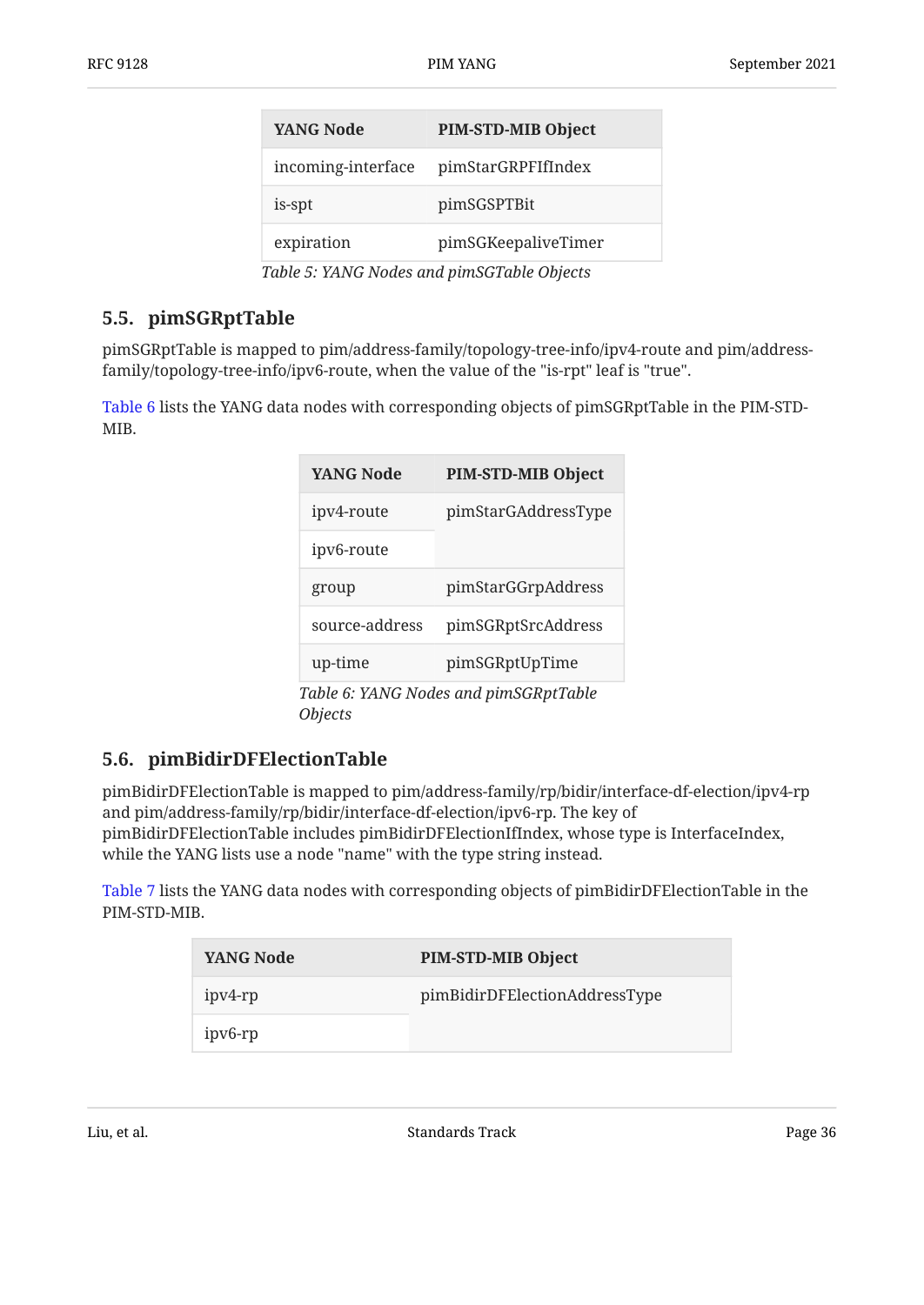| YANG Node | PIM-STD-MIB Object |
|---|---|
| incoming-interface | pimStarGRPFIfIndex |
| is-spt | pimSGSPTBit |
| expiration | pimSGKeepaliveTimer |

*Table 5: YANG Nodes and pimSGTable Objects*

## 5.5. pimSGRptTable

pimSGRptTable is mapped to pim/address-family/topology-tree-info/ipv4-route and pim/address-family/topology-tree-info/ipv6-route, when the value of the "is-rpt" leaf is "true".

Table 6 lists the YANG data nodes with corresponding objects of pimSGRptTable in the PIM-STD-MIB.

| YANG Node | PIM-STD-MIB Object |
|---|---|
| ipv4-route | pimStarGAddressType |
| ipv6-route | |
| group | pimStarGGrpAddress |
| source-address | pimSGRptSrcAddress |
| up-time | pimSGRptUpTime |

*Table 6: YANG Nodes and pimSGRptTable Objects*

## 5.6. pimBidirDFElectionTable

pimBidirDFElectionTable is mapped to pim/address-family/rp/bidir/interface-df-election/ipv4-rp and pim/address-family/rp/bidir/interface-df-election/ipv6-rp. The key of pimBidirDFElectionTable includes pimBidirDFElectionIfIndex, whose type is InterfaceIndex, while the YANG lists use a node "name" with the type string instead.

Table 7 lists the YANG data nodes with corresponding objects of pimBidirDFElectionTable in the PIM-STD-MIB.

| YANG Node | PIM-STD-MIB Object |
|---|---|
| ipv4-rp | pimBidirDFElectionAddressType |
| ipv6-rp | |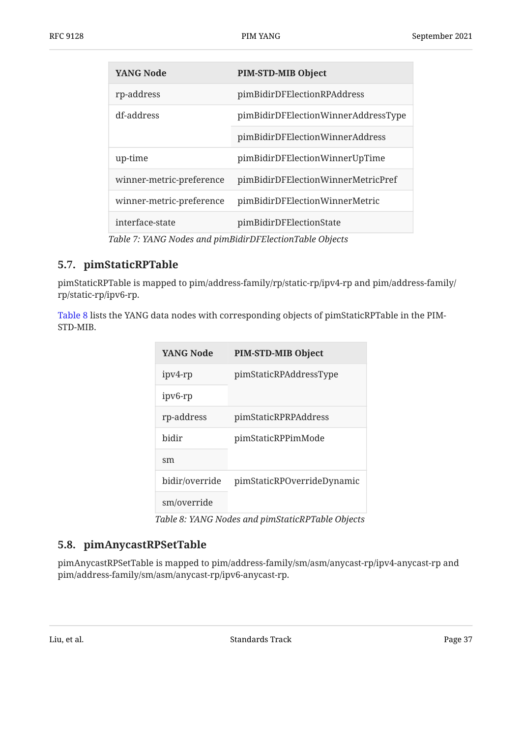| YANG Node | PIM-STD-MIB Object |
|---|---|
| rp-address | pimBidirDFElectionRPAddress |
| df-address | pimBidirDFElectionWinnerAddressType |
| | pimBidirDFElectionWinnerAddress |
| up-time | pimBidirDFElectionWinnerUpTime |
| winner-metric-preference | pimBidirDFElectionWinnerMetricPref |
| winner-metric-preference | pimBidirDFElectionWinnerMetric |
| interface-state | pimBidirDFElectionState |

*Table 7: YANG Nodes and pimBidirDFElectionTable Objects*

## 5.7. pimStaticRPTable

pimStaticRPTable is mapped to pim/address-family/rp/static-rp/ipv4-rp and pim/address-family/rp/static-rp/ipv6-rp.

Table 8 lists the YANG data nodes with corresponding objects of pimStaticRPTable in the PIM-STD-MIB.

| YANG Node | PIM-STD-MIB Object |
|---|---|
| ipv4-rp | pimStaticRPAddressType |
| ipv6-rp | |
| rp-address | pimStaticRPRPAddress |
| bidir | pimStaticRPPimMode |
| sm | |
| bidir/override | pimStaticRPOverrideDynamic |
| sm/override | |

*Table 8: YANG Nodes and pimStaticRPTable Objects*

## 5.8. pimAnycastRPSetTable

pimAnycastRPSetTable is mapped to pim/address-family/sm/asm/anycast-rp/ipv4-anycast-rp and pim/address-family/sm/asm/anycast-rp/ipv6-anycast-rp.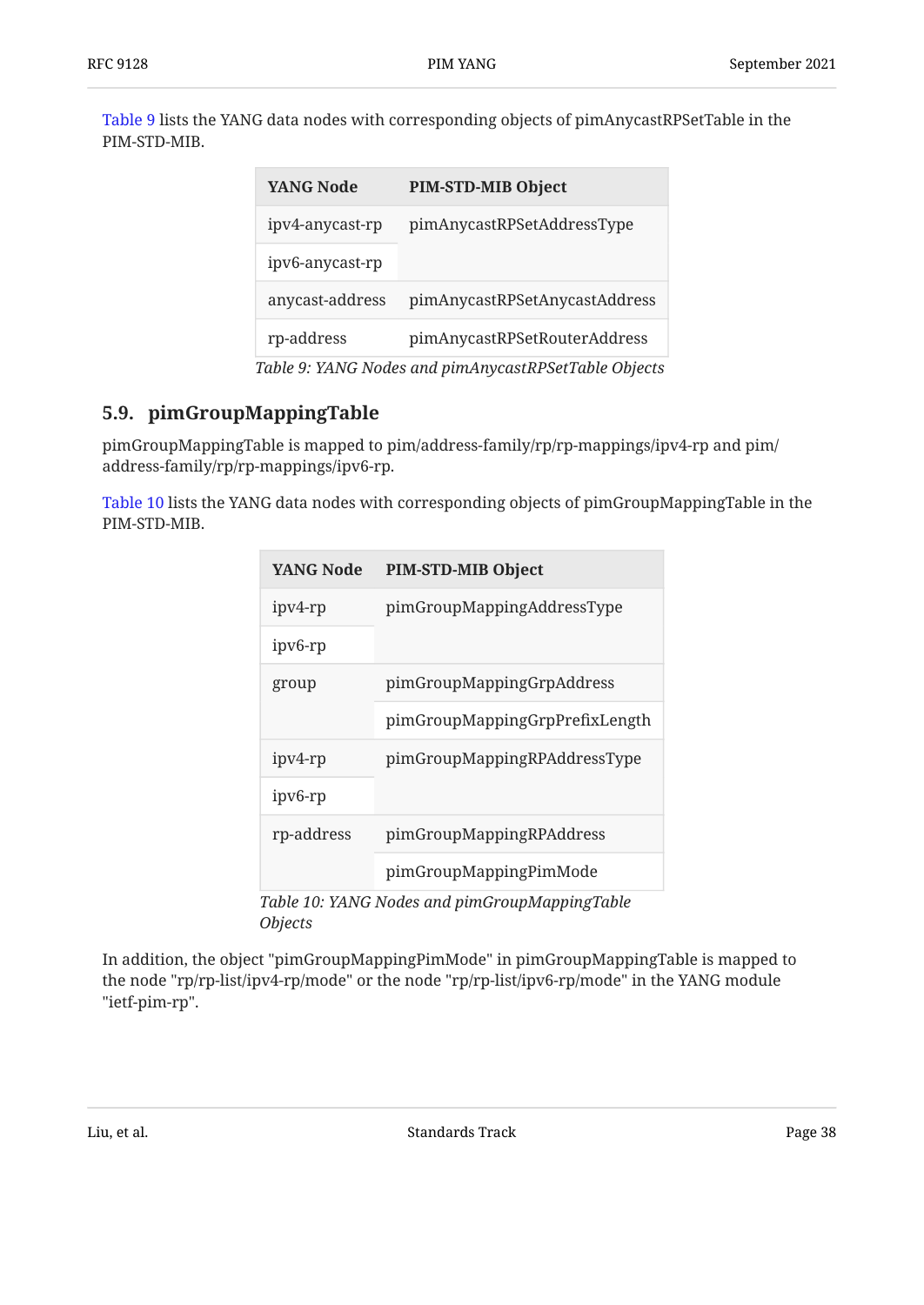Table 9 lists the YANG data nodes with corresponding objects of pimAnycastRPSetTable in the PIM-STD-MIB.

| YANG Node | PIM-STD-MIB Object |
| --- | --- |
| ipv4-anycast-rp | pimAnycastRPSetAddressType |
| ipv6-anycast-rp | |
| anycast-address | pimAnycastRPSetAnycastAddress |
| rp-address | pimAnycastRPSetRouterAddress |

*Table 9: YANG Nodes and pimAnycastRPSetTable Objects*

## 5.9. pimGroupMappingTable

pimGroupMappingTable is mapped to pim/address-family/rp/rp-mappings/ipv4-rp and pim/address-family/rp/rp-mappings/ipv6-rp.

Table 10 lists the YANG data nodes with corresponding objects of pimGroupMappingTable in the PIM-STD-MIB.

| YANG Node | PIM-STD-MIB Object |
| --- | --- |
| ipv4-rp | pimGroupMappingAddressType |
| ipv6-rp | |
| group | pimGroupMappingGrpAddress |
| | pimGroupMappingGrpPrefixLength |
| ipv4-rp | pimGroupMappingRPAddressType |
| ipv6-rp | |
| rp-address | pimGroupMappingRPAddress |
| | pimGroupMappingPimMode |

*Table 10: YANG Nodes and pimGroupMappingTable Objects*

In addition, the object "pimGroupMappingPimMode" in pimGroupMappingTable is mapped to the node "rp/rp-list/ipv4-rp/mode" or the node "rp/rp-list/ipv6-rp/mode" in the YANG module "ietf-pim-rp".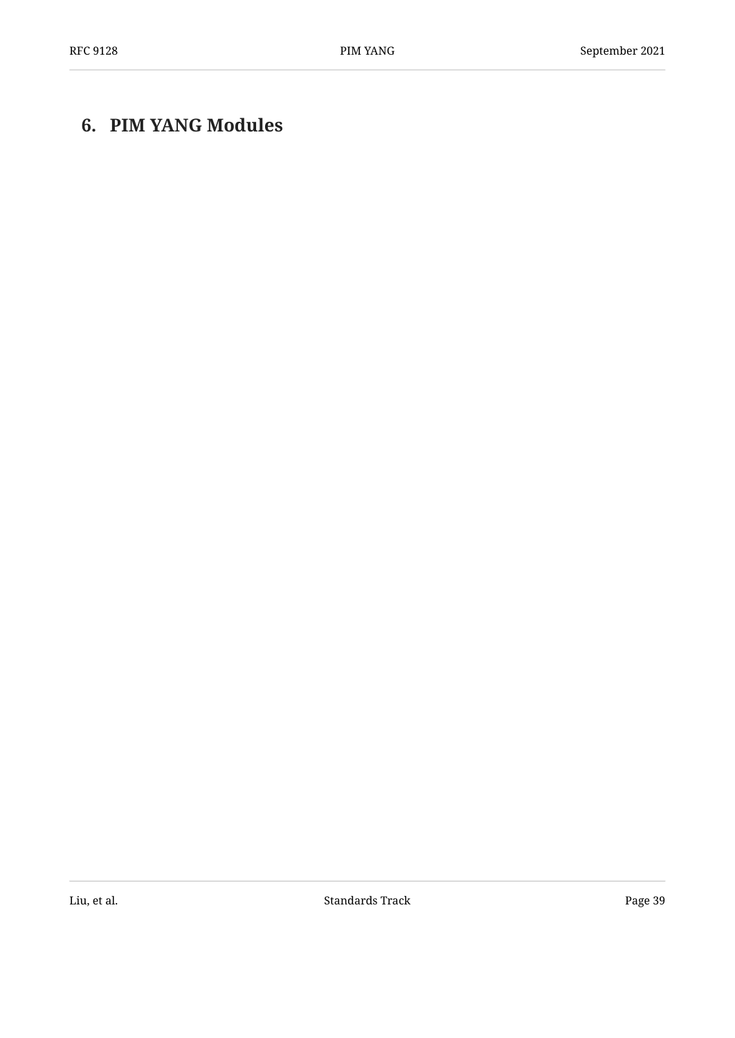# 6. PIM YANG Modules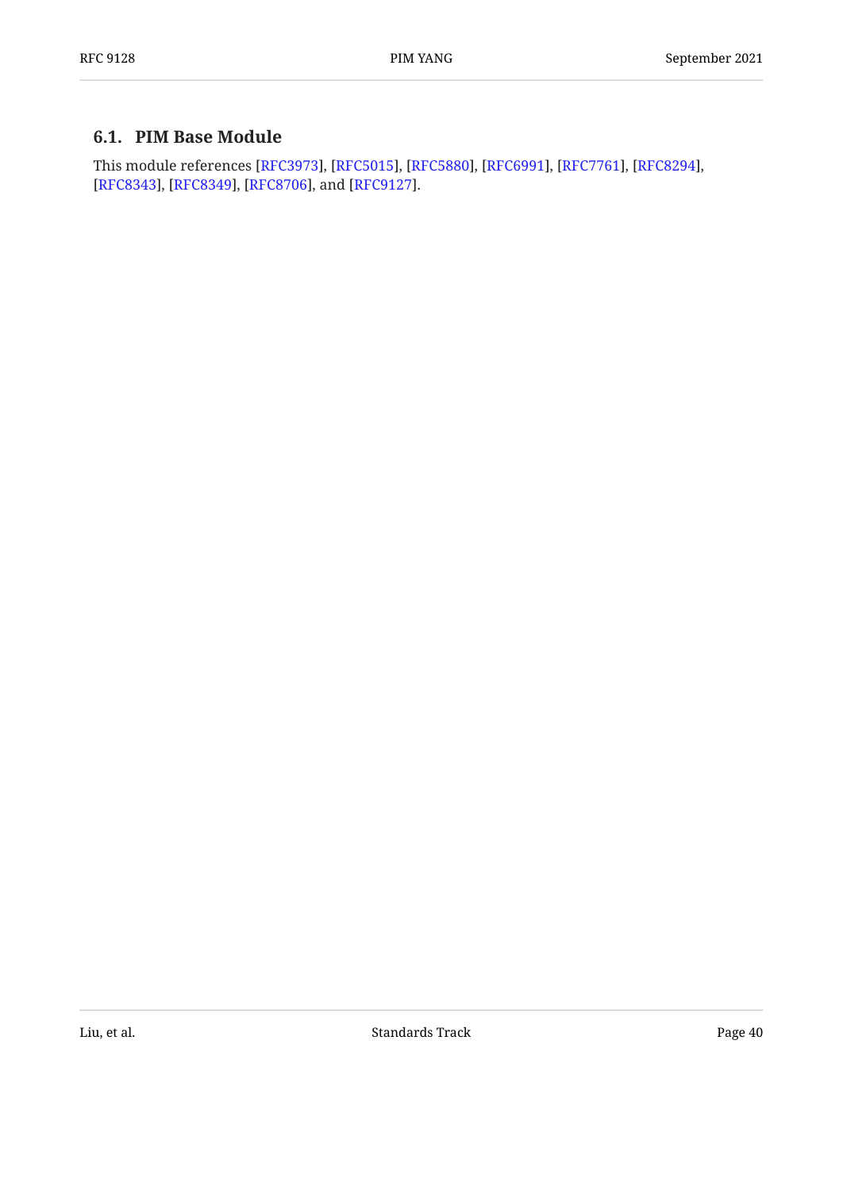## 6.1. PIM Base Module

This module references [RFC3973], [RFC5015], [RFC5880], [RFC6991], [RFC7761], [RFC8294], [RFC8343], [RFC8349], [RFC8706], and [RFC9127].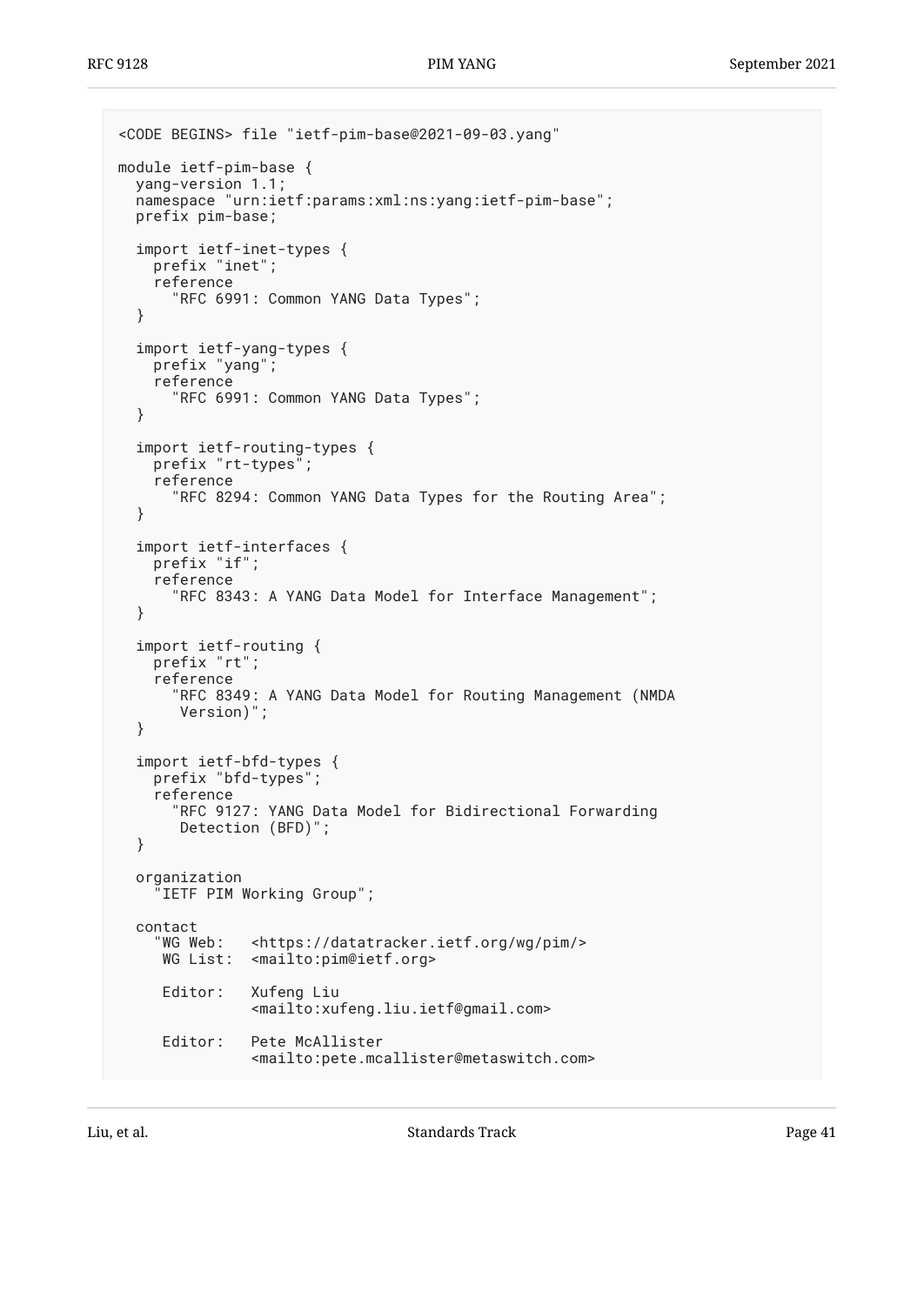```
<CODE BEGINS> file "ietf-pim-base@2021-09-03.yang"

module ietf-pim-base {
  yang-version 1.1;
  namespace "urn:ietf:params:xml:ns:yang:ietf-pim-base";
  prefix pim-base;

  import ietf-inet-types {
    prefix "inet";
    reference
      "RFC 6991: Common YANG Data Types";
  }

  import ietf-yang-types {
    prefix "yang";
    reference
      "RFC 6991: Common YANG Data Types";
  }

  import ietf-routing-types {
    prefix "rt-types";
    reference
      "RFC 8294: Common YANG Data Types for the Routing Area";
  }

  import ietf-interfaces {
    prefix "if";
    reference
      "RFC 8343: A YANG Data Model for Interface Management";
  }

  import ietf-routing {
    prefix "rt";
    reference
      "RFC 8349: A YANG Data Model for Routing Management (NMDA
       Version)";
  }

  import ietf-bfd-types {
    prefix "bfd-types";
    reference
      "RFC 9127: YANG Data Model for Bidirectional Forwarding
       Detection (BFD)";
  }

  organization
    "IETF PIM Working Group";

  contact
    "WG Web:   <https://datatracker.ietf.org/wg/pim/>
     WG List:  <mailto:pim@ietf.org>

     Editor:   Xufeng Liu
               <mailto:xufeng.liu.ietf@gmail.com>

     Editor:   Pete McAllister
               <mailto:pete.mcallister@metaswitch.com>
```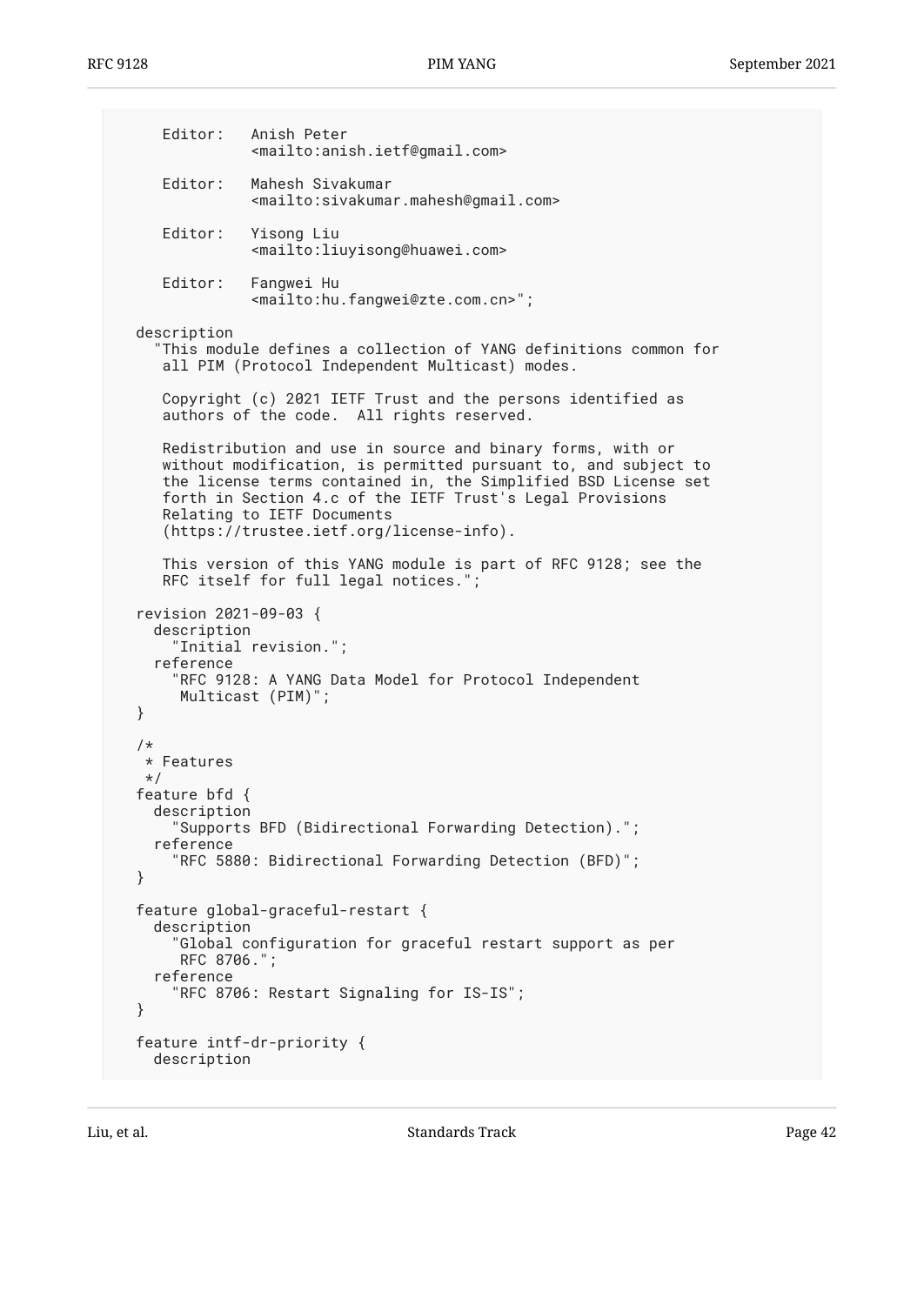```
     Editor:   Anish Peter
               <mailto:anish.ietf@gmail.com>

     Editor:   Mahesh Sivakumar
               <mailto:sivakumar.mahesh@gmail.com>

     Editor:   Yisong Liu
               <mailto:liuyisong@huawei.com>

     Editor:   Fangwei Hu
               <mailto:hu.fangwei@zte.com.cn>";

  description
    "This module defines a collection of YANG definitions common for
     all PIM (Protocol Independent Multicast) modes.

     Copyright (c) 2021 IETF Trust and the persons identified as
     authors of the code.  All rights reserved.

     Redistribution and use in source and binary forms, with or
     without modification, is permitted pursuant to, and subject to
     the license terms contained in, the Simplified BSD License set
     forth in Section 4.c of the IETF Trust's Legal Provisions
     Relating to IETF Documents
     (https://trustee.ietf.org/license-info).

     This version of this YANG module is part of RFC 9128; see the
     RFC itself for full legal notices.";

  revision 2021-09-03 {
    description
      "Initial revision.";
    reference
      "RFC 9128: A YANG Data Model for Protocol Independent
       Multicast (PIM)";
  }

  /*
   * Features
   */
  feature bfd {
    description
      "Supports BFD (Bidirectional Forwarding Detection).";
    reference
      "RFC 5880: Bidirectional Forwarding Detection (BFD)";
  }

  feature global-graceful-restart {
    description
      "Global configuration for graceful restart support as per
       RFC 8706.";
    reference
      "RFC 8706: Restart Signaling for IS-IS";
  }

  feature intf-dr-priority {
    description
```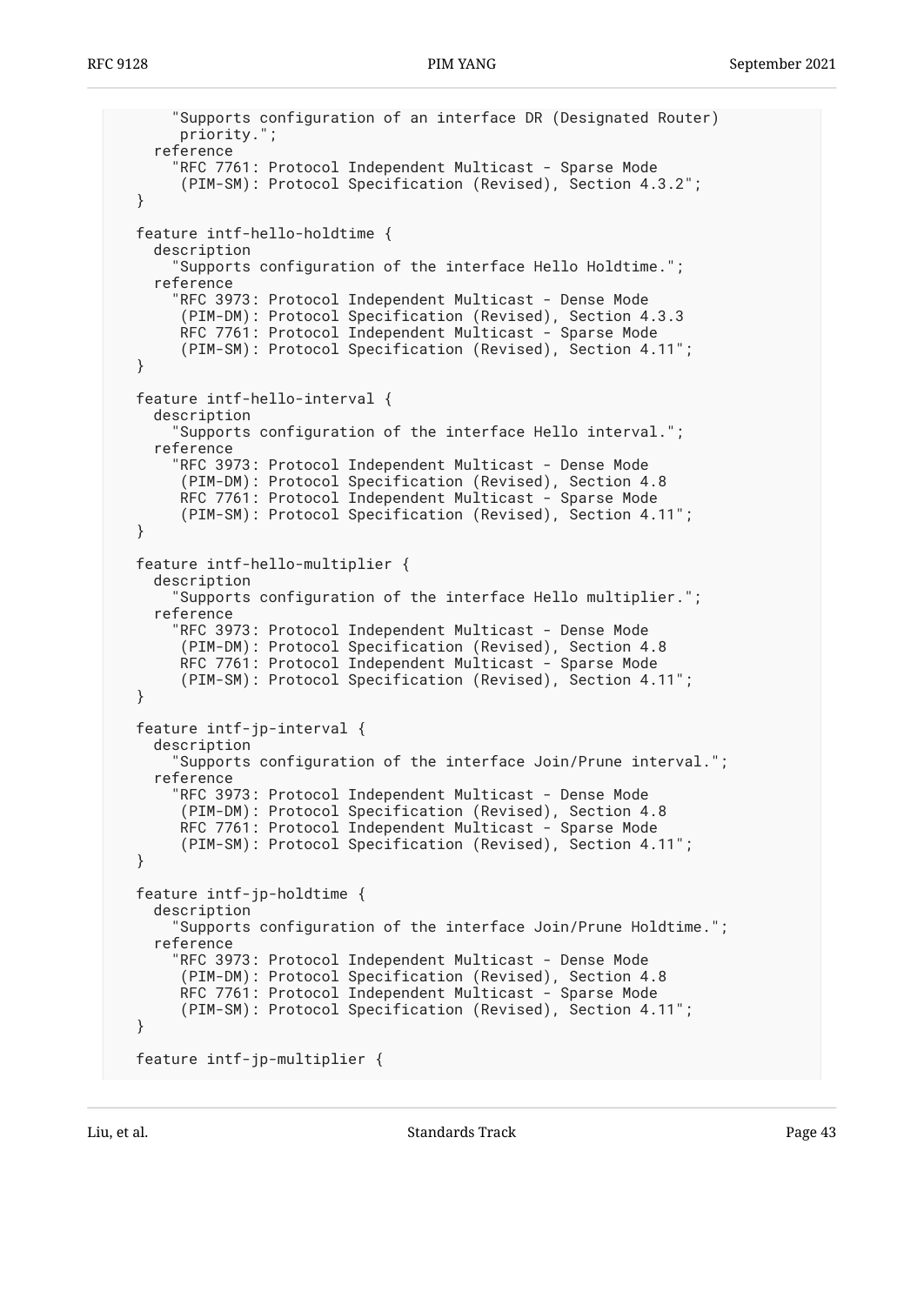```
      "Supports configuration of an interface DR (Designated Router)
       priority.";
    reference
      "RFC 7761: Protocol Independent Multicast - Sparse Mode
       (PIM-SM): Protocol Specification (Revised), Section 4.3.2";
  }

  feature intf-hello-holdtime {
    description
      "Supports configuration of the interface Hello Holdtime.";
    reference
      "RFC 3973: Protocol Independent Multicast - Dense Mode
       (PIM-DM): Protocol Specification (Revised), Section 4.3.3
       RFC 7761: Protocol Independent Multicast - Sparse Mode
       (PIM-SM): Protocol Specification (Revised), Section 4.11";
  }

  feature intf-hello-interval {
    description
      "Supports configuration of the interface Hello interval.";
    reference
      "RFC 3973: Protocol Independent Multicast - Dense Mode
       (PIM-DM): Protocol Specification (Revised), Section 4.8
       RFC 7761: Protocol Independent Multicast - Sparse Mode
       (PIM-SM): Protocol Specification (Revised), Section 4.11";
  }

  feature intf-hello-multiplier {
    description
      "Supports configuration of the interface Hello multiplier.";
    reference
      "RFC 3973: Protocol Independent Multicast - Dense Mode
       (PIM-DM): Protocol Specification (Revised), Section 4.8
       RFC 7761: Protocol Independent Multicast - Sparse Mode
       (PIM-SM): Protocol Specification (Revised), Section 4.11";
  }

  feature intf-jp-interval {
    description
      "Supports configuration of the interface Join/Prune interval.";
    reference
      "RFC 3973: Protocol Independent Multicast - Dense Mode
       (PIM-DM): Protocol Specification (Revised), Section 4.8
       RFC 7761: Protocol Independent Multicast - Sparse Mode
       (PIM-SM): Protocol Specification (Revised), Section 4.11";
  }

  feature intf-jp-holdtime {
    description
      "Supports configuration of the interface Join/Prune Holdtime.";
    reference
      "RFC 3973: Protocol Independent Multicast - Dense Mode
       (PIM-DM): Protocol Specification (Revised), Section 4.8
       RFC 7761: Protocol Independent Multicast - Sparse Mode
       (PIM-SM): Protocol Specification (Revised), Section 4.11";
  }

  feature intf-jp-multiplier {
```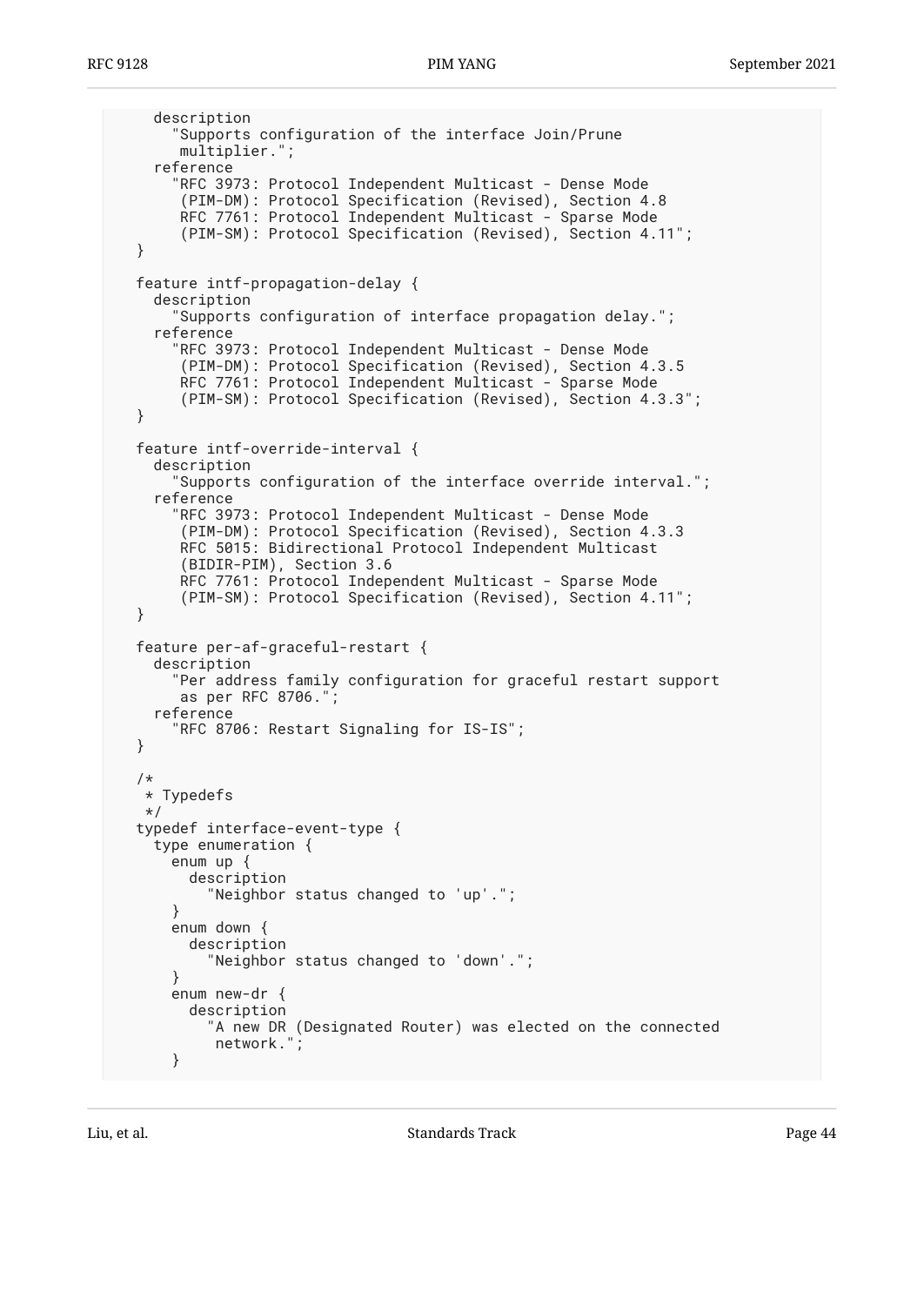```
      description
        "Supports configuration of the interface Join/Prune
         multiplier.";
      reference
        "RFC 3973: Protocol Independent Multicast - Dense Mode
         (PIM-DM): Protocol Specification (Revised), Section 4.8
         RFC 7761: Protocol Independent Multicast - Sparse Mode
         (PIM-SM): Protocol Specification (Revised), Section 4.11";
    }

    feature intf-propagation-delay {
      description
        "Supports configuration of interface propagation delay.";
      reference
        "RFC 3973: Protocol Independent Multicast - Dense Mode
         (PIM-DM): Protocol Specification (Revised), Section 4.3.5
         RFC 7761: Protocol Independent Multicast - Sparse Mode
         (PIM-SM): Protocol Specification (Revised), Section 4.3.3";
    }

    feature intf-override-interval {
      description
        "Supports configuration of the interface override interval.";
      reference
        "RFC 3973: Protocol Independent Multicast - Dense Mode
         (PIM-DM): Protocol Specification (Revised), Section 4.3.3
         RFC 5015: Bidirectional Protocol Independent Multicast
         (BIDIR-PIM), Section 3.6
         RFC 7761: Protocol Independent Multicast - Sparse Mode
         (PIM-SM): Protocol Specification (Revised), Section 4.11";
    }

    feature per-af-graceful-restart {
      description
        "Per address family configuration for graceful restart support
         as per RFC 8706.";
      reference
        "RFC 8706: Restart Signaling for IS-IS";
    }

    /*
     * Typedefs
     */
    typedef interface-event-type {
      type enumeration {
        enum up {
          description
            "Neighbor status changed to 'up'.";
        }
        enum down {
          description
            "Neighbor status changed to 'down'.";
        }
        enum new-dr {
          description
            "A new DR (Designated Router) was elected on the connected
             network.";
        }
```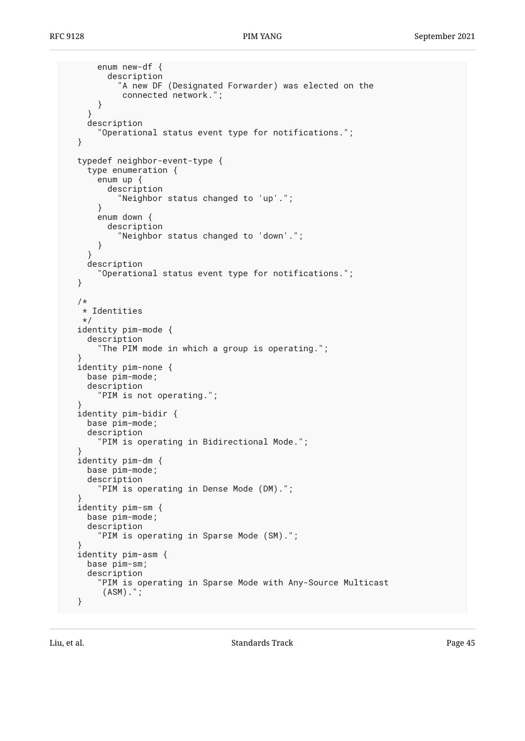```
      enum new-df {
        description
          "A new DF (Designated Forwarder) was elected on the
           connected network.";
      }
    }
    description
      "Operational status event type for notifications.";
  }

  typedef neighbor-event-type {
    type enumeration {
      enum up {
        description
          "Neighbor status changed to 'up'.";
      }
      enum down {
        description
          "Neighbor status changed to 'down'.";
      }
    }
    description
      "Operational status event type for notifications.";
  }

  /*
   * Identities
   */
  identity pim-mode {
    description
      "The PIM mode in which a group is operating.";
  }
  identity pim-none {
    base pim-mode;
    description
      "PIM is not operating.";
  }
  identity pim-bidir {
    base pim-mode;
    description
      "PIM is operating in Bidirectional Mode.";
  }
  identity pim-dm {
    base pim-mode;
    description
      "PIM is operating in Dense Mode (DM).";
  }
  identity pim-sm {
    base pim-mode;
    description
      "PIM is operating in Sparse Mode (SM).";
  }
  identity pim-asm {
    base pim-sm;
    description
      "PIM is operating in Sparse Mode with Any-Source Multicast
       (ASM).";
  }
```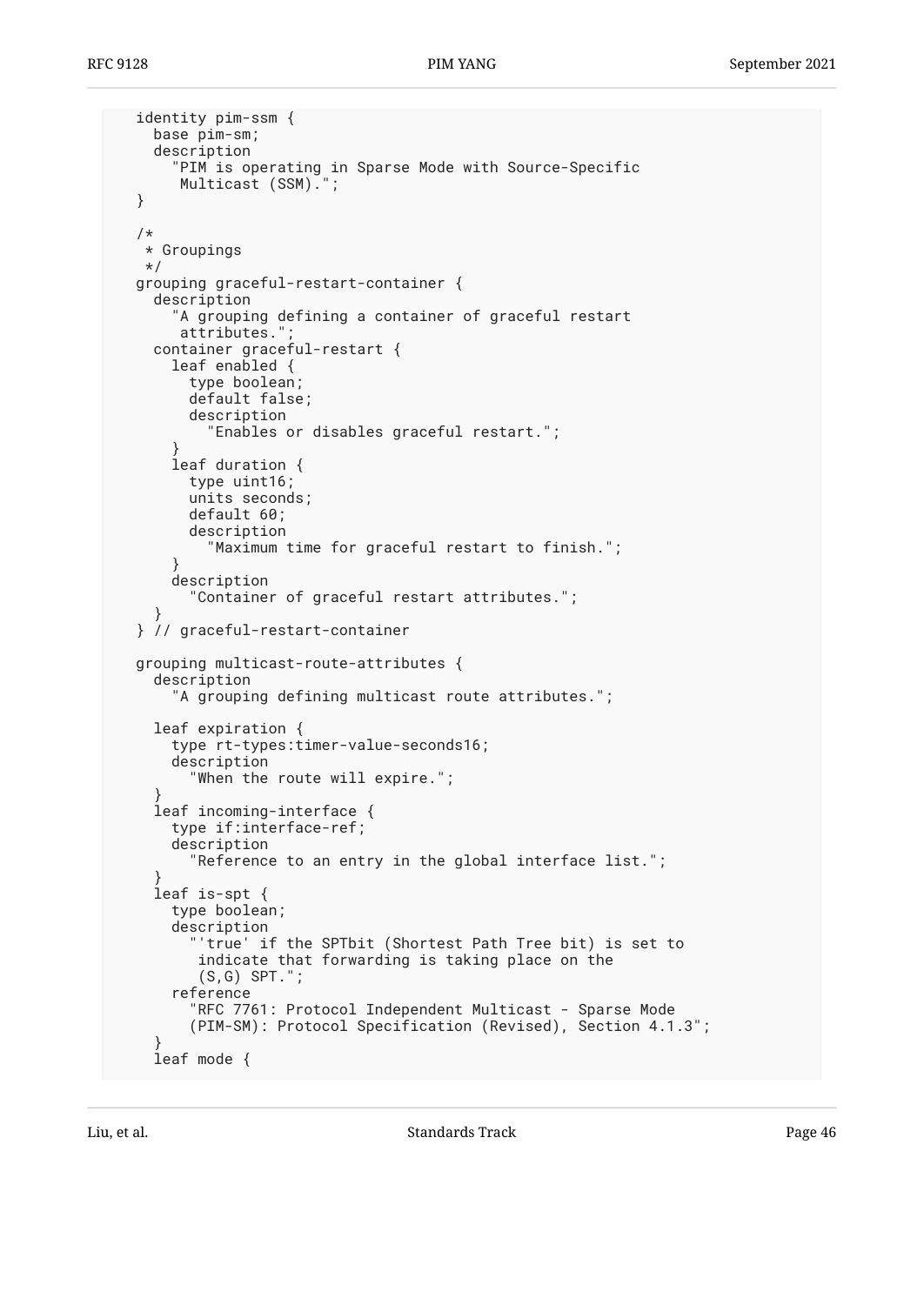```
   identity pim-ssm {
     base pim-sm;
     description
       "PIM is operating in Sparse Mode with Source-Specific
        Multicast (SSM).";
   }

   /*
    * Groupings
    */
   grouping graceful-restart-container {
     description
       "A grouping defining a container of graceful restart
        attributes.";
     container graceful-restart {
       leaf enabled {
         type boolean;
         default false;
         description
           "Enables or disables graceful restart.";
       }
       leaf duration {
         type uint16;
         units seconds;
         default 60;
         description
           "Maximum time for graceful restart to finish.";
       }
       description
         "Container of graceful restart attributes.";
     }
   } // graceful-restart-container

   grouping multicast-route-attributes {
     description
       "A grouping defining multicast route attributes.";

     leaf expiration {
       type rt-types:timer-value-seconds16;
       description
         "When the route will expire.";
     }
     leaf incoming-interface {
       type if:interface-ref;
       description
         "Reference to an entry in the global interface list.";
     }
     leaf is-spt {
       type boolean;
       description
         "'true' if the SPTbit (Shortest Path Tree bit) is set to
          indicate that forwarding is taking place on the
          (S,G) SPT.";
       reference
         "RFC 7761: Protocol Independent Multicast - Sparse Mode
         (PIM-SM): Protocol Specification (Revised), Section 4.1.3";
     }
     leaf mode {
```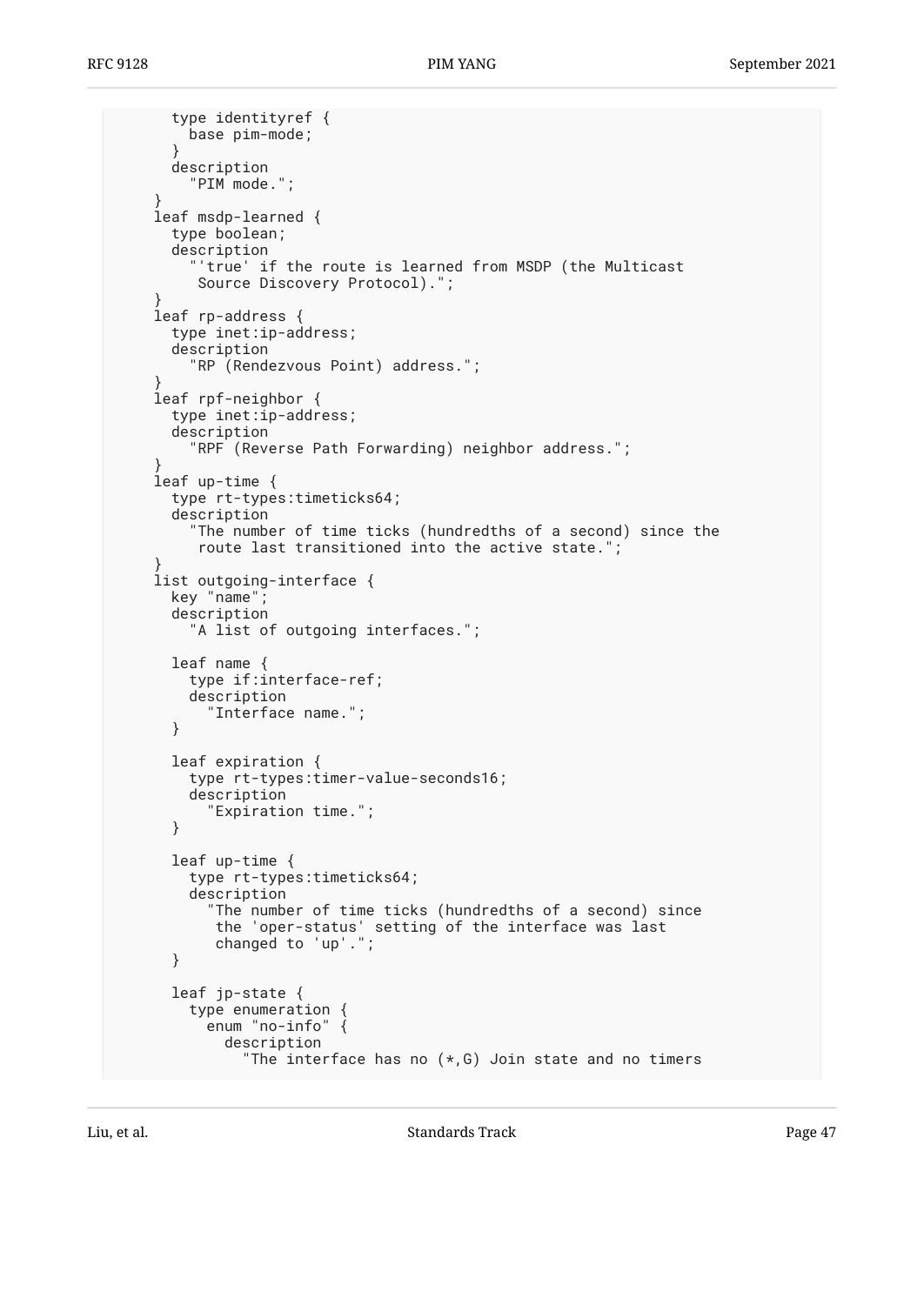```
        type identityref {
          base pim-mode;
        }
        description
          "PIM mode.";
      }
      leaf msdp-learned {
        type boolean;
        description
          "'true' if the route is learned from MSDP (the Multicast
           Source Discovery Protocol).";
      }
      leaf rp-address {
        type inet:ip-address;
        description
          "RP (Rendezvous Point) address.";
      }
      leaf rpf-neighbor {
        type inet:ip-address;
        description
          "RPF (Reverse Path Forwarding) neighbor address.";
      }
      leaf up-time {
        type rt-types:timeticks64;
        description
          "The number of time ticks (hundredths of a second) since the
           route last transitioned into the active state.";
      }
      list outgoing-interface {
        key "name";
        description
          "A list of outgoing interfaces.";

        leaf name {
          type if:interface-ref;
          description
            "Interface name.";
        }

        leaf expiration {
          type rt-types:timer-value-seconds16;
          description
            "Expiration time.";
        }

        leaf up-time {
          type rt-types:timeticks64;
          description
            "The number of time ticks (hundredths of a second) since
             the 'oper-status' setting of the interface was last
             changed to 'up'.";
        }

        leaf jp-state {
          type enumeration {
            enum "no-info" {
              description
                "The interface has no (*,G) Join state and no timers
```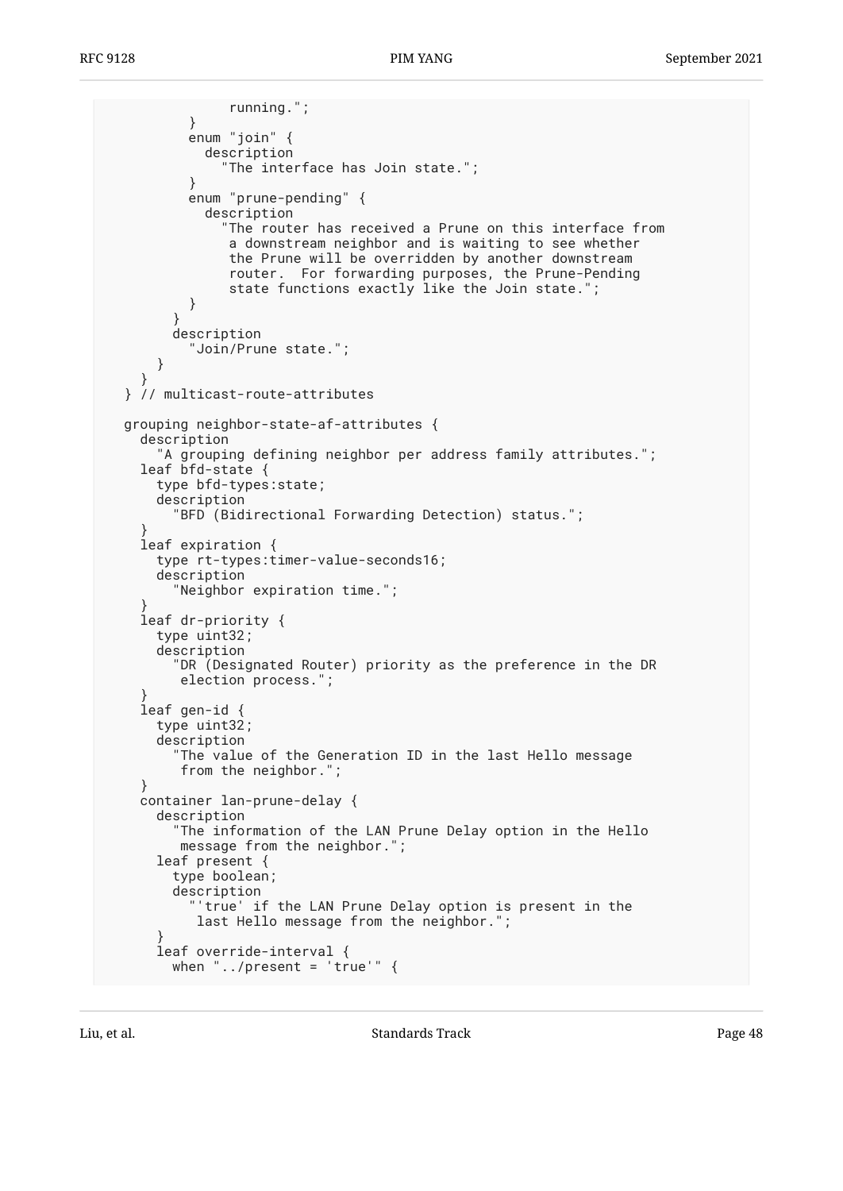```
              running.";
          }
          enum "join" {
            description
              "The interface has Join state.";
          }
          enum "prune-pending" {
            description
              "The router has received a Prune on this interface from
               a downstream neighbor and is waiting to see whether
               the Prune will be overridden by another downstream
               router.  For forwarding purposes, the Prune-Pending
               state functions exactly like the Join state.";
          }
        }
        description
          "Join/Prune state.";
      }
    }
  } // multicast-route-attributes

  grouping neighbor-state-af-attributes {
    description
      "A grouping defining neighbor per address family attributes.";
    leaf bfd-state {
      type bfd-types:state;
      description
        "BFD (Bidirectional Forwarding Detection) status.";
    }
    leaf expiration {
      type rt-types:timer-value-seconds16;
      description
        "Neighbor expiration time.";
    }
    leaf dr-priority {
      type uint32;
      description
        "DR (Designated Router) priority as the preference in the DR
         election process.";
    }
    leaf gen-id {
      type uint32;
      description
        "The value of the Generation ID in the last Hello message
         from the neighbor.";
    }
    container lan-prune-delay {
      description
        "The information of the LAN Prune Delay option in the Hello
         message from the neighbor.";
      leaf present {
        type boolean;
        description
          "'true' if the LAN Prune Delay option is present in the
           last Hello message from the neighbor.";
      }
      leaf override-interval {
        when "../present = 'true'" {
```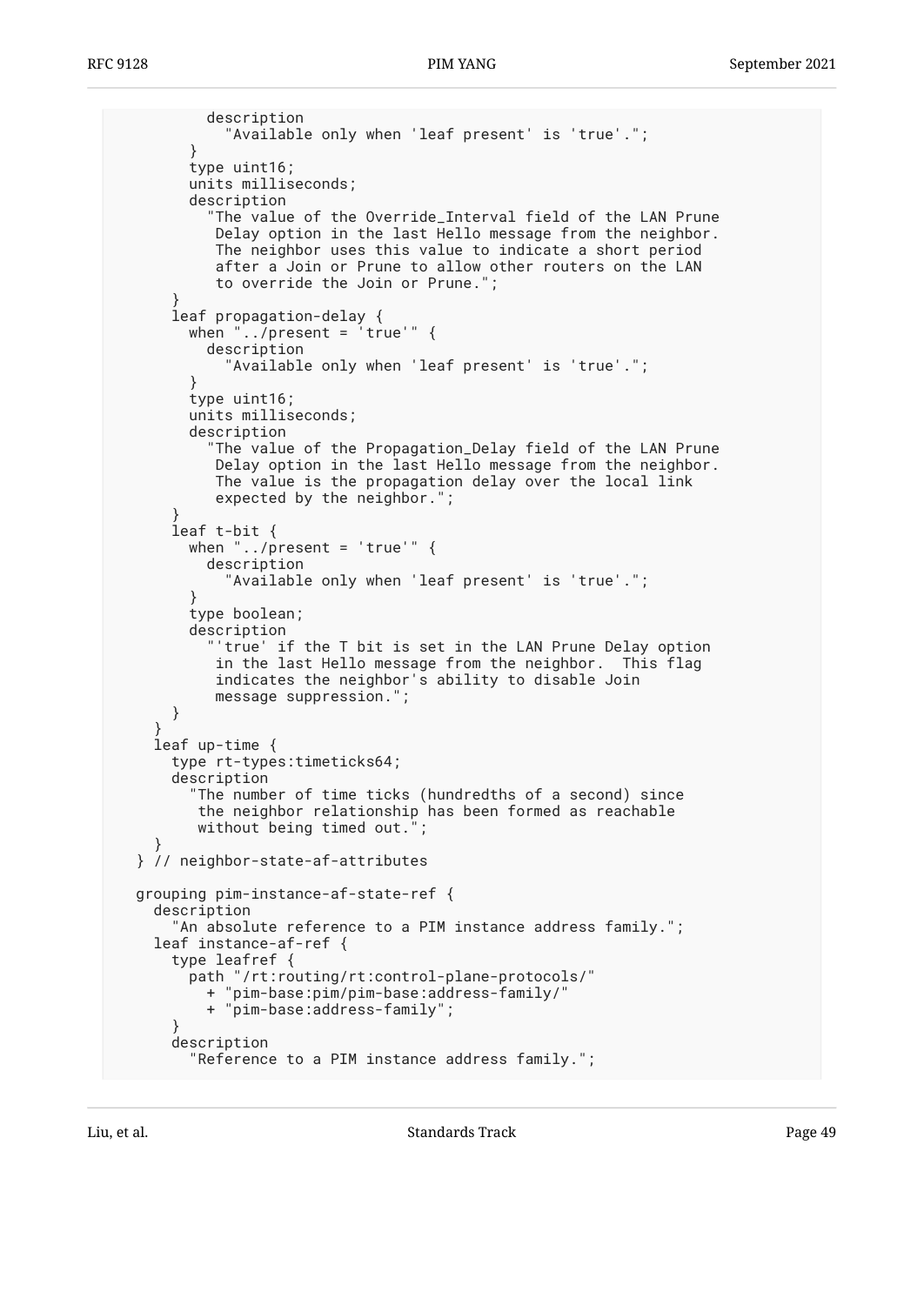```
          description
            "Available only when 'leaf present' is 'true'.";
        }
        type uint16;
        units milliseconds;
        description
          "The value of the Override_Interval field of the LAN Prune
           Delay option in the last Hello message from the neighbor.
           The neighbor uses this value to indicate a short period
           after a Join or Prune to allow other routers on the LAN
           to override the Join or Prune.";
      }
      leaf propagation-delay {
        when "../present = 'true'" {
          description
            "Available only when 'leaf present' is 'true'.";
        }
        type uint16;
        units milliseconds;
        description
          "The value of the Propagation_Delay field of the LAN Prune
           Delay option in the last Hello message from the neighbor.
           The value is the propagation delay over the local link
           expected by the neighbor.";
      }
      leaf t-bit {
        when "../present = 'true'" {
          description
            "Available only when 'leaf present' is 'true'.";
        }
        type boolean;
        description
          "'true' if the T bit is set in the LAN Prune Delay option
           in the last Hello message from the neighbor.  This flag
           indicates the neighbor's ability to disable Join
           message suppression.";
      }
    }
    leaf up-time {
      type rt-types:timeticks64;
      description
        "The number of time ticks (hundredths of a second) since
         the neighbor relationship has been formed as reachable
         without being timed out.";
    }
  } // neighbor-state-af-attributes

  grouping pim-instance-af-state-ref {
    description
      "An absolute reference to a PIM instance address family.";
    leaf instance-af-ref {
      type leafref {
        path "/rt:routing/rt:control-plane-protocols/"
          + "pim-base:pim/pim-base:address-family/"
          + "pim-base:address-family";
      }
      description
        "Reference to a PIM instance address family.";
```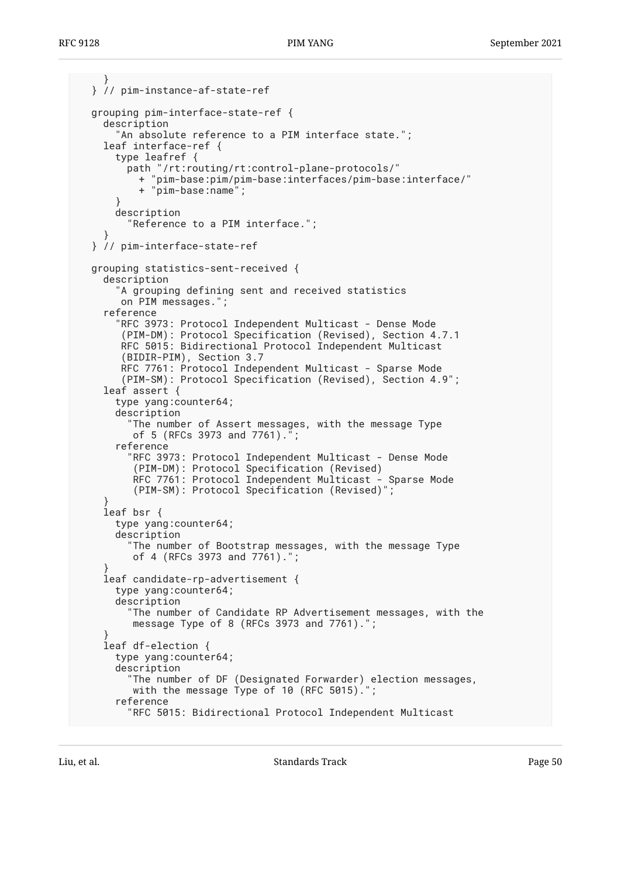```
    }
  } // pim-instance-af-state-ref

  grouping pim-interface-state-ref {
    description
      "An absolute reference to a PIM interface state.";
    leaf interface-ref {
      type leafref {
        path "/rt:routing/rt:control-plane-protocols/"
           + "pim-base:pim/pim-base:interfaces/pim-base:interface/"
           + "pim-base:name";
      }
      description
        "Reference to a PIM interface.";
    }
  } // pim-interface-state-ref

  grouping statistics-sent-received {
    description
      "A grouping defining sent and received statistics
       on PIM messages.";
    reference
      "RFC 3973: Protocol Independent Multicast - Dense Mode
       (PIM-DM): Protocol Specification (Revised), Section 4.7.1
       RFC 5015: Bidirectional Protocol Independent Multicast
       (BIDIR-PIM), Section 3.7
       RFC 7761: Protocol Independent Multicast - Sparse Mode
       (PIM-SM): Protocol Specification (Revised), Section 4.9";
    leaf assert {
      type yang:counter64;
      description
        "The number of Assert messages, with the message Type
         of 5 (RFCs 3973 and 7761).";
      reference
        "RFC 3973: Protocol Independent Multicast - Dense Mode
         (PIM-DM): Protocol Specification (Revised)
         RFC 7761: Protocol Independent Multicast - Sparse Mode
         (PIM-SM): Protocol Specification (Revised)";
    }
    leaf bsr {
      type yang:counter64;
      description
        "The number of Bootstrap messages, with the message Type
         of 4 (RFCs 3973 and 7761).";
    }
    leaf candidate-rp-advertisement {
      type yang:counter64;
      description
        "The number of Candidate RP Advertisement messages, with the
         message Type of 8 (RFCs 3973 and 7761).";
    }
    leaf df-election {
      type yang:counter64;
      description
        "The number of DF (Designated Forwarder) election messages,
         with the message Type of 10 (RFC 5015).";
      reference
        "RFC 5015: Bidirectional Protocol Independent Multicast
```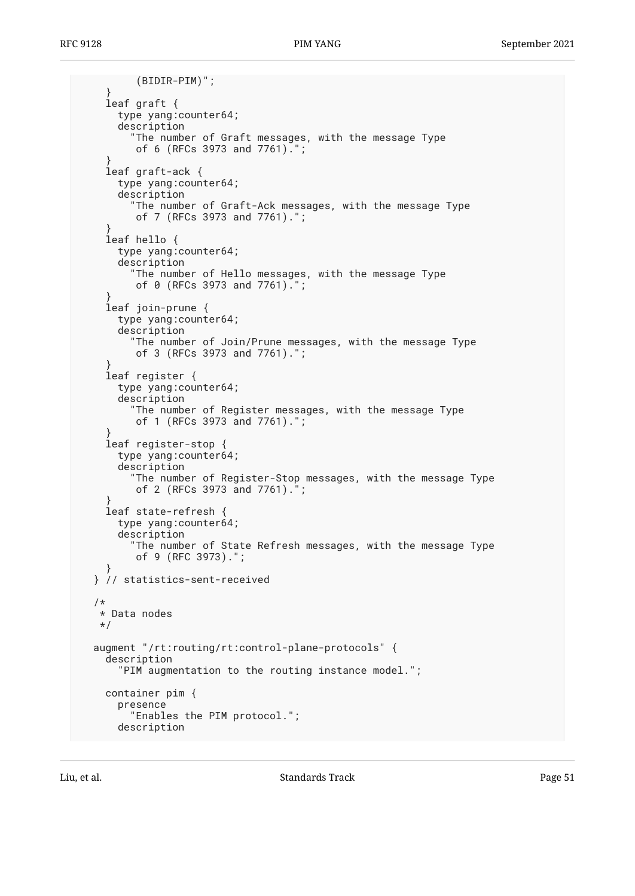```
          (BIDIR-PIM)";
      }
      leaf graft {
        type yang:counter64;
        description
          "The number of Graft messages, with the message Type
           of 6 (RFCs 3973 and 7761).";
      }
      leaf graft-ack {
        type yang:counter64;
        description
          "The number of Graft-Ack messages, with the message Type
           of 7 (RFCs 3973 and 7761).";
      }
      leaf hello {
        type yang:counter64;
        description
          "The number of Hello messages, with the message Type
           of 0 (RFCs 3973 and 7761).";
      }
      leaf join-prune {
        type yang:counter64;
        description
          "The number of Join/Prune messages, with the message Type
           of 3 (RFCs 3973 and 7761).";
      }
      leaf register {
        type yang:counter64;
        description
          "The number of Register messages, with the message Type
           of 1 (RFCs 3973 and 7761).";
      }
      leaf register-stop {
        type yang:counter64;
        description
          "The number of Register-Stop messages, with the message Type
           of 2 (RFCs 3973 and 7761).";
      }
      leaf state-refresh {
        type yang:counter64;
        description
          "The number of State Refresh messages, with the message Type
           of 9 (RFC 3973).";
      }
    } // statistics-sent-received

    /*
     * Data nodes
     */

    augment "/rt:routing/rt:control-plane-protocols" {
      description
        "PIM augmentation to the routing instance model.";

      container pim {
        presence
          "Enables the PIM protocol.";
        description
```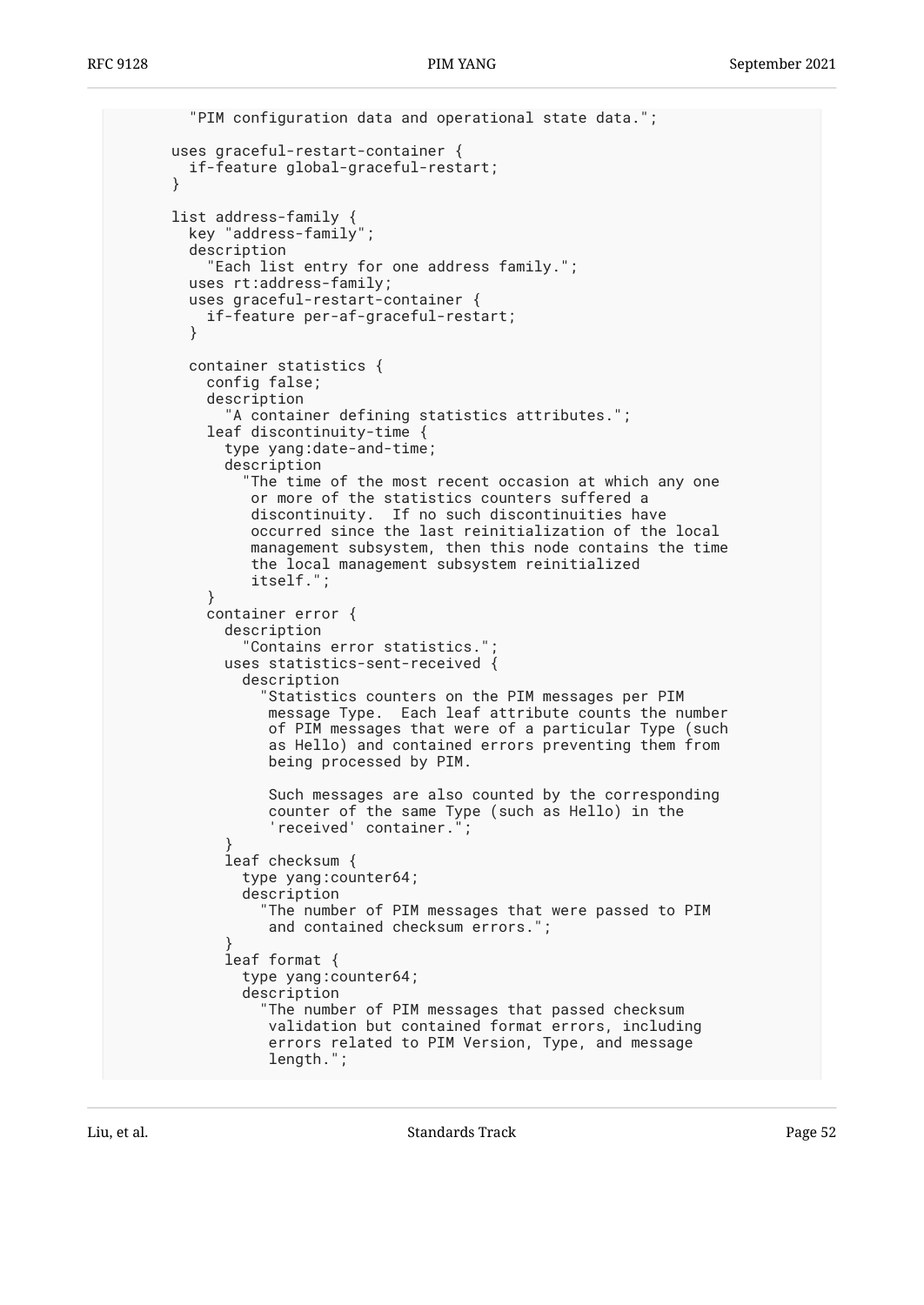```
          "PIM configuration data and operational state data.";

        uses graceful-restart-container {
          if-feature global-graceful-restart;
        }

        list address-family {
          key "address-family";
          description
            "Each list entry for one address family.";
          uses rt:address-family;
          uses graceful-restart-container {
            if-feature per-af-graceful-restart;
          }

          container statistics {
            config false;
            description
              "A container defining statistics attributes.";
            leaf discontinuity-time {
              type yang:date-and-time;
              description
                "The time of the most recent occasion at which any one
                 or more of the statistics counters suffered a
                 discontinuity.  If no such discontinuities have
                 occurred since the last reinitialization of the local
                 management subsystem, then this node contains the time
                 the local management subsystem reinitialized
                 itself.";
            }
            container error {
              description
                "Contains error statistics.";
              uses statistics-sent-received {
                description
                  "Statistics counters on the PIM messages per PIM
                   message Type.  Each leaf attribute counts the number
                   of PIM messages that were of a particular Type (such
                   as Hello) and contained errors preventing them from
                   being processed by PIM.

                   Such messages are also counted by the corresponding
                   counter of the same Type (such as Hello) in the
                   'received' container.";
              }
              leaf checksum {
                type yang:counter64;
                description
                  "The number of PIM messages that were passed to PIM
                   and contained checksum errors.";
              }
              leaf format {
                type yang:counter64;
                description
                  "The number of PIM messages that passed checksum
                   validation but contained format errors, including
                   errors related to PIM Version, Type, and message
                   length.";
```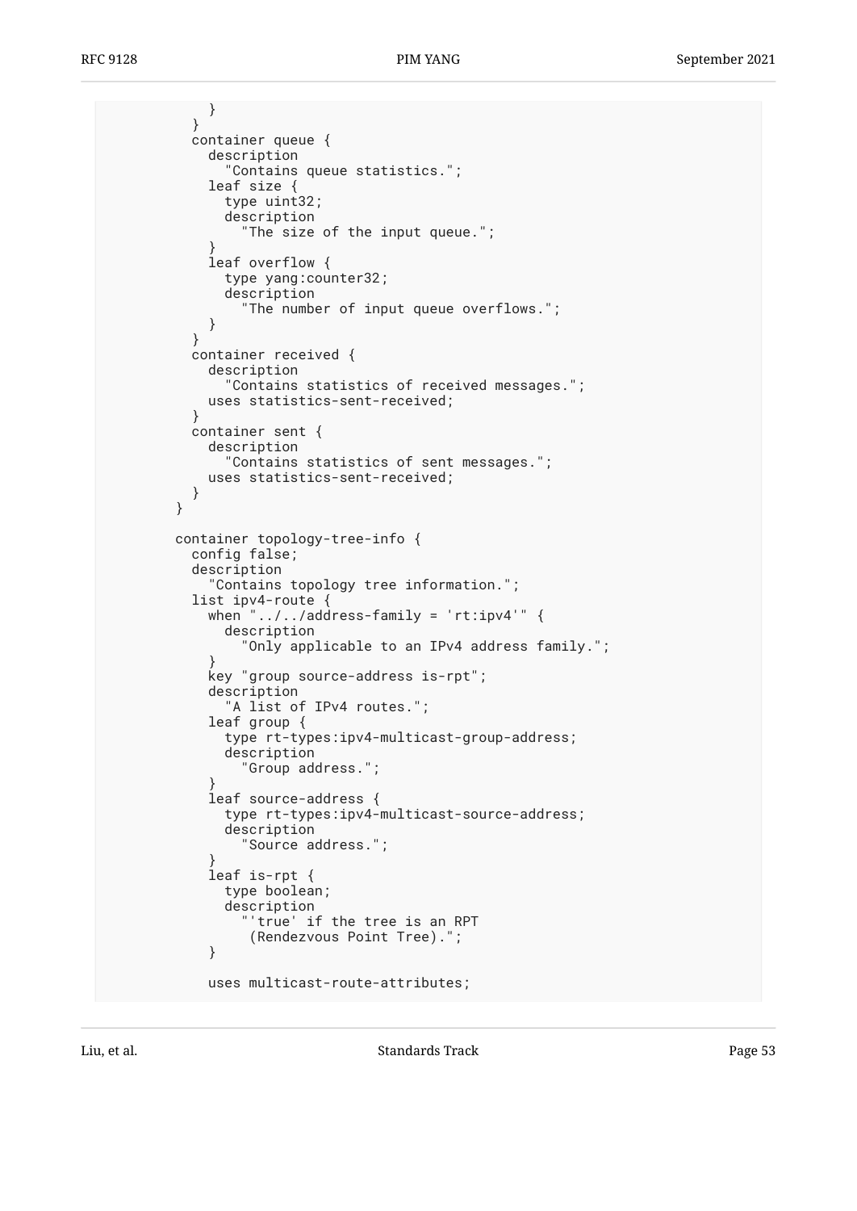```
            }
          }
          container queue {
            description
              "Contains queue statistics.";
            leaf size {
              type uint32;
              description
                "The size of the input queue.";
            }
            leaf overflow {
              type yang:counter32;
              description
                "The number of input queue overflows.";
            }
          }
          container received {
            description
              "Contains statistics of received messages.";
            uses statistics-sent-received;
          }
          container sent {
            description
              "Contains statistics of sent messages.";
            uses statistics-sent-received;
          }
        }

        container topology-tree-info {
          config false;
          description
            "Contains topology tree information.";
          list ipv4-route {
            when "../../address-family = 'rt:ipv4'" {
              description
                "Only applicable to an IPv4 address family.";
            }
            key "group source-address is-rpt";
            description
              "A list of IPv4 routes.";
            leaf group {
              type rt-types:ipv4-multicast-group-address;
              description
                "Group address.";
            }
            leaf source-address {
              type rt-types:ipv4-multicast-source-address;
              description
                "Source address.";
            }
            leaf is-rpt {
              type boolean;
              description
                "'true' if the tree is an RPT
                 (Rendezvous Point Tree).";
            }

            uses multicast-route-attributes;
```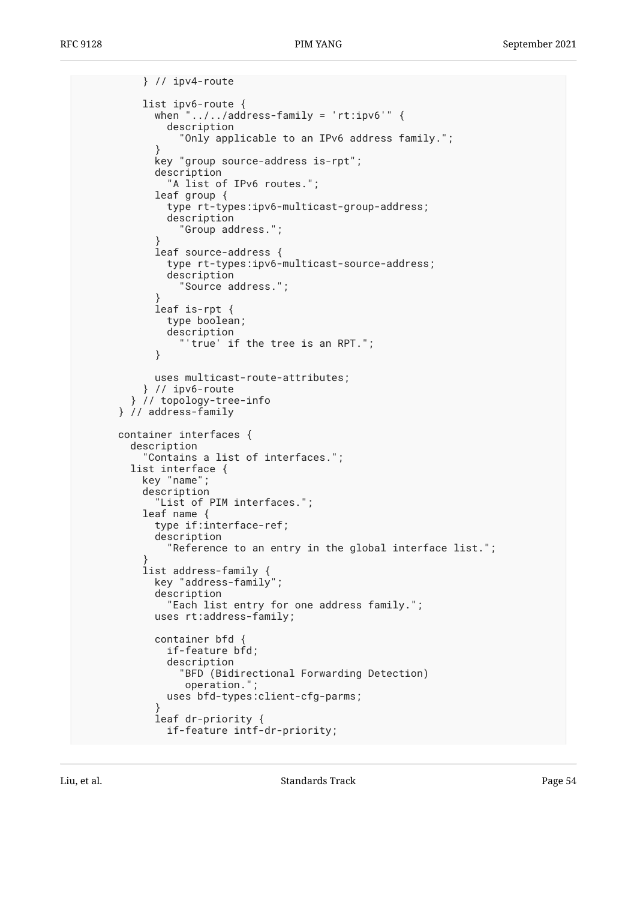```
          } // ipv4-route

          list ipv6-route {
            when "../../address-family = 'rt:ipv6'" {
              description
                "Only applicable to an IPv6 address family.";
            }
            key "group source-address is-rpt";
            description
              "A list of IPv6 routes.";
            leaf group {
              type rt-types:ipv6-multicast-group-address;
              description
                "Group address.";
            }
            leaf source-address {
              type rt-types:ipv6-multicast-source-address;
              description
                "Source address.";
            }
            leaf is-rpt {
              type boolean;
              description
                "'true' if the tree is an RPT.";
            }

            uses multicast-route-attributes;
          } // ipv6-route
        } // topology-tree-info
      } // address-family

      container interfaces {
        description
          "Contains a list of interfaces.";
        list interface {
          key "name";
          description
            "List of PIM interfaces.";
          leaf name {
            type if:interface-ref;
            description
              "Reference to an entry in the global interface list.";
          }
          list address-family {
            key "address-family";
            description
              "Each list entry for one address family.";
            uses rt:address-family;

            container bfd {
              if-feature bfd;
              description
                "BFD (Bidirectional Forwarding Detection)
                 operation.";
              uses bfd-types:client-cfg-parms;
            }
            leaf dr-priority {
              if-feature intf-dr-priority;
```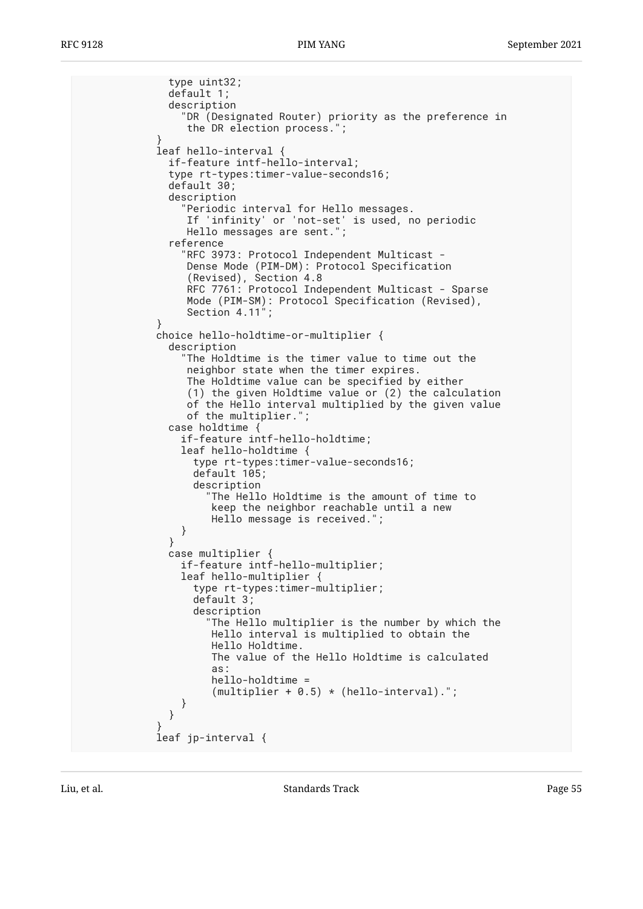```
              type uint32;
              default 1;
              description
                "DR (Designated Router) priority as the preference in
                 the DR election process.";
            }
            leaf hello-interval {
              if-feature intf-hello-interval;
              type rt-types:timer-value-seconds16;
              default 30;
              description
                "Periodic interval for Hello messages.
                 If 'infinity' or 'not-set' is used, no periodic
                 Hello messages are sent.";
              reference
                "RFC 3973: Protocol Independent Multicast -
                 Dense Mode (PIM-DM): Protocol Specification
                 (Revised), Section 4.8
                 RFC 7761: Protocol Independent Multicast - Sparse
                 Mode (PIM-SM): Protocol Specification (Revised),
                 Section 4.11";
            }
            choice hello-holdtime-or-multiplier {
              description
                "The Holdtime is the timer value to time out the
                 neighbor state when the timer expires.
                 The Holdtime value can be specified by either
                 (1) the given Holdtime value or (2) the calculation
                 of the Hello interval multiplied by the given value
                 of the multiplier.";
              case holdtime {
                if-feature intf-hello-holdtime;
                leaf hello-holdtime {
                  type rt-types:timer-value-seconds16;
                  default 105;
                  description
                    "The Hello Holdtime is the amount of time to
                     keep the neighbor reachable until a new
                     Hello message is received.";
                }
              }
              case multiplier {
                if-feature intf-hello-multiplier;
                leaf hello-multiplier {
                  type rt-types:timer-multiplier;
                  default 3;
                  description
                    "The Hello multiplier is the number by which the
                     Hello interval is multiplied to obtain the
                     Hello Holdtime.
                     The value of the Hello Holdtime is calculated
                     as:
                     hello-holdtime =
                     (multiplier + 0.5) * (hello-interval).";
                }
              }
            }
            leaf jp-interval {
```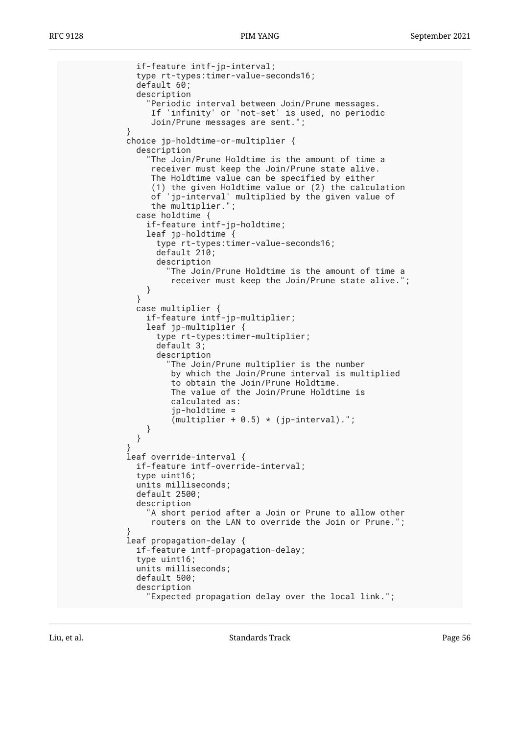```
              if-feature intf-jp-interval;
              type rt-types:timer-value-seconds16;
              default 60;
              description
                "Periodic interval between Join/Prune messages.
                 If 'infinity' or 'not-set' is used, no periodic
                 Join/Prune messages are sent.";
            }
            choice jp-holdtime-or-multiplier {
              description
                "The Join/Prune Holdtime is the amount of time a
                 receiver must keep the Join/Prune state alive.
                 The Holdtime value can be specified by either
                 (1) the given Holdtime value or (2) the calculation
                 of 'jp-interval' multiplied by the given value of
                 the multiplier.";
              case holdtime {
                if-feature intf-jp-holdtime;
                leaf jp-holdtime {
                  type rt-types:timer-value-seconds16;
                  default 210;
                  description
                    "The Join/Prune Holdtime is the amount of time a
                     receiver must keep the Join/Prune state alive.";
                }
              }
              case multiplier {
                if-feature intf-jp-multiplier;
                leaf jp-multiplier {
                  type rt-types:timer-multiplier;
                  default 3;
                  description
                    "The Join/Prune multiplier is the number
                     by which the Join/Prune interval is multiplied
                     to obtain the Join/Prune Holdtime.
                     The value of the Join/Prune Holdtime is
                     calculated as:
                     jp-holdtime =
                     (multiplier + 0.5) * (jp-interval).";
                }
              }
            }
            leaf override-interval {
              if-feature intf-override-interval;
              type uint16;
              units milliseconds;
              default 2500;
              description
                "A short period after a Join or Prune to allow other
                 routers on the LAN to override the Join or Prune.";
            }
            leaf propagation-delay {
              if-feature intf-propagation-delay;
              type uint16;
              units milliseconds;
              default 500;
              description
                "Expected propagation delay over the local link.";
```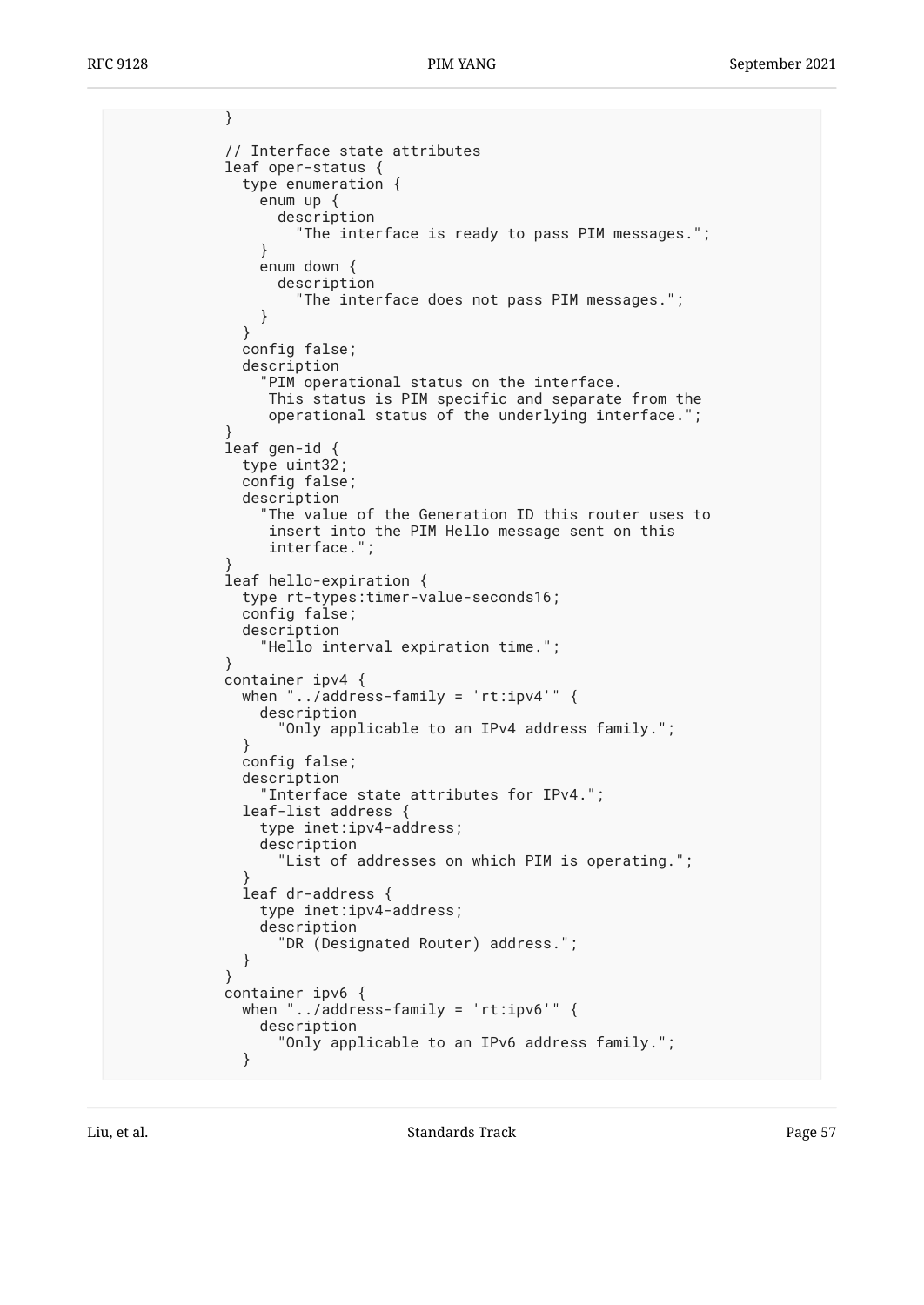```
              }

              // Interface state attributes
              leaf oper-status {
                type enumeration {
                  enum up {
                    description
                      "The interface is ready to pass PIM messages.";
                  }
                  enum down {
                    description
                      "The interface does not pass PIM messages.";
                  }
                }
                config false;
                description
                  "PIM operational status on the interface.
                   This status is PIM specific and separate from the
                   operational status of the underlying interface.";
              }
              leaf gen-id {
                type uint32;
                config false;
                description
                  "The value of the Generation ID this router uses to
                   insert into the PIM Hello message sent on this
                   interface.";
              }
              leaf hello-expiration {
                type rt-types:timer-value-seconds16;
                config false;
                description
                  "Hello interval expiration time.";
              }
              container ipv4 {
                when "../address-family = 'rt:ipv4'" {
                  description
                    "Only applicable to an IPv4 address family.";
                }
                config false;
                description
                  "Interface state attributes for IPv4.";
                leaf-list address {
                  type inet:ipv4-address;
                  description
                    "List of addresses on which PIM is operating.";
                }
                leaf dr-address {
                  type inet:ipv4-address;
                  description
                    "DR (Designated Router) address.";
                }
              }
              container ipv6 {
                when "../address-family = 'rt:ipv6'" {
                  description
                    "Only applicable to an IPv6 address family.";
                }
```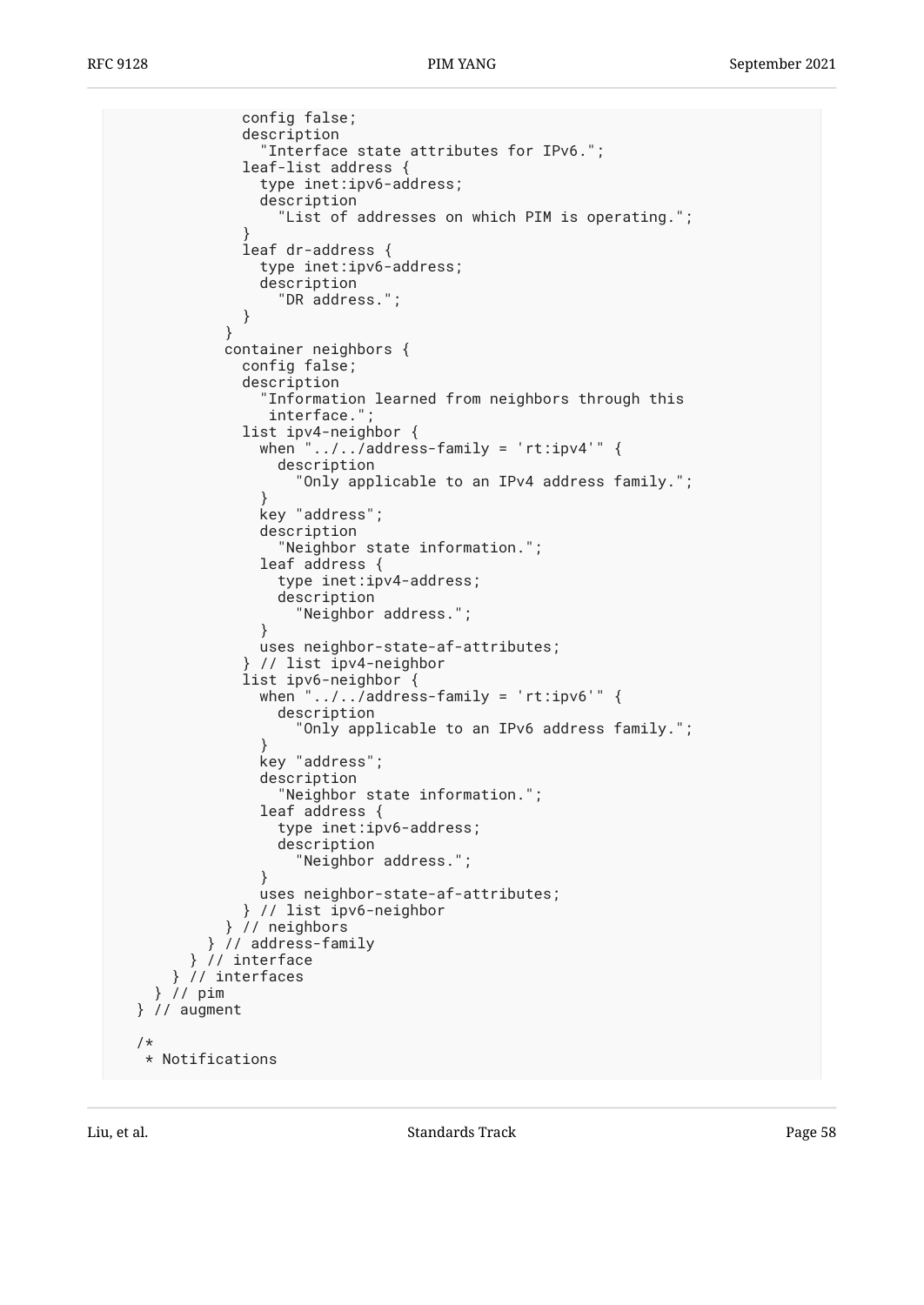```
              config false;
              description
                "Interface state attributes for IPv6.";
              leaf-list address {
                type inet:ipv6-address;
                description
                  "List of addresses on which PIM is operating.";
              }
              leaf dr-address {
                type inet:ipv6-address;
                description
                  "DR address.";
              }
            }
            container neighbors {
              config false;
              description
                "Information learned from neighbors through this
                 interface.";
              list ipv4-neighbor {
                when "../../address-family = 'rt:ipv4'" {
                  description
                    "Only applicable to an IPv4 address family.";
                }
                key "address";
                description
                  "Neighbor state information.";
                leaf address {
                  type inet:ipv4-address;
                  description
                    "Neighbor address.";
                }
                uses neighbor-state-af-attributes;
              } // list ipv4-neighbor
              list ipv6-neighbor {
                when "../../address-family = 'rt:ipv6'" {
                  description
                    "Only applicable to an IPv6 address family.";
                }
                key "address";
                description
                  "Neighbor state information.";
                leaf address {
                  type inet:ipv6-address;
                  description
                    "Neighbor address.";
                }
                uses neighbor-state-af-attributes;
              } // list ipv6-neighbor
            } // neighbors
          } // address-family
        } // interface
      } // interfaces
    } // pim
  } // augment

  /*
   * Notifications
```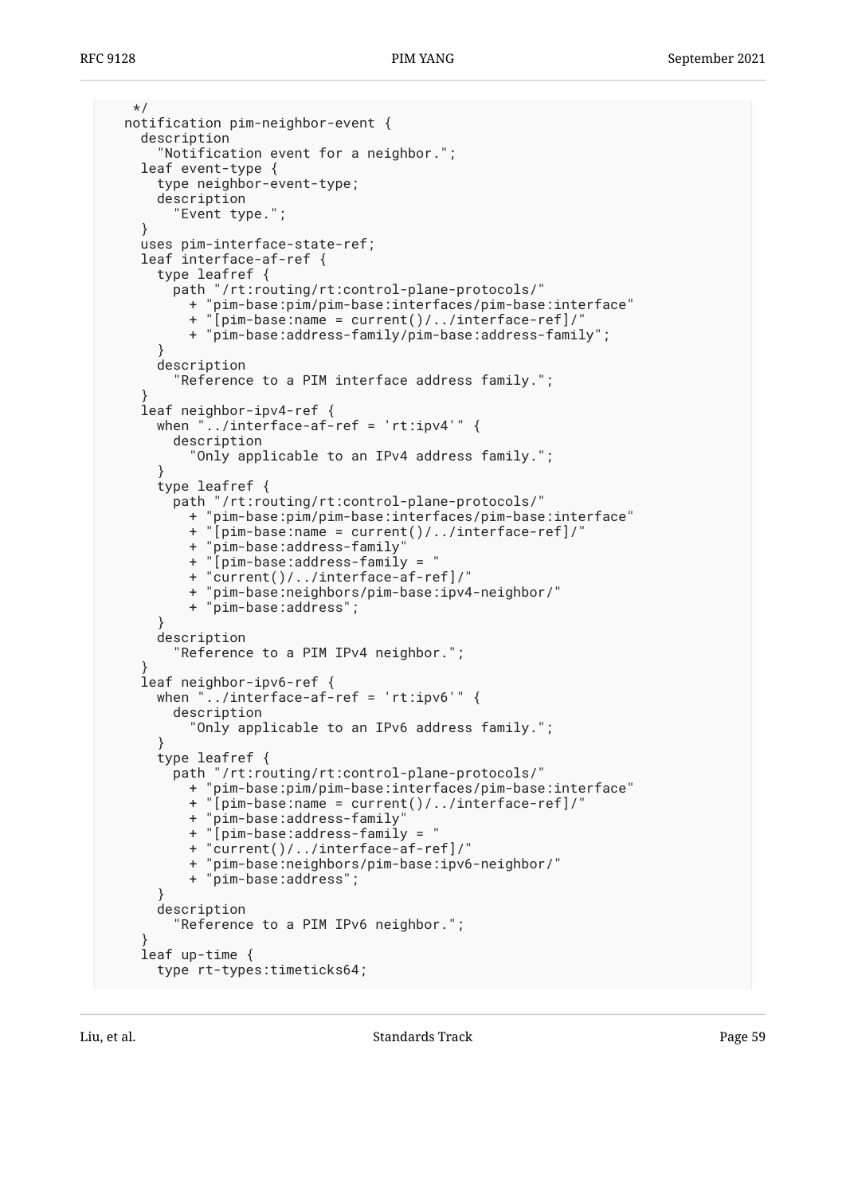```
     */
    notification pim-neighbor-event {
      description
        "Notification event for a neighbor.";
      leaf event-type {
        type neighbor-event-type;
        description
          "Event type.";
      }
      uses pim-interface-state-ref;
      leaf interface-af-ref {
        type leafref {
          path "/rt:routing/rt:control-plane-protocols/"
            + "pim-base:pim/pim-base:interfaces/pim-base:interface"
            + "[pim-base:name = current()/../interface-ref]/"
            + "pim-base:address-family/pim-base:address-family";
        }
        description
          "Reference to a PIM interface address family.";
      }
      leaf neighbor-ipv4-ref {
        when "../interface-af-ref = 'rt:ipv4'" {
          description
            "Only applicable to an IPv4 address family.";
        }
        type leafref {
          path "/rt:routing/rt:control-plane-protocols/"
            + "pim-base:pim/pim-base:interfaces/pim-base:interface"
            + "[pim-base:name = current()/../interface-ref]/"
            + "pim-base:address-family"
            + "[pim-base:address-family = "
            + "current()/../interface-af-ref]/"
            + "pim-base:neighbors/pim-base:ipv4-neighbor/"
            + "pim-base:address";
        }
        description
          "Reference to a PIM IPv4 neighbor.";
      }
      leaf neighbor-ipv6-ref {
        when "../interface-af-ref = 'rt:ipv6'" {
          description
            "Only applicable to an IPv6 address family.";
        }
        type leafref {
          path "/rt:routing/rt:control-plane-protocols/"
            + "pim-base:pim/pim-base:interfaces/pim-base:interface"
            + "[pim-base:name = current()/../interface-ref]/"
            + "pim-base:address-family"
            + "[pim-base:address-family = "
            + "current()/../interface-af-ref]/"
            + "pim-base:neighbors/pim-base:ipv6-neighbor/"
            + "pim-base:address";
        }
        description
          "Reference to a PIM IPv6 neighbor.";
      }
      leaf up-time {
        type rt-types:timeticks64;
```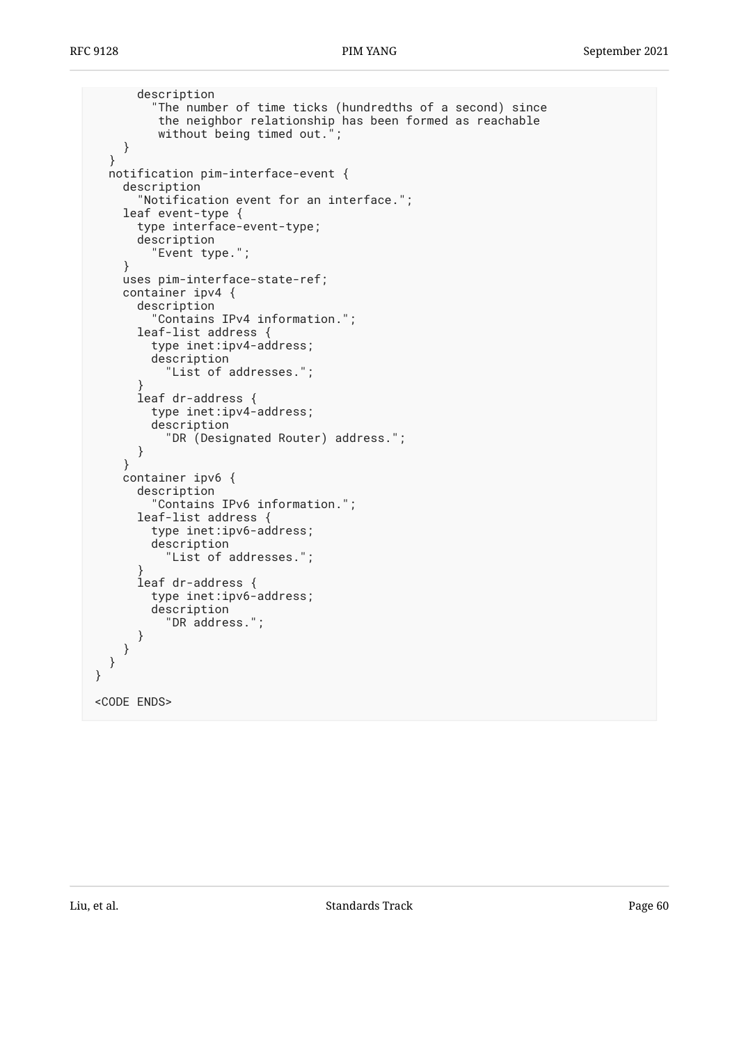```
      description
        "The number of time ticks (hundredths of a second) since
         the neighbor relationship has been formed as reachable
         without being timed out.";
    }
  }
  notification pim-interface-event {
    description
      "Notification event for an interface.";
    leaf event-type {
      type interface-event-type;
      description
        "Event type.";
    }
    uses pim-interface-state-ref;
    container ipv4 {
      description
        "Contains IPv4 information.";
      leaf-list address {
        type inet:ipv4-address;
        description
          "List of addresses.";
      }
      leaf dr-address {
        type inet:ipv4-address;
        description
          "DR (Designated Router) address.";
      }
    }
    container ipv6 {
      description
        "Contains IPv6 information.";
      leaf-list address {
        type inet:ipv6-address;
        description
          "List of addresses.";
      }
      leaf dr-address {
        type inet:ipv6-address;
        description
          "DR address.";
      }
    }
  }
}

<CODE ENDS>
```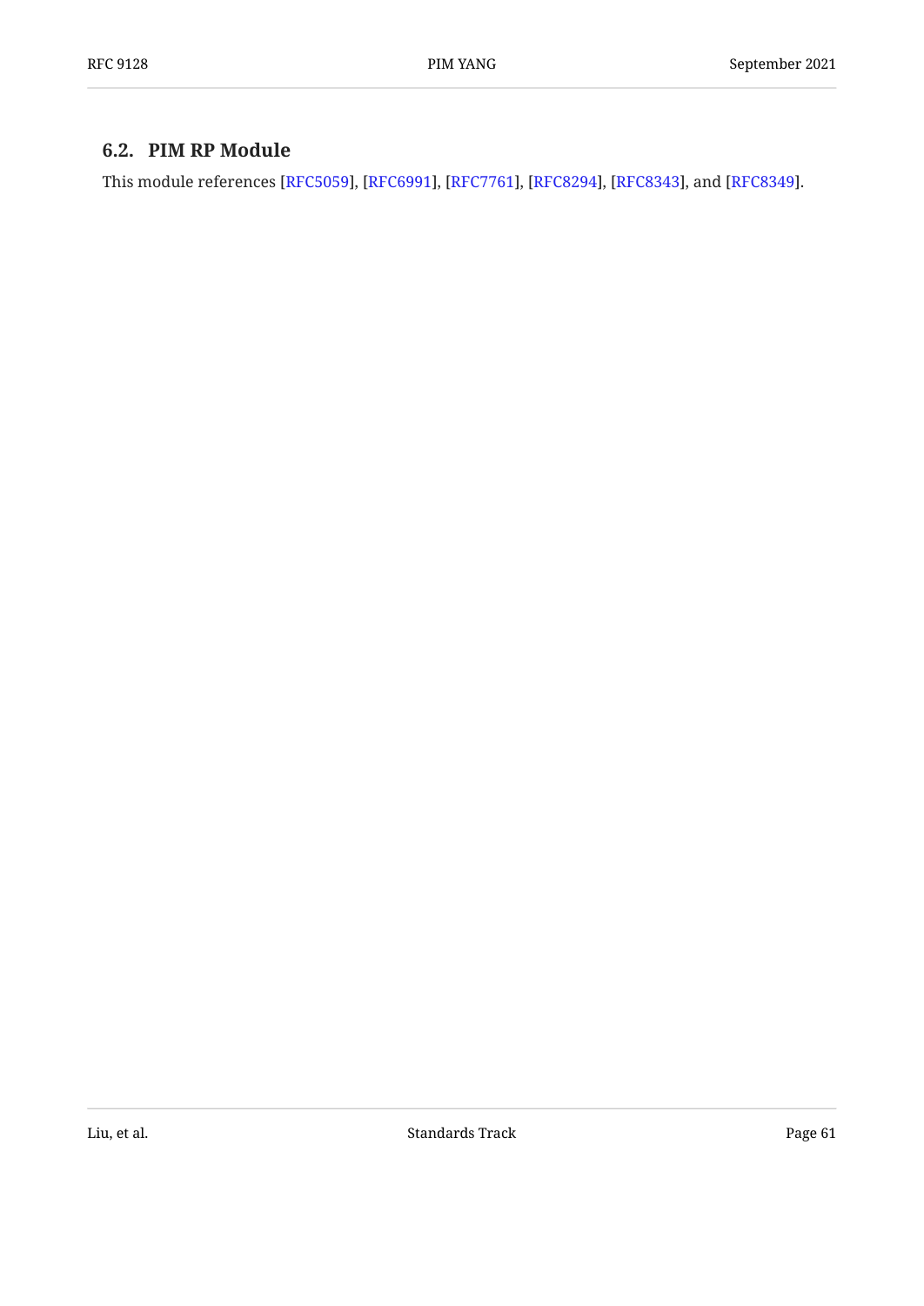## 6.2. PIM RP Module

This module references [RFC5059], [RFC6991], [RFC7761], [RFC8294], [RFC8343], and [RFC8349].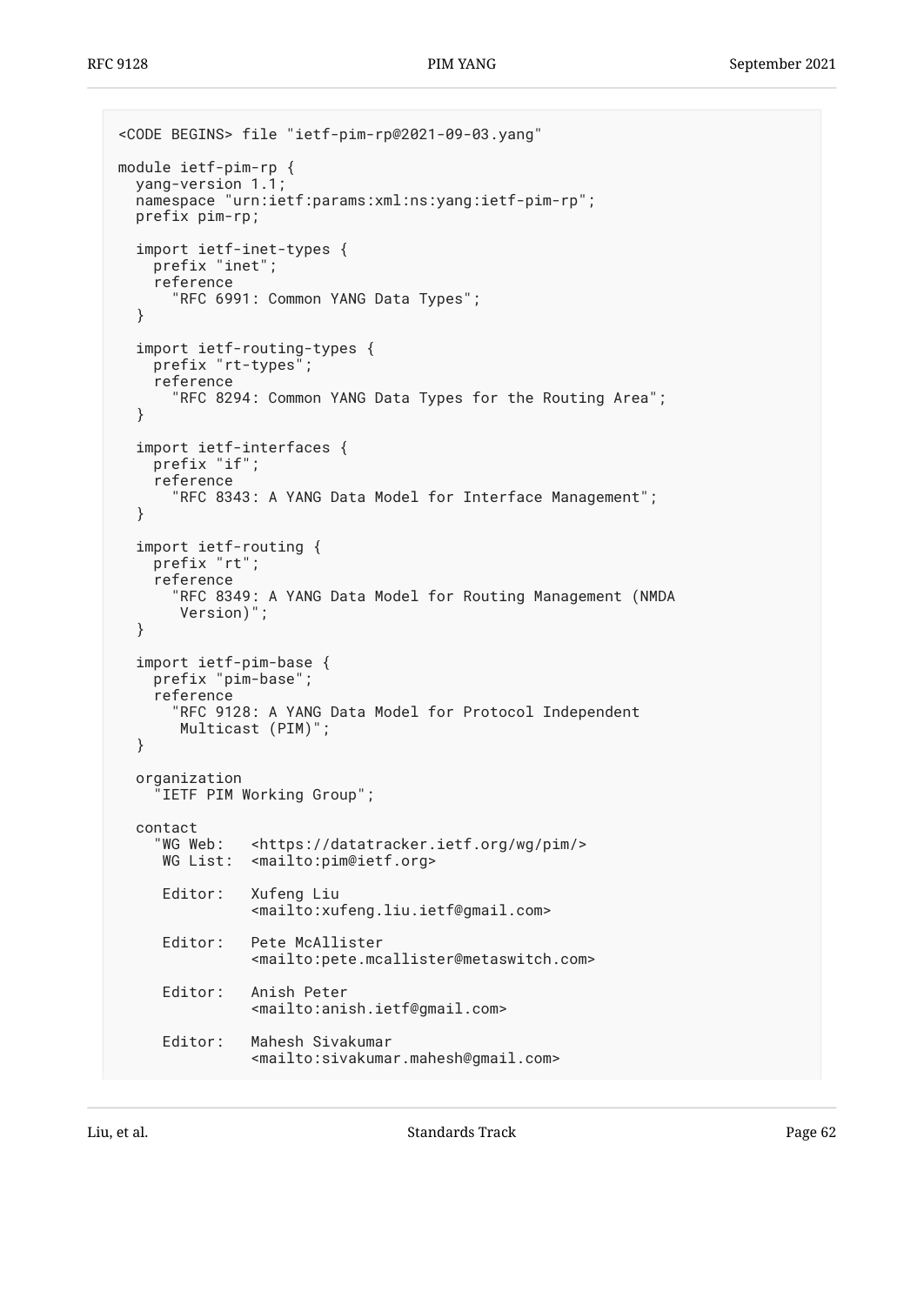```
<CODE BEGINS> file "ietf-pim-rp@2021-09-03.yang"

module ietf-pim-rp {
  yang-version 1.1;
  namespace "urn:ietf:params:xml:ns:yang:ietf-pim-rp";
  prefix pim-rp;

  import ietf-inet-types {
    prefix "inet";
    reference
      "RFC 6991: Common YANG Data Types";
  }

  import ietf-routing-types {
    prefix "rt-types";
    reference
      "RFC 8294: Common YANG Data Types for the Routing Area";
  }

  import ietf-interfaces {
    prefix "if";
    reference
      "RFC 8343: A YANG Data Model for Interface Management";
  }

  import ietf-routing {
    prefix "rt";
    reference
      "RFC 8349: A YANG Data Model for Routing Management (NMDA
       Version)";
  }

  import ietf-pim-base {
    prefix "pim-base";
    reference
      "RFC 9128: A YANG Data Model for Protocol Independent
       Multicast (PIM)";
  }

  organization
    "IETF PIM Working Group";

  contact
    "WG Web:   <https://datatracker.ietf.org/wg/pim/>
     WG List:  <mailto:pim@ietf.org>

     Editor:   Xufeng Liu
               <mailto:xufeng.liu.ietf@gmail.com>

     Editor:   Pete McAllister
               <mailto:pete.mcallister@metaswitch.com>

     Editor:   Anish Peter
               <mailto:anish.ietf@gmail.com>

     Editor:   Mahesh Sivakumar
               <mailto:sivakumar.mahesh@gmail.com>
```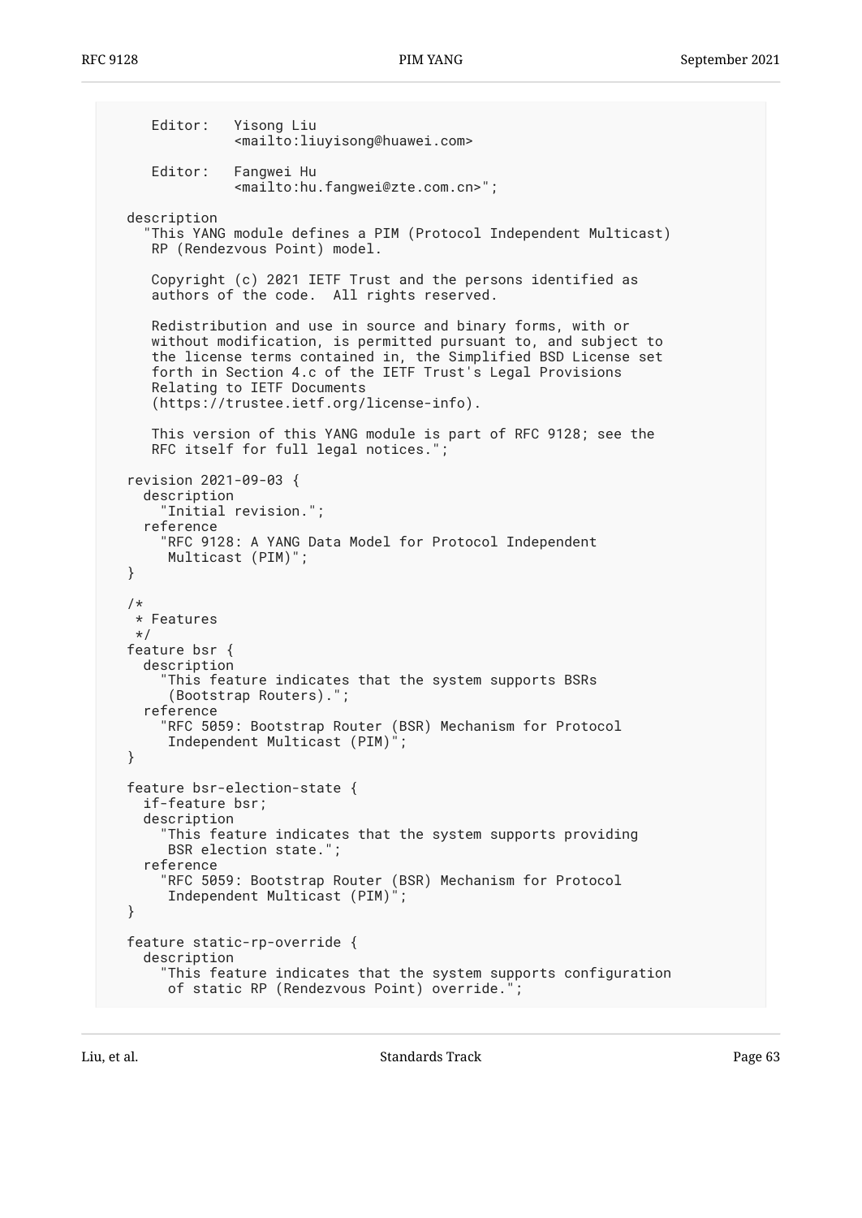```
     Editor:   Yisong Liu
               <mailto:liuyisong@huawei.com>

     Editor:   Fangwei Hu
               <mailto:hu.fangwei@zte.com.cn>";

  description
    "This YANG module defines a PIM (Protocol Independent Multicast)
     RP (Rendezvous Point) model.

     Copyright (c) 2021 IETF Trust and the persons identified as
     authors of the code.  All rights reserved.

     Redistribution and use in source and binary forms, with or
     without modification, is permitted pursuant to, and subject to
     the license terms contained in, the Simplified BSD License set
     forth in Section 4.c of the IETF Trust's Legal Provisions
     Relating to IETF Documents
     (https://trustee.ietf.org/license-info).

     This version of this YANG module is part of RFC 9128; see the
     RFC itself for full legal notices.";

  revision 2021-09-03 {
    description
      "Initial revision.";
    reference
      "RFC 9128: A YANG Data Model for Protocol Independent
       Multicast (PIM)";
  }

  /*
   * Features
   */
  feature bsr {
    description
      "This feature indicates that the system supports BSRs
       (Bootstrap Routers).";
    reference
      "RFC 5059: Bootstrap Router (BSR) Mechanism for Protocol
       Independent Multicast (PIM)";
  }

  feature bsr-election-state {
    if-feature bsr;
    description
      "This feature indicates that the system supports providing
       BSR election state.";
    reference
      "RFC 5059: Bootstrap Router (BSR) Mechanism for Protocol
       Independent Multicast (PIM)";
  }

  feature static-rp-override {
    description
      "This feature indicates that the system supports configuration
       of static RP (Rendezvous Point) override.";
```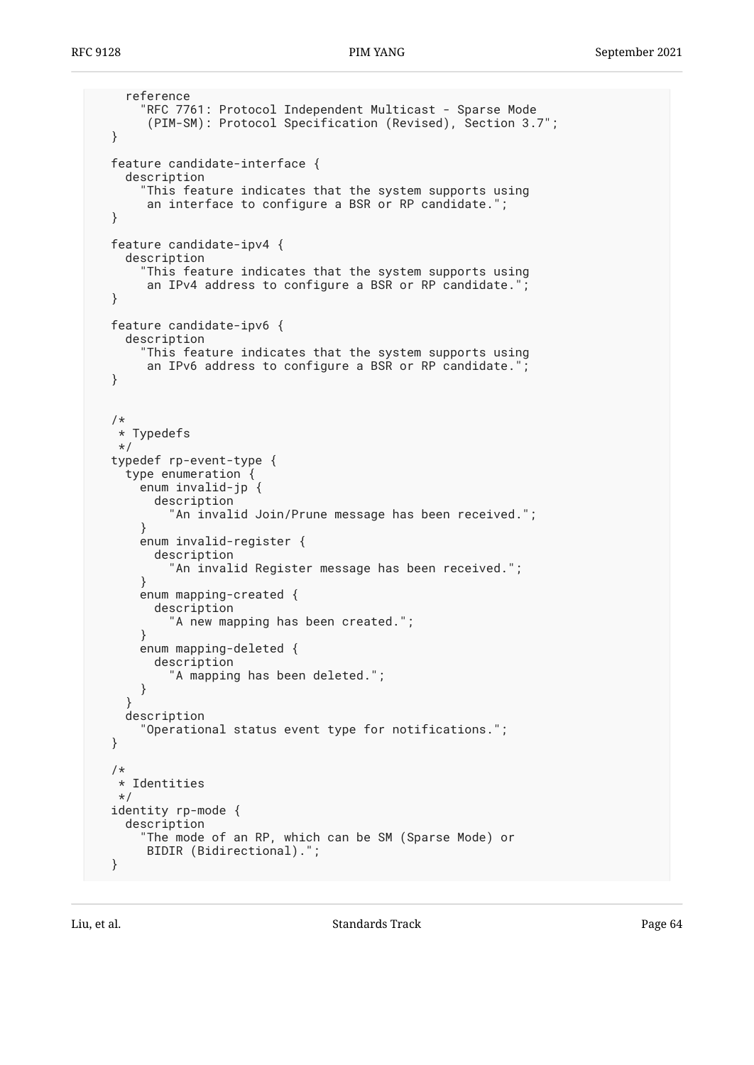```
     reference
       "RFC 7761: Protocol Independent Multicast - Sparse Mode
        (PIM-SM): Protocol Specification (Revised), Section 3.7";
   }

   feature candidate-interface {
     description
       "This feature indicates that the system supports using
        an interface to configure a BSR or RP candidate.";
   }

   feature candidate-ipv4 {
     description
       "This feature indicates that the system supports using
        an IPv4 address to configure a BSR or RP candidate.";
   }

   feature candidate-ipv6 {
     description
       "This feature indicates that the system supports using
        an IPv6 address to configure a BSR or RP candidate.";
   }


   /*
    * Typedefs
    */
   typedef rp-event-type {
     type enumeration {
       enum invalid-jp {
         description
           "An invalid Join/Prune message has been received.";
       }
       enum invalid-register {
         description
           "An invalid Register message has been received.";
       }
       enum mapping-created {
         description
           "A new mapping has been created.";
       }
       enum mapping-deleted {
         description
           "A mapping has been deleted.";
       }
     }
     description
       "Operational status event type for notifications.";
   }

   /*
    * Identities
    */
   identity rp-mode {
     description
       "The mode of an RP, which can be SM (Sparse Mode) or
        BIDIR (Bidirectional).";
   }
```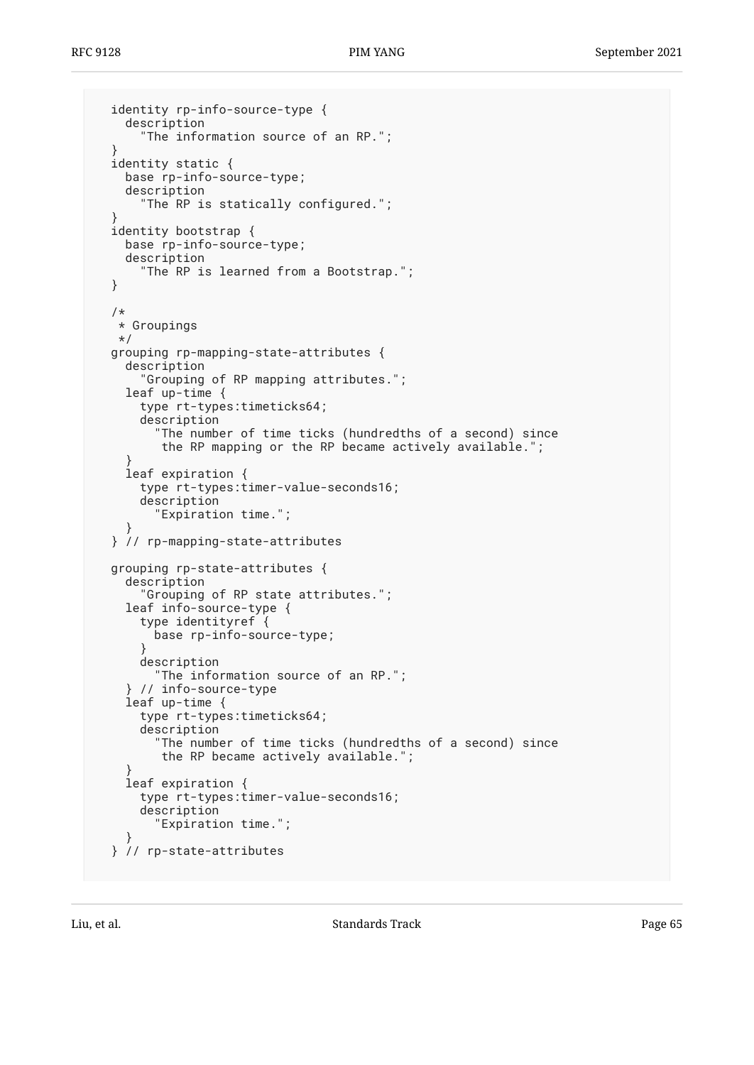```
   identity rp-info-source-type {
     description
       "The information source of an RP.";
   }
   identity static {
     base rp-info-source-type;
     description
       "The RP is statically configured.";
   }
   identity bootstrap {
     base rp-info-source-type;
     description
       "The RP is learned from a Bootstrap.";
   }

   /*
    * Groupings
    */
   grouping rp-mapping-state-attributes {
     description
       "Grouping of RP mapping attributes.";
     leaf up-time {
       type rt-types:timeticks64;
       description
         "The number of time ticks (hundredths of a second) since
          the RP mapping or the RP became actively available.";
     }
     leaf expiration {
       type rt-types:timer-value-seconds16;
       description
         "Expiration time.";
     }
   } // rp-mapping-state-attributes

   grouping rp-state-attributes {
     description
       "Grouping of RP state attributes.";
     leaf info-source-type {
       type identityref {
         base rp-info-source-type;
       }
       description
         "The information source of an RP.";
     } // info-source-type
     leaf up-time {
       type rt-types:timeticks64;
       description
         "The number of time ticks (hundredths of a second) since
          the RP became actively available.";
     }
     leaf expiration {
       type rt-types:timer-value-seconds16;
       description
         "Expiration time.";
     }
   } // rp-state-attributes
```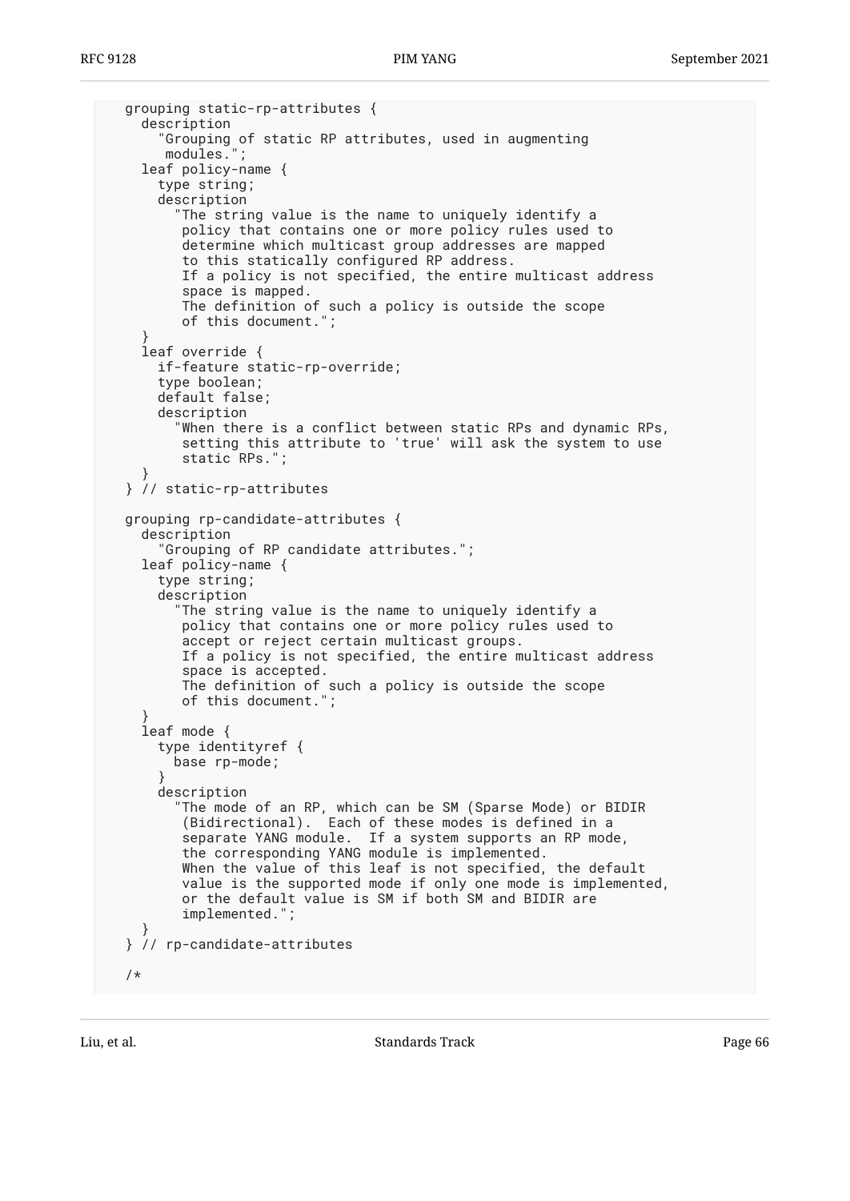```
   grouping static-rp-attributes {
     description
       "Grouping of static RP attributes, used in augmenting
        modules.";
     leaf policy-name {
       type string;
       description
         "The string value is the name to uniquely identify a
          policy that contains one or more policy rules used to
          determine which multicast group addresses are mapped
          to this statically configured RP address.
          If a policy is not specified, the entire multicast address
          space is mapped.
          The definition of such a policy is outside the scope
          of this document.";
     }
     leaf override {
       if-feature static-rp-override;
       type boolean;
       default false;
       description
         "When there is a conflict between static RPs and dynamic RPs,
          setting this attribute to 'true' will ask the system to use
          static RPs.";
     }
   } // static-rp-attributes

   grouping rp-candidate-attributes {
     description
       "Grouping of RP candidate attributes.";
     leaf policy-name {
       type string;
       description
         "The string value is the name to uniquely identify a
          policy that contains one or more policy rules used to
          accept or reject certain multicast groups.
          If a policy is not specified, the entire multicast address
          space is accepted.
          The definition of such a policy is outside the scope
          of this document.";
     }
     leaf mode {
       type identityref {
         base rp-mode;
       }
       description
         "The mode of an RP, which can be SM (Sparse Mode) or BIDIR
          (Bidirectional).  Each of these modes is defined in a
          separate YANG module.  If a system supports an RP mode,
          the corresponding YANG module is implemented.
          When the value of this leaf is not specified, the default
          value is the supported mode if only one mode is implemented,
          or the default value is SM if both SM and BIDIR are
          implemented.";
     }
   } // rp-candidate-attributes

   /*
```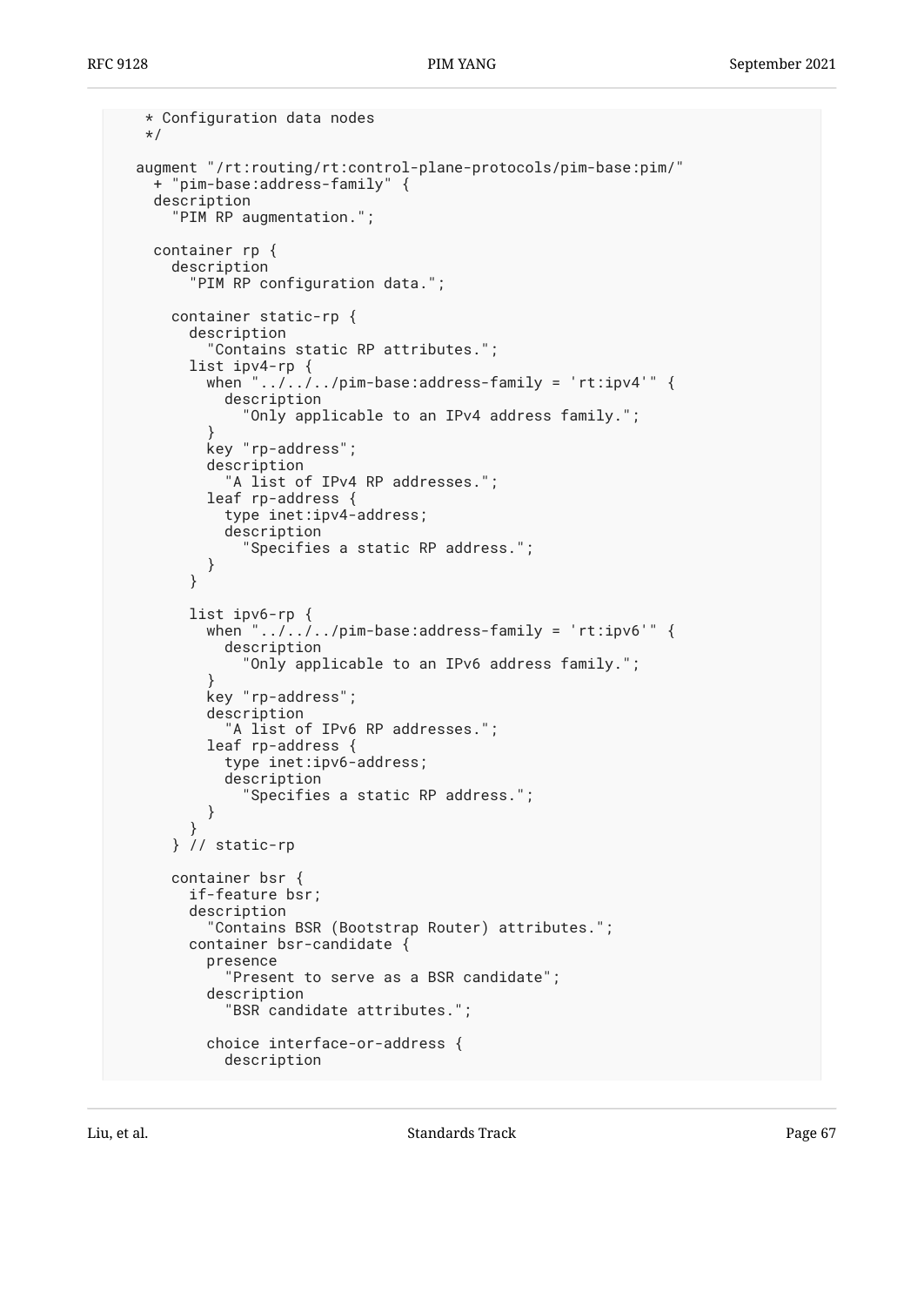```
     * Configuration data nodes
     */

    augment "/rt:routing/rt:control-plane-protocols/pim-base:pim/"
      + "pim-base:address-family" {
      description
        "PIM RP augmentation.";

      container rp {
        description
          "PIM RP configuration data.";

        container static-rp {
          description
            "Contains static RP attributes.";
          list ipv4-rp {
            when "../../../pim-base:address-family = 'rt:ipv4'" {
              description
                "Only applicable to an IPv4 address family.";
            }
            key "rp-address";
            description
              "A list of IPv4 RP addresses.";
            leaf rp-address {
              type inet:ipv4-address;
              description
                "Specifies a static RP address.";
            }
          }

          list ipv6-rp {
            when "../../../pim-base:address-family = 'rt:ipv6'" {
              description
                "Only applicable to an IPv6 address family.";
            }
            key "rp-address";
            description
              "A list of IPv6 RP addresses.";
            leaf rp-address {
              type inet:ipv6-address;
              description
                "Specifies a static RP address.";
            }
          }
        } // static-rp

        container bsr {
          if-feature bsr;
          description
            "Contains BSR (Bootstrap Router) attributes.";
          container bsr-candidate {
            presence
              "Present to serve as a BSR candidate";
            description
              "BSR candidate attributes.";

            choice interface-or-address {
              description
```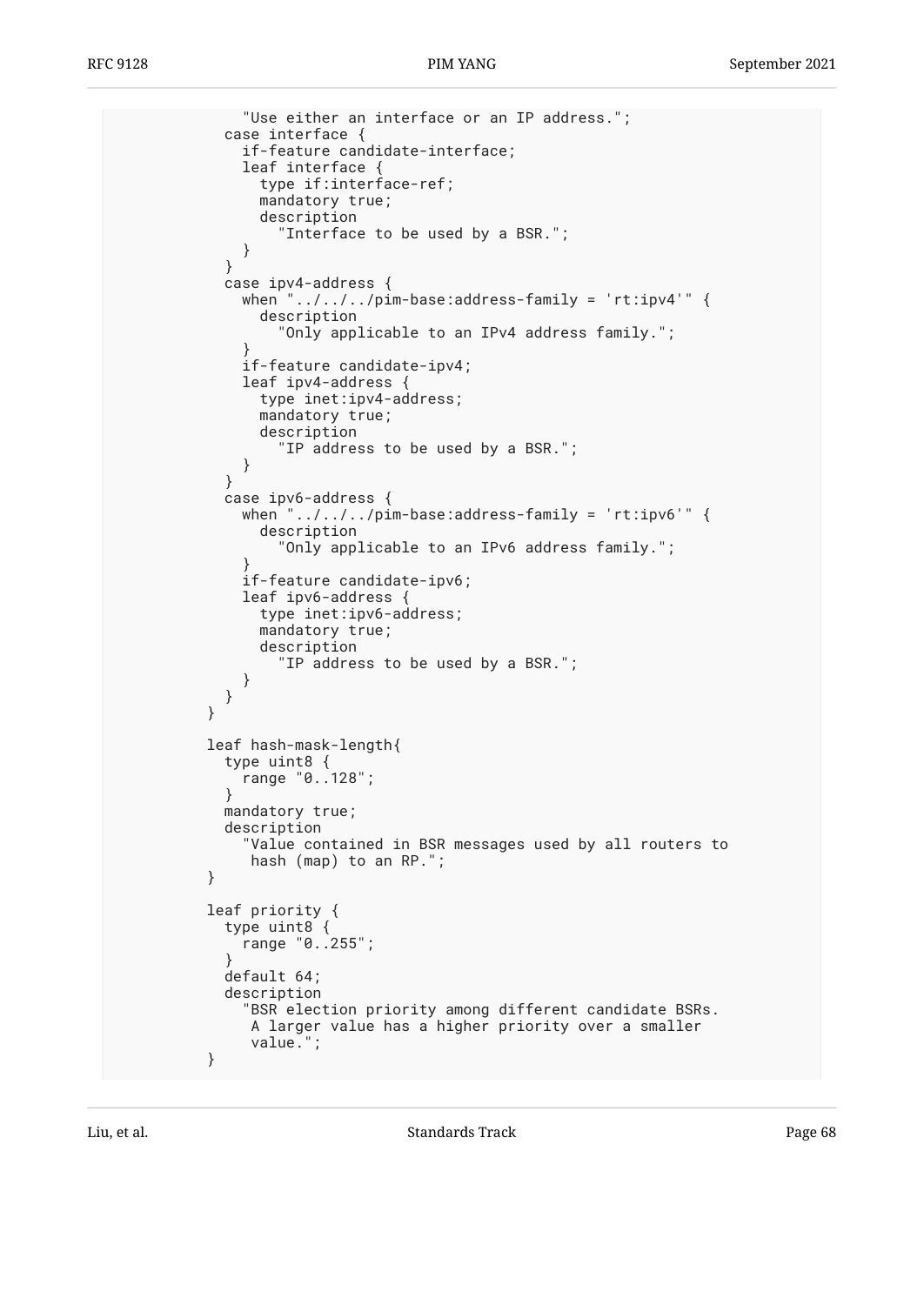```
              "Use either an interface or an IP address.";
            case interface {
              if-feature candidate-interface;
              leaf interface {
                type if:interface-ref;
                mandatory true;
                description
                  "Interface to be used by a BSR.";
              }
            }
            case ipv4-address {
              when "../../../pim-base:address-family = 'rt:ipv4'" {
                description
                  "Only applicable to an IPv4 address family.";
              }
              if-feature candidate-ipv4;
              leaf ipv4-address {
                type inet:ipv4-address;
                mandatory true;
                description
                  "IP address to be used by a BSR.";
              }
            }
            case ipv6-address {
              when "../../../pim-base:address-family = 'rt:ipv6'" {
                description
                  "Only applicable to an IPv6 address family.";
              }
              if-feature candidate-ipv6;
              leaf ipv6-address {
                type inet:ipv6-address;
                mandatory true;
                description
                  "IP address to be used by a BSR.";
              }
            }
          }

          leaf hash-mask-length{
            type uint8 {
              range "0..128";
            }
            mandatory true;
            description
              "Value contained in BSR messages used by all routers to
               hash (map) to an RP.";
          }

          leaf priority {
            type uint8 {
              range "0..255";
            }
            default 64;
            description
              "BSR election priority among different candidate BSRs.
               A larger value has a higher priority over a smaller
               value.";
          }
```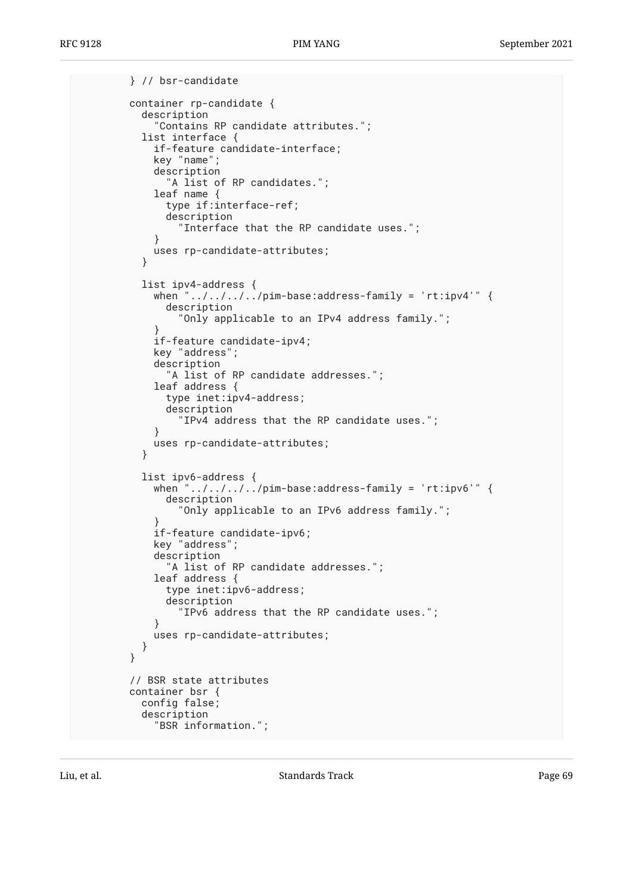```
        } // bsr-candidate

        container rp-candidate {
          description
            "Contains RP candidate attributes.";
          list interface {
            if-feature candidate-interface;
            key "name";
            description
              "A list of RP candidates.";
            leaf name {
              type if:interface-ref;
              description
                "Interface that the RP candidate uses.";
            }
            uses rp-candidate-attributes;
          }

          list ipv4-address {
            when "../../../../pim-base:address-family = 'rt:ipv4'" {
              description
                "Only applicable to an IPv4 address family.";
            }
            if-feature candidate-ipv4;
            key "address";
            description
              "A list of RP candidate addresses.";
            leaf address {
              type inet:ipv4-address;
              description
                "IPv4 address that the RP candidate uses.";
            }
            uses rp-candidate-attributes;
          }

          list ipv6-address {
            when "../../../../pim-base:address-family = 'rt:ipv6'" {
              description
                "Only applicable to an IPv6 address family.";
            }
            if-feature candidate-ipv6;
            key "address";
            description
              "A list of RP candidate addresses.";
            leaf address {
              type inet:ipv6-address;
              description
                "IPv6 address that the RP candidate uses.";
            }
            uses rp-candidate-attributes;
          }
        }

        // BSR state attributes
        container bsr {
          config false;
          description
            "BSR information.";
```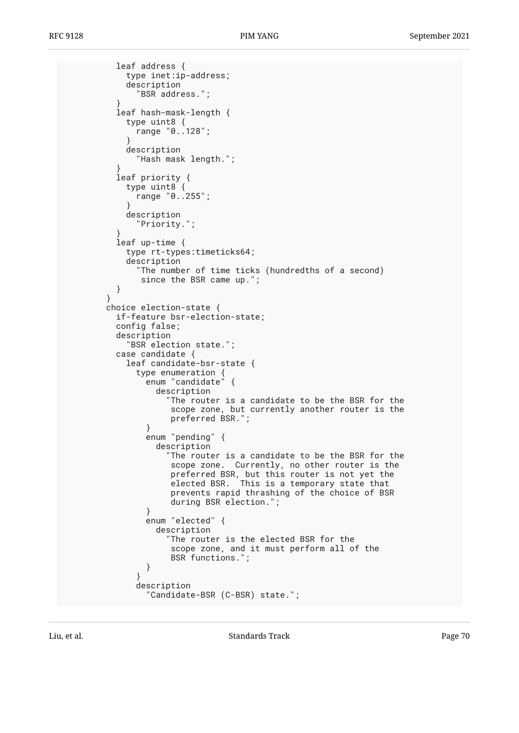```
          leaf address {
            type inet:ip-address;
            description
              "BSR address.";
          }
          leaf hash-mask-length {
            type uint8 {
              range "0..128";
            }
            description
              "Hash mask length.";
          }
          leaf priority {
            type uint8 {
              range "0..255";
            }
            description
              "Priority.";
          }
          leaf up-time {
            type rt-types:timeticks64;
            description
              "The number of time ticks (hundredths of a second)
               since the BSR came up.";
          }
        }
        choice election-state {
          if-feature bsr-election-state;
          config false;
          description
            "BSR election state.";
          case candidate {
            leaf candidate-bsr-state {
              type enumeration {
                enum "candidate" {
                  description
                    "The router is a candidate to be the BSR for the
                     scope zone, but currently another router is the
                     preferred BSR.";
                }
                enum "pending" {
                  description
                    "The router is a candidate to be the BSR for the
                     scope zone.  Currently, no other router is the
                     preferred BSR, but this router is not yet the
                     elected BSR.  This is a temporary state that
                     prevents rapid thrashing of the choice of BSR
                     during BSR election.";
                }
                enum "elected" {
                  description
                    "The router is the elected BSR for the
                     scope zone, and it must perform all of the
                     BSR functions.";
                }
              }
              description
                "Candidate-BSR (C-BSR) state.";
```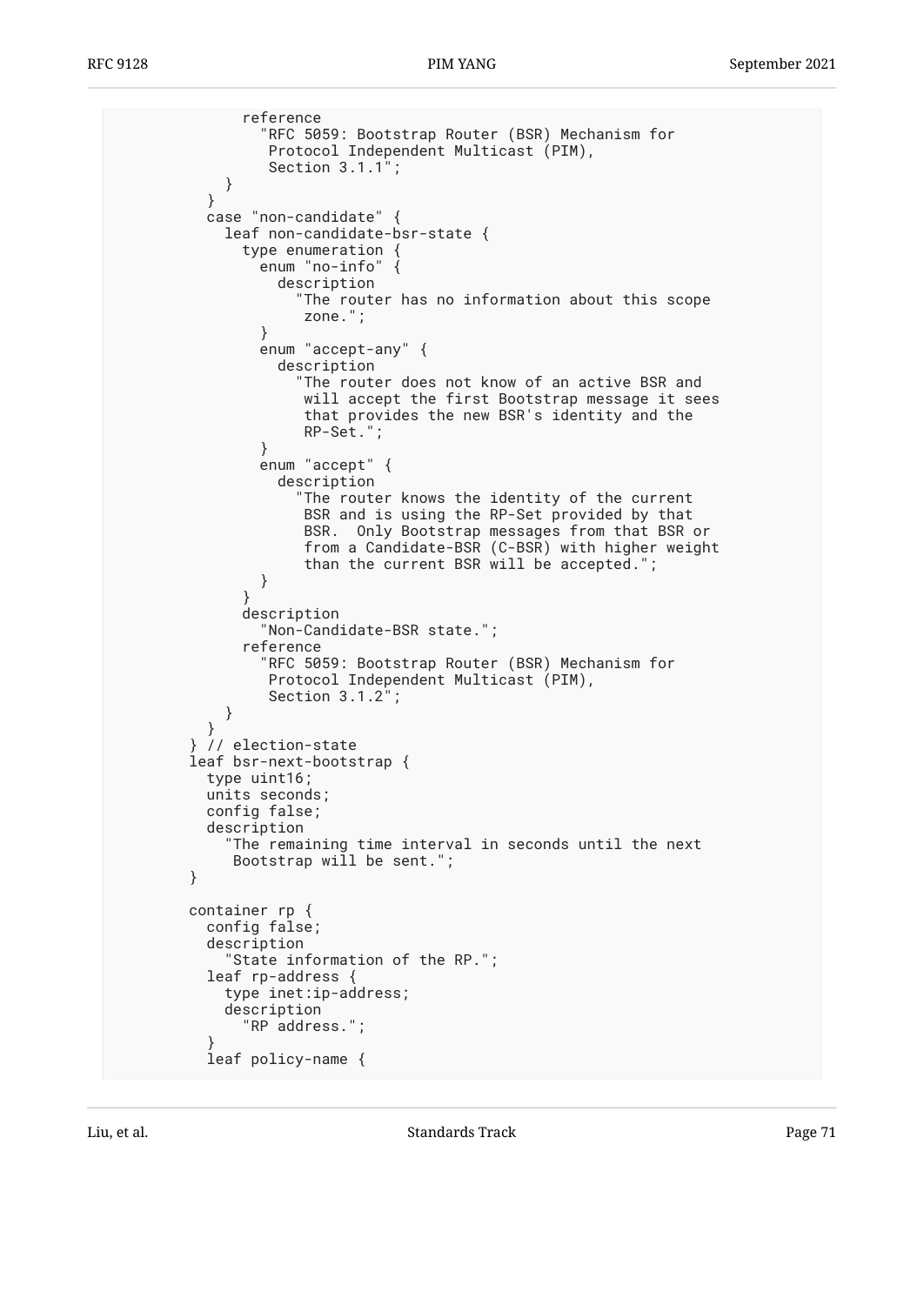```
              reference
                "RFC 5059: Bootstrap Router (BSR) Mechanism for
                 Protocol Independent Multicast (PIM),
                 Section 3.1.1";
            }
          }
          case "non-candidate" {
            leaf non-candidate-bsr-state {
              type enumeration {
                enum "no-info" {
                  description
                    "The router has no information about this scope
                     zone.";
                }
                enum "accept-any" {
                  description
                    "The router does not know of an active BSR and
                     will accept the first Bootstrap message it sees
                     that provides the new BSR's identity and the
                     RP-Set.";
                }
                enum "accept" {
                  description
                    "The router knows the identity of the current
                     BSR and is using the RP-Set provided by that
                     BSR.  Only Bootstrap messages from that BSR or
                     from a Candidate-BSR (C-BSR) with higher weight
                     than the current BSR will be accepted.";
                }
              }
              description
                "Non-Candidate-BSR state.";
              reference
                "RFC 5059: Bootstrap Router (BSR) Mechanism for
                 Protocol Independent Multicast (PIM),
                 Section 3.1.2";
            }
          }
        } // election-state
        leaf bsr-next-bootstrap {
          type uint16;
          units seconds;
          config false;
          description
            "The remaining time interval in seconds until the next
             Bootstrap will be sent.";
        }

        container rp {
          config false;
          description
            "State information of the RP.";
          leaf rp-address {
            type inet:ip-address;
            description
              "RP address.";
          }
          leaf policy-name {
```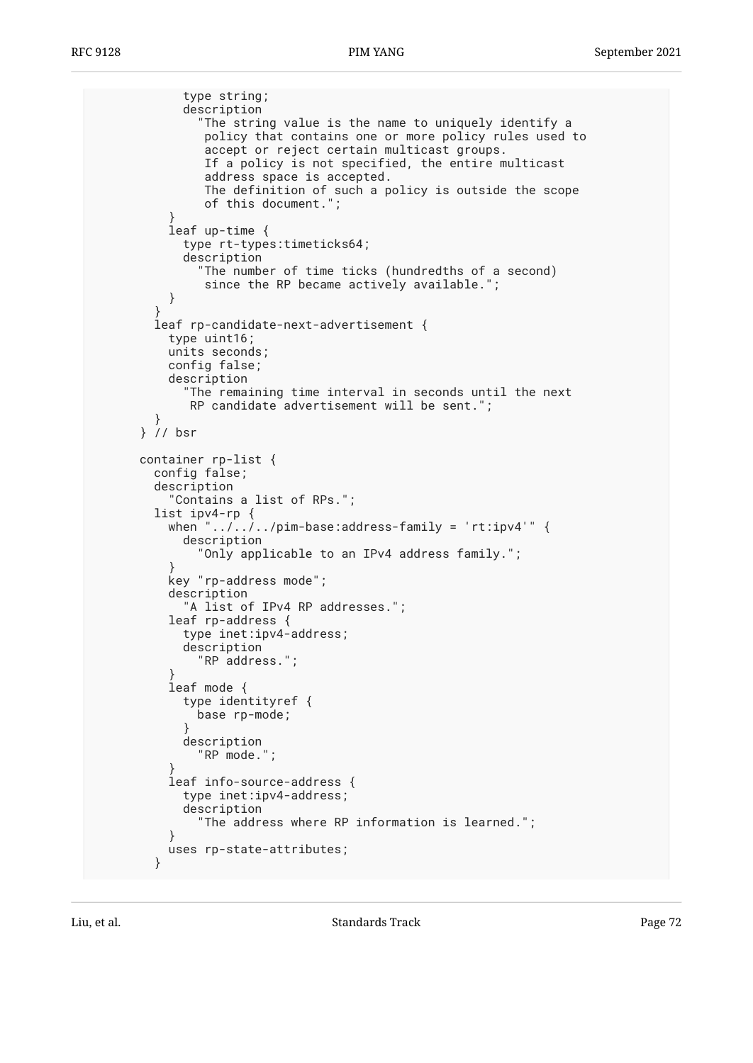```
            type string;
            description
              "The string value is the name to uniquely identify a
               policy that contains one or more policy rules used to
               accept or reject certain multicast groups.
               If a policy is not specified, the entire multicast
               address space is accepted.
               The definition of such a policy is outside the scope
               of this document.";
          }
          leaf up-time {
            type rt-types:timeticks64;
            description
              "The number of time ticks (hundredths of a second)
               since the RP became actively available.";
          }
        }
        leaf rp-candidate-next-advertisement {
          type uint16;
          units seconds;
          config false;
          description
            "The remaining time interval in seconds until the next
             RP candidate advertisement will be sent.";
        }
      } // bsr

      container rp-list {
        config false;
        description
          "Contains a list of RPs.";
        list ipv4-rp {
          when "../../../pim-base:address-family = 'rt:ipv4'" {
            description
              "Only applicable to an IPv4 address family.";
          }
          key "rp-address mode";
          description
            "A list of IPv4 RP addresses.";
          leaf rp-address {
            type inet:ipv4-address;
            description
              "RP address.";
          }
          leaf mode {
            type identityref {
              base rp-mode;
            }
            description
              "RP mode.";
          }
          leaf info-source-address {
            type inet:ipv4-address;
            description
              "The address where RP information is learned.";
          }
          uses rp-state-attributes;
        }
```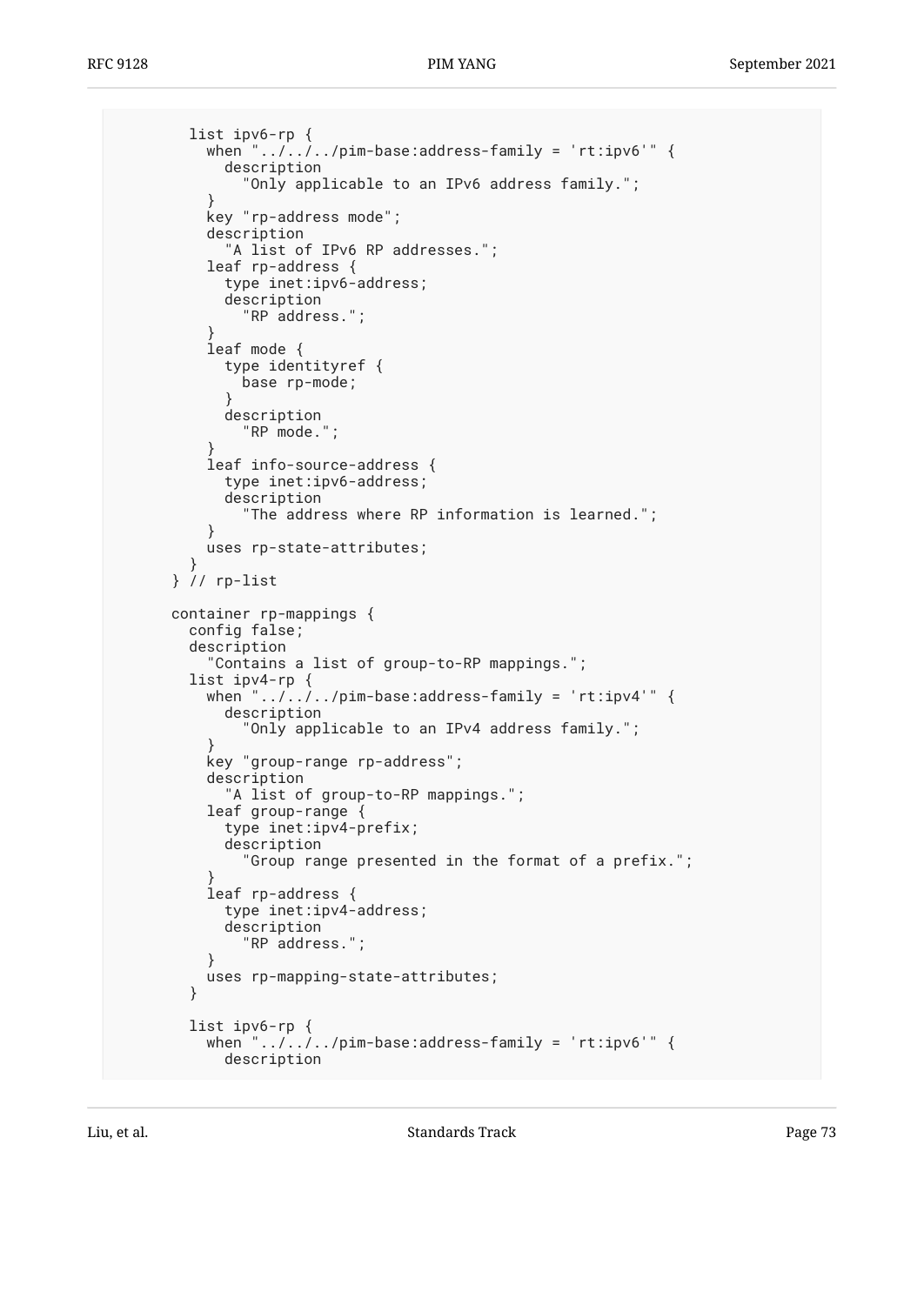```
        list ipv6-rp {
          when "../../../pim-base:address-family = 'rt:ipv6'" {
            description
              "Only applicable to an IPv6 address family.";
          }
          key "rp-address mode";
          description
            "A list of IPv6 RP addresses.";
          leaf rp-address {
            type inet:ipv6-address;
            description
              "RP address.";
          }
          leaf mode {
            type identityref {
              base rp-mode;
            }
            description
              "RP mode.";
          }
          leaf info-source-address {
            type inet:ipv6-address;
            description
              "The address where RP information is learned.";
          }
          uses rp-state-attributes;
        }
      } // rp-list

      container rp-mappings {
        config false;
        description
          "Contains a list of group-to-RP mappings.";
        list ipv4-rp {
          when "../../../pim-base:address-family = 'rt:ipv4'" {
            description
              "Only applicable to an IPv4 address family.";
          }
          key "group-range rp-address";
          description
            "A list of group-to-RP mappings.";
          leaf group-range {
            type inet:ipv4-prefix;
            description
              "Group range presented in the format of a prefix.";
          }
          leaf rp-address {
            type inet:ipv4-address;
            description
              "RP address.";
          }
          uses rp-mapping-state-attributes;
        }

        list ipv6-rp {
          when "../../../pim-base:address-family = 'rt:ipv6'" {
            description
```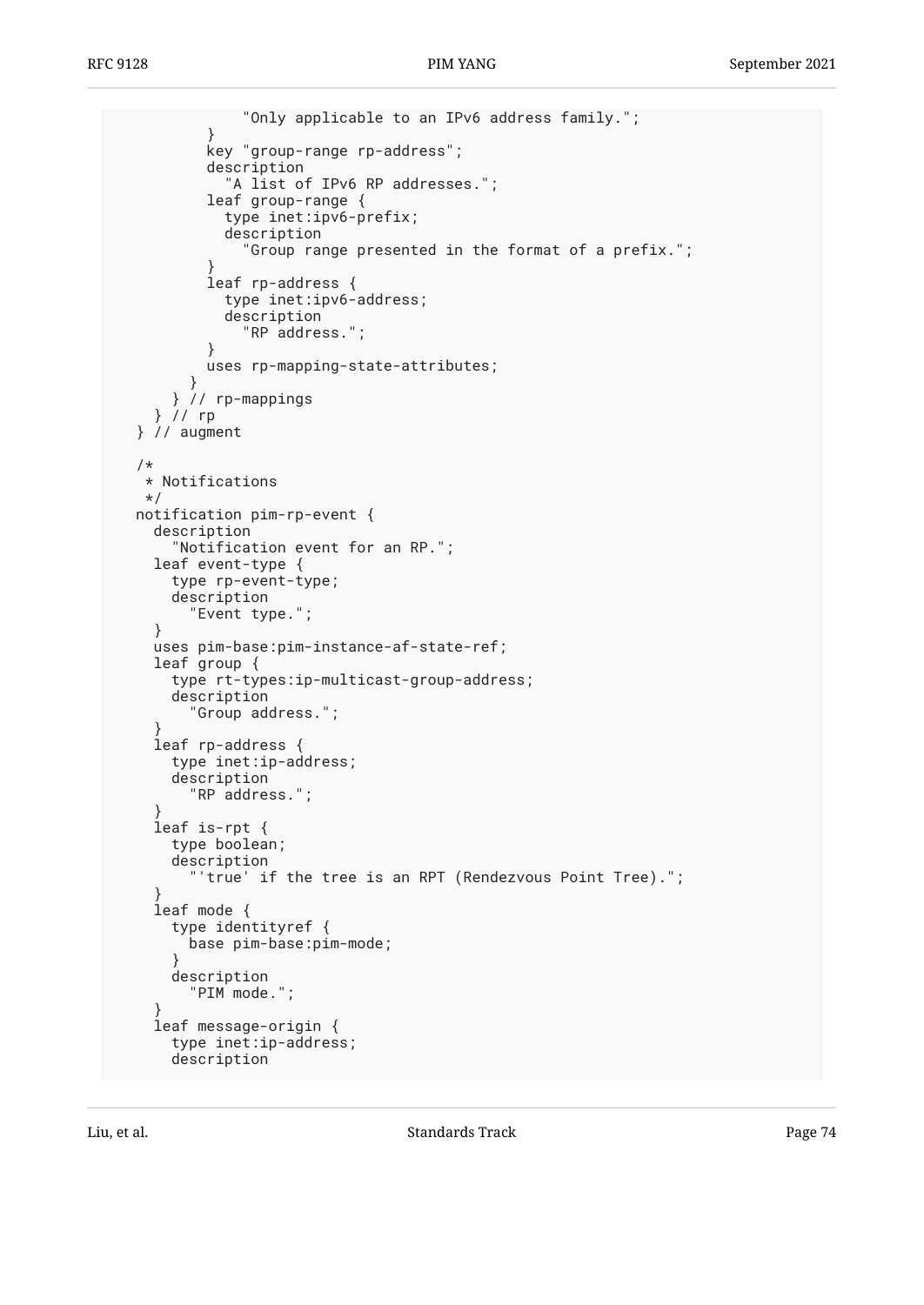```
              "Only applicable to an IPv6 address family.";
          }
          key "group-range rp-address";
          description
            "A list of IPv6 RP addresses.";
          leaf group-range {
            type inet:ipv6-prefix;
            description
              "Group range presented in the format of a prefix.";
          }
          leaf rp-address {
            type inet:ipv6-address;
            description
              "RP address.";
          }
          uses rp-mapping-state-attributes;
        }
      } // rp-mappings
    } // rp
  } // augment

  /*
   * Notifications
   */
  notification pim-rp-event {
    description
      "Notification event for an RP.";
    leaf event-type {
      type rp-event-type;
      description
        "Event type.";
    }
    uses pim-base:pim-instance-af-state-ref;
    leaf group {
      type rt-types:ip-multicast-group-address;
      description
        "Group address.";
    }
    leaf rp-address {
      type inet:ip-address;
      description
        "RP address.";
    }
    leaf is-rpt {
      type boolean;
      description
        "'true' if the tree is an RPT (Rendezvous Point Tree).";
    }
    leaf mode {
      type identityref {
        base pim-base:pim-mode;
      }
      description
        "PIM mode.";
    }
    leaf message-origin {
      type inet:ip-address;
      description
```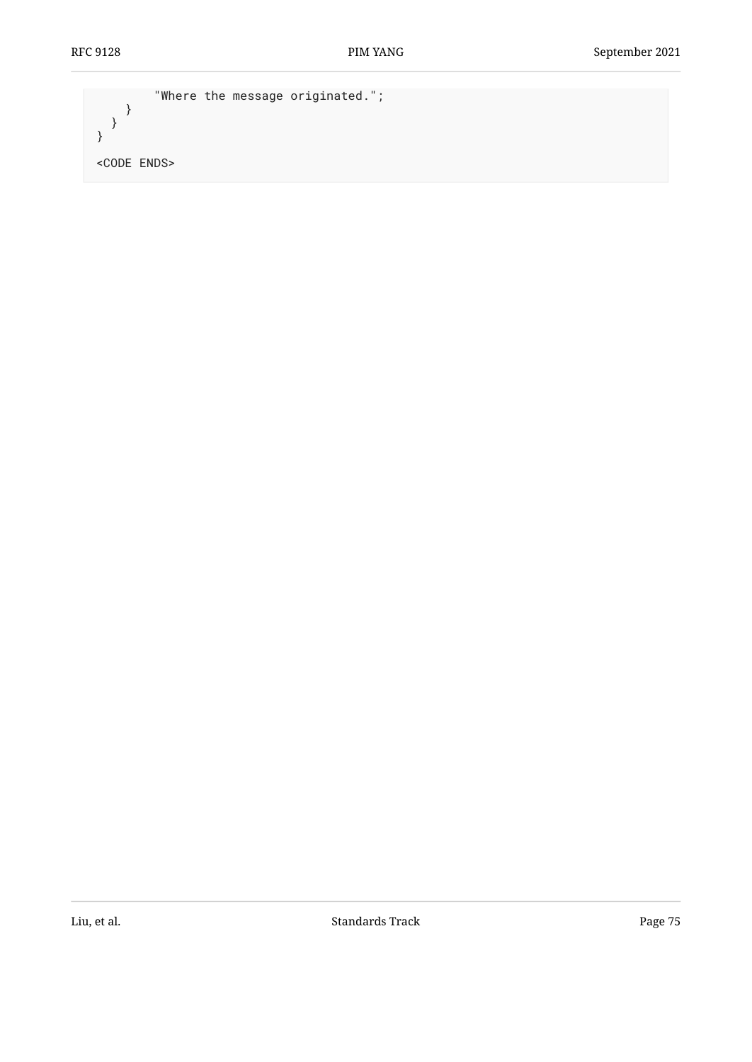```
          "Where the message originated.";
    }
  }
}

<CODE ENDS>
```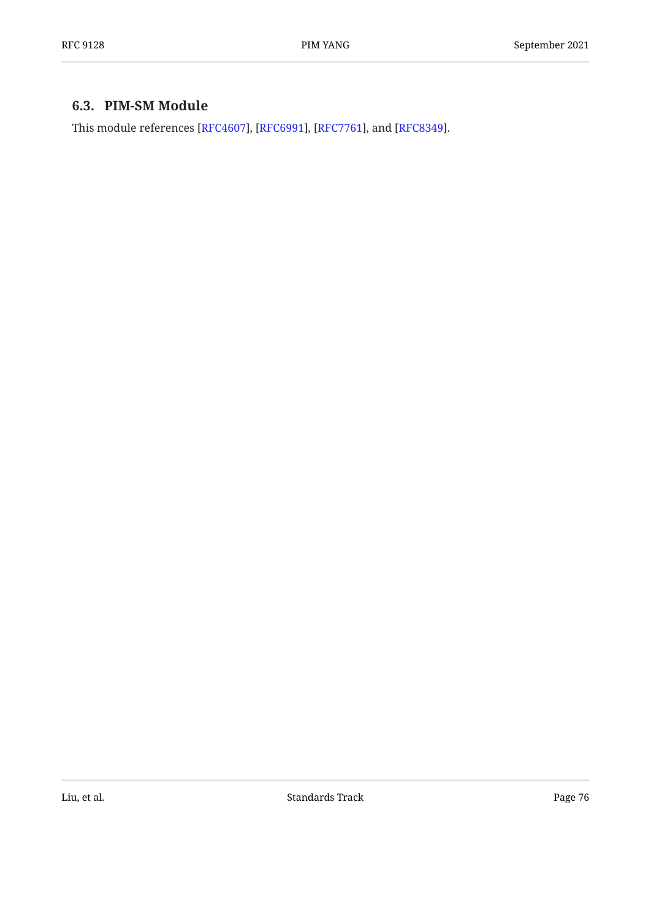### 6.3. PIM-SM Module

This module references [RFC4607], [RFC6991], [RFC7761], and [RFC8349].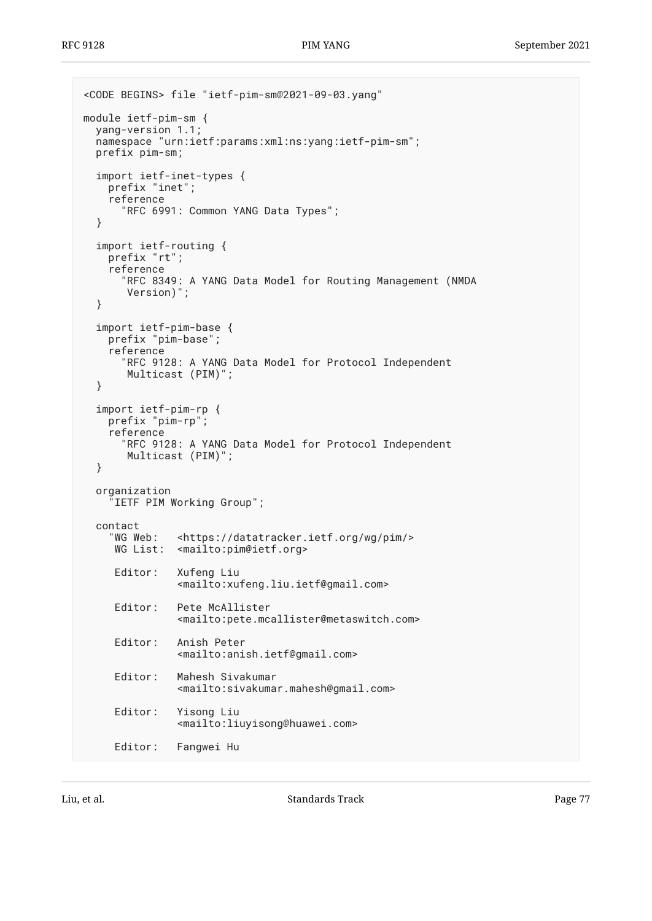```
<CODE BEGINS> file "ietf-pim-sm@2021-09-03.yang"

module ietf-pim-sm {
  yang-version 1.1;
  namespace "urn:ietf:params:xml:ns:yang:ietf-pim-sm";
  prefix pim-sm;

  import ietf-inet-types {
    prefix "inet";
    reference
      "RFC 6991: Common YANG Data Types";
  }

  import ietf-routing {
    prefix "rt";
    reference
      "RFC 8349: A YANG Data Model for Routing Management (NMDA
       Version)";
  }

  import ietf-pim-base {
    prefix "pim-base";
    reference
      "RFC 9128: A YANG Data Model for Protocol Independent
       Multicast (PIM)";
  }

  import ietf-pim-rp {
    prefix "pim-rp";
    reference
      "RFC 9128: A YANG Data Model for Protocol Independent
       Multicast (PIM)";
  }

  organization
    "IETF PIM Working Group";

  contact
    "WG Web:   <https://datatracker.ietf.org/wg/pim/>
     WG List:  <mailto:pim@ietf.org>

     Editor:   Xufeng Liu
               <mailto:xufeng.liu.ietf@gmail.com>

     Editor:   Pete McAllister
               <mailto:pete.mcallister@metaswitch.com>

     Editor:   Anish Peter
               <mailto:anish.ietf@gmail.com>

     Editor:   Mahesh Sivakumar
               <mailto:sivakumar.mahesh@gmail.com>

     Editor:   Yisong Liu
               <mailto:liuyisong@huawei.com>

     Editor:   Fangwei Hu
```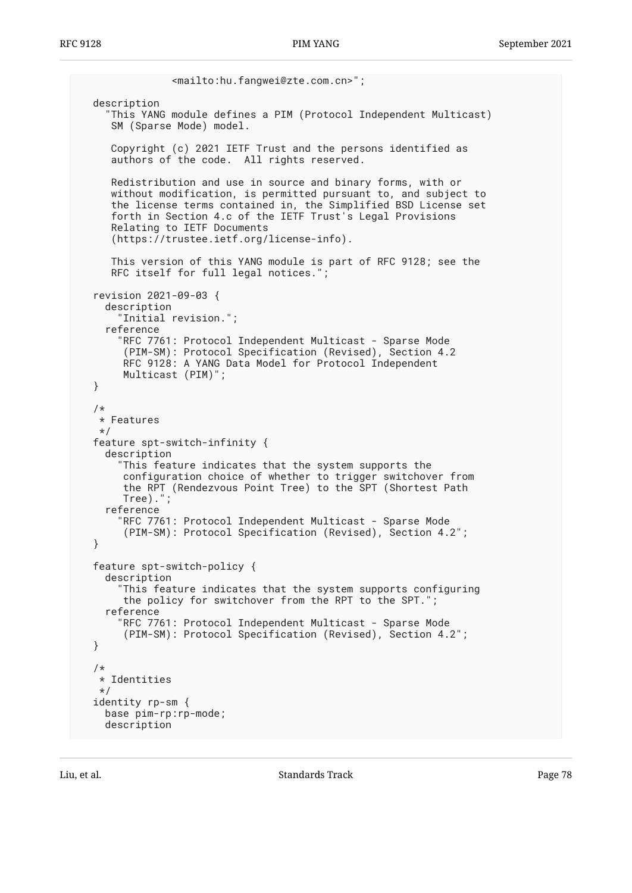```
              <mailto:hu.fangwei@zte.com.cn>";

  description
    "This YANG module defines a PIM (Protocol Independent Multicast)
     SM (Sparse Mode) model.

     Copyright (c) 2021 IETF Trust and the persons identified as
     authors of the code.  All rights reserved.

     Redistribution and use in source and binary forms, with or
     without modification, is permitted pursuant to, and subject to
     the license terms contained in, the Simplified BSD License set
     forth in Section 4.c of the IETF Trust's Legal Provisions
     Relating to IETF Documents
     (https://trustee.ietf.org/license-info).

     This version of this YANG module is part of RFC 9128; see the
     RFC itself for full legal notices.";

  revision 2021-09-03 {
    description
      "Initial revision.";
    reference
      "RFC 7761: Protocol Independent Multicast - Sparse Mode
       (PIM-SM): Protocol Specification (Revised), Section 4.2
       RFC 9128: A YANG Data Model for Protocol Independent
       Multicast (PIM)";
  }

  /*
   * Features
   */
  feature spt-switch-infinity {
    description
      "This feature indicates that the system supports the
       configuration choice of whether to trigger switchover from
       the RPT (Rendezvous Point Tree) to the SPT (Shortest Path
       Tree).";
    reference
      "RFC 7761: Protocol Independent Multicast - Sparse Mode
       (PIM-SM): Protocol Specification (Revised), Section 4.2";
  }

  feature spt-switch-policy {
    description
      "This feature indicates that the system supports configuring
       the policy for switchover from the RPT to the SPT.";
    reference
      "RFC 7761: Protocol Independent Multicast - Sparse Mode
       (PIM-SM): Protocol Specification (Revised), Section 4.2";
  }

  /*
   * Identities
   */
  identity rp-sm {
    base pim-rp:rp-mode;
    description
```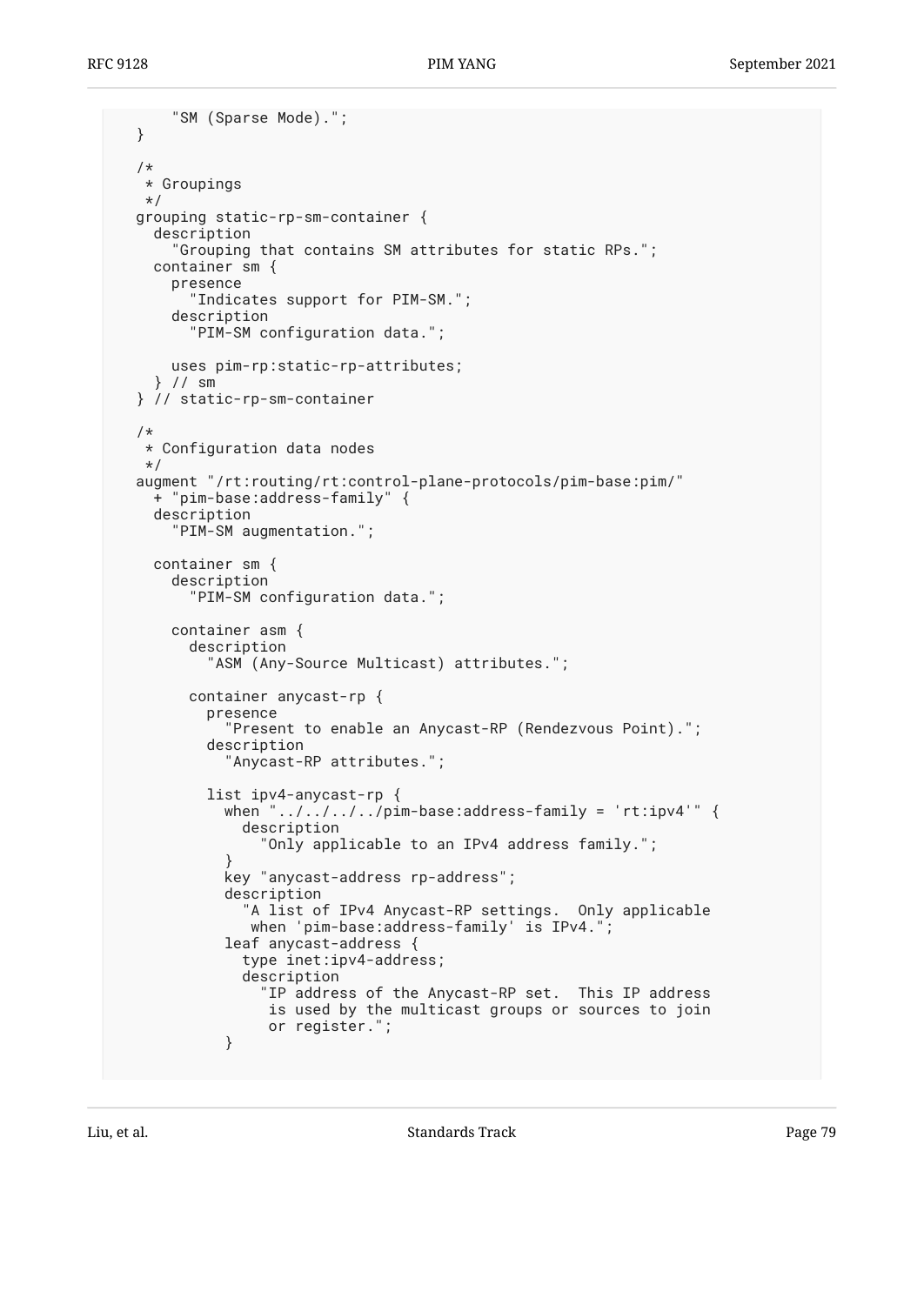```
       "SM (Sparse Mode).";
   }

   /*
    * Groupings
    */
   grouping static-rp-sm-container {
     description
       "Grouping that contains SM attributes for static RPs.";
     container sm {
       presence
         "Indicates support for PIM-SM.";
       description
         "PIM-SM configuration data.";

       uses pim-rp:static-rp-attributes;
     } // sm
   } // static-rp-sm-container

   /*
    * Configuration data nodes
    */
   augment "/rt:routing/rt:control-plane-protocols/pim-base:pim/"
     + "pim-base:address-family" {
     description
       "PIM-SM augmentation.";

     container sm {
       description
         "PIM-SM configuration data.";

       container asm {
         description
           "ASM (Any-Source Multicast) attributes.";

         container anycast-rp {
           presence
             "Present to enable an Anycast-RP (Rendezvous Point).";
           description
             "Anycast-RP attributes.";

           list ipv4-anycast-rp {
             when "../../../../pim-base:address-family = 'rt:ipv4'" {
               description
                 "Only applicable to an IPv4 address family.";
             }
             key "anycast-address rp-address";
             description
               "A list of IPv4 Anycast-RP settings.  Only applicable
                when 'pim-base:address-family' is IPv4.";
             leaf anycast-address {
               type inet:ipv4-address;
               description
                 "IP address of the Anycast-RP set.  This IP address
                  is used by the multicast groups or sources to join
                  or register.";
             }
```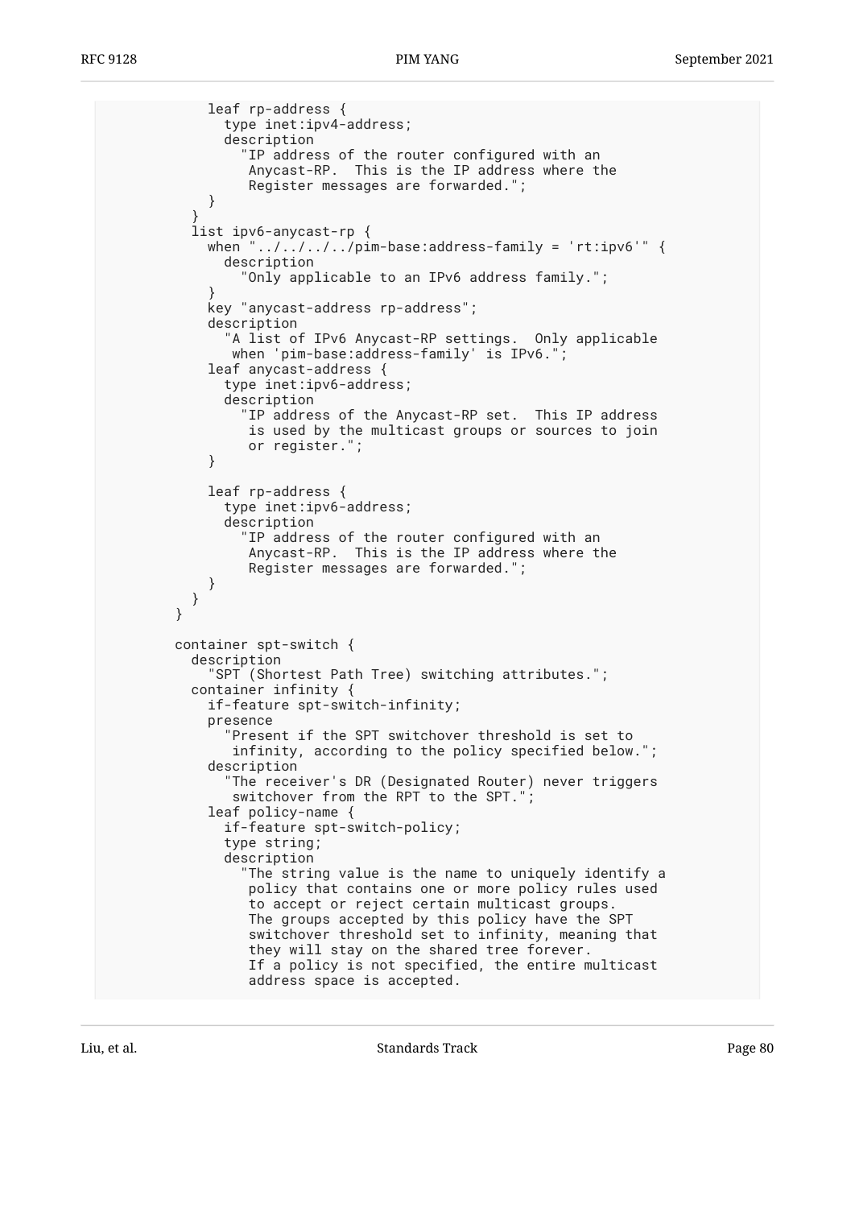```
            leaf rp-address {
              type inet:ipv4-address;
              description
                "IP address of the router configured with an
                 Anycast-RP.  This is the IP address where the
                 Register messages are forwarded.";
            }
          }
          list ipv6-anycast-rp {
            when "../../../../pim-base:address-family = 'rt:ipv6'" {
              description
                "Only applicable to an IPv6 address family.";
            }
            key "anycast-address rp-address";
            description
              "A list of IPv6 Anycast-RP settings.  Only applicable
               when 'pim-base:address-family' is IPv6.";
            leaf anycast-address {
              type inet:ipv6-address;
              description
                "IP address of the Anycast-RP set.  This IP address
                 is used by the multicast groups or sources to join
                 or register.";
            }

            leaf rp-address {
              type inet:ipv6-address;
              description
                "IP address of the router configured with an
                 Anycast-RP.  This is the IP address where the
                 Register messages are forwarded.";
            }
          }
        }

        container spt-switch {
          description
            "SPT (Shortest Path Tree) switching attributes.";
          container infinity {
            if-feature spt-switch-infinity;
            presence
              "Present if the SPT switchover threshold is set to
               infinity, according to the policy specified below.";
            description
              "The receiver's DR (Designated Router) never triggers
               switchover from the RPT to the SPT.";
            leaf policy-name {
              if-feature spt-switch-policy;
              type string;
              description
                "The string value is the name to uniquely identify a
                 policy that contains one or more policy rules used
                 to accept or reject certain multicast groups.
                 The groups accepted by this policy have the SPT
                 switchover threshold set to infinity, meaning that
                 they will stay on the shared tree forever.
                 If a policy is not specified, the entire multicast
                 address space is accepted.
```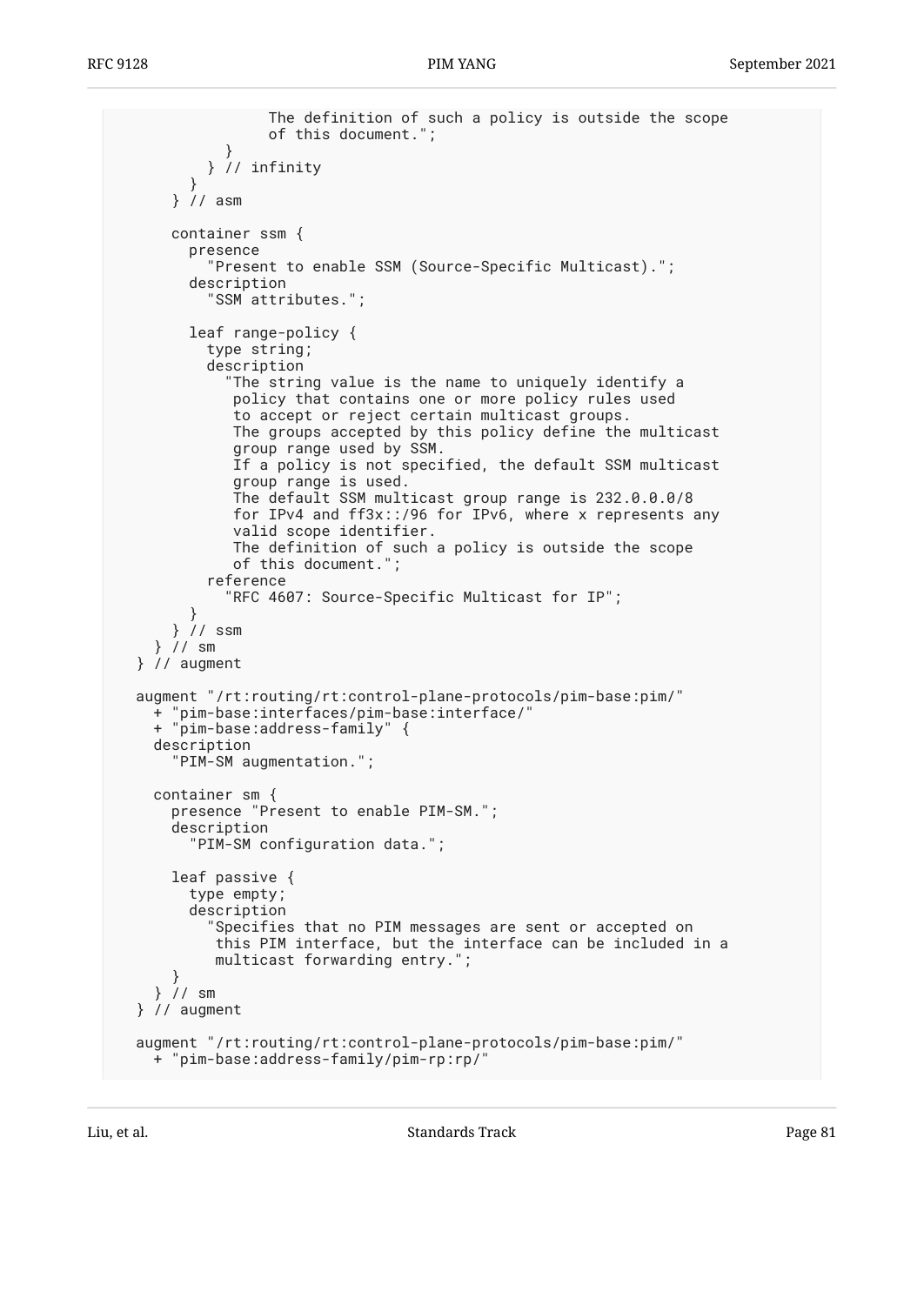```
                 The definition of such a policy is outside the scope
                 of this document.";
           }
         } // infinity
       }
     } // asm

     container ssm {
       presence
         "Present to enable SSM (Source-Specific Multicast).";
       description
         "SSM attributes.";

       leaf range-policy {
         type string;
         description
           "The string value is the name to uniquely identify a
            policy that contains one or more policy rules used
            to accept or reject certain multicast groups.
            The groups accepted by this policy define the multicast
            group range used by SSM.
            If a policy is not specified, the default SSM multicast
            group range is used.
            The default SSM multicast group range is 232.0.0.0/8
            for IPv4 and ff3x::/96 for IPv6, where x represents any
            valid scope identifier.
            The definition of such a policy is outside the scope
            of this document.";
         reference
           "RFC 4607: Source-Specific Multicast for IP";
       }
     } // ssm
   } // sm
 } // augment

 augment "/rt:routing/rt:control-plane-protocols/pim-base:pim/"
   + "pim-base:interfaces/pim-base:interface/"
   + "pim-base:address-family" {
   description
     "PIM-SM augmentation.";

   container sm {
     presence "Present to enable PIM-SM.";
     description
       "PIM-SM configuration data.";

     leaf passive {
       type empty;
       description
         "Specifies that no PIM messages are sent or accepted on
          this PIM interface, but the interface can be included in a
          multicast forwarding entry.";
     }
   } // sm
 } // augment

 augment "/rt:routing/rt:control-plane-protocols/pim-base:pim/"
   + "pim-base:address-family/pim-rp:rp/"
```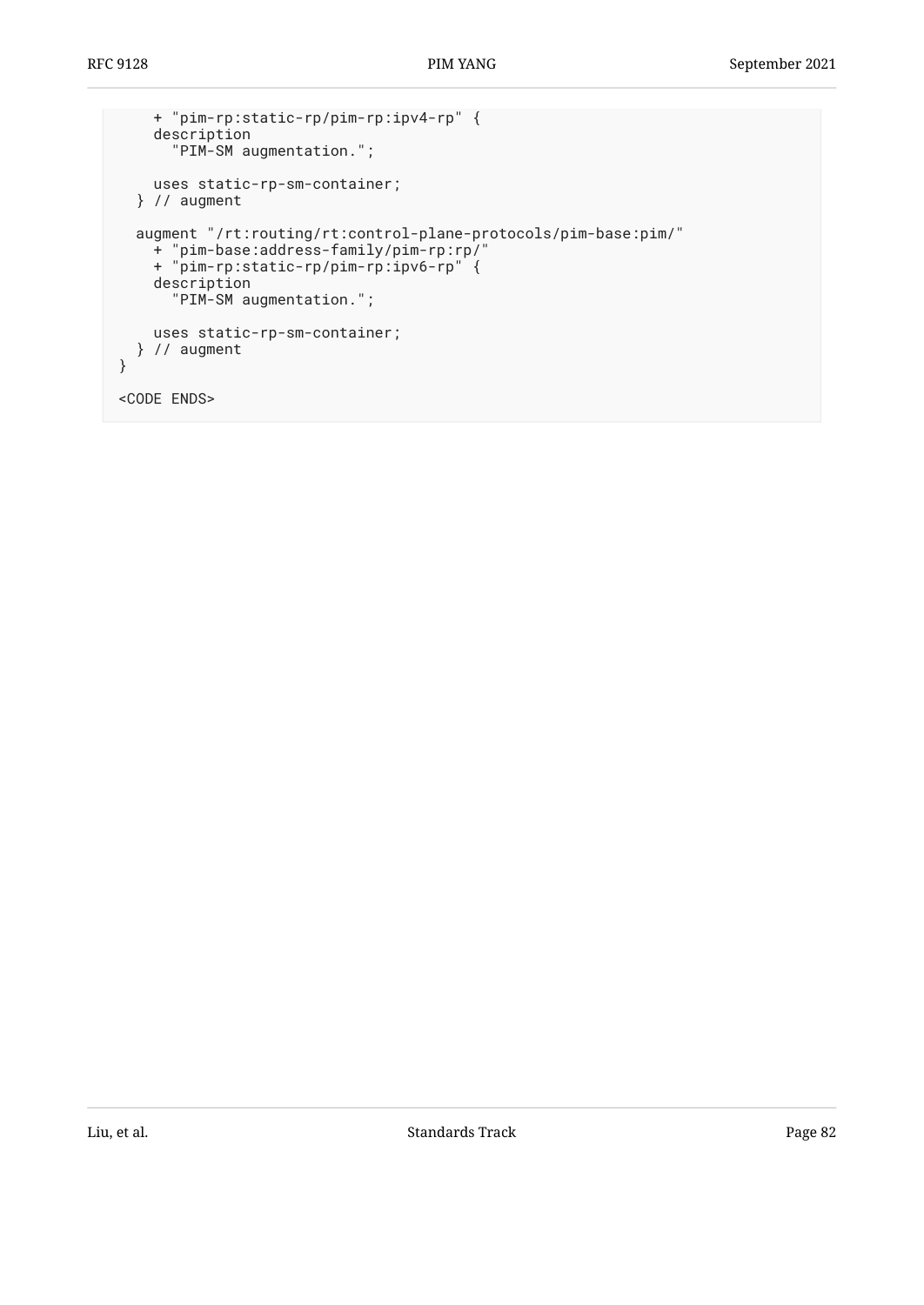```
     + "pim-rp:static-rp/pim-rp:ipv4-rp" {
     description
       "PIM-SM augmentation.";

     uses static-rp-sm-container;
   } // augment

   augment "/rt:routing/rt:control-plane-protocols/pim-base:pim/"
     + "pim-base:address-family/pim-rp:rp/"
     + "pim-rp:static-rp/pim-rp:ipv6-rp" {
     description
       "PIM-SM augmentation.";

     uses static-rp-sm-container;
   } // augment
 }

 <CODE ENDS>
```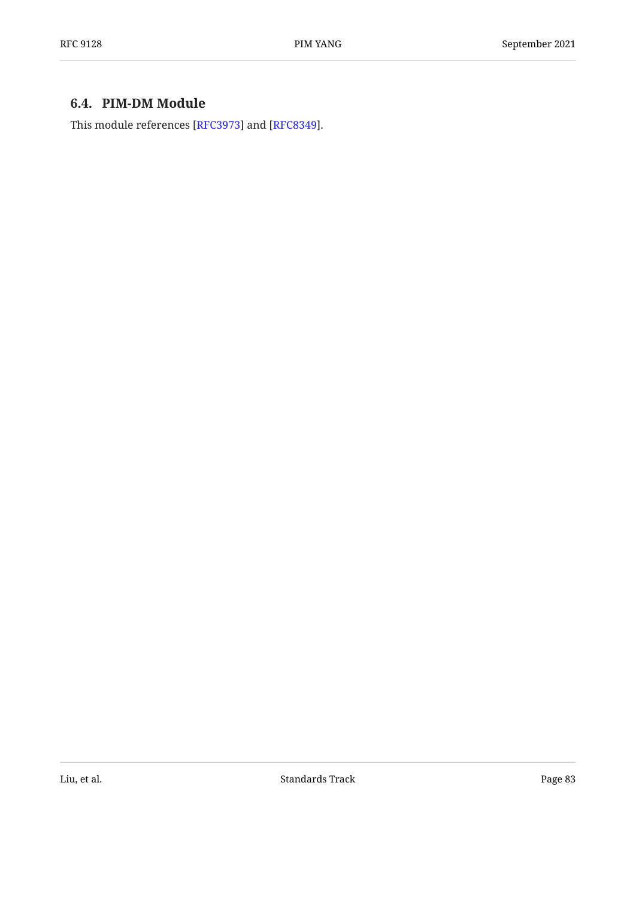## 6.4. PIM-DM Module

This module references [RFC3973] and [RFC8349].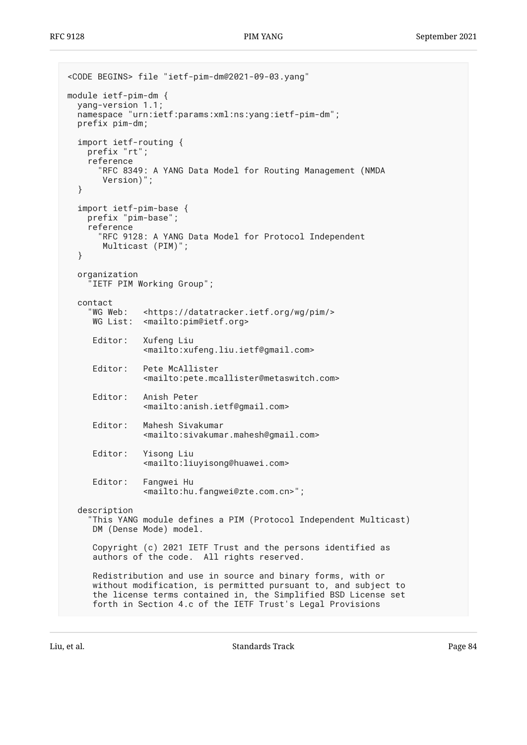```
<CODE BEGINS> file "ietf-pim-dm@2021-09-03.yang"

module ietf-pim-dm {
  yang-version 1.1;
  namespace "urn:ietf:params:xml:ns:yang:ietf-pim-dm";
  prefix pim-dm;

  import ietf-routing {
    prefix "rt";
    reference
      "RFC 8349: A YANG Data Model for Routing Management (NMDA
       Version)";
  }

  import ietf-pim-base {
    prefix "pim-base";
    reference
      "RFC 9128: A YANG Data Model for Protocol Independent
       Multicast (PIM)";
  }

  organization
    "IETF PIM Working Group";

  contact
    "WG Web:   <https://datatracker.ietf.org/wg/pim/>
     WG List:  <mailto:pim@ietf.org>

     Editor:   Xufeng Liu
               <mailto:xufeng.liu.ietf@gmail.com>

     Editor:   Pete McAllister
               <mailto:pete.mcallister@metaswitch.com>

     Editor:   Anish Peter
               <mailto:anish.ietf@gmail.com>

     Editor:   Mahesh Sivakumar
               <mailto:sivakumar.mahesh@gmail.com>

     Editor:   Yisong Liu
               <mailto:liuyisong@huawei.com>

     Editor:   Fangwei Hu
               <mailto:hu.fangwei@zte.com.cn>";

  description
    "This YANG module defines a PIM (Protocol Independent Multicast)
     DM (Dense Mode) model.

     Copyright (c) 2021 IETF Trust and the persons identified as
     authors of the code.  All rights reserved.

     Redistribution and use in source and binary forms, with or
     without modification, is permitted pursuant to, and subject to
     the license terms contained in, the Simplified BSD License set
     forth in Section 4.c of the IETF Trust's Legal Provisions
```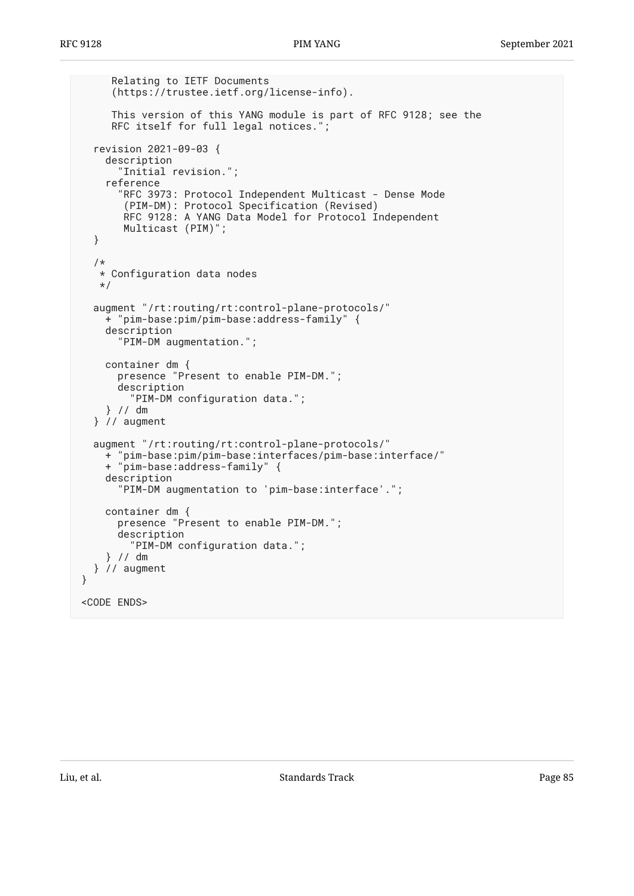```
     Relating to IETF Documents
     (https://trustee.ietf.org/license-info).

     This version of this YANG module is part of RFC 9128; see the
     RFC itself for full legal notices.";

  revision 2021-09-03 {
    description
      "Initial revision.";
    reference
      "RFC 3973: Protocol Independent Multicast - Dense Mode
       (PIM-DM): Protocol Specification (Revised)
       RFC 9128: A YANG Data Model for Protocol Independent
       Multicast (PIM)";
  }

  /*
   * Configuration data nodes
   */

  augment "/rt:routing/rt:control-plane-protocols/"
    + "pim-base:pim/pim-base:address-family" {
    description
      "PIM-DM augmentation.";

    container dm {
      presence "Present to enable PIM-DM.";
      description
        "PIM-DM configuration data.";
    } // dm
  } // augment

  augment "/rt:routing/rt:control-plane-protocols/"
    + "pim-base:pim/pim-base:interfaces/pim-base:interface/"
    + "pim-base:address-family" {
    description
      "PIM-DM augmentation to 'pim-base:interface'.";

    container dm {
      presence "Present to enable PIM-DM.";
      description
        "PIM-DM configuration data.";
    } // dm
  } // augment
}

<CODE ENDS>
```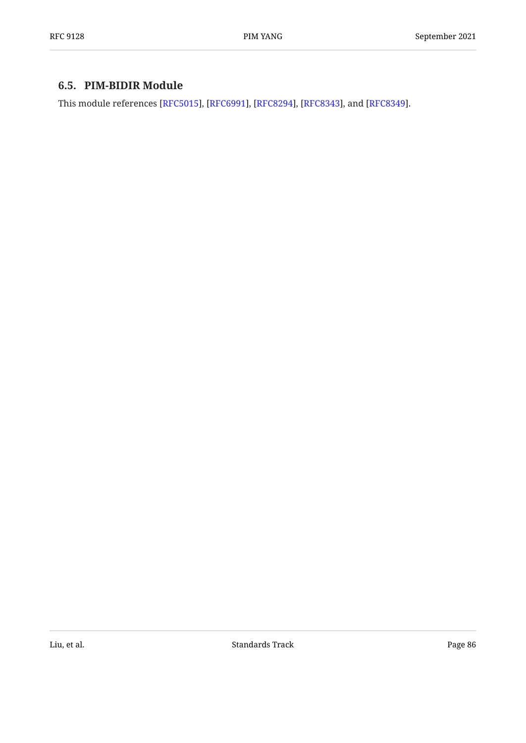## 6.5. PIM-BIDIR Module

This module references [RFC5015], [RFC6991], [RFC8294], [RFC8343], and [RFC8349].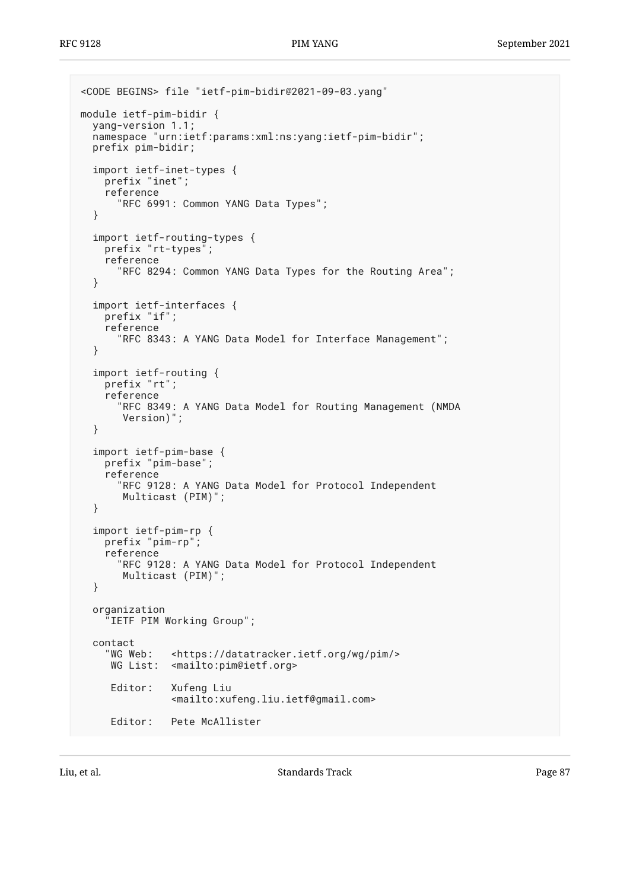```
<CODE BEGINS> file "ietf-pim-bidir@2021-09-03.yang"

module ietf-pim-bidir {
  yang-version 1.1;
  namespace "urn:ietf:params:xml:ns:yang:ietf-pim-bidir";
  prefix pim-bidir;

  import ietf-inet-types {
    prefix "inet";
    reference
      "RFC 6991: Common YANG Data Types";
  }

  import ietf-routing-types {
    prefix "rt-types";
    reference
      "RFC 8294: Common YANG Data Types for the Routing Area";
  }

  import ietf-interfaces {
    prefix "if";
    reference
      "RFC 8343: A YANG Data Model for Interface Management";
  }

  import ietf-routing {
    prefix "rt";
    reference
      "RFC 8349: A YANG Data Model for Routing Management (NMDA
       Version)";
  }

  import ietf-pim-base {
    prefix "pim-base";
    reference
      "RFC 9128: A YANG Data Model for Protocol Independent
       Multicast (PIM)";
  }

  import ietf-pim-rp {
    prefix "pim-rp";
    reference
      "RFC 9128: A YANG Data Model for Protocol Independent
       Multicast (PIM)";
  }

  organization
    "IETF PIM Working Group";

  contact
    "WG Web:   <https://datatracker.ietf.org/wg/pim/>
     WG List:  <mailto:pim@ietf.org>

     Editor:   Xufeng Liu
               <mailto:xufeng.liu.ietf@gmail.com>

     Editor:   Pete McAllister
```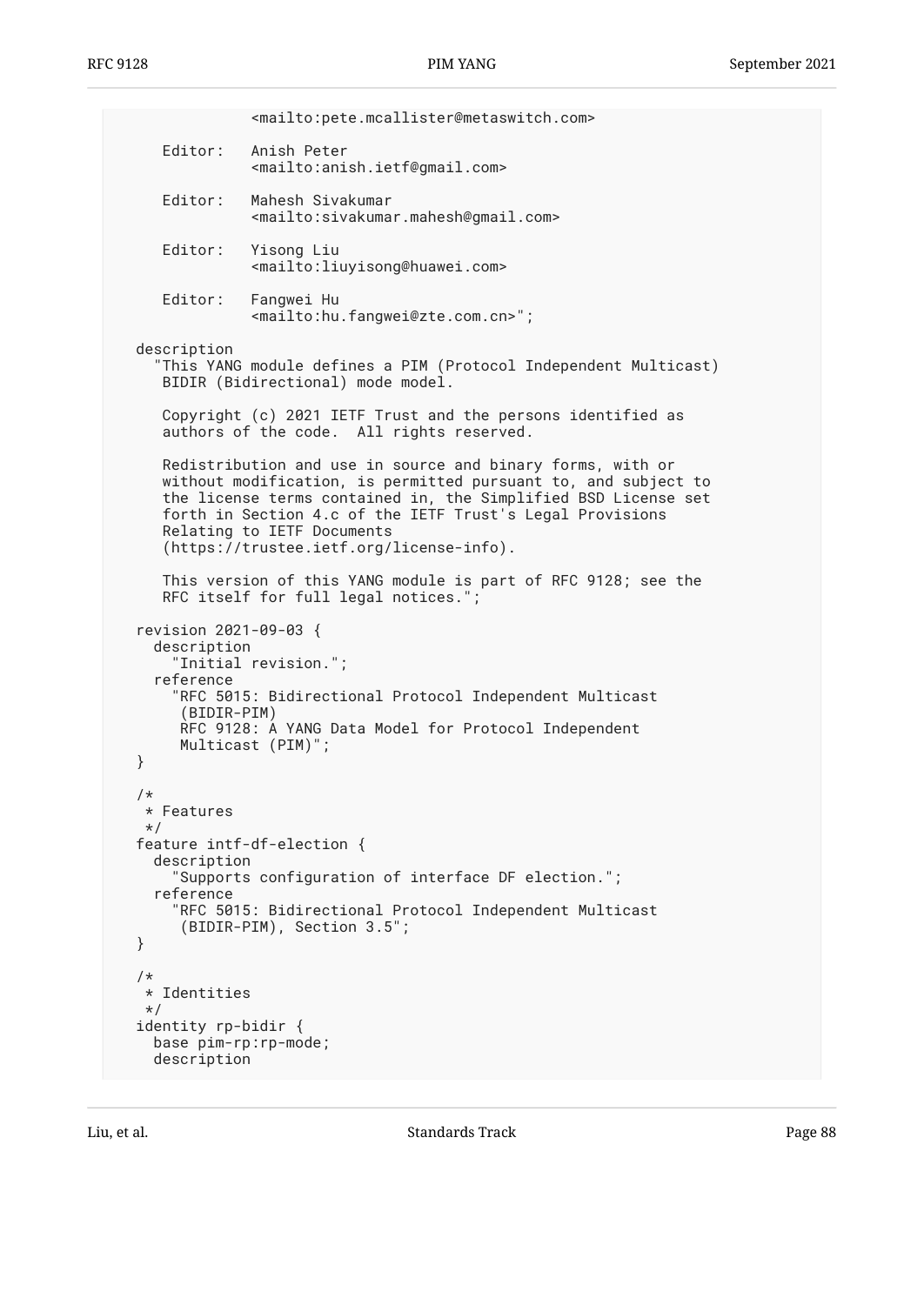```
               <mailto:pete.mcallister@metaswitch.com>

     Editor:   Anish Peter
               <mailto:anish.ietf@gmail.com>

     Editor:   Mahesh Sivakumar
               <mailto:sivakumar.mahesh@gmail.com>

     Editor:   Yisong Liu
               <mailto:liuyisong@huawei.com>

     Editor:   Fangwei Hu
               <mailto:hu.fangwei@zte.com.cn>";

  description
    "This YANG module defines a PIM (Protocol Independent Multicast)
     BIDIR (Bidirectional) mode model.

     Copyright (c) 2021 IETF Trust and the persons identified as
     authors of the code.  All rights reserved.

     Redistribution and use in source and binary forms, with or
     without modification, is permitted pursuant to, and subject to
     the license terms contained in, the Simplified BSD License set
     forth in Section 4.c of the IETF Trust's Legal Provisions
     Relating to IETF Documents
     (https://trustee.ietf.org/license-info).

     This version of this YANG module is part of RFC 9128; see the
     RFC itself for full legal notices.";

  revision 2021-09-03 {
    description
      "Initial revision.";
    reference
      "RFC 5015: Bidirectional Protocol Independent Multicast
       (BIDIR-PIM)
       RFC 9128: A YANG Data Model for Protocol Independent
       Multicast (PIM)";
  }

  /*
   * Features
   */
  feature intf-df-election {
    description
      "Supports configuration of interface DF election.";
    reference
      "RFC 5015: Bidirectional Protocol Independent Multicast
       (BIDIR-PIM), Section 3.5";
  }

  /*
   * Identities
   */
  identity rp-bidir {
    base pim-rp:rp-mode;
    description
```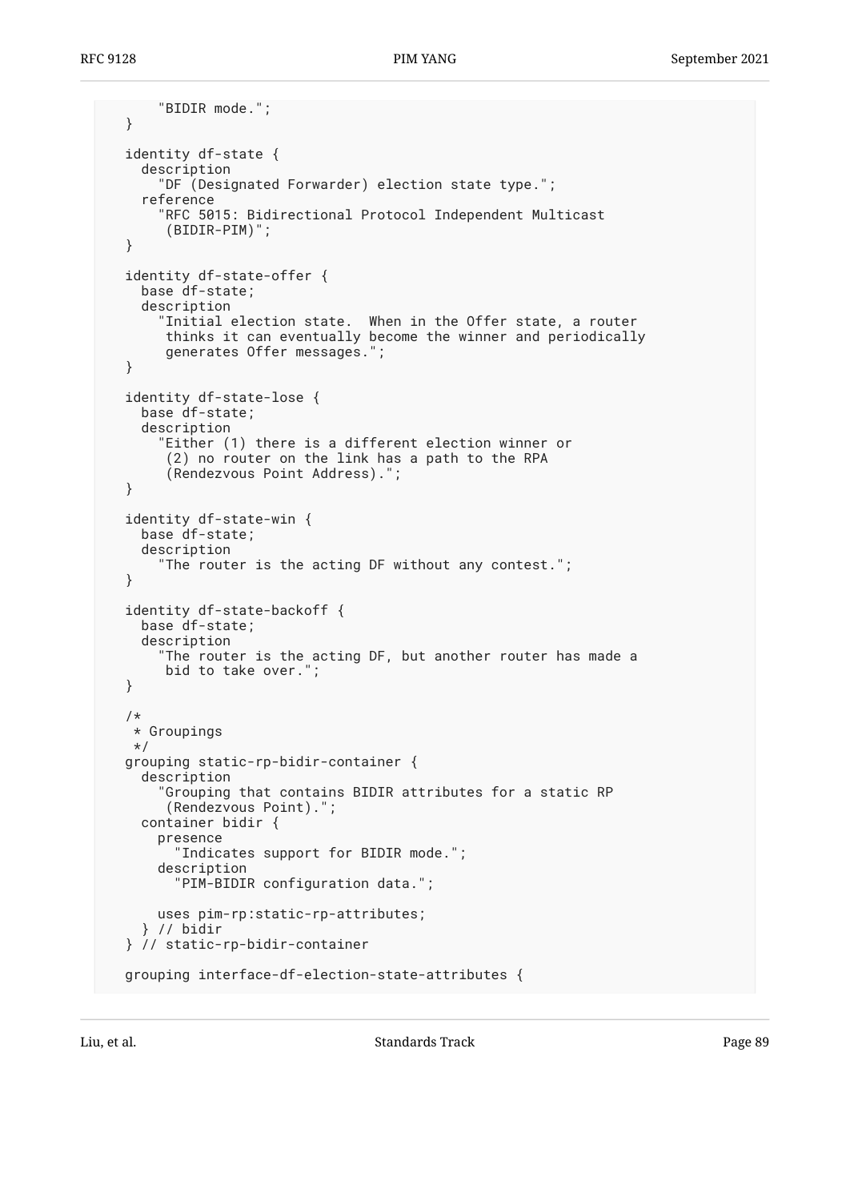```
       "BIDIR mode.";
   }

   identity df-state {
     description
       "DF (Designated Forwarder) election state type.";
     reference
       "RFC 5015: Bidirectional Protocol Independent Multicast
        (BIDIR-PIM)";
   }

   identity df-state-offer {
     base df-state;
     description
       "Initial election state.  When in the Offer state, a router
        thinks it can eventually become the winner and periodically
        generates Offer messages.";
   }

   identity df-state-lose {
     base df-state;
     description
       "Either (1) there is a different election winner or
        (2) no router on the link has a path to the RPA
        (Rendezvous Point Address).";
   }

   identity df-state-win {
     base df-state;
     description
       "The router is the acting DF without any contest.";
   }

   identity df-state-backoff {
     base df-state;
     description
       "The router is the acting DF, but another router has made a
        bid to take over.";
   }

   /*
    * Groupings
    */
   grouping static-rp-bidir-container {
     description
       "Grouping that contains BIDIR attributes for a static RP
        (Rendezvous Point).";
     container bidir {
       presence
         "Indicates support for BIDIR mode.";
       description
         "PIM-BIDIR configuration data.";

       uses pim-rp:static-rp-attributes;
     } // bidir
   } // static-rp-bidir-container

   grouping interface-df-election-state-attributes {
```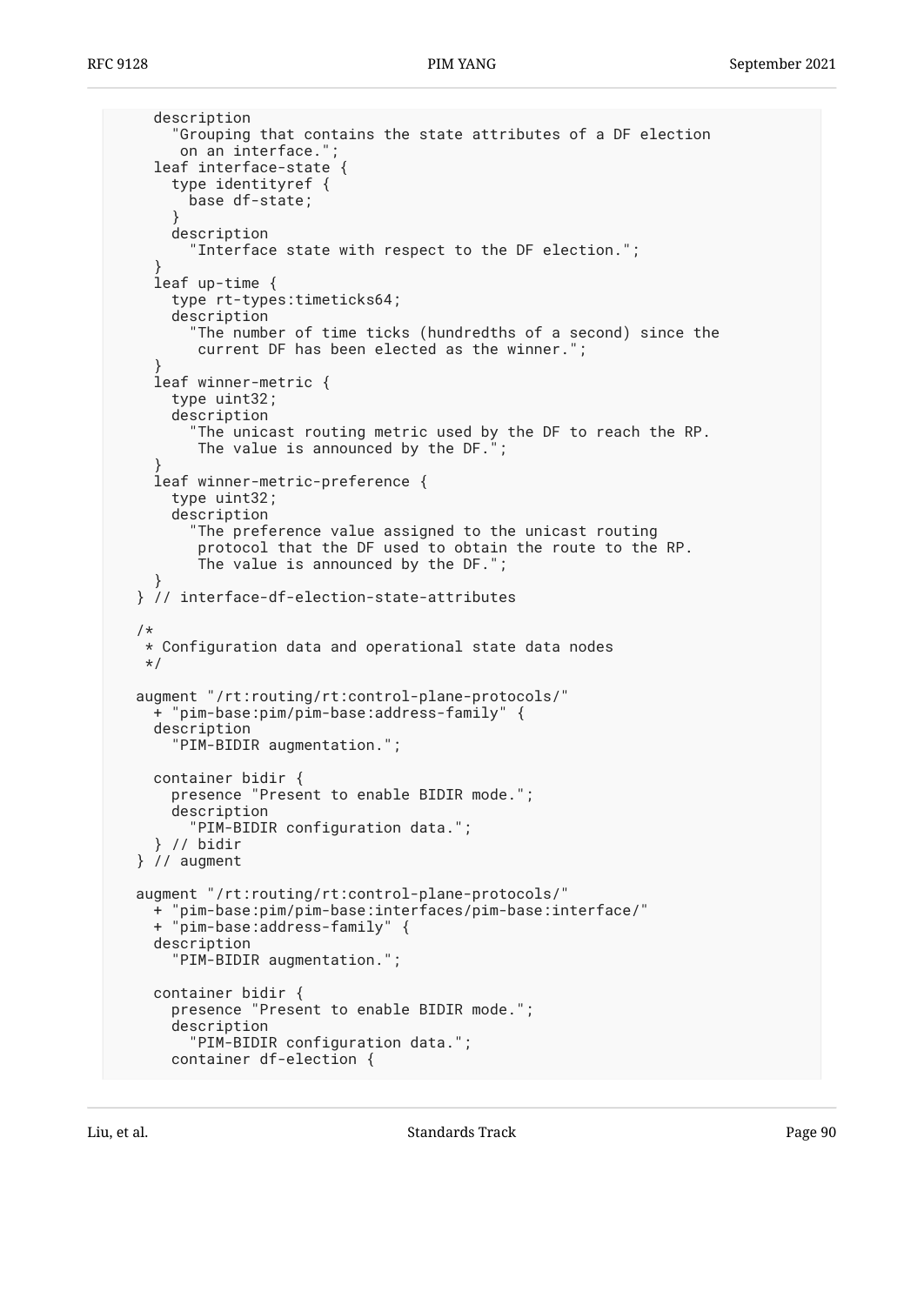```
      description
        "Grouping that contains the state attributes of a DF election
         on an interface.";
      leaf interface-state {
        type identityref {
          base df-state;
        }
        description
          "Interface state with respect to the DF election.";
      }
      leaf up-time {
        type rt-types:timeticks64;
        description
          "The number of time ticks (hundredths of a second) since the
           current DF has been elected as the winner.";
      }
      leaf winner-metric {
        type uint32;
        description
          "The unicast routing metric used by the DF to reach the RP.
           The value is announced by the DF.";
      }
      leaf winner-metric-preference {
        type uint32;
        description
          "The preference value assigned to the unicast routing
           protocol that the DF used to obtain the route to the RP.
           The value is announced by the DF.";
      }
    } // interface-df-election-state-attributes

    /*
     * Configuration data and operational state data nodes
     */

    augment "/rt:routing/rt:control-plane-protocols/"
      + "pim-base:pim/pim-base:address-family" {
      description
        "PIM-BIDIR augmentation.";

      container bidir {
        presence "Present to enable BIDIR mode.";
        description
          "PIM-BIDIR configuration data.";
      } // bidir
    } // augment

    augment "/rt:routing/rt:control-plane-protocols/"
      + "pim-base:pim/pim-base:interfaces/pim-base:interface/"
      + "pim-base:address-family" {
      description
        "PIM-BIDIR augmentation.";

      container bidir {
        presence "Present to enable BIDIR mode.";
        description
          "PIM-BIDIR configuration data.";
        container df-election {
```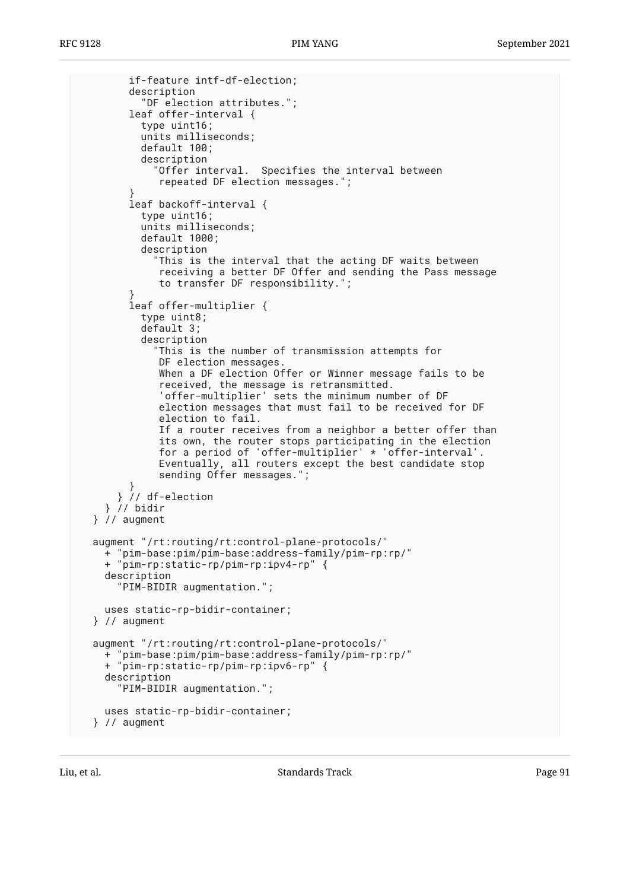```
        if-feature intf-df-election;
        description
          "DF election attributes.";
        leaf offer-interval {
          type uint16;
          units milliseconds;
          default 100;
          description
            "Offer interval.  Specifies the interval between
             repeated DF election messages.";
        }
        leaf backoff-interval {
          type uint16;
          units milliseconds;
          default 1000;
          description
            "This is the interval that the acting DF waits between
             receiving a better DF Offer and sending the Pass message
             to transfer DF responsibility.";
        }
        leaf offer-multiplier {
          type uint8;
          default 3;
          description
            "This is the number of transmission attempts for
             DF election messages.
             When a DF election Offer or Winner message fails to be
             received, the message is retransmitted.
             'offer-multiplier' sets the minimum number of DF
             election messages that must fail to be received for DF
             election to fail.
             If a router receives from a neighbor a better offer than
             its own, the router stops participating in the election
             for a period of 'offer-multiplier' * 'offer-interval'.
             Eventually, all routers except the best candidate stop
             sending Offer messages.";
        }
      } // df-election
    } // bidir
  } // augment

  augment "/rt:routing/rt:control-plane-protocols/"
    + "pim-base:pim/pim-base:address-family/pim-rp:rp/"
    + "pim-rp:static-rp/pim-rp:ipv4-rp" {
    description
      "PIM-BIDIR augmentation.";

    uses static-rp-bidir-container;
  } // augment

  augment "/rt:routing/rt:control-plane-protocols/"
    + "pim-base:pim/pim-base:address-family/pim-rp:rp/"
    + "pim-rp:static-rp/pim-rp:ipv6-rp" {
    description
      "PIM-BIDIR augmentation.";

    uses static-rp-bidir-container;
  } // augment
```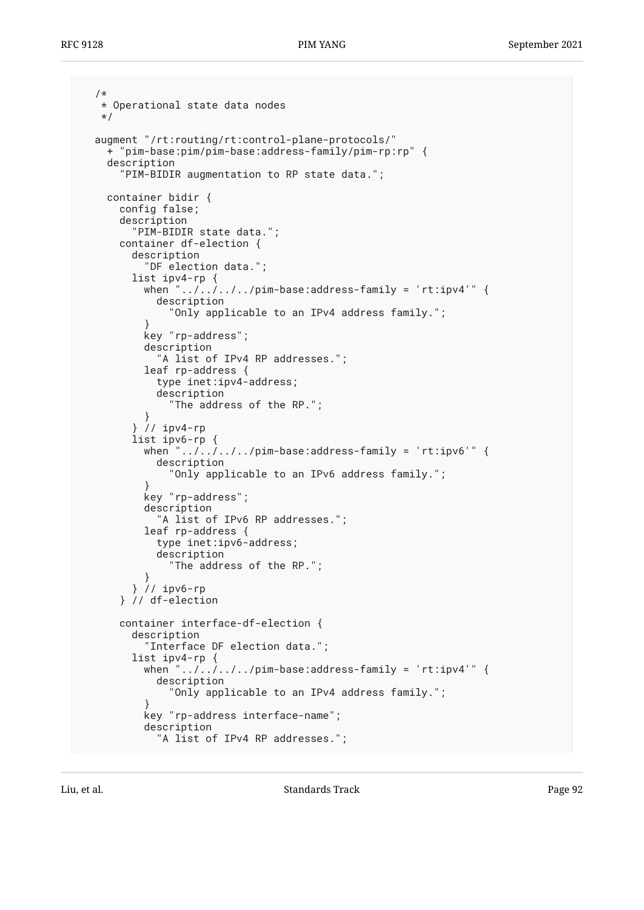```
  /*
   * Operational state data nodes
   */

  augment "/rt:routing/rt:control-plane-protocols/"
    + "pim-base:pim/pim-base:address-family/pim-rp:rp" {
    description
      "PIM-BIDIR augmentation to RP state data.";

    container bidir {
      config false;
      description
        "PIM-BIDIR state data.";
      container df-election {
        description
          "DF election data.";
        list ipv4-rp {
          when "../../../../pim-base:address-family = 'rt:ipv4'" {
            description
              "Only applicable to an IPv4 address family.";
          }
          key "rp-address";
          description
            "A list of IPv4 RP addresses.";
          leaf rp-address {
            type inet:ipv4-address;
            description
              "The address of the RP.";
          }
        } // ipv4-rp
        list ipv6-rp {
          when "../../../../pim-base:address-family = 'rt:ipv6'" {
            description
              "Only applicable to an IPv6 address family.";
          }
          key "rp-address";
          description
            "A list of IPv6 RP addresses.";
          leaf rp-address {
            type inet:ipv6-address;
            description
              "The address of the RP.";
          }
        } // ipv6-rp
      } // df-election

      container interface-df-election {
        description
          "Interface DF election data.";
        list ipv4-rp {
          when "../../../../pim-base:address-family = 'rt:ipv4'" {
            description
              "Only applicable to an IPv4 address family.";
          }
          key "rp-address interface-name";
          description
            "A list of IPv4 RP addresses.";
```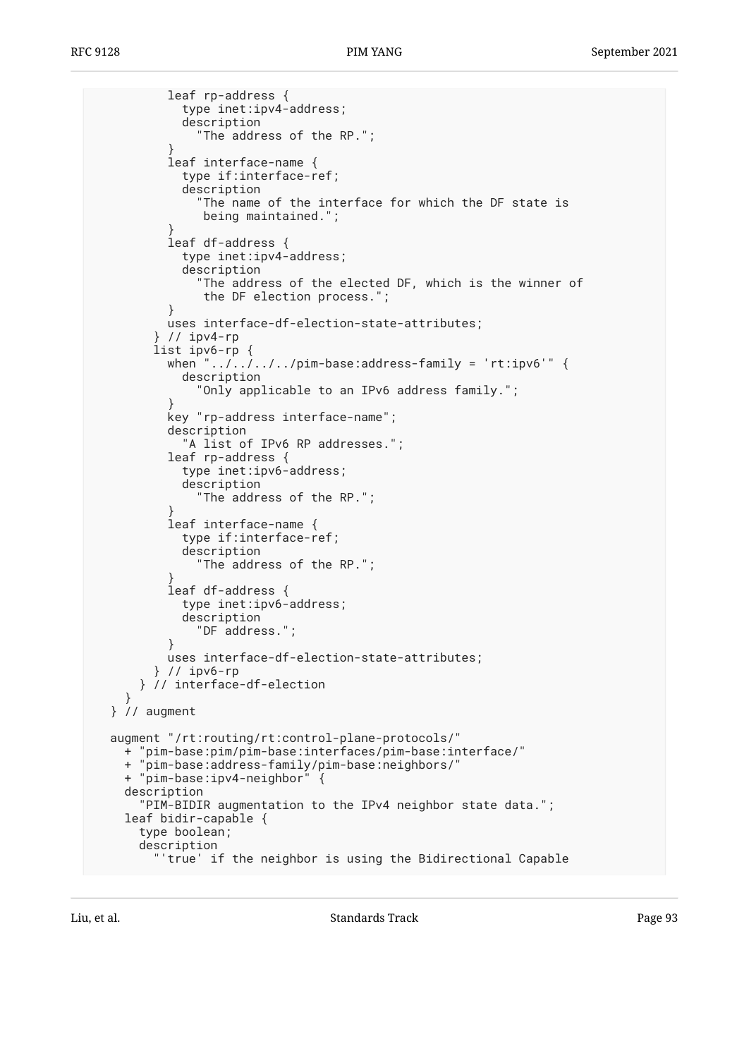```
          leaf rp-address {
            type inet:ipv4-address;
            description
              "The address of the RP.";
          }
          leaf interface-name {
            type if:interface-ref;
            description
              "The name of the interface for which the DF state is
               being maintained.";
          }
          leaf df-address {
            type inet:ipv4-address;
            description
              "The address of the elected DF, which is the winner of
               the DF election process.";
          }
          uses interface-df-election-state-attributes;
        } // ipv4-rp
        list ipv6-rp {
          when "../../../../pim-base:address-family = 'rt:ipv6'" {
            description
              "Only applicable to an IPv6 address family.";
          }
          key "rp-address interface-name";
          description
            "A list of IPv6 RP addresses.";
          leaf rp-address {
            type inet:ipv6-address;
            description
              "The address of the RP.";
          }
          leaf interface-name {
            type if:interface-ref;
            description
              "The address of the RP.";
          }
          leaf df-address {
            type inet:ipv6-address;
            description
              "DF address.";
          }
          uses interface-df-election-state-attributes;
        } // ipv6-rp
      } // interface-df-election
    }
  } // augment

  augment "/rt:routing/rt:control-plane-protocols/"
    + "pim-base:pim/pim-base:interfaces/pim-base:interface/"
    + "pim-base:address-family/pim-base:neighbors/"
    + "pim-base:ipv4-neighbor" {
    description
      "PIM-BIDIR augmentation to the IPv4 neighbor state data.";
    leaf bidir-capable {
      type boolean;
      description
        "'true' if the neighbor is using the Bidirectional Capable
```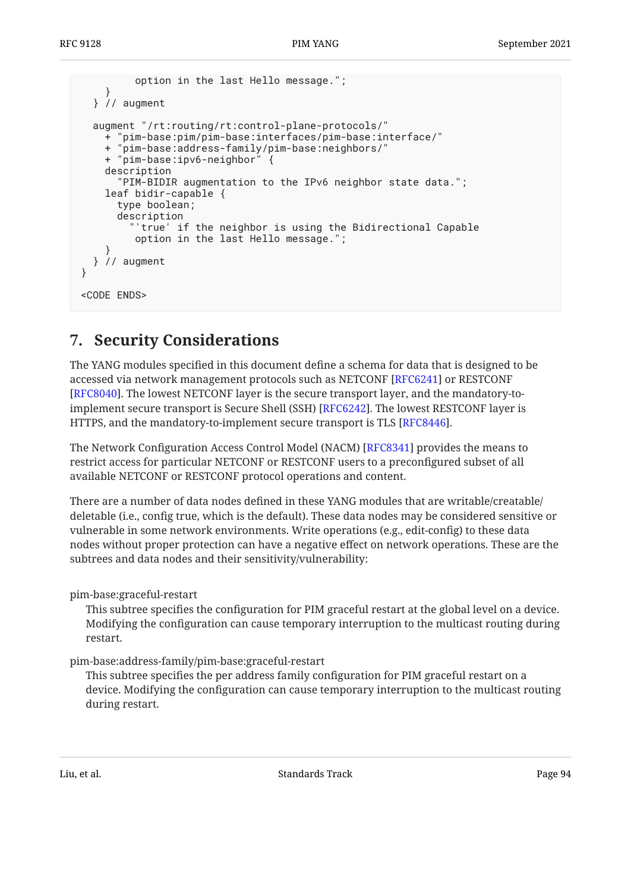```
          option in the last Hello message.";
      }
    } // augment

    augment "/rt:routing/rt:control-plane-protocols/"
      + "pim-base:pim/pim-base:interfaces/pim-base:interface/"
      + "pim-base:address-family/pim-base:neighbors/"
      + "pim-base:ipv6-neighbor" {
      description
        "PIM-BIDIR augmentation to the IPv6 neighbor state data.";
      leaf bidir-capable {
        type boolean;
        description
          "'true' if the neighbor is using the Bidirectional Capable
           option in the last Hello message.";
      }
    } // augment
  }

  <CODE ENDS>
```

## 7. Security Considerations

The YANG modules specified in this document define a schema for data that is designed to be accessed via network management protocols such as NETCONF [RFC6241] or RESTCONF [RFC8040]. The lowest NETCONF layer is the secure transport layer, and the mandatory-to-implement secure transport is Secure Shell (SSH) [RFC6242]. The lowest RESTCONF layer is HTTPS, and the mandatory-to-implement secure transport is TLS [RFC8446].

The Network Configuration Access Control Model (NACM) [RFC8341] provides the means to restrict access for particular NETCONF or RESTCONF users to a preconfigured subset of all available NETCONF or RESTCONF protocol operations and content.

There are a number of data nodes defined in these YANG modules that are writable/creatable/deletable (i.e., config true, which is the default). These data nodes may be considered sensitive or vulnerable in some network environments. Write operations (e.g., edit-config) to these data nodes without proper protection can have a negative effect on network operations. These are the subtrees and data nodes and their sensitivity/vulnerability:

pim-base:graceful-restart
: This subtree specifies the configuration for PIM graceful restart at the global level on a device. Modifying the configuration can cause temporary interruption to the multicast routing during restart.

pim-base:address-family/pim-base:graceful-restart
: This subtree specifies the per address family configuration for PIM graceful restart on a device. Modifying the configuration can cause temporary interruption to the multicast routing during restart.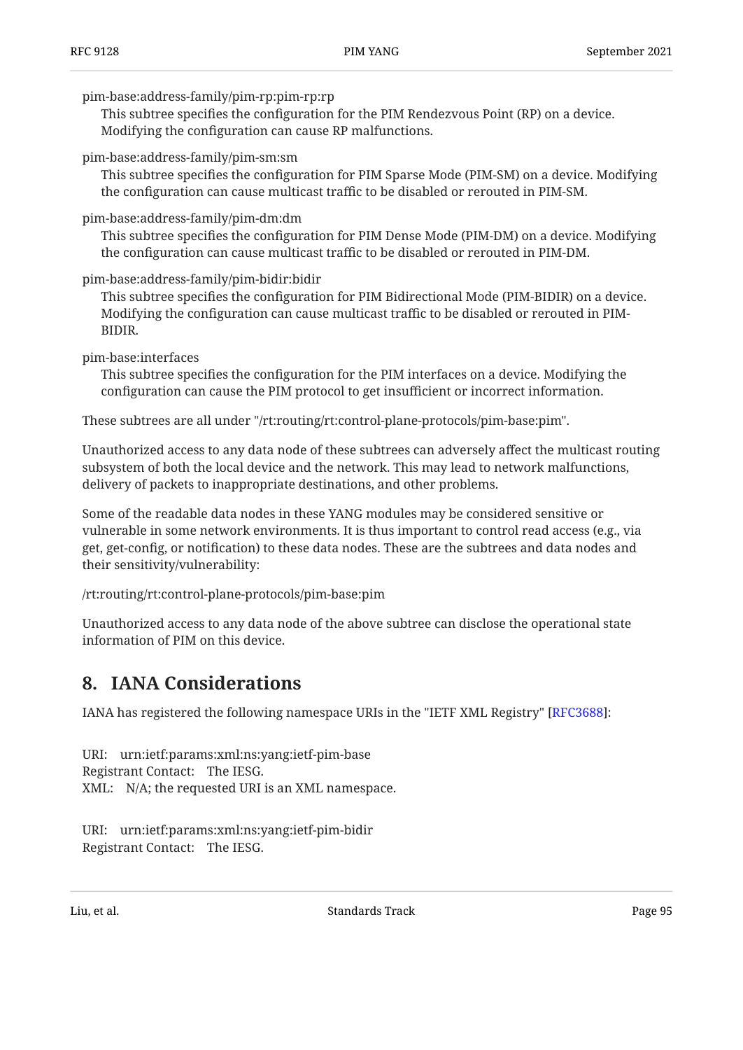pim-base:address-family/pim-rp:pim-rp:rp

This subtree specifies the configuration for the PIM Rendezvous Point (RP) on a device. Modifying the configuration can cause RP malfunctions.

pim-base:address-family/pim-sm:sm

This subtree specifies the configuration for PIM Sparse Mode (PIM-SM) on a device. Modifying the configuration can cause multicast traffic to be disabled or rerouted in PIM-SM.

pim-base:address-family/pim-dm:dm

This subtree specifies the configuration for PIM Dense Mode (PIM-DM) on a device. Modifying the configuration can cause multicast traffic to be disabled or rerouted in PIM-DM.

pim-base:address-family/pim-bidir:bidir

This subtree specifies the configuration for PIM Bidirectional Mode (PIM-BIDIR) on a device. Modifying the configuration can cause multicast traffic to be disabled or rerouted in PIM-BIDIR.

pim-base:interfaces

This subtree specifies the configuration for the PIM interfaces on a device. Modifying the configuration can cause the PIM protocol to get insufficient or incorrect information.

These subtrees are all under "/rt:routing/rt:control-plane-protocols/pim-base:pim".

Unauthorized access to any data node of these subtrees can adversely affect the multicast routing subsystem of both the local device and the network. This may lead to network malfunctions, delivery of packets to inappropriate destinations, and other problems.

Some of the readable data nodes in these YANG modules may be considered sensitive or vulnerable in some network environments. It is thus important to control read access (e.g., via get, get-config, or notification) to these data nodes. These are the subtrees and data nodes and their sensitivity/vulnerability:

/rt:routing/rt:control-plane-protocols/pim-base:pim

Unauthorized access to any data node of the above subtree can disclose the operational state information of PIM on this device.

## 8. IANA Considerations

IANA has registered the following namespace URIs in the "IETF XML Registry" [RFC3688]:

URI: urn:ietf:params:xml:ns:yang:ietf-pim-base
Registrant Contact: The IESG.
XML: N/A; the requested URI is an XML namespace.

URI: urn:ietf:params:xml:ns:yang:ietf-pim-bidir
Registrant Contact: The IESG.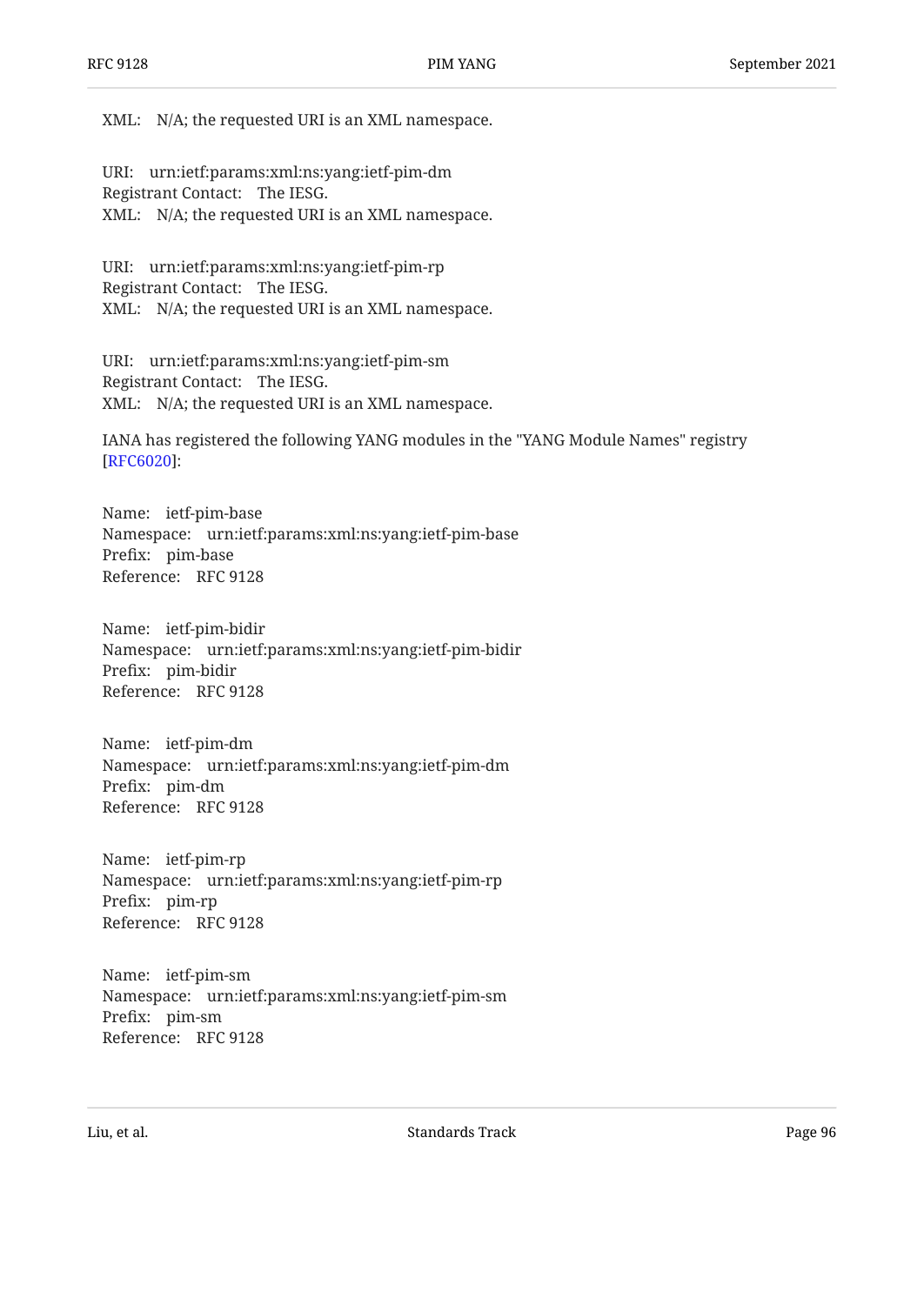XML: N/A; the requested URI is an XML namespace.

URI: urn:ietf:params:xml:ns:yang:ietf-pim-dm
Registrant Contact: The IESG.
XML: N/A; the requested URI is an XML namespace.

URI: urn:ietf:params:xml:ns:yang:ietf-pim-rp
Registrant Contact: The IESG.
XML: N/A; the requested URI is an XML namespace.

URI: urn:ietf:params:xml:ns:yang:ietf-pim-sm
Registrant Contact: The IESG.
XML: N/A; the requested URI is an XML namespace.

IANA has registered the following YANG modules in the "YANG Module Names" registry [RFC6020]:

Name: ietf-pim-base
Namespace: urn:ietf:params:xml:ns:yang:ietf-pim-base
Prefix: pim-base
Reference: RFC 9128

Name: ietf-pim-bidir
Namespace: urn:ietf:params:xml:ns:yang:ietf-pim-bidir
Prefix: pim-bidir
Reference: RFC 9128

Name: ietf-pim-dm
Namespace: urn:ietf:params:xml:ns:yang:ietf-pim-dm
Prefix: pim-dm
Reference: RFC 9128

Name: ietf-pim-rp
Namespace: urn:ietf:params:xml:ns:yang:ietf-pim-rp
Prefix: pim-rp
Reference: RFC 9128

Name: ietf-pim-sm
Namespace: urn:ietf:params:xml:ns:yang:ietf-pim-sm
Prefix: pim-sm
Reference: RFC 9128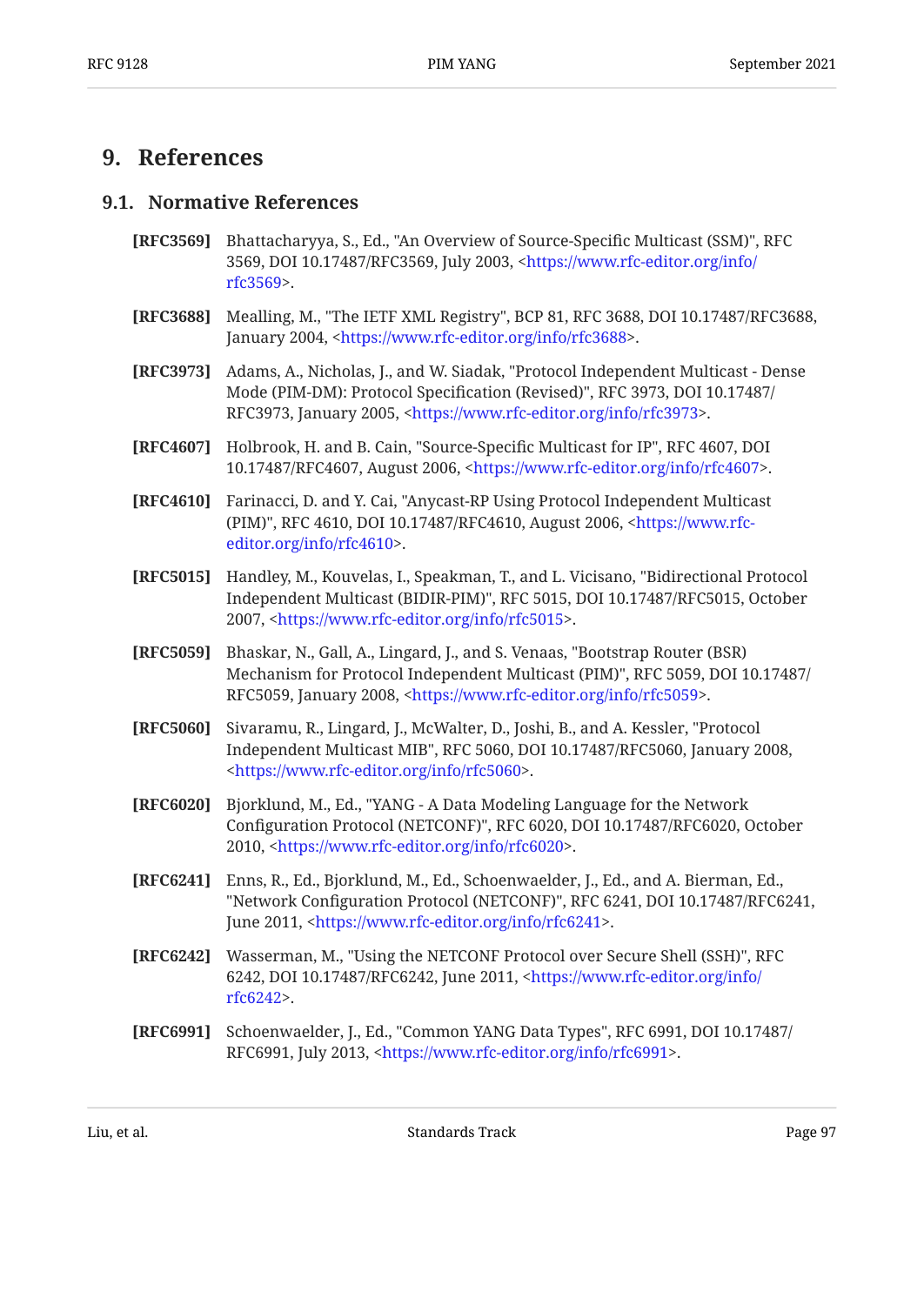# 9. References

## 9.1. Normative References

**[RFC3569]** Bhattacharyya, S., Ed., "An Overview of Source-Specific Multicast (SSM)", RFC 3569, DOI 10.17487/RFC3569, July 2003, <https://www.rfc-editor.org/info/rfc3569>.

**[RFC3688]** Mealling, M., "The IETF XML Registry", BCP 81, RFC 3688, DOI 10.17487/RFC3688, January 2004, <https://www.rfc-editor.org/info/rfc3688>.

**[RFC3973]** Adams, A., Nicholas, J., and W. Siadak, "Protocol Independent Multicast - Dense Mode (PIM-DM): Protocol Specification (Revised)", RFC 3973, DOI 10.17487/RFC3973, January 2005, <https://www.rfc-editor.org/info/rfc3973>.

**[RFC4607]** Holbrook, H. and B. Cain, "Source-Specific Multicast for IP", RFC 4607, DOI 10.17487/RFC4607, August 2006, <https://www.rfc-editor.org/info/rfc4607>.

**[RFC4610]** Farinacci, D. and Y. Cai, "Anycast-RP Using Protocol Independent Multicast (PIM)", RFC 4610, DOI 10.17487/RFC4610, August 2006, <https://www.rfc-editor.org/info/rfc4610>.

**[RFC5015]** Handley, M., Kouvelas, I., Speakman, T., and L. Vicisano, "Bidirectional Protocol Independent Multicast (BIDIR-PIM)", RFC 5015, DOI 10.17487/RFC5015, October 2007, <https://www.rfc-editor.org/info/rfc5015>.

**[RFC5059]** Bhaskar, N., Gall, A., Lingard, J., and S. Venaas, "Bootstrap Router (BSR) Mechanism for Protocol Independent Multicast (PIM)", RFC 5059, DOI 10.17487/RFC5059, January 2008, <https://www.rfc-editor.org/info/rfc5059>.

**[RFC5060]** Sivaramu, R., Lingard, J., McWalter, D., Joshi, B., and A. Kessler, "Protocol Independent Multicast MIB", RFC 5060, DOI 10.17487/RFC5060, January 2008, <https://www.rfc-editor.org/info/rfc5060>.

**[RFC6020]** Bjorklund, M., Ed., "YANG - A Data Modeling Language for the Network Configuration Protocol (NETCONF)", RFC 6020, DOI 10.17487/RFC6020, October 2010, <https://www.rfc-editor.org/info/rfc6020>.

**[RFC6241]** Enns, R., Ed., Bjorklund, M., Ed., Schoenwaelder, J., Ed., and A. Bierman, Ed., "Network Configuration Protocol (NETCONF)", RFC 6241, DOI 10.17487/RFC6241, June 2011, <https://www.rfc-editor.org/info/rfc6241>.

**[RFC6242]** Wasserman, M., "Using the NETCONF Protocol over Secure Shell (SSH)", RFC 6242, DOI 10.17487/RFC6242, June 2011, <https://www.rfc-editor.org/info/rfc6242>.

**[RFC6991]** Schoenwaelder, J., Ed., "Common YANG Data Types", RFC 6991, DOI 10.17487/RFC6991, July 2013, <https://www.rfc-editor.org/info/rfc6991>.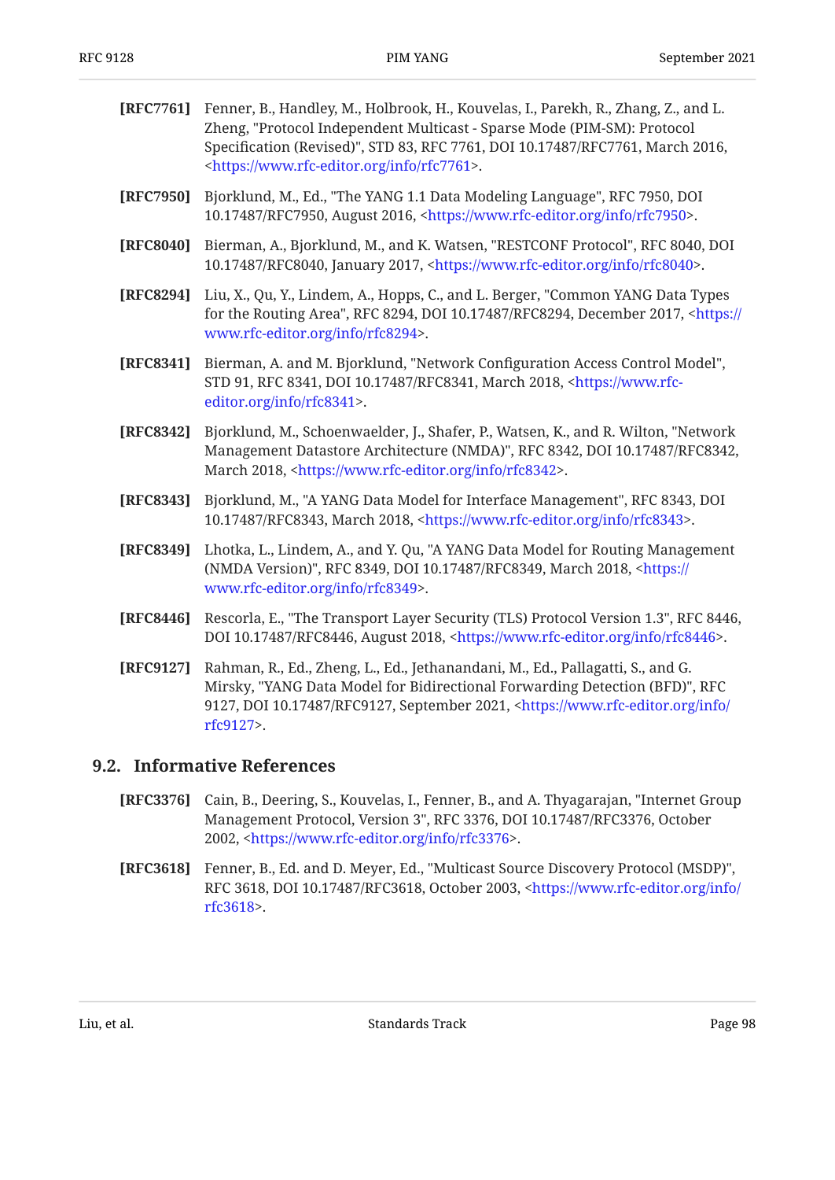**[RFC7761]** Fenner, B., Handley, M., Holbrook, H., Kouvelas, I., Parekh, R., Zhang, Z., and L. Zheng, "Protocol Independent Multicast - Sparse Mode (PIM-SM): Protocol Specification (Revised)", STD 83, RFC 7761, DOI 10.17487/RFC7761, March 2016, <https://www.rfc-editor.org/info/rfc7761>.

**[RFC7950]** Bjorklund, M., Ed., "The YANG 1.1 Data Modeling Language", RFC 7950, DOI 10.17487/RFC7950, August 2016, <https://www.rfc-editor.org/info/rfc7950>.

**[RFC8040]** Bierman, A., Bjorklund, M., and K. Watsen, "RESTCONF Protocol", RFC 8040, DOI 10.17487/RFC8040, January 2017, <https://www.rfc-editor.org/info/rfc8040>.

**[RFC8294]** Liu, X., Qu, Y., Lindem, A., Hopps, C., and L. Berger, "Common YANG Data Types for the Routing Area", RFC 8294, DOI 10.17487/RFC8294, December 2017, <https://www.rfc-editor.org/info/rfc8294>.

**[RFC8341]** Bierman, A. and M. Bjorklund, "Network Configuration Access Control Model", STD 91, RFC 8341, DOI 10.17487/RFC8341, March 2018, <https://www.rfc-editor.org/info/rfc8341>.

**[RFC8342]** Bjorklund, M., Schoenwaelder, J., Shafer, P., Watsen, K., and R. Wilton, "Network Management Datastore Architecture (NMDA)", RFC 8342, DOI 10.17487/RFC8342, March 2018, <https://www.rfc-editor.org/info/rfc8342>.

**[RFC8343]** Bjorklund, M., "A YANG Data Model for Interface Management", RFC 8343, DOI 10.17487/RFC8343, March 2018, <https://www.rfc-editor.org/info/rfc8343>.

**[RFC8349]** Lhotka, L., Lindem, A., and Y. Qu, "A YANG Data Model for Routing Management (NMDA Version)", RFC 8349, DOI 10.17487/RFC8349, March 2018, <https://www.rfc-editor.org/info/rfc8349>.

**[RFC8446]** Rescorla, E., "The Transport Layer Security (TLS) Protocol Version 1.3", RFC 8446, DOI 10.17487/RFC8446, August 2018, <https://www.rfc-editor.org/info/rfc8446>.

**[RFC9127]** Rahman, R., Ed., Zheng, L., Ed., Jethanandani, M., Ed., Pallagatti, S., and G. Mirsky, "YANG Data Model for Bidirectional Forwarding Detection (BFD)", RFC 9127, DOI 10.17487/RFC9127, September 2021, <https://www.rfc-editor.org/info/rfc9127>.

## 9.2. Informative References

**[RFC3376]** Cain, B., Deering, S., Kouvelas, I., Fenner, B., and A. Thyagarajan, "Internet Group Management Protocol, Version 3", RFC 3376, DOI 10.17487/RFC3376, October 2002, <https://www.rfc-editor.org/info/rfc3376>.

**[RFC3618]** Fenner, B., Ed. and D. Meyer, Ed., "Multicast Source Discovery Protocol (MSDP)", RFC 3618, DOI 10.17487/RFC3618, October 2003, <https://www.rfc-editor.org/info/rfc3618>.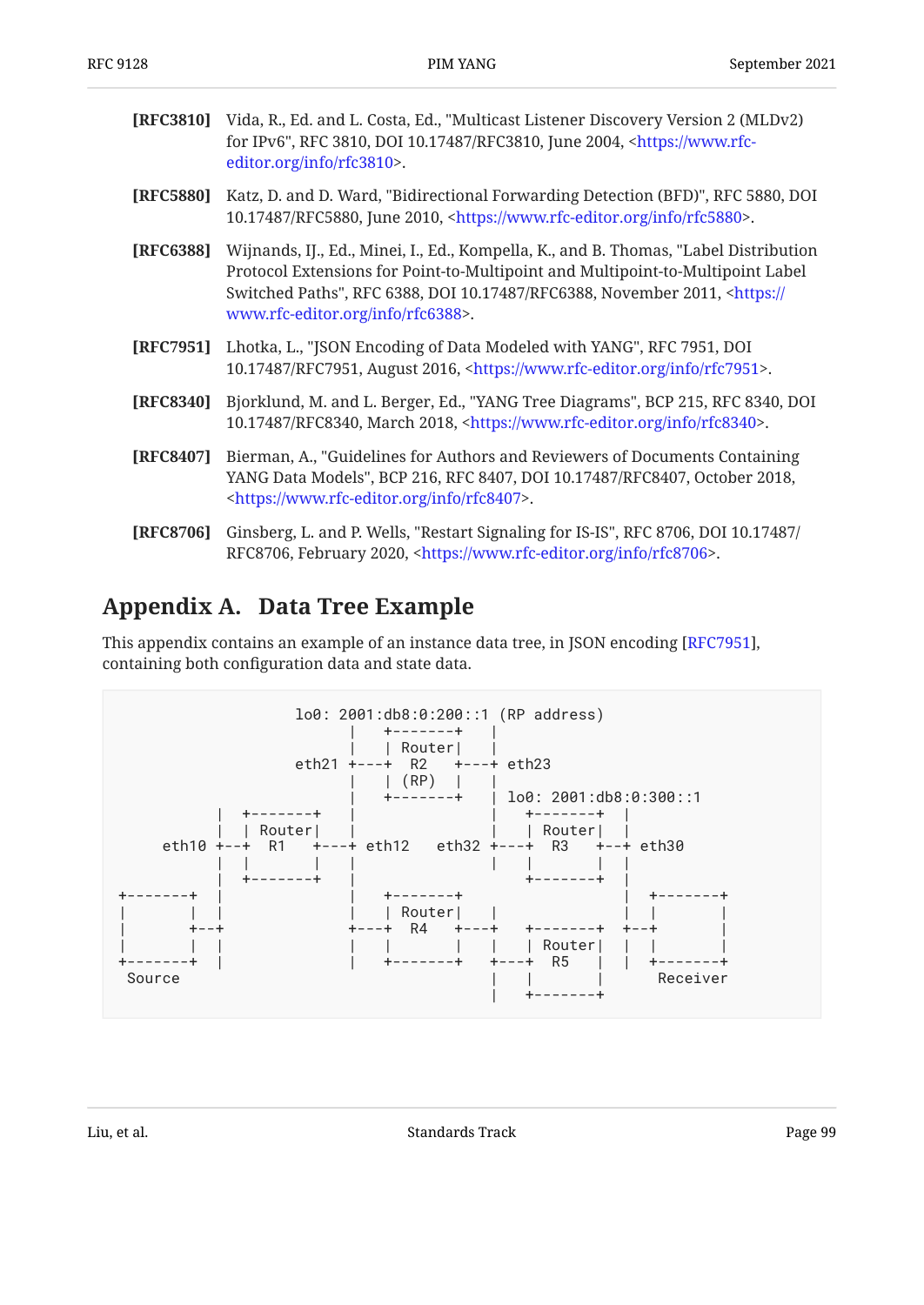**[RFC3810]** Vida, R., Ed. and L. Costa, Ed., "Multicast Listener Discovery Version 2 (MLDv2) for IPv6", RFC 3810, DOI 10.17487/RFC3810, June 2004, <https://www.rfc-editor.org/info/rfc3810>.

**[RFC5880]** Katz, D. and D. Ward, "Bidirectional Forwarding Detection (BFD)", RFC 5880, DOI 10.17487/RFC5880, June 2010, <https://www.rfc-editor.org/info/rfc5880>.

**[RFC6388]** Wijnands, IJ., Ed., Minei, I., Ed., Kompella, K., and B. Thomas, "Label Distribution Protocol Extensions for Point-to-Multipoint and Multipoint-to-Multipoint Label Switched Paths", RFC 6388, DOI 10.17487/RFC6388, November 2011, <https://www.rfc-editor.org/info/rfc6388>.

**[RFC7951]** Lhotka, L., "JSON Encoding of Data Modeled with YANG", RFC 7951, DOI 10.17487/RFC7951, August 2016, <https://www.rfc-editor.org/info/rfc7951>.

**[RFC8340]** Bjorklund, M. and L. Berger, Ed., "YANG Tree Diagrams", BCP 215, RFC 8340, DOI 10.17487/RFC8340, March 2018, <https://www.rfc-editor.org/info/rfc8340>.

**[RFC8407]** Bierman, A., "Guidelines for Authors and Reviewers of Documents Containing YANG Data Models", BCP 216, RFC 8407, DOI 10.17487/RFC8407, October 2018, <https://www.rfc-editor.org/info/rfc8407>.

**[RFC8706]** Ginsberg, L. and P. Wells, "Restart Signaling for IS-IS", RFC 8706, DOI 10.17487/RFC8706, February 2020, <https://www.rfc-editor.org/info/rfc8706>.

## Appendix A. Data Tree Example

This appendix contains an example of an instance data tree, in JSON encoding [RFC7951], containing both configuration data and state data.

```
                     lo0: 2001:db8:0:200::1 (RP address)
                           |  +-------+   |
                           |  | Router|   |
                     eth21 +---+  R2   +---+ eth23
                           |  | (RP)  |   |
                           |  +-------+   | lo0: 2001:db8:0:300::1
               |  +-------+  |            |   +-------+   |
               |  | Router|  |            |   | Router|   |
         eth10 +--+  R1   +---+ eth12   eth32 +---+  R3   +--+ eth30
               |  |       |  |            |   |       |   |
               |  +-------+  |            |   +-------+   |
      +-------+ |             |  +-------+                |  +-------+
      |       | |             |  | Router|   |            |  |       |
      |       +--+             +---+  R4   +---+  +-------+ +--+       |
      |       | |             |  |       |   |  | Router| |  |       |
      +-------+ |             |  +-------+   +---+  R5   | |  +-------+
       Source                                 |  |       |    Receiver
                                              |  +-------+
```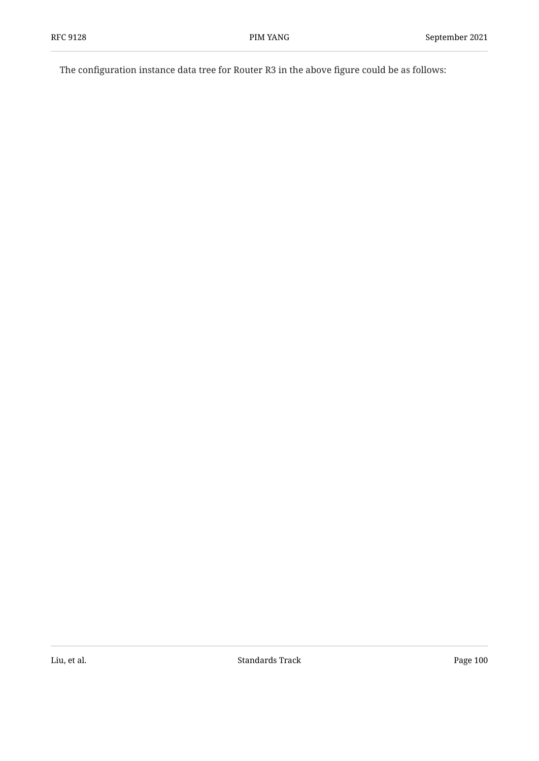The configuration instance data tree for Router R3 in the above figure could be as follows: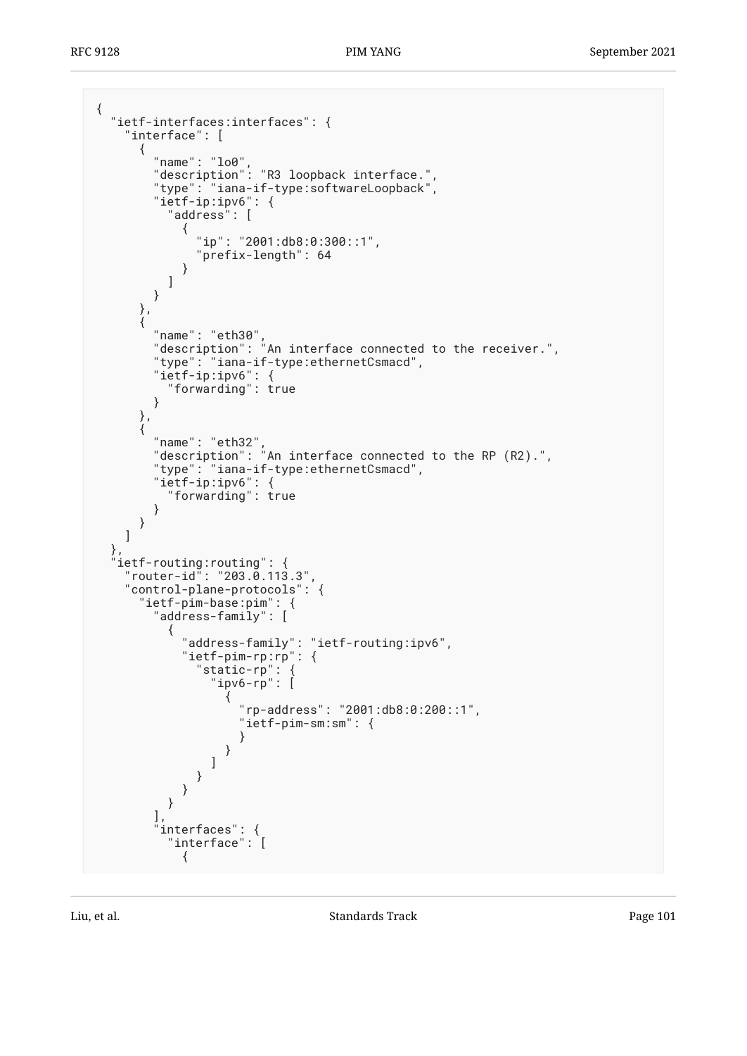```
{
  "ietf-interfaces:interfaces": {
    "interface": [
      {
        "name": "lo0",
        "description": "R3 loopback interface.",
        "type": "iana-if-type:softwareLoopback",
        "ietf-ip:ipv6": {
          "address": [
            {
              "ip": "2001:db8:0:300::1",
              "prefix-length": 64
            }
          ]
        }
      },
      {
        "name": "eth30",
        "description": "An interface connected to the receiver.",
        "type": "iana-if-type:ethernetCsmacd",
        "ietf-ip:ipv6": {
          "forwarding": true
        }
      },
      {
        "name": "eth32",
        "description": "An interface connected to the RP (R2).",
        "type": "iana-if-type:ethernetCsmacd",
        "ietf-ip:ipv6": {
          "forwarding": true
        }
      }
    ]
  },
  "ietf-routing:routing": {
    "router-id": "203.0.113.3",
    "control-plane-protocols": {
      "ietf-pim-base:pim": {
        "address-family": [
          {
            "address-family": "ietf-routing:ipv6",
            "ietf-pim-rp:rp": {
              "static-rp": {
                "ipv6-rp": [
                  {
                    "rp-address": "2001:db8:0:200::1",
                    "ietf-pim-sm:sm": {
                    }
                  }
                ]
              }
            }
          }
        ],
        "interfaces": {
          "interface": [
            {
```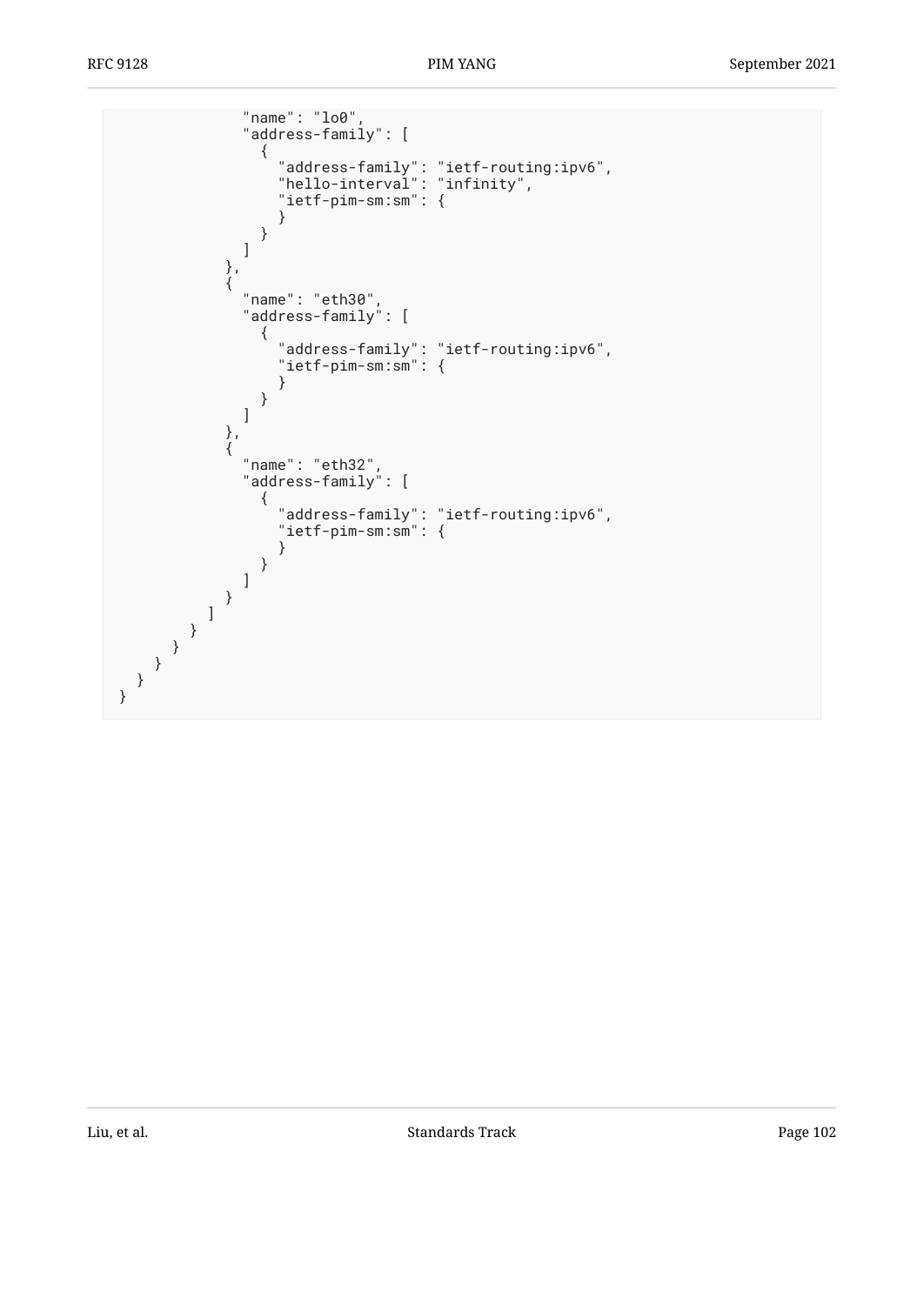```
              "name": "lo0",
              "address-family": [
                {
                  "address-family": "ietf-routing:ipv6",
                  "hello-interval": "infinity",
                  "ietf-pim-sm:sm": {
                  }
                }
              ]
            },
            {
              "name": "eth30",
              "address-family": [
                {
                  "address-family": "ietf-routing:ipv6",
                  "ietf-pim-sm:sm": {
                  }
                }
              ]
            },
            {
              "name": "eth32",
              "address-family": [
                {
                  "address-family": "ietf-routing:ipv6",
                  "ietf-pim-sm:sm": {
                  }
                }
              ]
            }
          ]
        }
      }
    }
  }
}
```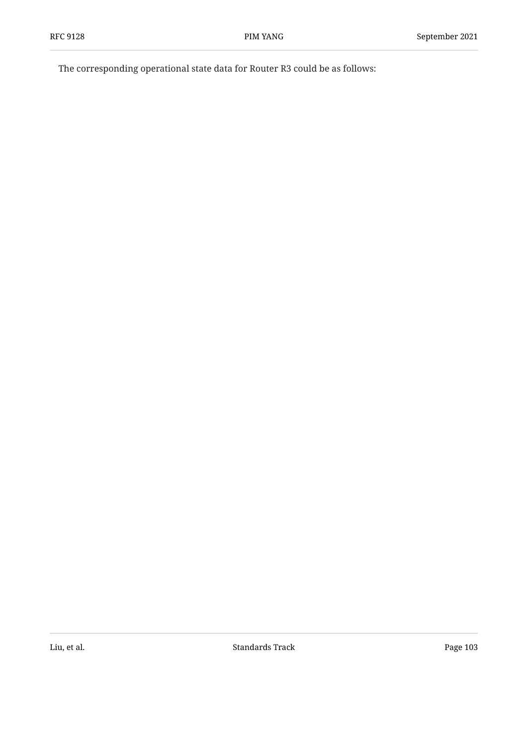The corresponding operational state data for Router R3 could be as follows: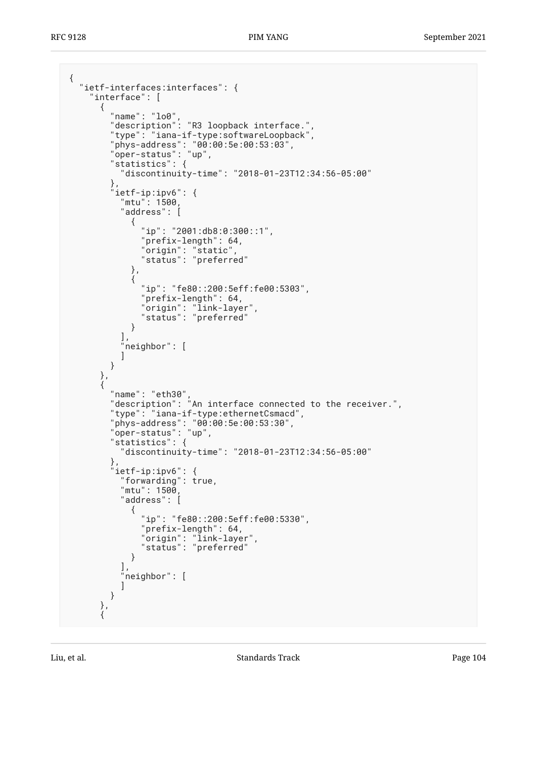```
{
  "ietf-interfaces:interfaces": {
    "interface": [
      {
        "name": "lo0",
        "description": "R3 loopback interface.",
        "type": "iana-if-type:softwareLoopback",
        "phys-address": "00:00:5e:00:53:03",
        "oper-status": "up",
        "statistics": {
          "discontinuity-time": "2018-01-23T12:34:56-05:00"
        },
        "ietf-ip:ipv6": {
          "mtu": 1500,
          "address": [
            {
              "ip": "2001:db8:0:300::1",
              "prefix-length": 64,
              "origin": "static",
              "status": "preferred"
            },
            {
              "ip": "fe80::200:5eff:fe00:5303",
              "prefix-length": 64,
              "origin": "link-layer",
              "status": "preferred"
            }
          ],
          "neighbor": [
          ]
        }
      },
      {
        "name": "eth30",
        "description": "An interface connected to the receiver.",
        "type": "iana-if-type:ethernetCsmacd",
        "phys-address": "00:00:5e:00:53:30",
        "oper-status": "up",
        "statistics": {
          "discontinuity-time": "2018-01-23T12:34:56-05:00"
        },
        "ietf-ip:ipv6": {
          "forwarding": true,
          "mtu": 1500,
          "address": [
            {
              "ip": "fe80::200:5eff:fe00:5330",
              "prefix-length": 64,
              "origin": "link-layer",
              "status": "preferred"
            }
          ],
          "neighbor": [
          ]
        }
      },
      {
```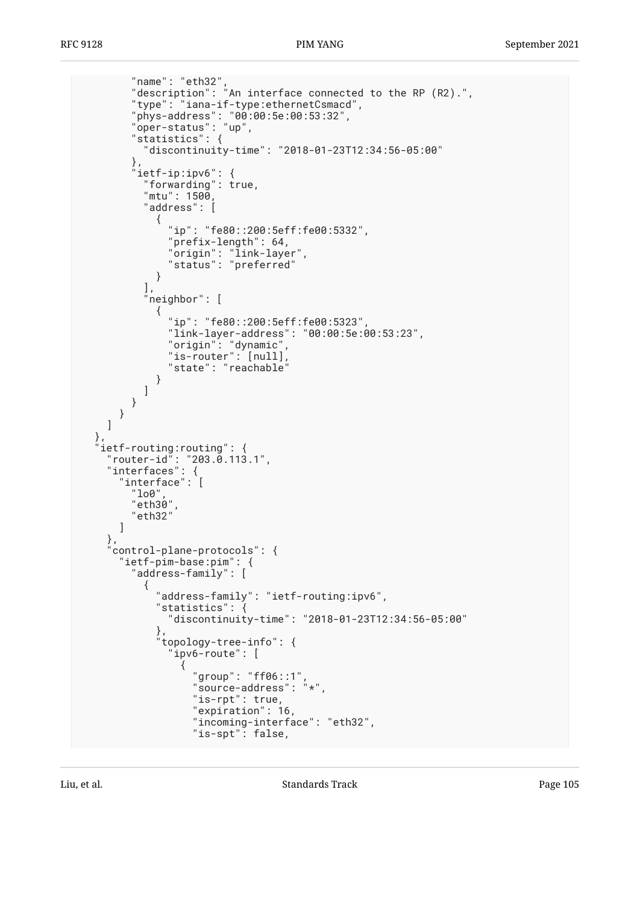```
        "name": "eth32",
        "description": "An interface connected to the RP (R2).",
        "type": "iana-if-type:ethernetCsmacd",
        "phys-address": "00:00:5e:00:53:32",
        "oper-status": "up",
        "statistics": {
          "discontinuity-time": "2018-01-23T12:34:56-05:00"
        },
        "ietf-ip:ipv6": {
          "forwarding": true,
          "mtu": 1500,
          "address": [
            {
              "ip": "fe80::200:5eff:fe00:5332",
              "prefix-length": 64,
              "origin": "link-layer",
              "status": "preferred"
            }
          ],
          "neighbor": [
            {
              "ip": "fe80::200:5eff:fe00:5323",
              "link-layer-address": "00:00:5e:00:53:23",
              "origin": "dynamic",
              "is-router": [null],
              "state": "reachable"
            }
          ]
        }
      }
    ]
  },
  "ietf-routing:routing": {
    "router-id": "203.0.113.1",
    "interfaces": {
      "interface": [
        "lo0",
        "eth30",
        "eth32"
      ]
    },
    "control-plane-protocols": {
      "ietf-pim-base:pim": {
        "address-family": [
          {
            "address-family": "ietf-routing:ipv6",
            "statistics": {
              "discontinuity-time": "2018-01-23T12:34:56-05:00"
            },
            "topology-tree-info": {
              "ipv6-route": [
                {
                  "group": "ff06::1",
                  "source-address": "*",
                  "is-rpt": true,
                  "expiration": 16,
                  "incoming-interface": "eth32",
                  "is-spt": false,
```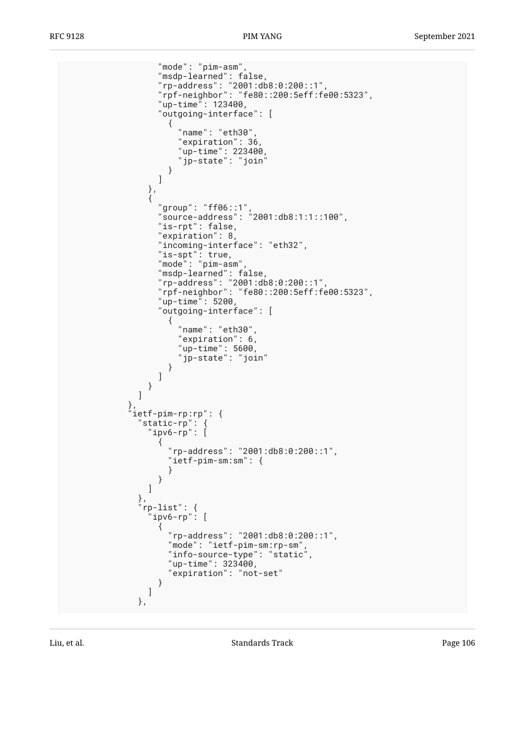```
                "mode": "pim-asm",
                "msdp-learned": false,
                "rp-address": "2001:db8:0:200::1",
                "rpf-neighbor": "fe80::200:5eff:fe00:5323",
                "up-time": 123400,
                "outgoing-interface": [
                  {
                    "name": "eth30",
                    "expiration": 36,
                    "up-time": 223400,
                    "jp-state": "join"
                  }
                ]
              },
              {
                "group": "ff06::1",
                "source-address": "2001:db8:1:1::100",
                "is-rpt": false,
                "expiration": 8,
                "incoming-interface": "eth32",
                "is-spt": true,
                "mode": "pim-asm",
                "msdp-learned": false,
                "rp-address": "2001:db8:0:200::1",
                "rpf-neighbor": "fe80::200:5eff:fe00:5323",
                "up-time": 5200,
                "outgoing-interface": [
                  {
                    "name": "eth30",
                    "expiration": 6,
                    "up-time": 5600,
                    "jp-state": "join"
                  }
                ]
              }
            ]
          },
          "ietf-pim-rp:rp": {
            "static-rp": {
              "ipv6-rp": [
                {
                  "rp-address": "2001:db8:0:200::1",
                  "ietf-pim-sm:sm": {
                  }
                }
              ]
            },
            "rp-list": {
              "ipv6-rp": [
                {
                  "rp-address": "2001:db8:0:200::1",
                  "mode": "ietf-pim-sm:rp-sm",
                  "info-source-type": "static",
                  "up-time": 323400,
                  "expiration": "not-set"
                }
              ]
            },
```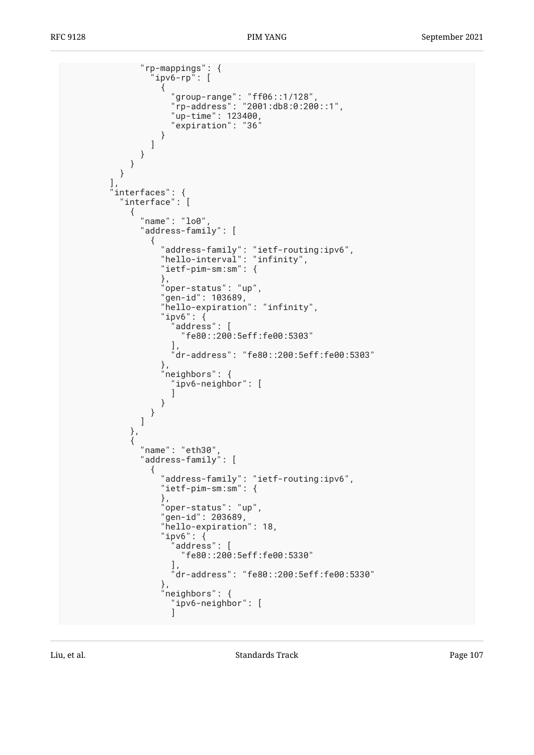```
                "rp-mappings": {
                  "ipv6-rp": [
                    {
                      "group-range": "ff06::1/128",
                      "rp-address": "2001:db8:0:200::1",
                      "up-time": 123400,
                      "expiration": "36"
                    }
                  ]
                }
              }
            }
          ],
          "interfaces": {
            "interface": [
              {
                "name": "lo0",
                "address-family": [
                  {
                    "address-family": "ietf-routing:ipv6",
                    "hello-interval": "infinity",
                    "ietf-pim-sm:sm": {
                    },
                    "oper-status": "up",
                    "gen-id": 103689,
                    "hello-expiration": "infinity",
                    "ipv6": {
                      "address": [
                        "fe80::200:5eff:fe00:5303"
                      ],
                      "dr-address": "fe80::200:5eff:fe00:5303"
                    },
                    "neighbors": {
                      "ipv6-neighbor": [
                      ]
                    }
                  }
                ]
              },
              {
                "name": "eth30",
                "address-family": [
                  {
                    "address-family": "ietf-routing:ipv6",
                    "ietf-pim-sm:sm": {
                    },
                    "oper-status": "up",
                    "gen-id": 203689,
                    "hello-expiration": 18,
                    "ipv6": {
                      "address": [
                        "fe80::200:5eff:fe00:5330"
                      ],
                      "dr-address": "fe80::200:5eff:fe00:5330"
                    },
                    "neighbors": {
                      "ipv6-neighbor": [
                      ]
```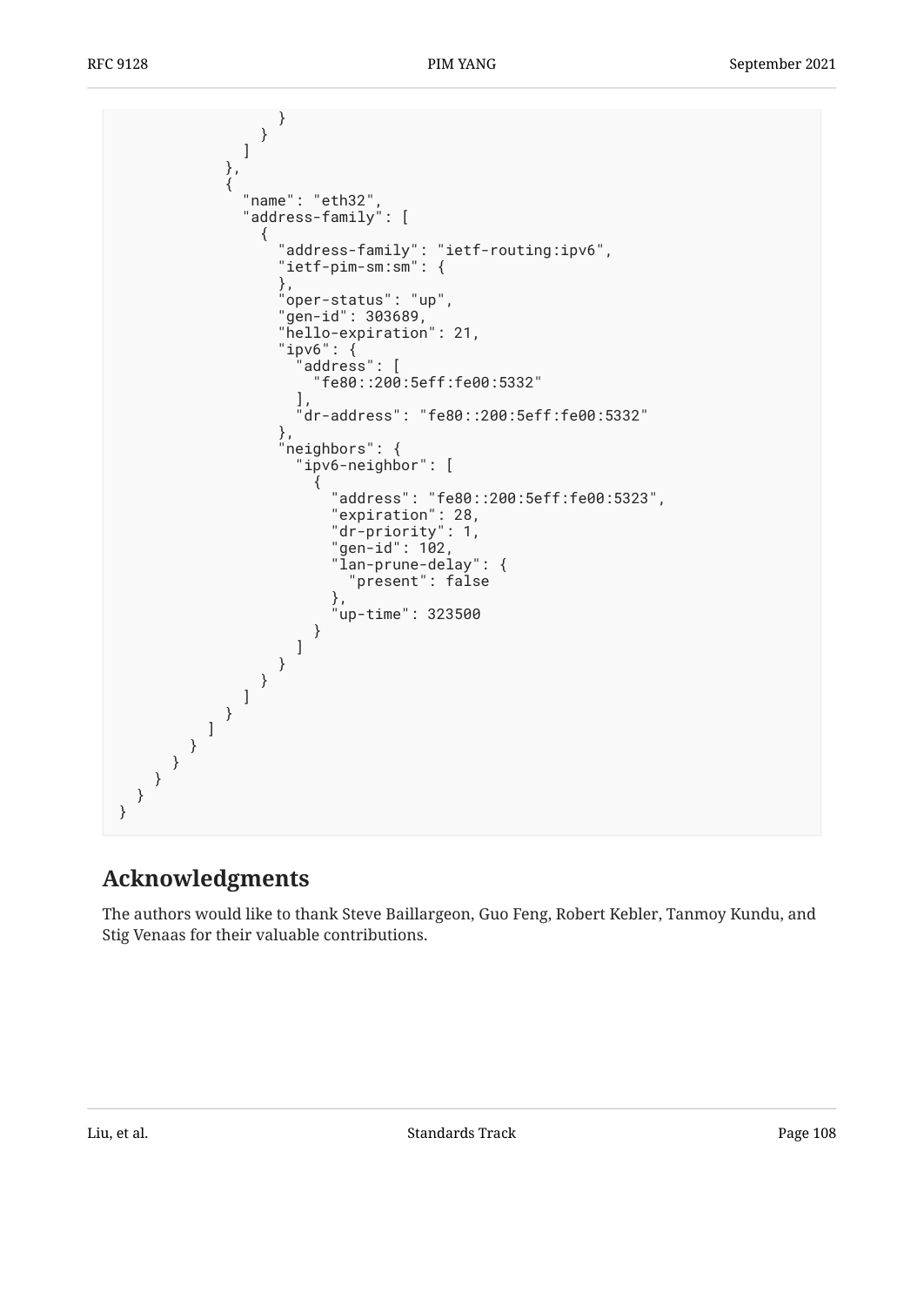```
                  }
                }
              ]
            },
            {
              "name": "eth32",
              "address-family": [
                {
                  "address-family": "ietf-routing:ipv6",
                  "ietf-pim-sm:sm": {
                  },
                  "oper-status": "up",
                  "gen-id": 303689,
                  "hello-expiration": 21,
                  "ipv6": {
                    "address": [
                      "fe80::200:5eff:fe00:5332"
                    ],
                    "dr-address": "fe80::200:5eff:fe00:5332"
                  },
                  "neighbors": {
                    "ipv6-neighbor": [
                      {
                        "address": "fe80::200:5eff:fe00:5323",
                        "expiration": 28,
                        "dr-priority": 1,
                        "gen-id": 102,
                        "lan-prune-delay": {
                          "present": false
                        },
                        "up-time": 323500
                      }
                    ]
                  }
                }
              ]
            }
          ]
        }
      }
    }
  }
}
```

## Acknowledgments

The authors would like to thank Steve Baillargeon, Guo Feng, Robert Kebler, Tanmoy Kundu, and Stig Venaas for their valuable contributions.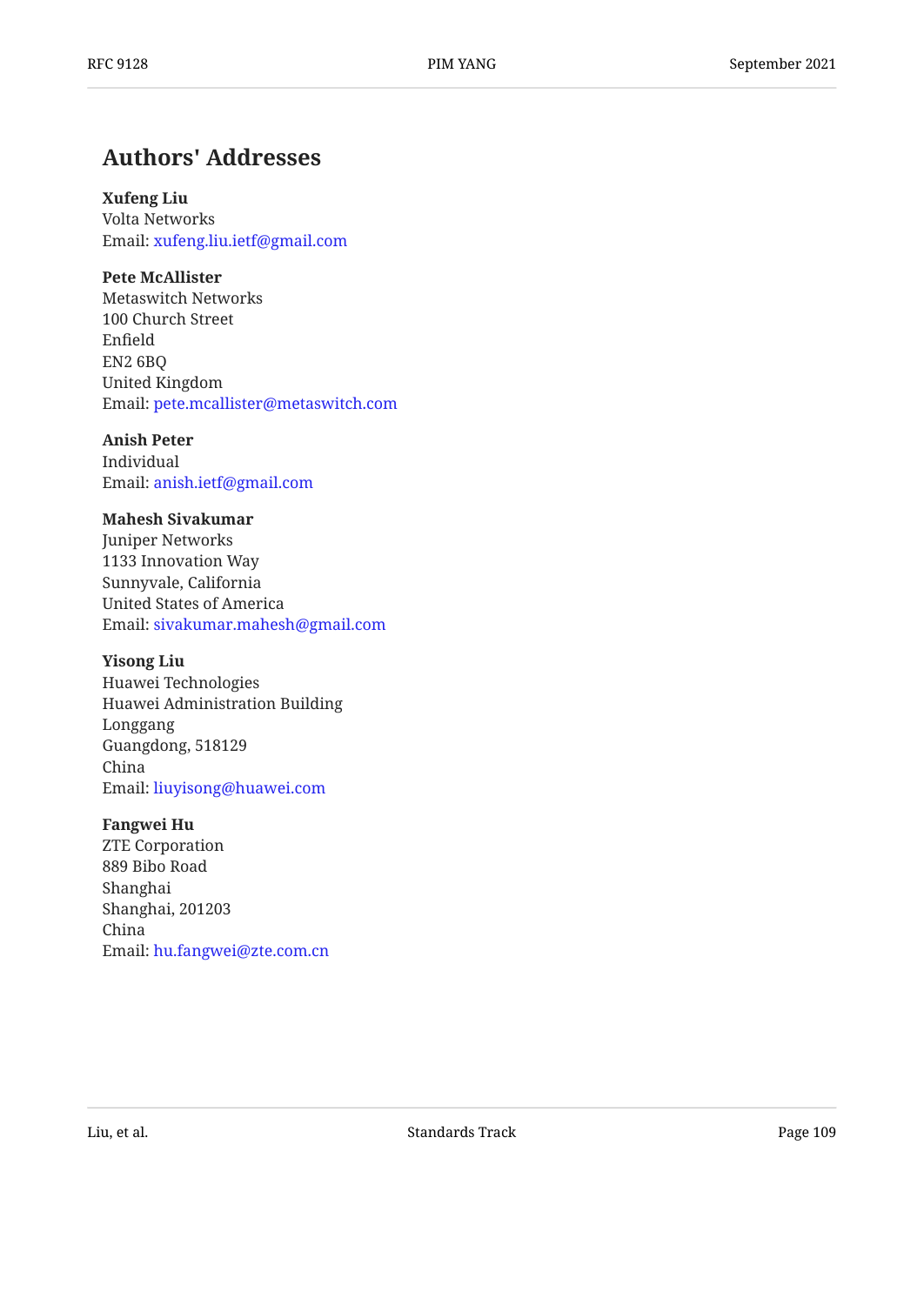## Authors' Addresses

**Xufeng Liu**
Volta Networks
Email: xufeng.liu.ietf@gmail.com

**Pete McAllister**
Metaswitch Networks
100 Church Street
Enfield
EN2 6BQ
United Kingdom
Email: pete.mcallister@metaswitch.com

**Anish Peter**
Individual
Email: anish.ietf@gmail.com

**Mahesh Sivakumar**
Juniper Networks
1133 Innovation Way
Sunnyvale, California
United States of America
Email: sivakumar.mahesh@gmail.com

**Yisong Liu**
Huawei Technologies
Huawei Administration Building
Longgang
Guangdong, 518129
China
Email: liuyisong@huawei.com

**Fangwei Hu**
ZTE Corporation
889 Bibo Road
Shanghai
Shanghai, 201203
China
Email: hu.fangwei@zte.com.cn